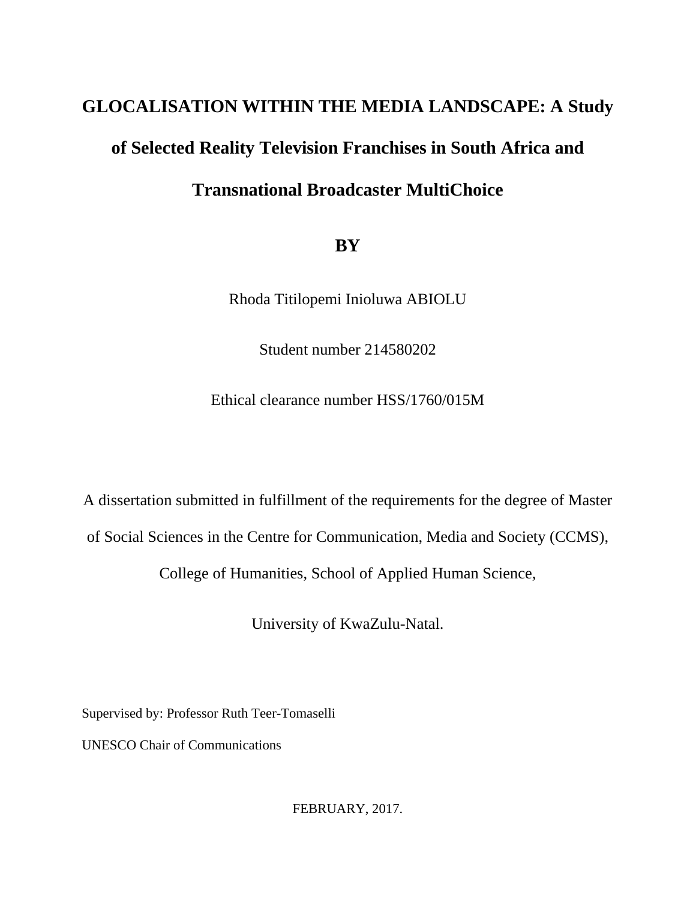# GLOCALISATION WITHIN THE MEDIA LANDSCAPE: A Study of Selected Reality Television Franchises in South Africa and Transnational Broadcaster MultiChoice

**BY**

Rhoda Titilopemi Inioluwa ABIOLU

Student number 214580202

Ethical clearance number HSS/1760/015M

A dissertation submitted in fulfillment of the requirements for the degree of Master of Social Sciences in the Centre for Communication, Media and Society (CCMS), College of Humanities, School of Applied Human Science,

University of KwaZulu-Natal.

Supervised by: Professor Ruth Teer-Tomaselli

UNESCO Chair of Communications

FEBRUARY, 2017.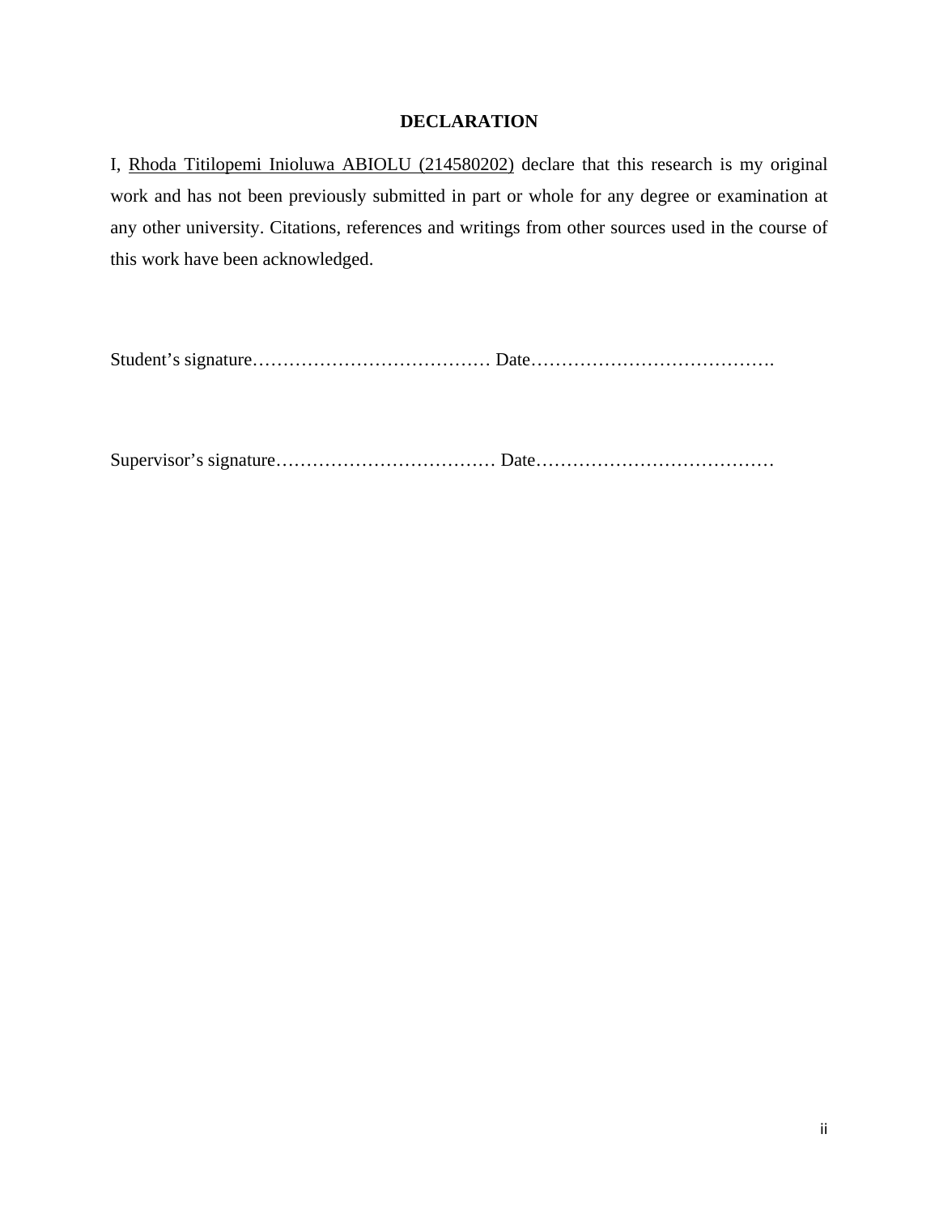# DECLARATION

I, <u>Rhoda Titilopemi Inioluwa ABIOLU (214580202)</u> declare that this research is my original work and has not been previously submitted in part or whole for any degree or examination at any other university. Citations, references and writings from other sources used in the course of this work have been acknowledged.

Student's signature………………………………… Date………………………………….

Supervisor's signature……………………………… Date…………………………………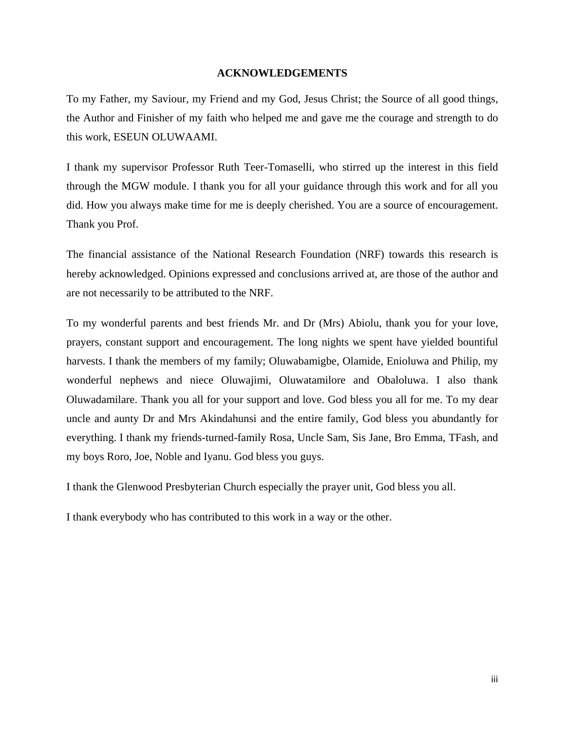# ACKNOWLEDGEMENTS

To my Father, my Saviour, my Friend and my God, Jesus Christ; the Source of all good things, the Author and Finisher of my faith who helped me and gave me the courage and strength to do this work, ESEUN OLUWAAMI.

I thank my supervisor Professor Ruth Teer-Tomaselli, who stirred up the interest in this field through the MGW module. I thank you for all your guidance through this work and for all you did. How you always make time for me is deeply cherished. You are a source of encouragement. Thank you Prof.

The financial assistance of the National Research Foundation (NRF) towards this research is hereby acknowledged. Opinions expressed and conclusions arrived at, are those of the author and are not necessarily to be attributed to the NRF.

To my wonderful parents and best friends Mr. and Dr (Mrs) Abiolu, thank you for your love, prayers, constant support and encouragement. The long nights we spent have yielded bountiful harvests. I thank the members of my family; Oluwabamigbe, Olamide, Enioluwa and Philip, my wonderful nephews and niece Oluwajimi, Oluwatamilore and Obaloluwa. I also thank Oluwadamilare. Thank you all for your support and love. God bless you all for me. To my dear uncle and aunty Dr and Mrs Akindahunsi and the entire family, God bless you abundantly for everything. I thank my friends-turned-family Rosa, Uncle Sam, Sis Jane, Bro Emma, TFash, and my boys Roro, Joe, Noble and Iyanu. God bless you guys.

I thank the Glenwood Presbyterian Church especially the prayer unit, God bless you all.

I thank everybody who has contributed to this work in a way or the other.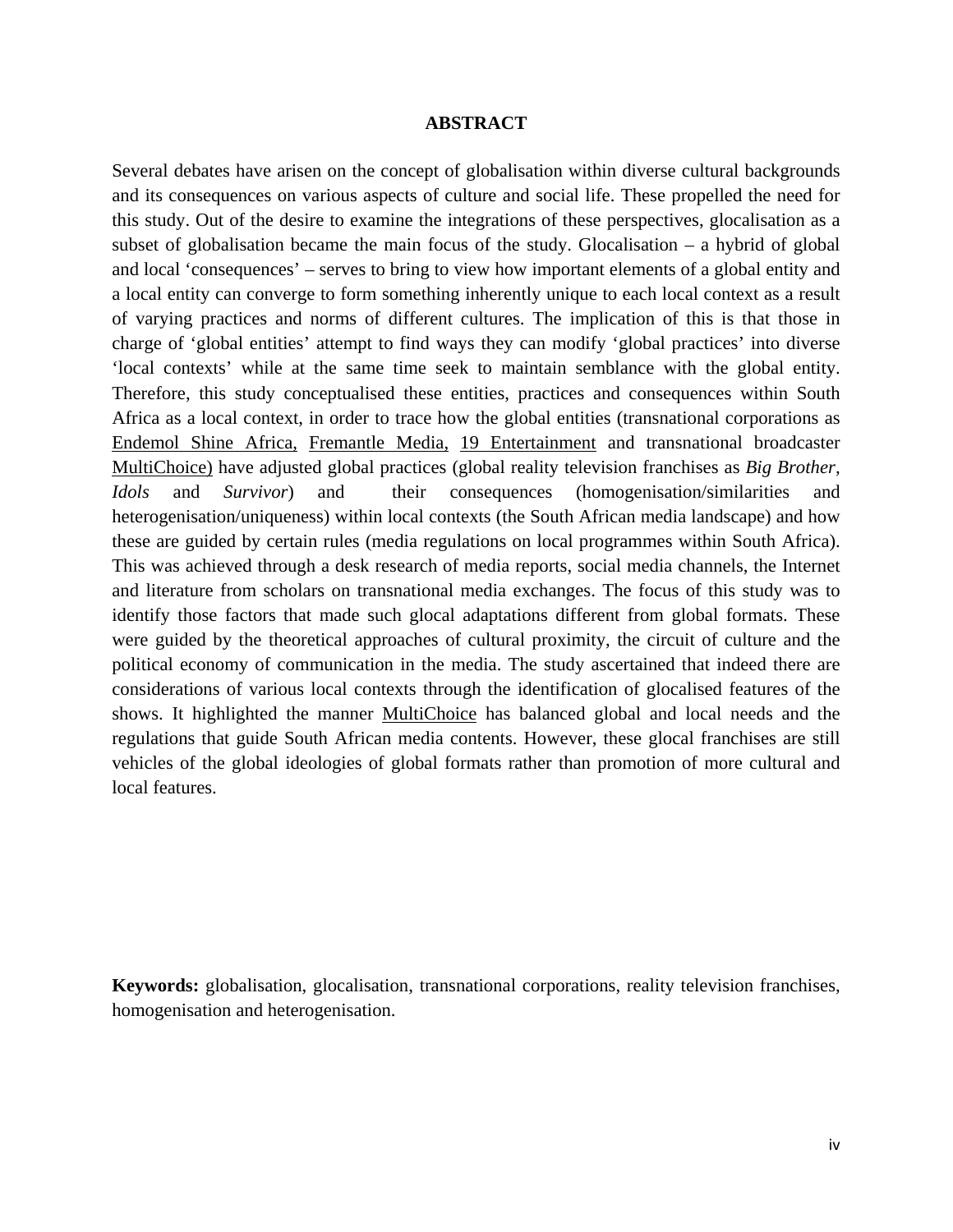## ABSTRACT

Several debates have arisen on the concept of globalisation within diverse cultural backgrounds and its consequences on various aspects of culture and social life. These propelled the need for this study. Out of the desire to examine the integrations of these perspectives, glocalisation as a subset of globalisation became the main focus of the study. Glocalisation – a hybrid of global and local 'consequences' – serves to bring to view how important elements of a global entity and a local entity can converge to form something inherently unique to each local context as a result of varying practices and norms of different cultures. The implication of this is that those in charge of 'global entities' attempt to find ways they can modify 'global practices' into diverse 'local contexts' while at the same time seek to maintain semblance with the global entity. Therefore, this study conceptualised these entities, practices and consequences within South Africa as a local context, in order to trace how the global entities (transnational corporations as Endemol Shine Africa, Fremantle Media, 19 Entertainment and transnational broadcaster MultiChoice) have adjusted global practices (global reality television franchises as *Big Brother*, *Idols* and *Survivor*) and their consequences (homogenisation/similarities and heterogenisation/uniqueness) within local contexts (the South African media landscape) and how these are guided by certain rules (media regulations on local programmes within South Africa). This was achieved through a desk research of media reports, social media channels, the Internet and literature from scholars on transnational media exchanges. The focus of this study was to identify those factors that made such glocal adaptations different from global formats. These were guided by the theoretical approaches of cultural proximity, the circuit of culture and the political economy of communication in the media. The study ascertained that indeed there are considerations of various local contexts through the identification of glocalised features of the shows. It highlighted the manner MultiChoice has balanced global and local needs and the regulations that guide South African media contents. However, these glocal franchises are still vehicles of the global ideologies of global formats rather than promotion of more cultural and local features.

**Keywords:** globalisation, glocalisation, transnational corporations, reality television franchises, homogenisation and heterogenisation.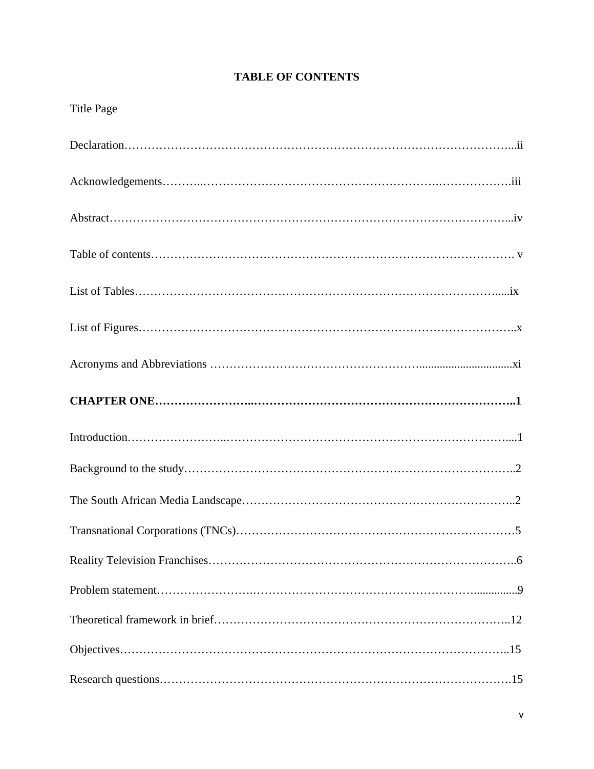# TABLE OF CONTENTS

Title Page

Declaration…………………………………………………………………………………………...ii

Acknowledgements………..…………………………………………………….……………….iii

Abstract…………………………………………………………………………………………...iv

Table of contents……………………………………………………………………………………. v

List of Tables………………………………………………………………………………….....ix

List of Figures……………………………………………………………………………………..x

Acronyms and Abbreviations ……………………………………………….............................xi

**CHAPTER ONE……………………..……………………………………………………………..1**

Introduction.……………………..…………………………………………………………………....1

Background to the study…………………………………………………………………………..2

The South African Media Landscape……………………………………………………………..2

Transnational Corporations (TNCs)……………………………………………………………….5

Reality Television Franchises……………………………………………………………………..6

Problem statement…………………..……………………………………………………...............9

Theoretical framework in brief…………………………………………………………………..12

Objectives………………………………………………………………………………………..15

Research questions……………………………………………………………………………….15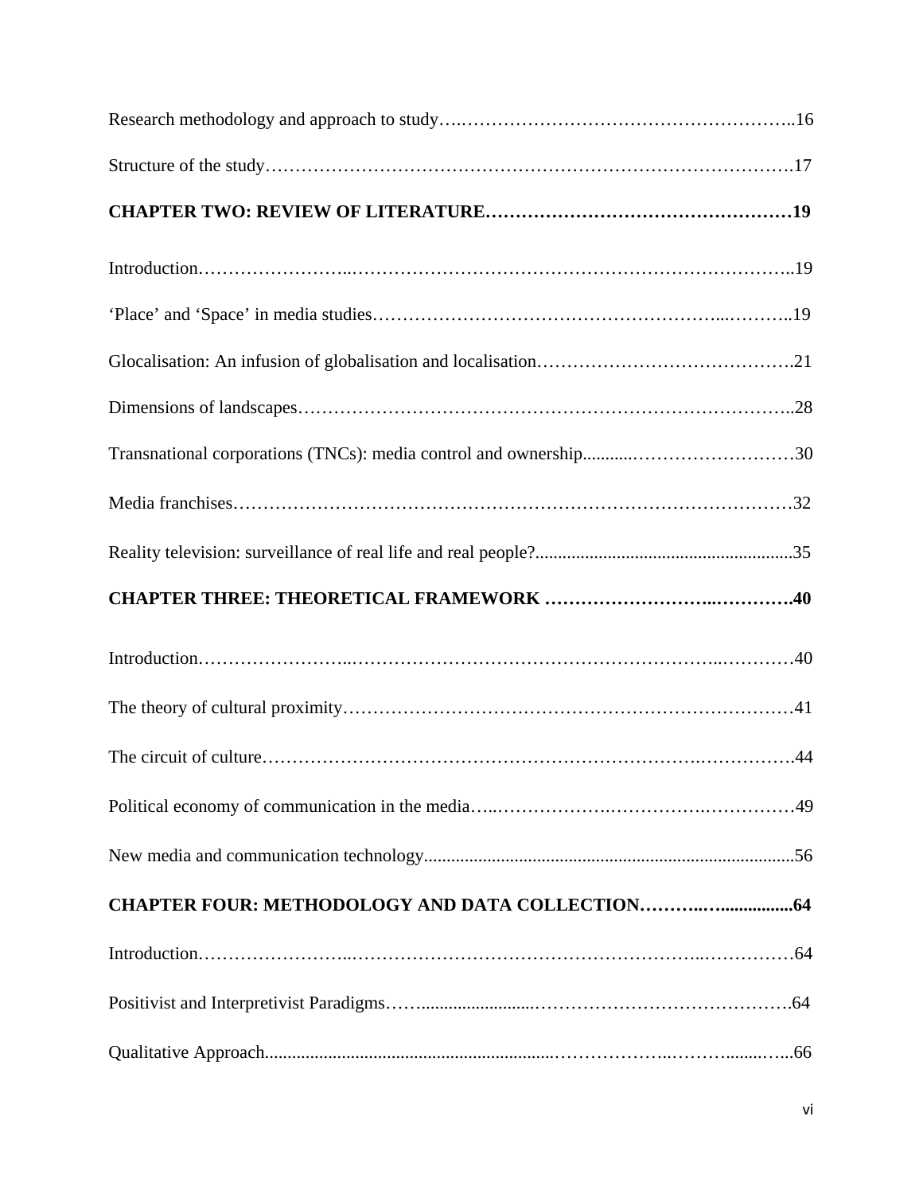Research methodology and approach to study……………………………………………………..16

Structure of the study……………………………………………………………………………….17

**CHAPTER TWO: REVIEW OF LITERATURE……………………………………………19**

Introduction…………………………………………………………………………………………..19

'Place' and 'Space' in media studies……………………………………………………………..19

Glocalisation: An infusion of globalisation and localisation…………………………………….21

Dimensions of landscapes……………………………………………………………………………..28

Transnational corporations (TNCs): media control and ownership……………………………30

Media franchises………………………………………………………………………………………32

Reality television: surveillance of real life and real people?..................................................35

**CHAPTER THREE: THEORETICAL FRAMEWORK ……………………………………….40**

Introduction……………………………………………………………………………………………40

The theory of cultural proximity……………………………………………………………………41

The circuit of culture………………………………………………………………………………….44

Political economy of communication in the media………………………………………………49

New media and communication technology..................................................................................56

**CHAPTER FOUR: METHODOLOGY AND DATA COLLECTION………….................64**

Introduction……………………………………………………………………………………………64

Positivist and Interpretivist Paradigms……………………………………………………………….64

Qualitative Approach.....................................................................………………………………66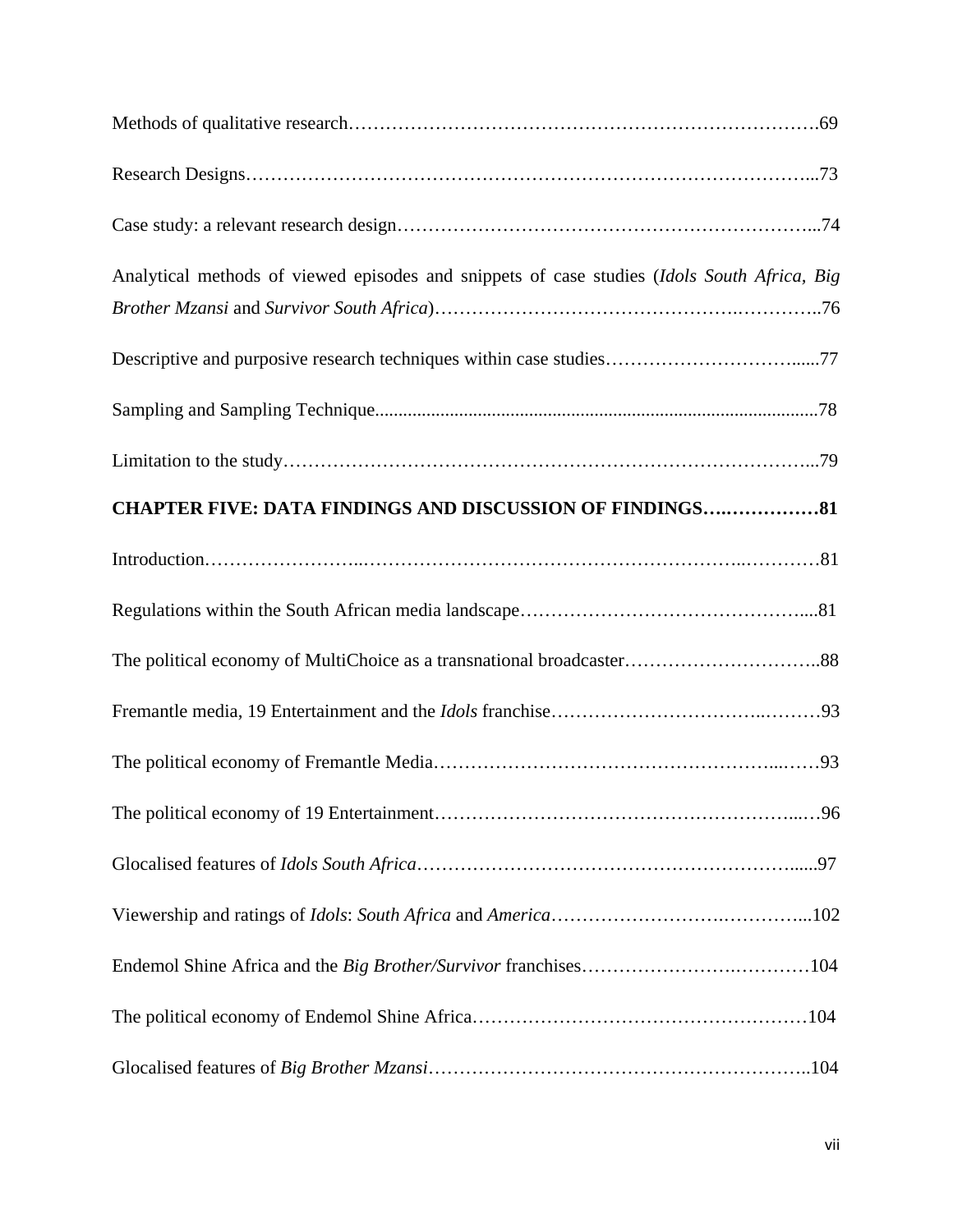Methods of qualitative research……………………………………………………………….69

Research Designs……………………………………………………………………………...73

Case study: a relevant research design………………………………………………………...74

Analytical methods of viewed episodes and snippets of case studies (*Idols South Africa, Big Brother Mzansi* and *Survivor South Africa*)……………………………………….…………..76

Descriptive and purposive research techniques within case studies…………………………......77

Sampling and Sampling Technique.............................................................................................78

Limitation to the study………………………………………………………………………...79

**CHAPTER FIVE: DATA FINDINGS AND DISCUSSION OF FINDINGS…..……………81**

Introduction.…………………...……………………………………………………..…………81

Regulations within the South African media landscape……………………………………….....81

The political economy of MultiChoice as a transnational broadcaster…………………………..88

Fremantle media, 19 Entertainment and the *Idols* franchise……………………………..………93

The political economy of Fremantle Media………………………………………………...……93

The political economy of 19 Entertainment…………………………………………………...…96

Glocalised features of *Idols South Africa*……………………………………………………......97

Viewership and ratings of *Idols*: *South Africa* and *America*…………………….…………...102

Endemol Shine Africa and the *Big Brother/Survivor* franchises………………….…………104

The political economy of Endemol Shine Africa……………………………………………104

Glocalised features of *Big Brother Mzansi*……………………………………………………..104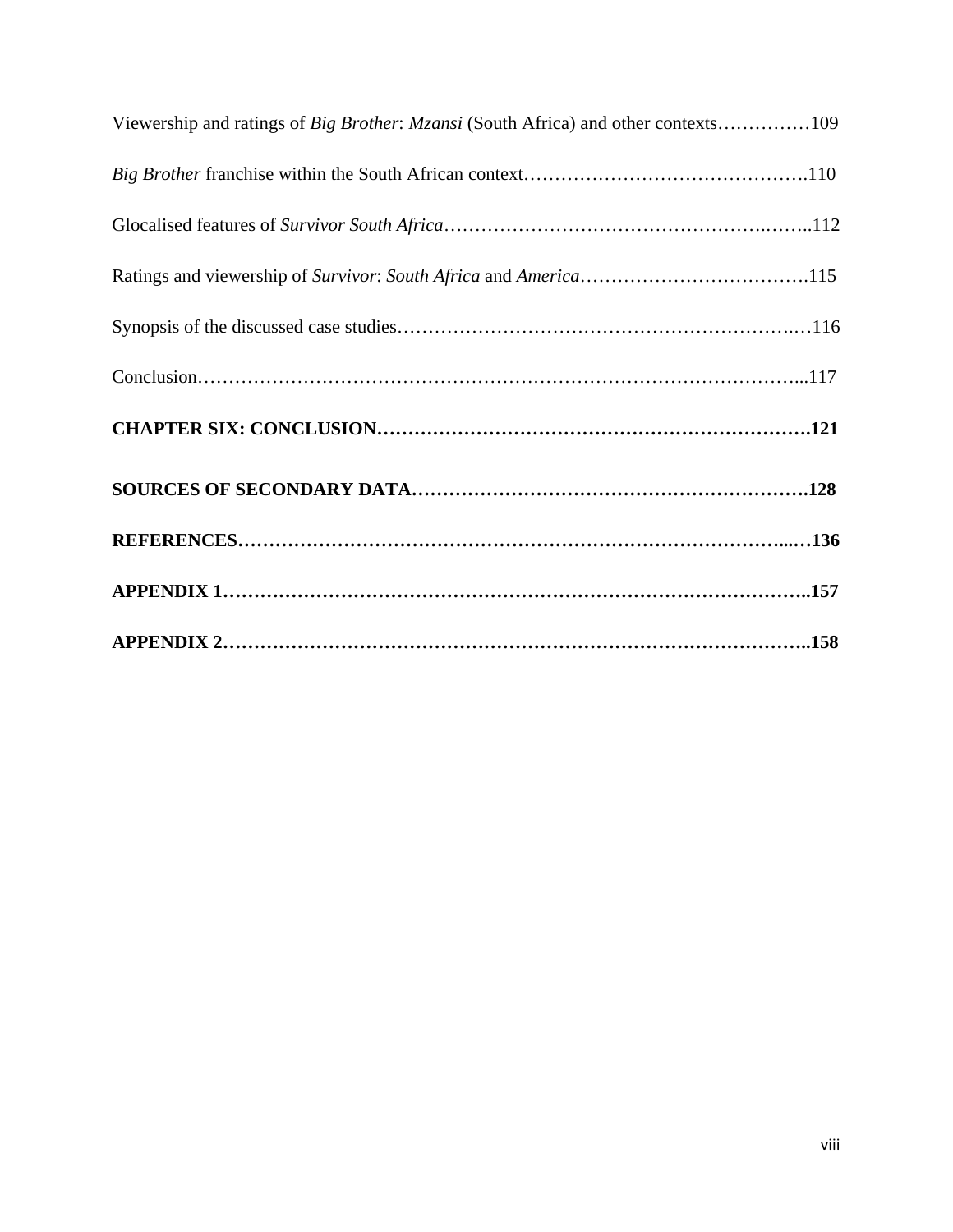Viewership and ratings of *Big Brother*: *Mzansi* (South Africa) and other contexts……………109

*Big Brother* franchise within the South African context……………………………………….110

Glocalised features of *Survivor South Africa*…………………………………………….……..112

Ratings and viewership of *Survivor*: *South Africa* and *America*……………………………….115

Synopsis of the discussed case studies………………………………………………………..…116

Conclusion……………………………………………………………………………………...117

**CHAPTER SIX: CONCLUSION…………………………………………………………….121**

**SOURCES OF SECONDARY DATA……………………………………………………….128**

**REFERENCES…………………………………………………………………………...…136**

**APPENDIX 1………………………………………………………………………………..157**

**APPENDIX 2………………………………………………………………………………..158**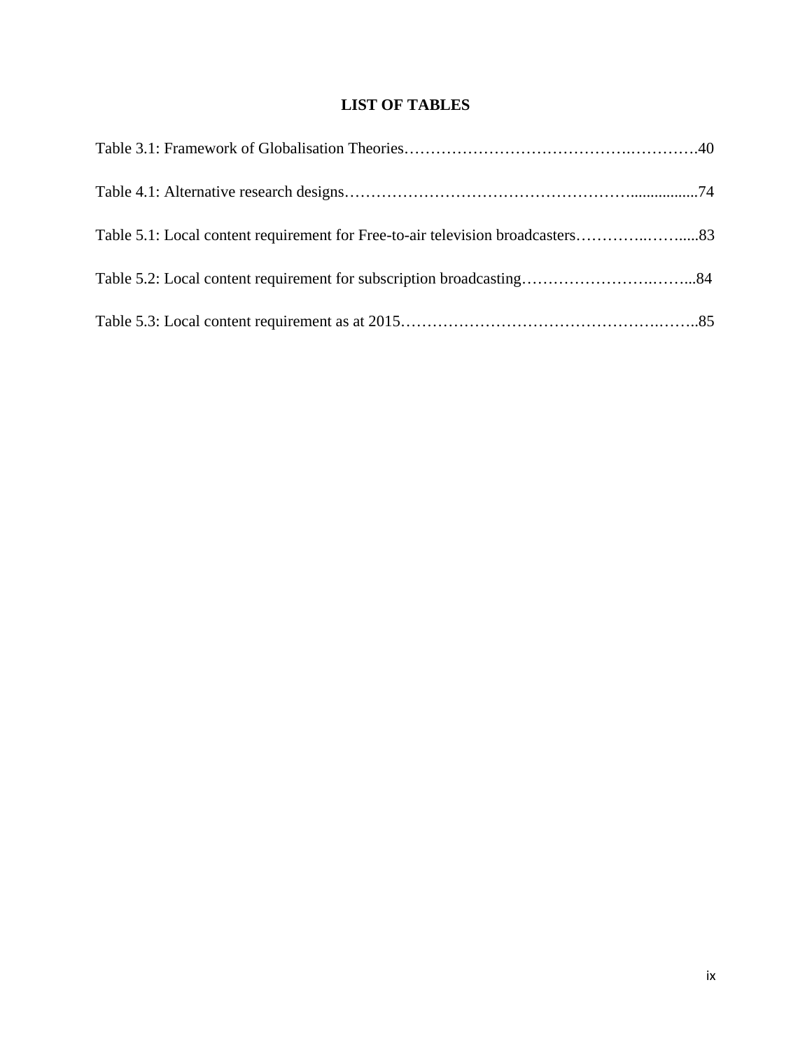# LIST OF TABLES

Table 3.1: Framework of Globalisation Theories……………………………………….………….40

Table 4.1: Alternative research designs……………………………………………….................74

Table 5.1: Local content requirement for Free-to-air television broadcasters…………..……......83

Table 5.2: Local content requirement for subscription broadcasting…………………….……...84

Table 5.3: Local content requirement as at 2015………………………………………….……..85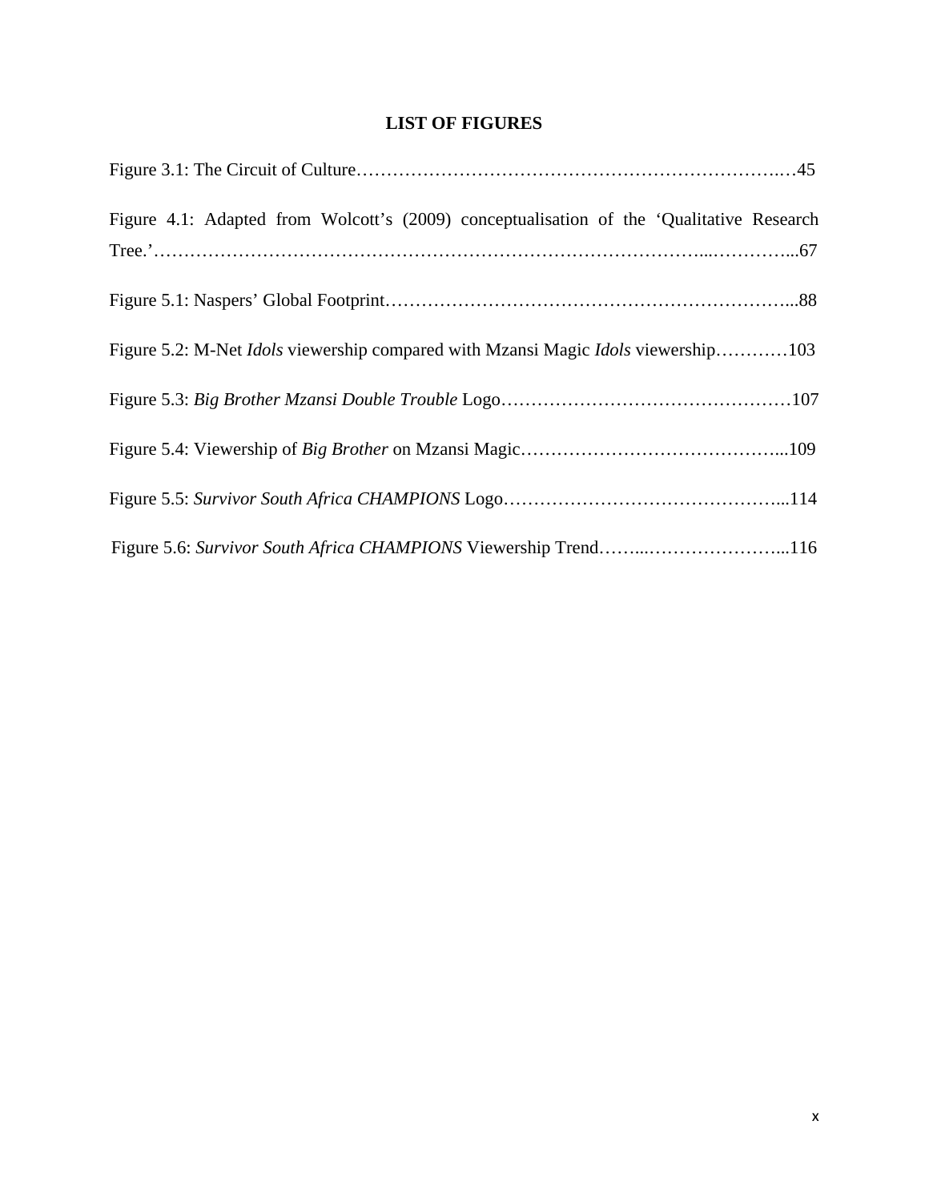## LIST OF FIGURES

Figure 3.1: The Circuit of Culture……………………………………………………………….…45

Figure 4.1: Adapted from Wolcott's (2009) conceptualisation of the 'Qualitative Research Tree.'…………………………………………………………………………………...…………...67

Figure 5.1: Naspers' Global Footprint………………………………………………………...88

Figure 5.2: M-Net *Idols* viewership compared with Mzansi Magic *Idols* viewership…………103

Figure 5.3: *Big Brother Mzansi Double Trouble* Logo…………………………………………107

Figure 5.4: Viewership of *Big Brother* on Mzansi Magic……………………………………...109

Figure 5.5: *Survivor South Africa CHAMPIONS* Logo………………………………………...114

Figure 5.6: *Survivor South Africa CHAMPIONS* Viewership Trend……...…………………...116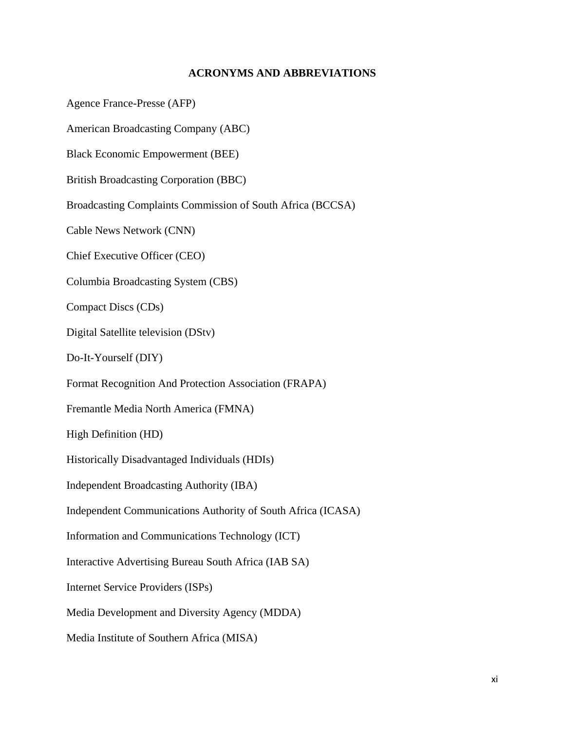# ACRONYMS AND ABBREVIATIONS

Agence France-Presse (AFP)

American Broadcasting Company (ABC)

Black Economic Empowerment (BEE)

British Broadcasting Corporation (BBC)

Broadcasting Complaints Commission of South Africa (BCCSA)

Cable News Network (CNN)

Chief Executive Officer (CEO)

Columbia Broadcasting System (CBS)

Compact Discs (CDs)

Digital Satellite television (DStv)

Do-It-Yourself (DIY)

Format Recognition And Protection Association (FRAPA)

Fremantle Media North America (FMNA)

High Definition (HD)

Historically Disadvantaged Individuals (HDIs)

Independent Broadcasting Authority (IBA)

Independent Communications Authority of South Africa (ICASA)

Information and Communications Technology (ICT)

Interactive Advertising Bureau South Africa (IAB SA)

Internet Service Providers (ISPs)

Media Development and Diversity Agency (MDDA)

Media Institute of Southern Africa (MISA)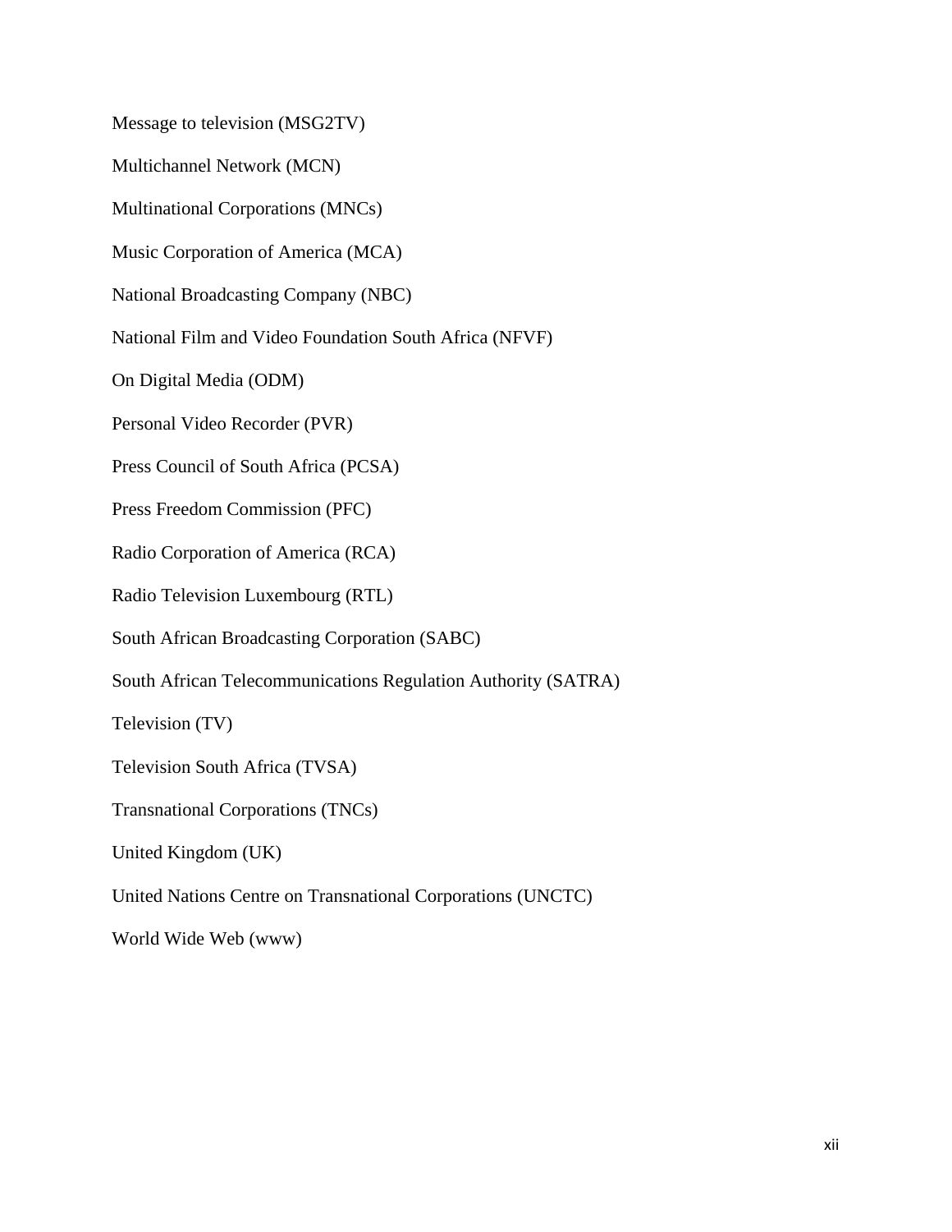Message to television (MSG2TV)

Multichannel Network (MCN)

Multinational Corporations (MNCs)

Music Corporation of America (MCA)

National Broadcasting Company (NBC)

National Film and Video Foundation South Africa (NFVF)

On Digital Media (ODM)

Personal Video Recorder (PVR)

Press Council of South Africa (PCSA)

Press Freedom Commission (PFC)

Radio Corporation of America (RCA)

Radio Television Luxembourg (RTL)

South African Broadcasting Corporation (SABC)

South African Telecommunications Regulation Authority (SATRA)

Television (TV)

Television South Africa (TVSA)

Transnational Corporations (TNCs)

United Kingdom (UK)

United Nations Centre on Transnational Corporations (UNCTC)

World Wide Web (www)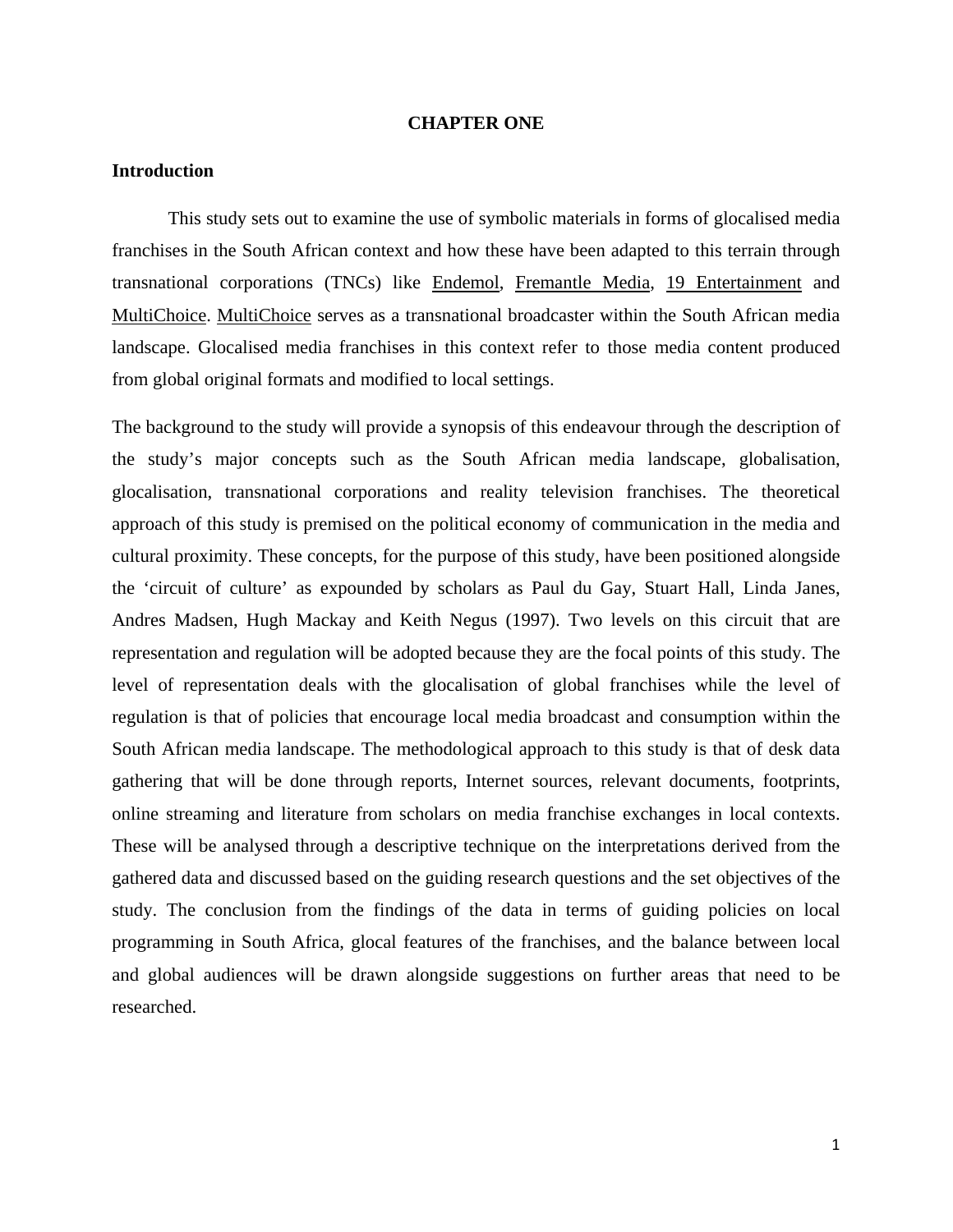# CHAPTER ONE

## Introduction

This study sets out to examine the use of symbolic materials in forms of glocalised media franchises in the South African context and how these have been adapted to this terrain through transnational corporations (TNCs) like Endemol, Fremantle Media, 19 Entertainment and MultiChoice. MultiChoice serves as a transnational broadcaster within the South African media landscape. Glocalised media franchises in this context refer to those media content produced from global original formats and modified to local settings.

The background to the study will provide a synopsis of this endeavour through the description of the study's major concepts such as the South African media landscape, globalisation, glocalisation, transnational corporations and reality television franchises. The theoretical approach of this study is premised on the political economy of communication in the media and cultural proximity. These concepts, for the purpose of this study, have been positioned alongside the 'circuit of culture' as expounded by scholars as Paul du Gay, Stuart Hall, Linda Janes, Andres Madsen, Hugh Mackay and Keith Negus (1997). Two levels on this circuit that are representation and regulation will be adopted because they are the focal points of this study. The level of representation deals with the glocalisation of global franchises while the level of regulation is that of policies that encourage local media broadcast and consumption within the South African media landscape. The methodological approach to this study is that of desk data gathering that will be done through reports, Internet sources, relevant documents, footprints, online streaming and literature from scholars on media franchise exchanges in local contexts. These will be analysed through a descriptive technique on the interpretations derived from the gathered data and discussed based on the guiding research questions and the set objectives of the study. The conclusion from the findings of the data in terms of guiding policies on local programming in South Africa, glocal features of the franchises, and the balance between local and global audiences will be drawn alongside suggestions on further areas that need to be researched.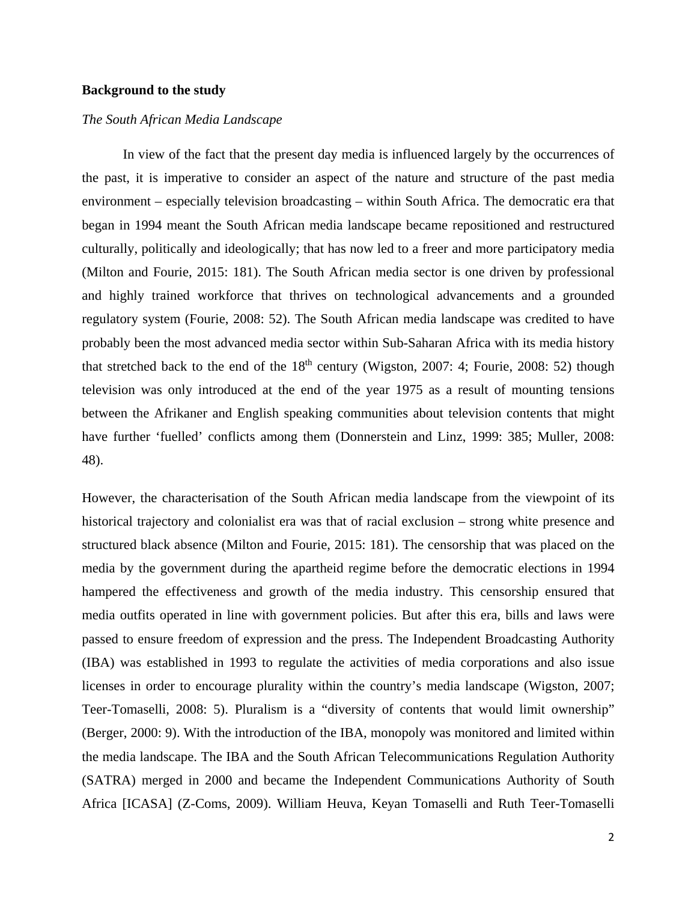**Background to the study**

*The South African Media Landscape*

In view of the fact that the present day media is influenced largely by the occurrences of the past, it is imperative to consider an aspect of the nature and structure of the past media environment – especially television broadcasting – within South Africa. The democratic era that began in 1994 meant the South African media landscape became repositioned and restructured culturally, politically and ideologically; that has now led to a freer and more participatory media (Milton and Fourie, 2015: 181). The South African media sector is one driven by professional and highly trained workforce that thrives on technological advancements and a grounded regulatory system (Fourie, 2008: 52). The South African media landscape was credited to have probably been the most advanced media sector within Sub-Saharan Africa with its media history that stretched back to the end of the 18th century (Wigston, 2007: 4; Fourie, 2008: 52) though television was only introduced at the end of the year 1975 as a result of mounting tensions between the Afrikaner and English speaking communities about television contents that might have further 'fuelled' conflicts among them (Donnerstein and Linz, 1999: 385; Muller, 2008: 48).

However, the characterisation of the South African media landscape from the viewpoint of its historical trajectory and colonialist era was that of racial exclusion – strong white presence and structured black absence (Milton and Fourie, 2015: 181). The censorship that was placed on the media by the government during the apartheid regime before the democratic elections in 1994 hampered the effectiveness and growth of the media industry. This censorship ensured that media outfits operated in line with government policies. But after this era, bills and laws were passed to ensure freedom of expression and the press. The Independent Broadcasting Authority (IBA) was established in 1993 to regulate the activities of media corporations and also issue licenses in order to encourage plurality within the country's media landscape (Wigston, 2007; Teer-Tomaselli, 2008: 5). Pluralism is a "diversity of contents that would limit ownership" (Berger, 2000: 9). With the introduction of the IBA, monopoly was monitored and limited within the media landscape. The IBA and the South African Telecommunications Regulation Authority (SATRA) merged in 2000 and became the Independent Communications Authority of South Africa [ICASA] (Z-Coms, 2009). William Heuva, Keyan Tomaselli and Ruth Teer-Tomaselli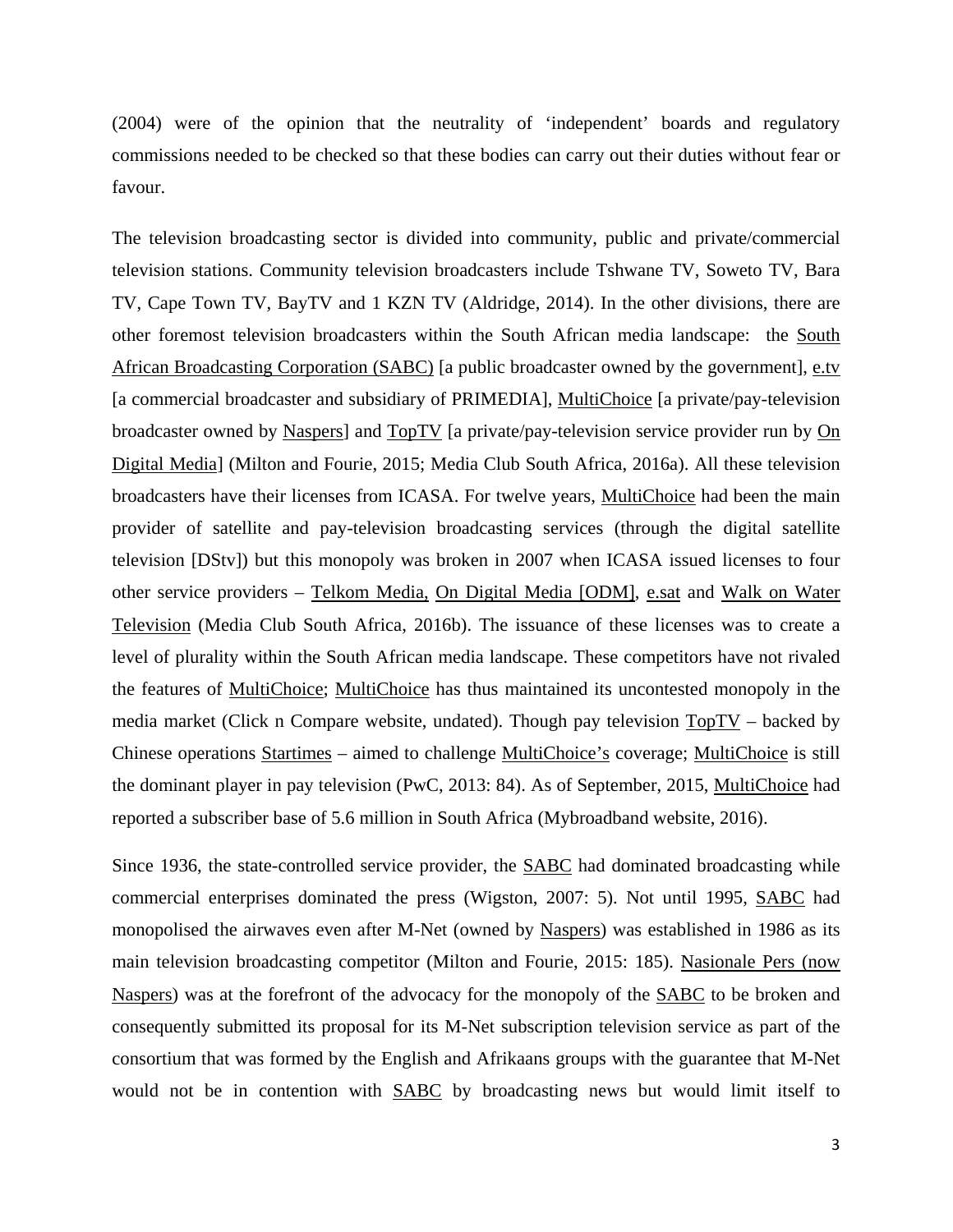(2004) were of the opinion that the neutrality of 'independent' boards and regulatory commissions needed to be checked so that these bodies can carry out their duties without fear or favour.

The television broadcasting sector is divided into community, public and private/commercial television stations. Community television broadcasters include Tshwane TV, Soweto TV, Bara TV, Cape Town TV, BayTV and 1 KZN TV (Aldridge, 2014). In the other divisions, there are other foremost television broadcasters within the South African media landscape: the South African Broadcasting Corporation (SABC) [a public broadcaster owned by the government], e.tv [a commercial broadcaster and subsidiary of PRIMEDIA], MultiChoice [a private/pay-television broadcaster owned by Naspers] and TopTV [a private/pay-television service provider run by On Digital Media] (Milton and Fourie, 2015; Media Club South Africa, 2016a). All these television broadcasters have their licenses from ICASA. For twelve years, MultiChoice had been the main provider of satellite and pay-television broadcasting services (through the digital satellite television [DStv]) but this monopoly was broken in 2007 when ICASA issued licenses to four other service providers – Telkom Media, On Digital Media [ODM], e.sat and Walk on Water Television (Media Club South Africa, 2016b). The issuance of these licenses was to create a level of plurality within the South African media landscape. These competitors have not rivaled the features of MultiChoice; MultiChoice has thus maintained its uncontested monopoly in the media market (Click n Compare website, undated). Though pay television TopTV – backed by Chinese operations Startimes – aimed to challenge MultiChoice's coverage; MultiChoice is still the dominant player in pay television (PwC, 2013: 84). As of September, 2015, MultiChoice had reported a subscriber base of 5.6 million in South Africa (Mybroadband website, 2016).

Since 1936, the state-controlled service provider, the SABC had dominated broadcasting while commercial enterprises dominated the press (Wigston, 2007: 5). Not until 1995, SABC had monopolised the airwaves even after M-Net (owned by Naspers) was established in 1986 as its main television broadcasting competitor (Milton and Fourie, 2015: 185). Nasionale Pers (now Naspers) was at the forefront of the advocacy for the monopoly of the SABC to be broken and consequently submitted its proposal for its M-Net subscription television service as part of the consortium that was formed by the English and Afrikaans groups with the guarantee that M-Net would not be in contention with SABC by broadcasting news but would limit itself to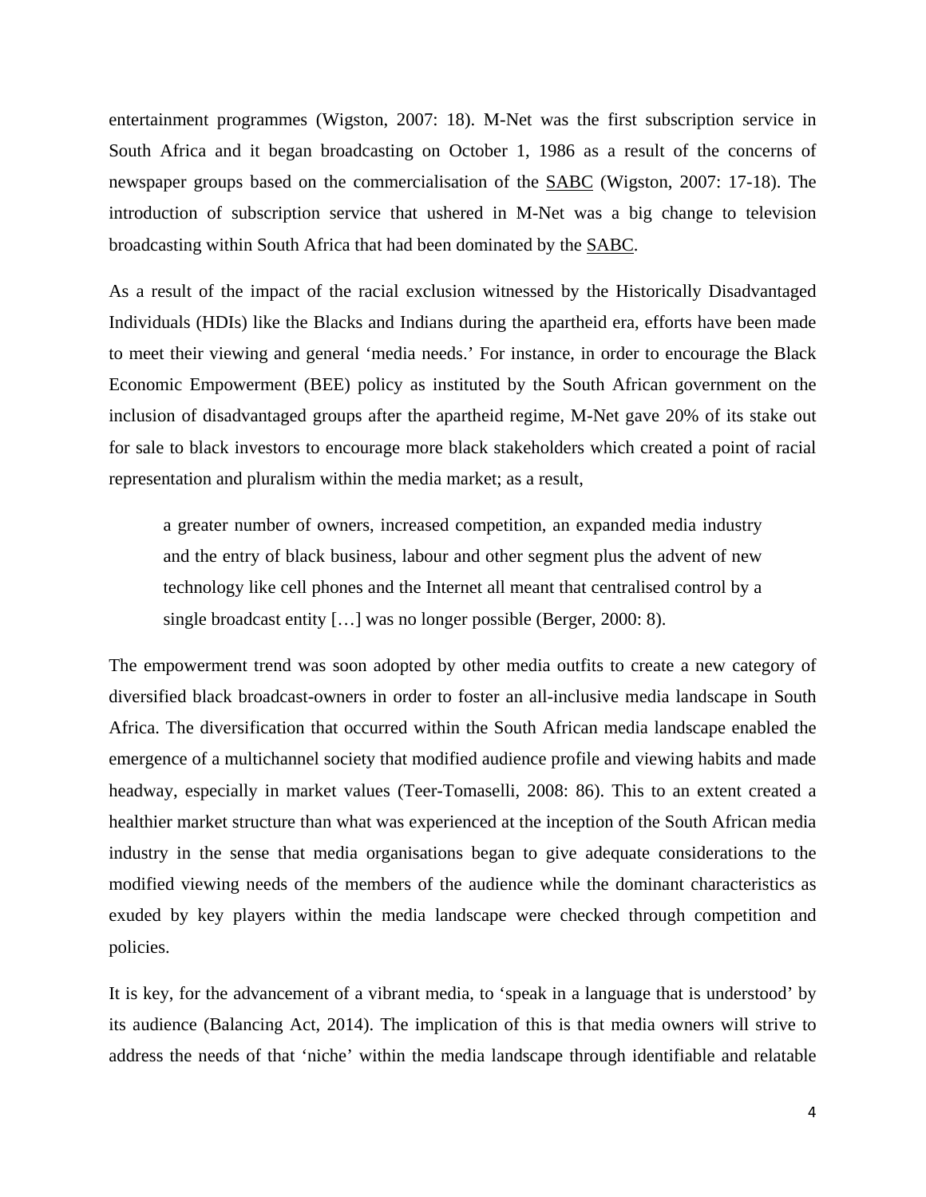entertainment programmes (Wigston, 2007: 18). M-Net was the first subscription service in South Africa and it began broadcasting on October 1, 1986 as a result of the concerns of newspaper groups based on the commercialisation of the SABC (Wigston, 2007: 17-18). The introduction of subscription service that ushered in M-Net was a big change to television broadcasting within South Africa that had been dominated by the SABC.

As a result of the impact of the racial exclusion witnessed by the Historically Disadvantaged Individuals (HDIs) like the Blacks and Indians during the apartheid era, efforts have been made to meet their viewing and general 'media needs.' For instance, in order to encourage the Black Economic Empowerment (BEE) policy as instituted by the South African government on the inclusion of disadvantaged groups after the apartheid regime, M-Net gave 20% of its stake out for sale to black investors to encourage more black stakeholders which created a point of racial representation and pluralism within the media market; as a result,

> a greater number of owners, increased competition, an expanded media industry and the entry of black business, labour and other segment plus the advent of new technology like cell phones and the Internet all meant that centralised control by a single broadcast entity […] was no longer possible (Berger, 2000: 8).

The empowerment trend was soon adopted by other media outfits to create a new category of diversified black broadcast-owners in order to foster an all-inclusive media landscape in South Africa. The diversification that occurred within the South African media landscape enabled the emergence of a multichannel society that modified audience profile and viewing habits and made headway, especially in market values (Teer-Tomaselli, 2008: 86). This to an extent created a healthier market structure than what was experienced at the inception of the South African media industry in the sense that media organisations began to give adequate considerations to the modified viewing needs of the members of the audience while the dominant characteristics as exuded by key players within the media landscape were checked through competition and policies.

It is key, for the advancement of a vibrant media, to 'speak in a language that is understood' by its audience (Balancing Act, 2014). The implication of this is that media owners will strive to address the needs of that 'niche' within the media landscape through identifiable and relatable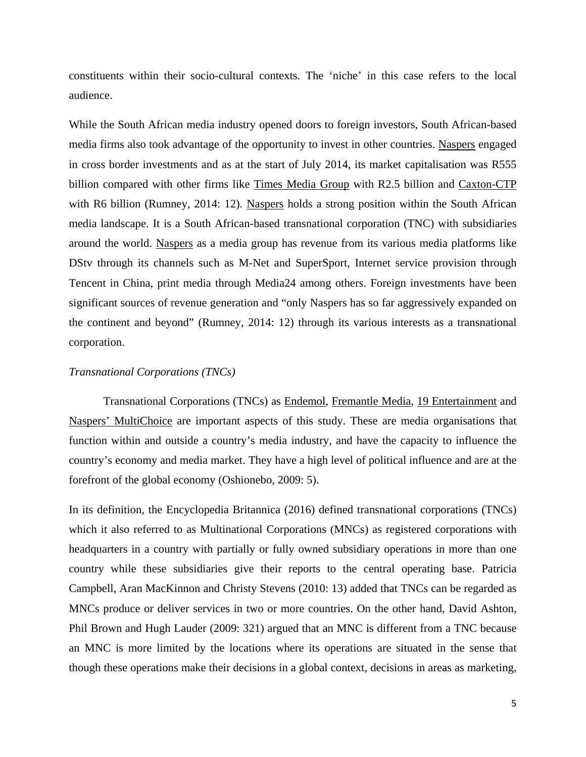constituents within their socio-cultural contexts. The 'niche' in this case refers to the local audience.

While the South African media industry opened doors to foreign investors, South African-based media firms also took advantage of the opportunity to invest in other countries. Naspers engaged in cross border investments and as at the start of July 2014, its market capitalisation was R555 billion compared with other firms like Times Media Group with R2.5 billion and Caxton-CTP with R6 billion (Rumney, 2014: 12). Naspers holds a strong position within the South African media landscape. It is a South African-based transnational corporation (TNC) with subsidiaries around the world. Naspers as a media group has revenue from its various media platforms like DStv through its channels such as M-Net and SuperSport, Internet service provision through Tencent in China, print media through Media24 among others. Foreign investments have been significant sources of revenue generation and "only Naspers has so far aggressively expanded on the continent and beyond" (Rumney, 2014: 12) through its various interests as a transnational corporation.

*Transnational Corporations (TNCs)*

Transnational Corporations (TNCs) as Endemol, Fremantle Media, 19 Entertainment and Naspers' MultiChoice are important aspects of this study. These are media organisations that function within and outside a country's media industry, and have the capacity to influence the country's economy and media market. They have a high level of political influence and are at the forefront of the global economy (Oshionebo, 2009: 5).

In its definition, the Encyclopedia Britannica (2016) defined transnational corporations (TNCs) which it also referred to as Multinational Corporations (MNCs) as registered corporations with headquarters in a country with partially or fully owned subsidiary operations in more than one country while these subsidiaries give their reports to the central operating base. Patricia Campbell, Aran MacKinnon and Christy Stevens (2010: 13) added that TNCs can be regarded as MNCs produce or deliver services in two or more countries. On the other hand, David Ashton, Phil Brown and Hugh Lauder (2009: 321) argued that an MNC is different from a TNC because an MNC is more limited by the locations where its operations are situated in the sense that though these operations make their decisions in a global context, decisions in areas as marketing,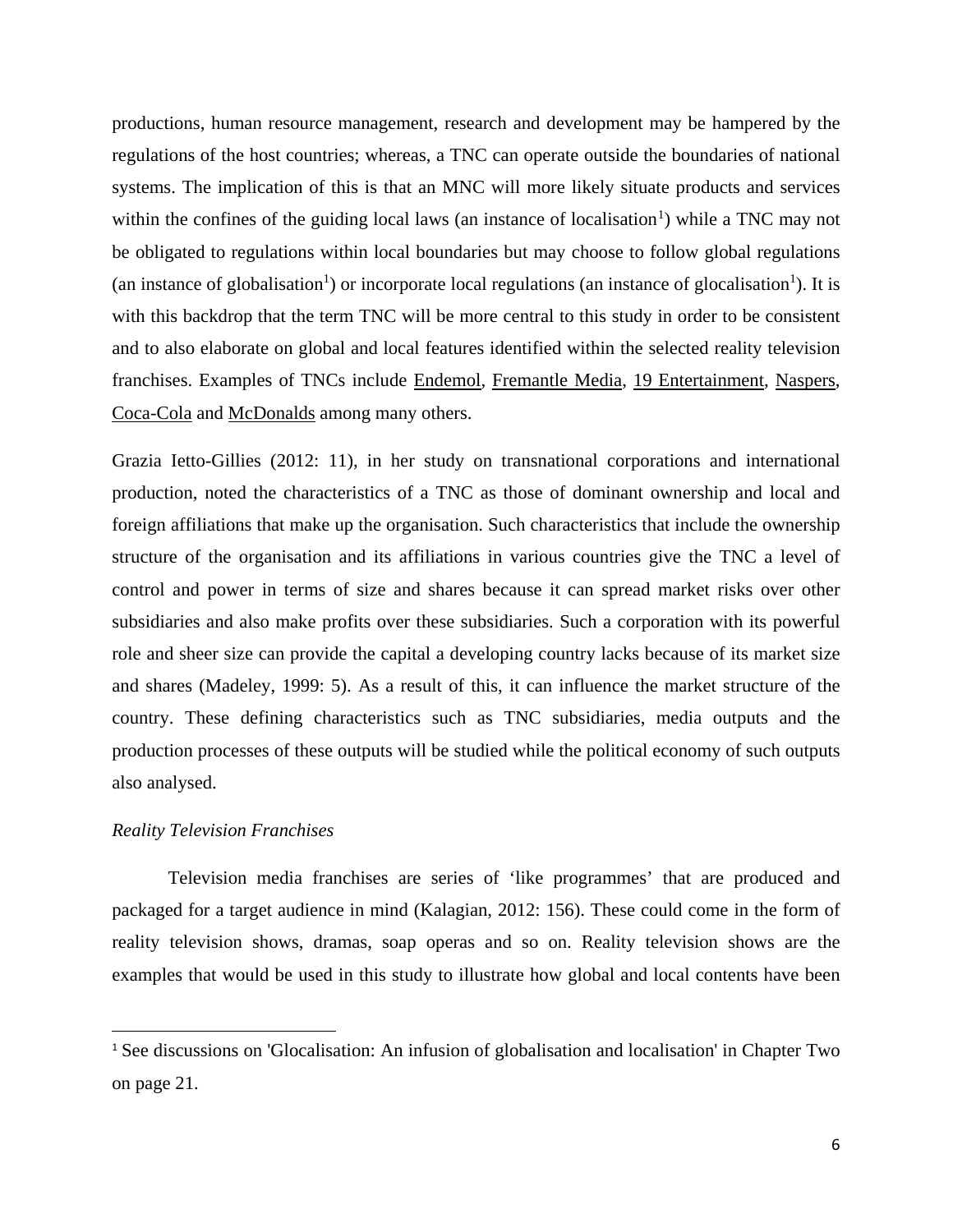productions, human resource management, research and development may be hampered by the regulations of the host countries; whereas, a TNC can operate outside the boundaries of national systems. The implication of this is that an MNC will more likely situate products and services within the confines of the guiding local laws (an instance of localisation[1]) while a TNC may not be obligated to regulations within local boundaries but may choose to follow global regulations (an instance of globalisation[1]) or incorporate local regulations (an instance of glocalisation[1]). It is with this backdrop that the term TNC will be more central to this study in order to be consistent and to also elaborate on global and local features identified within the selected reality television franchises. Examples of TNCs include Endemol, Fremantle Media, 19 Entertainment, Naspers, Coca-Cola and McDonalds among many others.

Grazia Ietto-Gillies (2012: 11), in her study on transnational corporations and international production, noted the characteristics of a TNC as those of dominant ownership and local and foreign affiliations that make up the organisation. Such characteristics that include the ownership structure of the organisation and its affiliations in various countries give the TNC a level of control and power in terms of size and shares because it can spread market risks over other subsidiaries and also make profits over these subsidiaries. Such a corporation with its powerful role and sheer size can provide the capital a developing country lacks because of its market size and shares (Madeley, 1999: 5). As a result of this, it can influence the market structure of the country. These defining characteristics such as TNC subsidiaries, media outputs and the production processes of these outputs will be studied while the political economy of such outputs also analysed.

*Reality Television Franchises*

Television media franchises are series of 'like programmes' that are produced and packaged for a target audience in mind (Kalagian, 2012: 156). These could come in the form of reality television shows, dramas, soap operas and so on. Reality television shows are the examples that would be used in this study to illustrate how global and local contents have been

[1] See discussions on 'Glocalisation: An infusion of globalisation and localisation' in Chapter Two on page 21.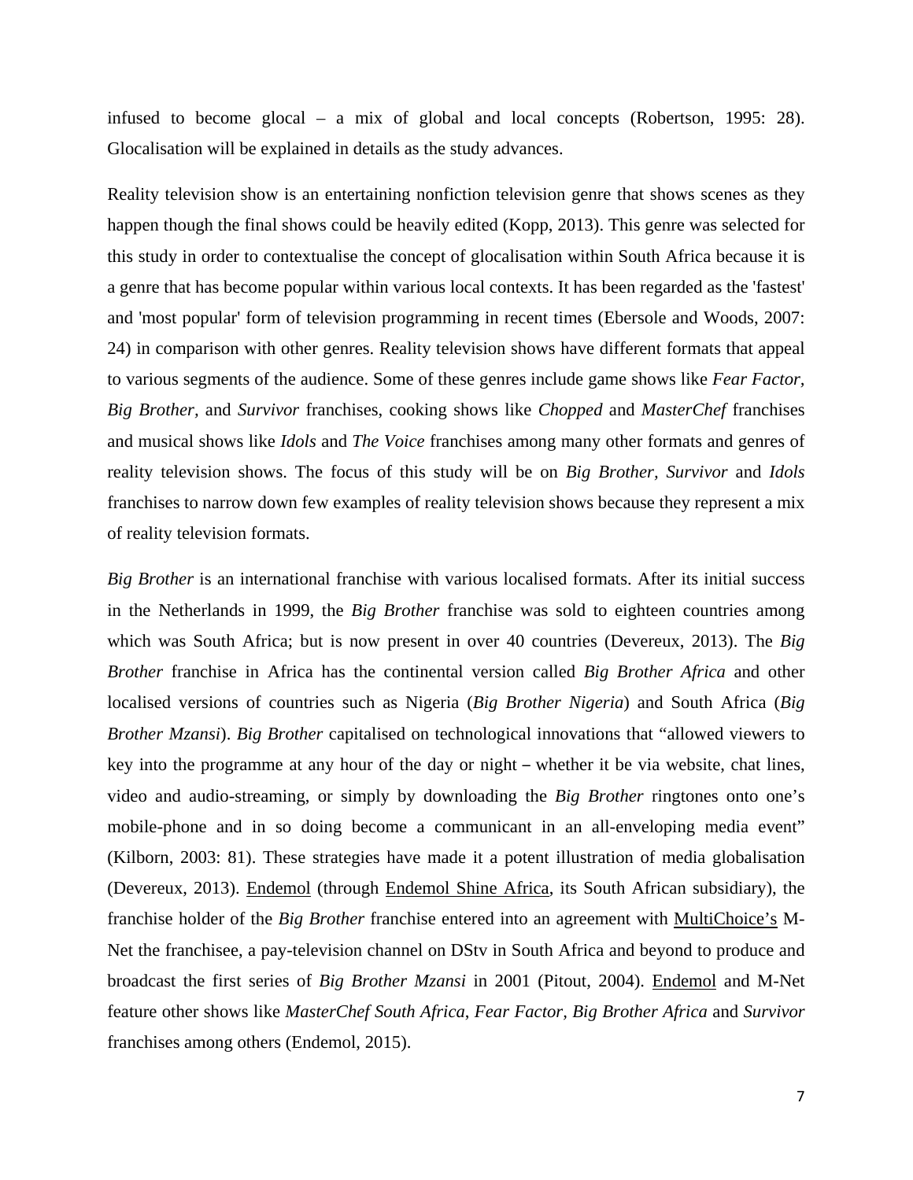infused to become glocal – a mix of global and local concepts (Robertson, 1995: 28). Glocalisation will be explained in details as the study advances.

Reality television show is an entertaining nonfiction television genre that shows scenes as they happen though the final shows could be heavily edited (Kopp, 2013). This genre was selected for this study in order to contextualise the concept of glocalisation within South Africa because it is a genre that has become popular within various local contexts. It has been regarded as the 'fastest' and 'most popular' form of television programming in recent times (Ebersole and Woods, 2007: 24) in comparison with other genres. Reality television shows have different formats that appeal to various segments of the audience. Some of these genres include game shows like *Fear Factor, Big Brother,* and *Survivor* franchises, cooking shows like *Chopped* and *MasterChef* franchises and musical shows like *Idols* and *The Voice* franchises among many other formats and genres of reality television shows. The focus of this study will be on *Big Brother, Survivor* and *Idols* franchises to narrow down few examples of reality television shows because they represent a mix of reality television formats.

*Big Brother* is an international franchise with various localised formats. After its initial success in the Netherlands in 1999, the *Big Brother* franchise was sold to eighteen countries among which was South Africa; but is now present in over 40 countries (Devereux, 2013). The *Big Brother* franchise in Africa has the continental version called *Big Brother Africa* and other localised versions of countries such as Nigeria (*Big Brother Nigeria*) and South Africa (*Big Brother Mzansi*). *Big Brother* capitalised on technological innovations that "allowed viewers to key into the programme at any hour of the day or night – whether it be via website, chat lines, video and audio-streaming, or simply by downloading the *Big Brother* ringtones onto one's mobile-phone and in so doing become a communicant in an all-enveloping media event" (Kilborn, 2003: 81). These strategies have made it a potent illustration of media globalisation (Devereux, 2013). Endemol (through Endemol Shine Africa, its South African subsidiary), the franchise holder of the *Big Brother* franchise entered into an agreement with MultiChoice's M-Net the franchisee, a pay-television channel on DStv in South Africa and beyond to produce and broadcast the first series of *Big Brother Mzansi* in 2001 (Pitout, 2004). Endemol and M-Net feature other shows like *MasterChef South Africa*, *Fear Factor, Big Brother Africa* and *Survivor* franchises among others (Endemol, 2015).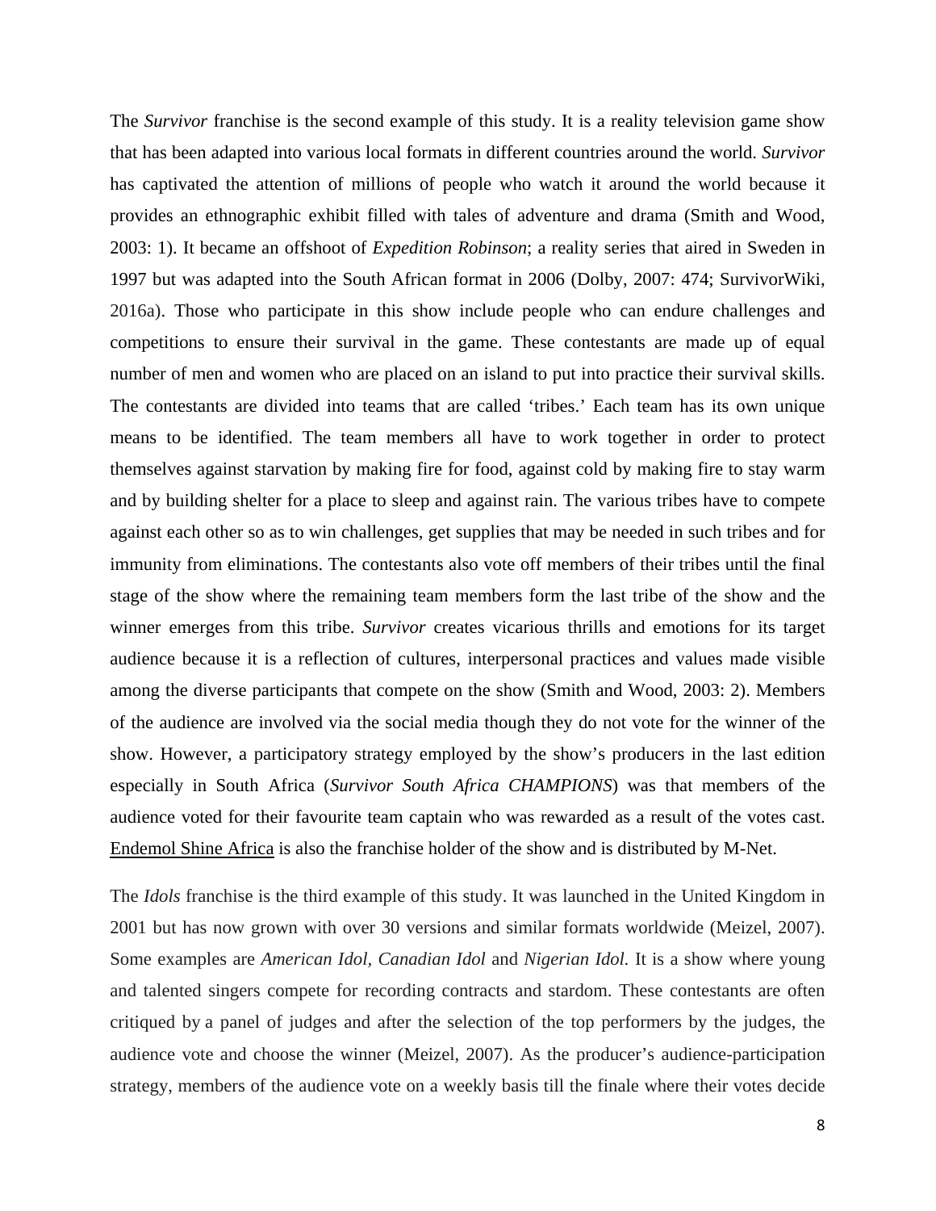The *Survivor* franchise is the second example of this study. It is a reality television game show that has been adapted into various local formats in different countries around the world. *Survivor* has captivated the attention of millions of people who watch it around the world because it provides an ethnographic exhibit filled with tales of adventure and drama (Smith and Wood, 2003: 1). It became an offshoot of *Expedition Robinson*; a reality series that aired in Sweden in 1997 but was adapted into the South African format in 2006 (Dolby, 2007: 474; SurvivorWiki, 2016a). Those who participate in this show include people who can endure challenges and competitions to ensure their survival in the game. These contestants are made up of equal number of men and women who are placed on an island to put into practice their survival skills. The contestants are divided into teams that are called 'tribes.' Each team has its own unique means to be identified. The team members all have to work together in order to protect themselves against starvation by making fire for food, against cold by making fire to stay warm and by building shelter for a place to sleep and against rain. The various tribes have to compete against each other so as to win challenges, get supplies that may be needed in such tribes and for immunity from eliminations. The contestants also vote off members of their tribes until the final stage of the show where the remaining team members form the last tribe of the show and the winner emerges from this tribe. *Survivor* creates vicarious thrills and emotions for its target audience because it is a reflection of cultures, interpersonal practices and values made visible among the diverse participants that compete on the show (Smith and Wood, 2003: 2). Members of the audience are involved via the social media though they do not vote for the winner of the show. However, a participatory strategy employed by the show's producers in the last edition especially in South Africa (*Survivor South Africa CHAMPIONS*) was that members of the audience voted for their favourite team captain who was rewarded as a result of the votes cast. Endemol Shine Africa is also the franchise holder of the show and is distributed by M-Net.

The *Idols* franchise is the third example of this study. It was launched in the United Kingdom in 2001 but has now grown with over 30 versions and similar formats worldwide (Meizel, 2007). Some examples are *American Idol, Canadian Idol* and *Nigerian Idol.* It is a show where young and talented singers compete for recording contracts and stardom. These contestants are often critiqued by a panel of judges and after the selection of the top performers by the judges, the audience vote and choose the winner (Meizel, 2007). As the producer's audience-participation strategy, members of the audience vote on a weekly basis till the finale where their votes decide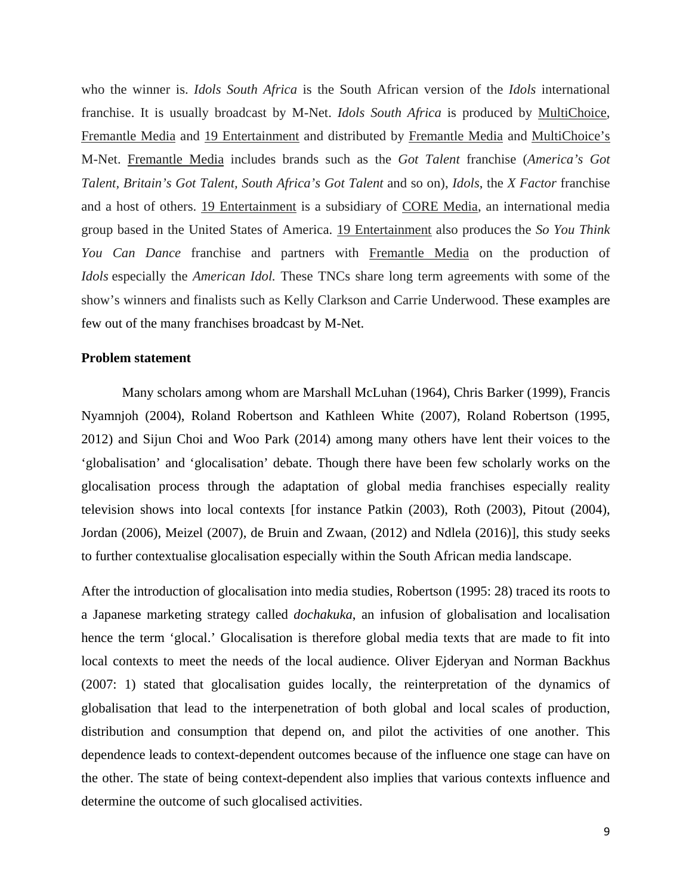who the winner is. *Idols South Africa* is the South African version of the *Idols* international franchise. It is usually broadcast by M-Net. *Idols South Africa* is produced by MultiChoice, Fremantle Media and 19 Entertainment and distributed by Fremantle Media and MultiChoice's M-Net. Fremantle Media includes brands such as the *Got Talent* franchise (*America's Got Talent, Britain's Got Talent, South Africa's Got Talent* and so on), *Idols*, the *X Factor* franchise and a host of others. 19 Entertainment is a subsidiary of CORE Media, an international media group based in the United States of America. 19 Entertainment also produces the *So You Think You Can Dance* franchise and partners with Fremantle Media on the production of *Idols* especially the *American Idol.* These TNCs share long term agreements with some of the show's winners and finalists such as Kelly Clarkson and Carrie Underwood. These examples are few out of the many franchises broadcast by M-Net.

**Problem statement**

Many scholars among whom are Marshall McLuhan (1964), Chris Barker (1999), Francis Nyamnjoh (2004), Roland Robertson and Kathleen White (2007), Roland Robertson (1995, 2012) and Sijun Choi and Woo Park (2014) among many others have lent their voices to the 'globalisation' and 'glocalisation' debate. Though there have been few scholarly works on the glocalisation process through the adaptation of global media franchises especially reality television shows into local contexts [for instance Patkin (2003), Roth (2003), Pitout (2004), Jordan (2006), Meizel (2007), de Bruin and Zwaan, (2012) and Ndlela (2016)], this study seeks to further contextualise glocalisation especially within the South African media landscape.

After the introduction of glocalisation into media studies, Robertson (1995: 28) traced its roots to a Japanese marketing strategy called *dochakuka*, an infusion of globalisation and localisation hence the term 'glocal.' Glocalisation is therefore global media texts that are made to fit into local contexts to meet the needs of the local audience. Oliver Ejderyan and Norman Backhus (2007: 1) stated that glocalisation guides locally, the reinterpretation of the dynamics of globalisation that lead to the interpenetration of both global and local scales of production, distribution and consumption that depend on, and pilot the activities of one another. This dependence leads to context-dependent outcomes because of the influence one stage can have on the other. The state of being context-dependent also implies that various contexts influence and determine the outcome of such glocalised activities.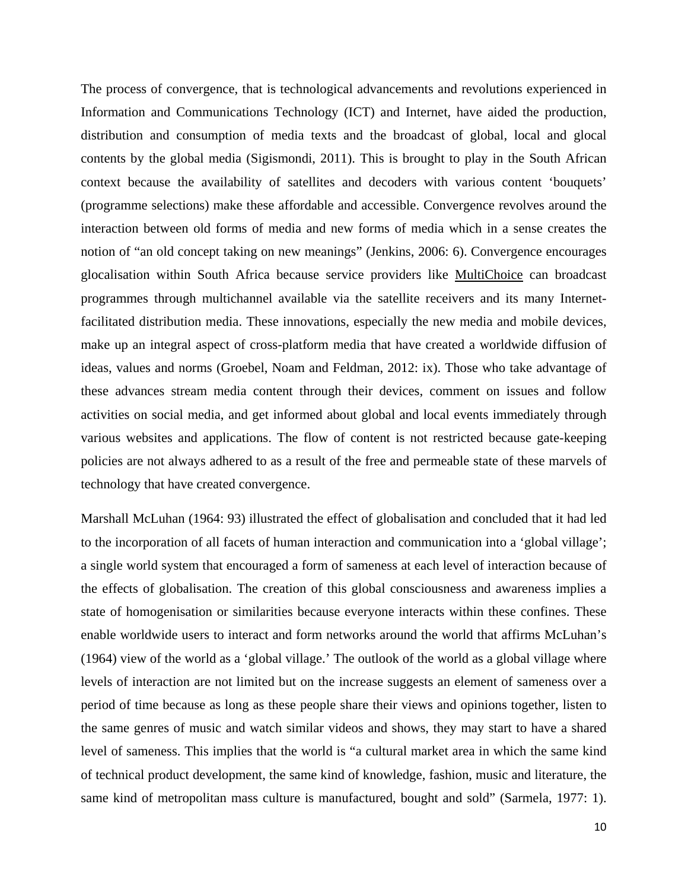The process of convergence, that is technological advancements and revolutions experienced in Information and Communications Technology (ICT) and Internet, have aided the production, distribution and consumption of media texts and the broadcast of global, local and glocal contents by the global media (Sigismondi, 2011). This is brought to play in the South African context because the availability of satellites and decoders with various content 'bouquets' (programme selections) make these affordable and accessible. Convergence revolves around the interaction between old forms of media and new forms of media which in a sense creates the notion of "an old concept taking on new meanings" (Jenkins, 2006: 6). Convergence encourages glocalisation within South Africa because service providers like MultiChoice can broadcast programmes through multichannel available via the satellite receivers and its many Internet-facilitated distribution media. These innovations, especially the new media and mobile devices, make up an integral aspect of cross-platform media that have created a worldwide diffusion of ideas, values and norms (Groebel, Noam and Feldman, 2012: ix). Those who take advantage of these advances stream media content through their devices, comment on issues and follow activities on social media, and get informed about global and local events immediately through various websites and applications. The flow of content is not restricted because gate-keeping policies are not always adhered to as a result of the free and permeable state of these marvels of technology that have created convergence.

Marshall McLuhan (1964: 93) illustrated the effect of globalisation and concluded that it had led to the incorporation of all facets of human interaction and communication into a 'global village'; a single world system that encouraged a form of sameness at each level of interaction because of the effects of globalisation. The creation of this global consciousness and awareness implies a state of homogenisation or similarities because everyone interacts within these confines. These enable worldwide users to interact and form networks around the world that affirms McLuhan's (1964) view of the world as a 'global village.' The outlook of the world as a global village where levels of interaction are not limited but on the increase suggests an element of sameness over a period of time because as long as these people share their views and opinions together, listen to the same genres of music and watch similar videos and shows, they may start to have a shared level of sameness. This implies that the world is "a cultural market area in which the same kind of technical product development, the same kind of knowledge, fashion, music and literature, the same kind of metropolitan mass culture is manufactured, bought and sold" (Sarmela, 1977: 1).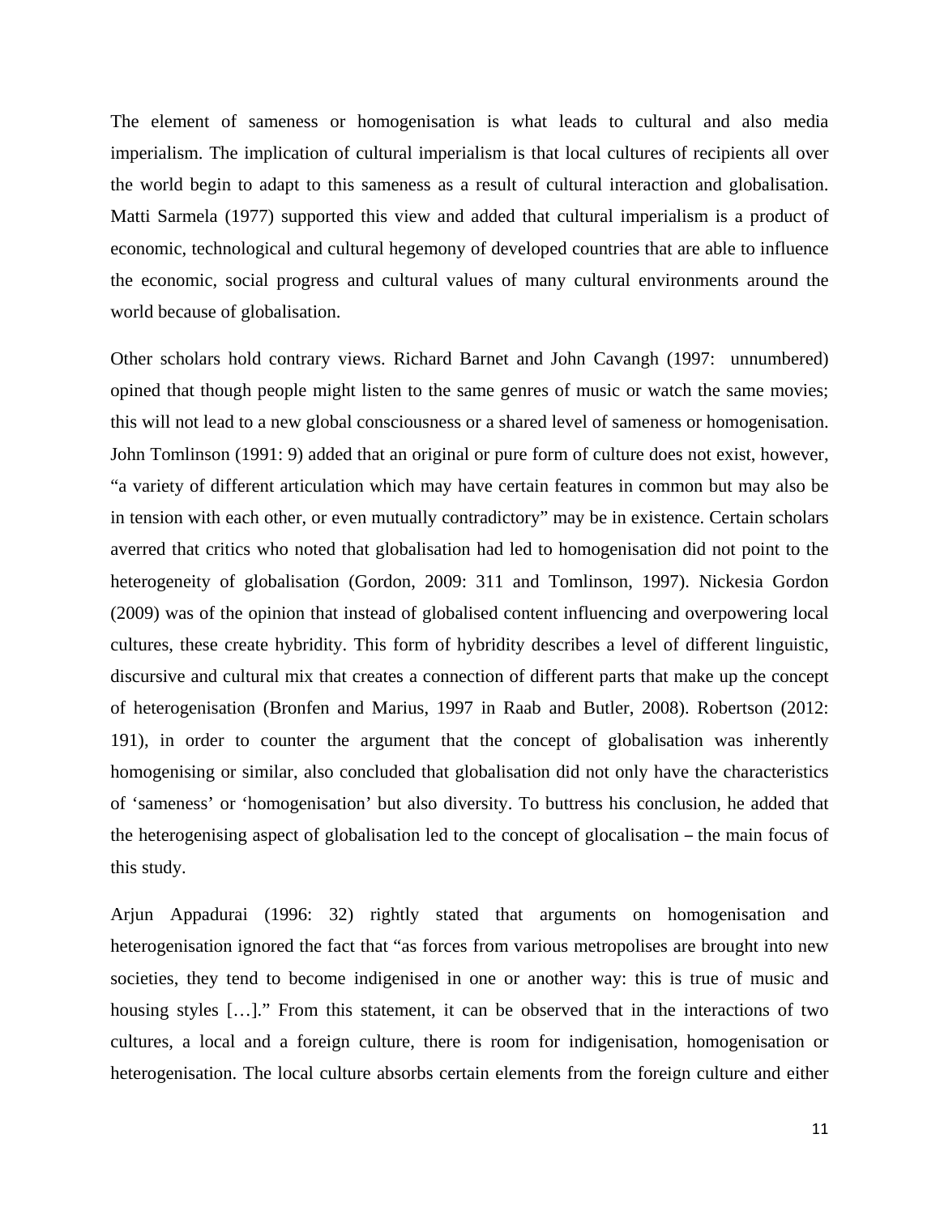The element of sameness or homogenisation is what leads to cultural and also media imperialism. The implication of cultural imperialism is that local cultures of recipients all over the world begin to adapt to this sameness as a result of cultural interaction and globalisation. Matti Sarmela (1977) supported this view and added that cultural imperialism is a product of economic, technological and cultural hegemony of developed countries that are able to influence the economic, social progress and cultural values of many cultural environments around the world because of globalisation.

Other scholars hold contrary views. Richard Barnet and John Cavangh (1997: unnumbered) opined that though people might listen to the same genres of music or watch the same movies; this will not lead to a new global consciousness or a shared level of sameness or homogenisation. John Tomlinson (1991: 9) added that an original or pure form of culture does not exist, however, "a variety of different articulation which may have certain features in common but may also be in tension with each other, or even mutually contradictory" may be in existence. Certain scholars averred that critics who noted that globalisation had led to homogenisation did not point to the heterogeneity of globalisation (Gordon, 2009: 311 and Tomlinson, 1997). Nickesia Gordon (2009) was of the opinion that instead of globalised content influencing and overpowering local cultures, these create hybridity. This form of hybridity describes a level of different linguistic, discursive and cultural mix that creates a connection of different parts that make up the concept of heterogenisation (Bronfen and Marius, 1997 in Raab and Butler, 2008). Robertson (2012: 191), in order to counter the argument that the concept of globalisation was inherently homogenising or similar, also concluded that globalisation did not only have the characteristics of 'sameness' or 'homogenisation' but also diversity. To buttress his conclusion, he added that the heterogenising aspect of globalisation led to the concept of glocalisation – the main focus of this study.

Arjun Appadurai (1996: 32) rightly stated that arguments on homogenisation and heterogenisation ignored the fact that "as forces from various metropolises are brought into new societies, they tend to become indigenised in one or another way: this is true of music and housing styles […]." From this statement, it can be observed that in the interactions of two cultures, a local and a foreign culture, there is room for indigenisation, homogenisation or heterogenisation. The local culture absorbs certain elements from the foreign culture and either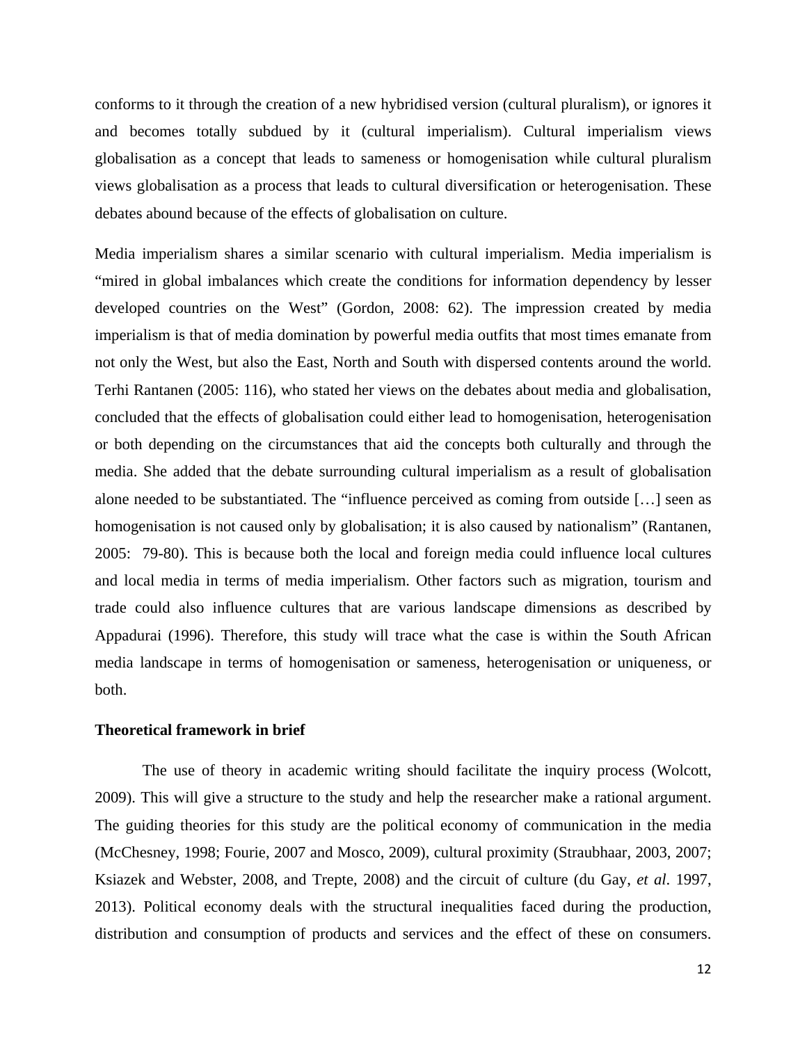conforms to it through the creation of a new hybridised version (cultural pluralism), or ignores it and becomes totally subdued by it (cultural imperialism). Cultural imperialism views globalisation as a concept that leads to sameness or homogenisation while cultural pluralism views globalisation as a process that leads to cultural diversification or heterogenisation. These debates abound because of the effects of globalisation on culture.

Media imperialism shares a similar scenario with cultural imperialism. Media imperialism is "mired in global imbalances which create the conditions for information dependency by lesser developed countries on the West" (Gordon, 2008: 62). The impression created by media imperialism is that of media domination by powerful media outfits that most times emanate from not only the West, but also the East, North and South with dispersed contents around the world. Terhi Rantanen (2005: 116), who stated her views on the debates about media and globalisation, concluded that the effects of globalisation could either lead to homogenisation, heterogenisation or both depending on the circumstances that aid the concepts both culturally and through the media. She added that the debate surrounding cultural imperialism as a result of globalisation alone needed to be substantiated. The "influence perceived as coming from outside […] seen as homogenisation is not caused only by globalisation; it is also caused by nationalism" (Rantanen, 2005: 79-80). This is because both the local and foreign media could influence local cultures and local media in terms of media imperialism. Other factors such as migration, tourism and trade could also influence cultures that are various landscape dimensions as described by Appadurai (1996). Therefore, this study will trace what the case is within the South African media landscape in terms of homogenisation or sameness, heterogenisation or uniqueness, or both.

**Theoretical framework in brief**

The use of theory in academic writing should facilitate the inquiry process (Wolcott, 2009). This will give a structure to the study and help the researcher make a rational argument. The guiding theories for this study are the political economy of communication in the media (McChesney, 1998; Fourie, 2007 and Mosco, 2009), cultural proximity (Straubhaar, 2003, 2007; Ksiazek and Webster, 2008, and Trepte, 2008) and the circuit of culture (du Gay, *et al*. 1997, 2013). Political economy deals with the structural inequalities faced during the production, distribution and consumption of products and services and the effect of these on consumers.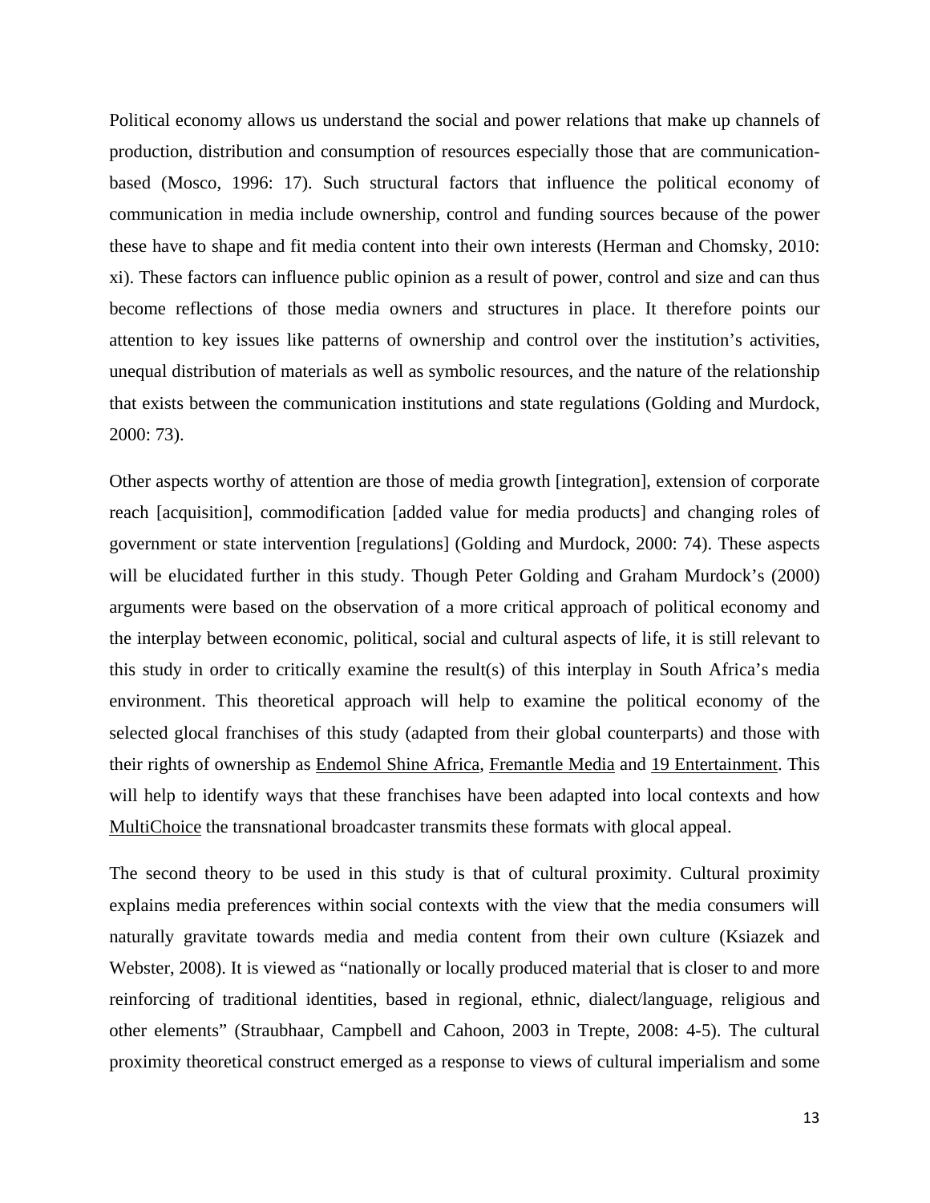Political economy allows us understand the social and power relations that make up channels of production, distribution and consumption of resources especially those that are communication-based (Mosco, 1996: 17). Such structural factors that influence the political economy of communication in media include ownership, control and funding sources because of the power these have to shape and fit media content into their own interests (Herman and Chomsky, 2010: xi). These factors can influence public opinion as a result of power, control and size and can thus become reflections of those media owners and structures in place. It therefore points our attention to key issues like patterns of ownership and control over the institution's activities, unequal distribution of materials as well as symbolic resources, and the nature of the relationship that exists between the communication institutions and state regulations (Golding and Murdock, 2000: 73).

Other aspects worthy of attention are those of media growth [integration], extension of corporate reach [acquisition], commodification [added value for media products] and changing roles of government or state intervention [regulations] (Golding and Murdock, 2000: 74). These aspects will be elucidated further in this study. Though Peter Golding and Graham Murdock's (2000) arguments were based on the observation of a more critical approach of political economy and the interplay between economic, political, social and cultural aspects of life, it is still relevant to this study in order to critically examine the result(s) of this interplay in South Africa's media environment. This theoretical approach will help to examine the political economy of the selected glocal franchises of this study (adapted from their global counterparts) and those with their rights of ownership as <u>Endemol Shine Africa</u>, <u>Fremantle Media</u> and <u>19 Entertainment</u>. This will help to identify ways that these franchises have been adapted into local contexts and how <u>MultiChoice</u> the transnational broadcaster transmits these formats with glocal appeal.

The second theory to be used in this study is that of cultural proximity. Cultural proximity explains media preferences within social contexts with the view that the media consumers will naturally gravitate towards media and media content from their own culture (Ksiazek and Webster, 2008). It is viewed as "nationally or locally produced material that is closer to and more reinforcing of traditional identities, based in regional, ethnic, dialect/language, religious and other elements" (Straubhaar, Campbell and Cahoon, 2003 in Trepte, 2008: 4-5). The cultural proximity theoretical construct emerged as a response to views of cultural imperialism and some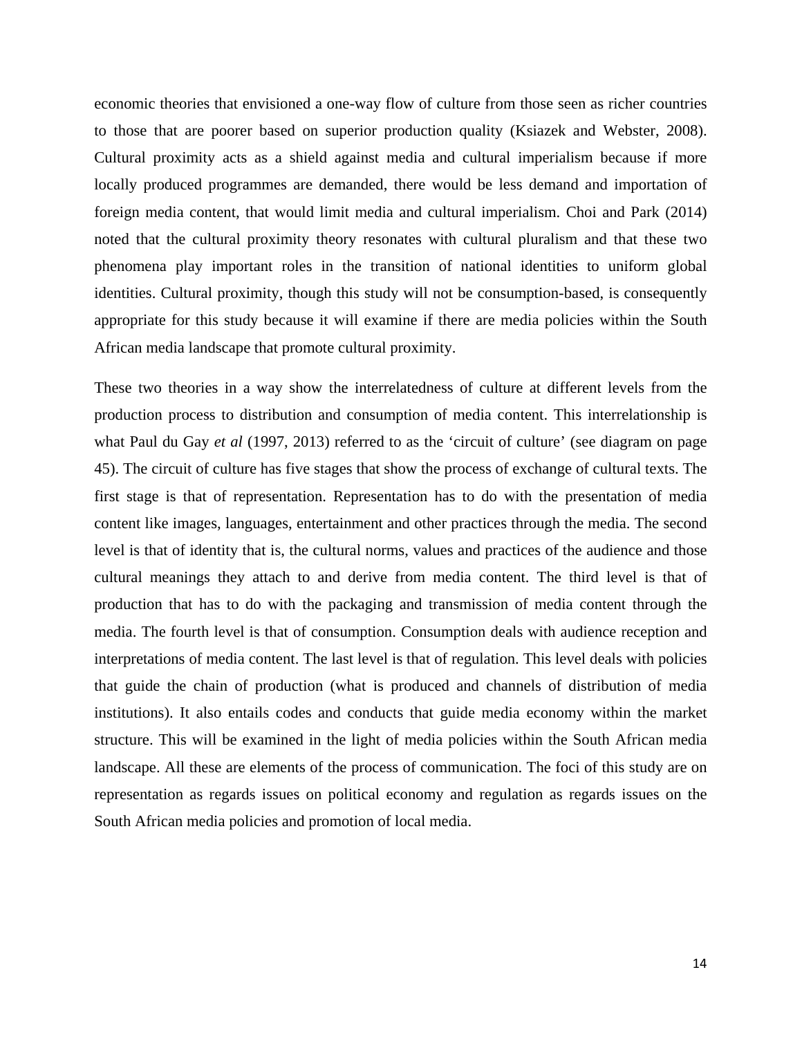economic theories that envisioned a one-way flow of culture from those seen as richer countries to those that are poorer based on superior production quality (Ksiazek and Webster, 2008). Cultural proximity acts as a shield against media and cultural imperialism because if more locally produced programmes are demanded, there would be less demand and importation of foreign media content, that would limit media and cultural imperialism. Choi and Park (2014) noted that the cultural proximity theory resonates with cultural pluralism and that these two phenomena play important roles in the transition of national identities to uniform global identities. Cultural proximity, though this study will not be consumption-based, is consequently appropriate for this study because it will examine if there are media policies within the South African media landscape that promote cultural proximity.

These two theories in a way show the interrelatedness of culture at different levels from the production process to distribution and consumption of media content. This interrelationship is what Paul du Gay *et al* (1997, 2013) referred to as the 'circuit of culture' (see diagram on page 45). The circuit of culture has five stages that show the process of exchange of cultural texts. The first stage is that of representation. Representation has to do with the presentation of media content like images, languages, entertainment and other practices through the media. The second level is that of identity that is, the cultural norms, values and practices of the audience and those cultural meanings they attach to and derive from media content. The third level is that of production that has to do with the packaging and transmission of media content through the media. The fourth level is that of consumption. Consumption deals with audience reception and interpretations of media content. The last level is that of regulation. This level deals with policies that guide the chain of production (what is produced and channels of distribution of media institutions). It also entails codes and conducts that guide media economy within the market structure. This will be examined in the light of media policies within the South African media landscape. All these are elements of the process of communication. The foci of this study are on representation as regards issues on political economy and regulation as regards issues on the South African media policies and promotion of local media.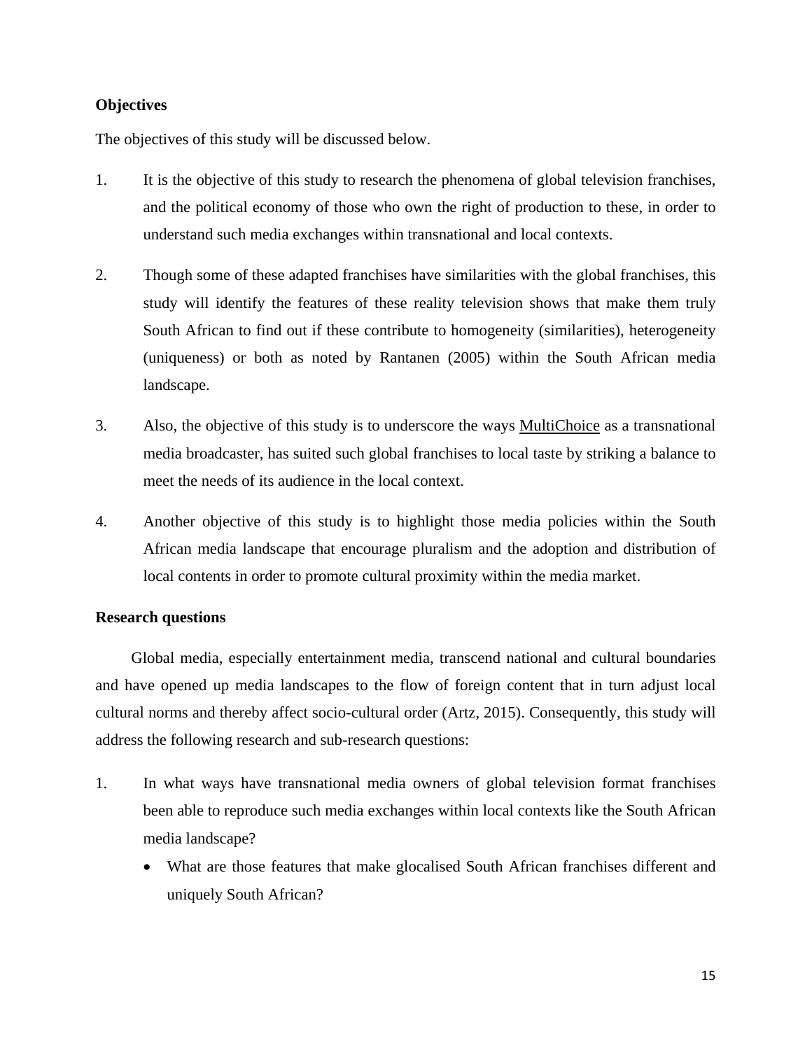**Objectives**

The objectives of this study will be discussed below.

1. It is the objective of this study to research the phenomena of global television franchises, and the political economy of those who own the right of production to these, in order to understand such media exchanges within transnational and local contexts.

2. Though some of these adapted franchises have similarities with the global franchises, this study will identify the features of these reality television shows that make them truly South African to find out if these contribute to homogeneity (similarities), heterogeneity (uniqueness) or both as noted by Rantanen (2005) within the South African media landscape.

3. Also, the objective of this study is to underscore the ways MultiChoice as a transnational media broadcaster, has suited such global franchises to local taste by striking a balance to meet the needs of its audience in the local context.

4. Another objective of this study is to highlight those media policies within the South African media landscape that encourage pluralism and the adoption and distribution of local contents in order to promote cultural proximity within the media market.

**Research questions**

Global media, especially entertainment media, transcend national and cultural boundaries and have opened up media landscapes to the flow of foreign content that in turn adjust local cultural norms and thereby affect socio-cultural order (Artz, 2015). Consequently, this study will address the following research and sub-research questions:

1. In what ways have transnational media owners of global television format franchises been able to reproduce such media exchanges within local contexts like the South African media landscape?
   - What are those features that make glocalised South African franchises different and uniquely South African?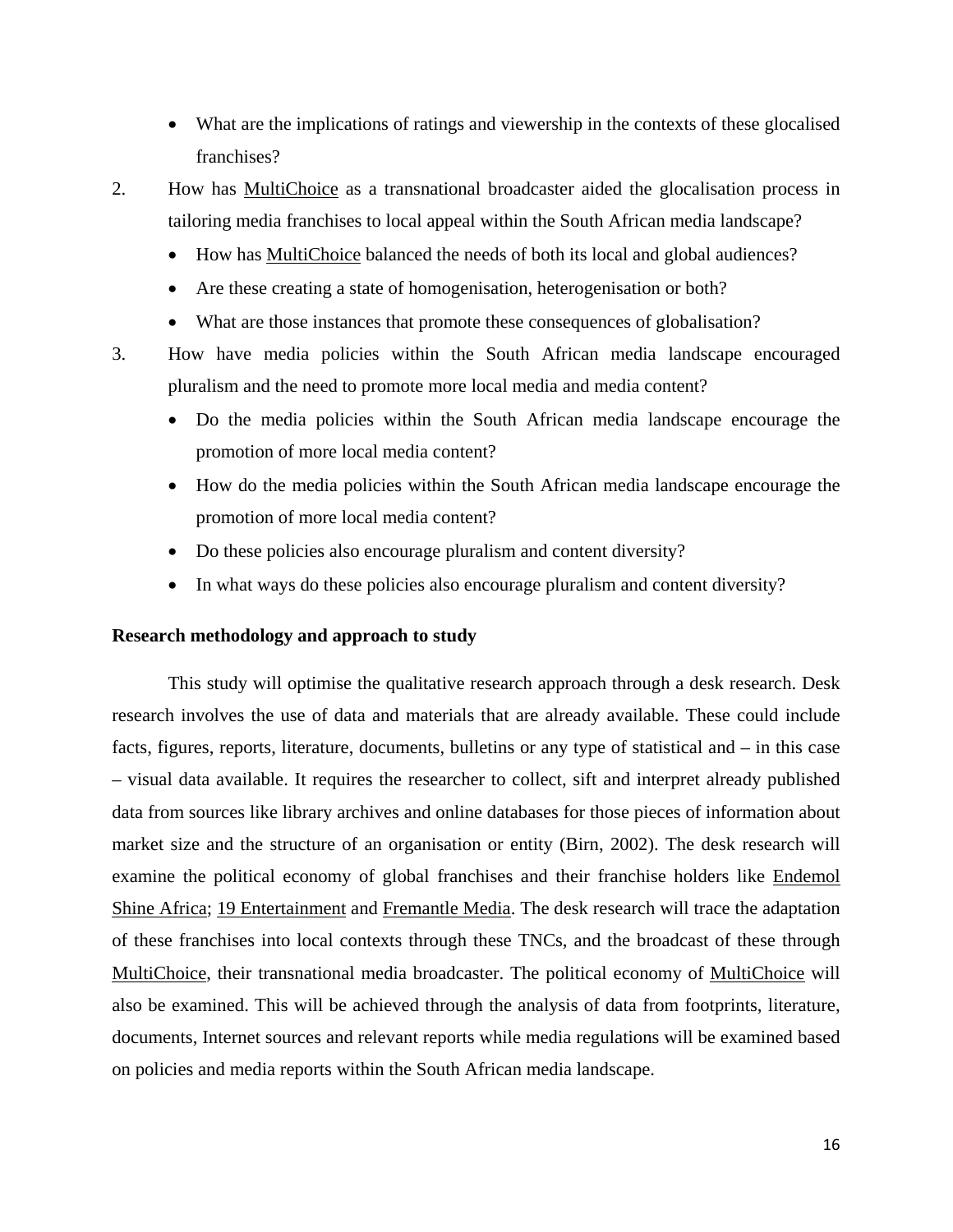- What are the implications of ratings and viewership in the contexts of these glocalised franchises?

2. How has MultiChoice as a transnational broadcaster aided the glocalisation process in tailoring media franchises to local appeal within the South African media landscape?
    - How has MultiChoice balanced the needs of both its local and global audiences?
    - Are these creating a state of homogenisation, heterogenisation or both?
    - What are those instances that promote these consequences of globalisation?
3. How have media policies within the South African media landscape encouraged pluralism and the need to promote more local media and media content?
    - Do the media policies within the South African media landscape encourage the promotion of more local media content?
    - How do the media policies within the South African media landscape encourage the promotion of more local media content?
    - Do these policies also encourage pluralism and content diversity?
    - In what ways do these policies also encourage pluralism and content diversity?

**Research methodology and approach to study**

This study will optimise the qualitative research approach through a desk research. Desk research involves the use of data and materials that are already available. These could include facts, figures, reports, literature, documents, bulletins or any type of statistical and – in this case – visual data available. It requires the researcher to collect, sift and interpret already published data from sources like library archives and online databases for those pieces of information about market size and the structure of an organisation or entity (Birn, 2002). The desk research will examine the political economy of global franchises and their franchise holders like Endemol Shine Africa; 19 Entertainment and Fremantle Media. The desk research will trace the adaptation of these franchises into local contexts through these TNCs, and the broadcast of these through MultiChoice, their transnational media broadcaster. The political economy of MultiChoice will also be examined. This will be achieved through the analysis of data from footprints, literature, documents, Internet sources and relevant reports while media regulations will be examined based on policies and media reports within the South African media landscape.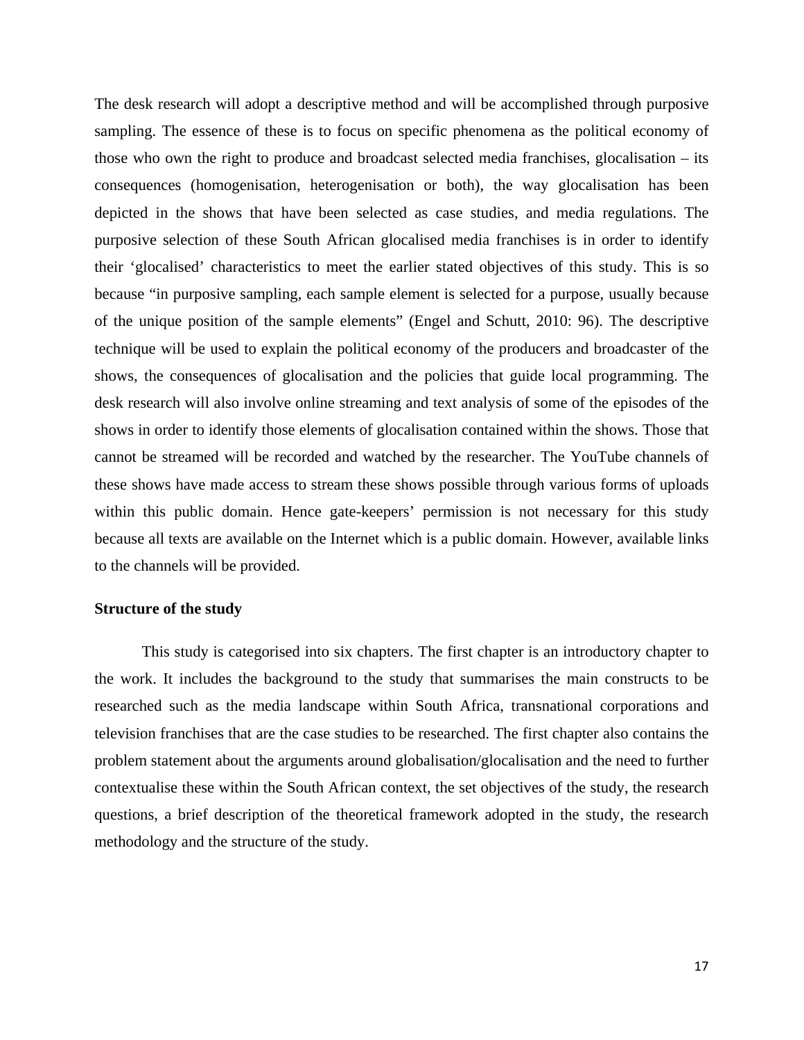The desk research will adopt a descriptive method and will be accomplished through purposive sampling. The essence of these is to focus on specific phenomena as the political economy of those who own the right to produce and broadcast selected media franchises, glocalisation – its consequences (homogenisation, heterogenisation or both), the way glocalisation has been depicted in the shows that have been selected as case studies, and media regulations. The purposive selection of these South African glocalised media franchises is in order to identify their 'glocalised' characteristics to meet the earlier stated objectives of this study. This is so because "in purposive sampling, each sample element is selected for a purpose, usually because of the unique position of the sample elements" (Engel and Schutt, 2010: 96). The descriptive technique will be used to explain the political economy of the producers and broadcaster of the shows, the consequences of glocalisation and the policies that guide local programming. The desk research will also involve online streaming and text analysis of some of the episodes of the shows in order to identify those elements of glocalisation contained within the shows. Those that cannot be streamed will be recorded and watched by the researcher. The YouTube channels of these shows have made access to stream these shows possible through various forms of uploads within this public domain. Hence gate-keepers' permission is not necessary for this study because all texts are available on the Internet which is a public domain. However, available links to the channels will be provided.

**Structure of the study**

This study is categorised into six chapters. The first chapter is an introductory chapter to the work. It includes the background to the study that summarises the main constructs to be researched such as the media landscape within South Africa, transnational corporations and television franchises that are the case studies to be researched. The first chapter also contains the problem statement about the arguments around globalisation/glocalisation and the need to further contextualise these within the South African context, the set objectives of the study, the research questions, a brief description of the theoretical framework adopted in the study, the research methodology and the structure of the study.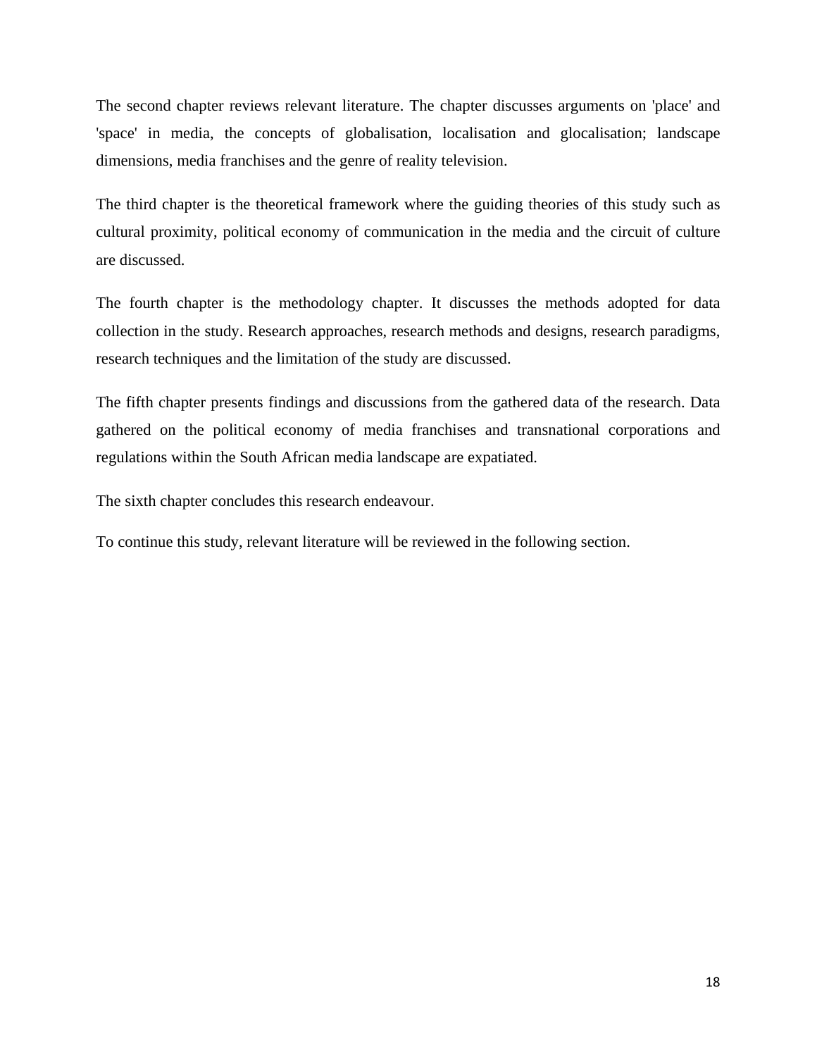The second chapter reviews relevant literature. The chapter discusses arguments on 'place' and 'space' in media, the concepts of globalisation, localisation and glocalisation; landscape dimensions, media franchises and the genre of reality television.

The third chapter is the theoretical framework where the guiding theories of this study such as cultural proximity, political economy of communication in the media and the circuit of culture are discussed.

The fourth chapter is the methodology chapter. It discusses the methods adopted for data collection in the study. Research approaches, research methods and designs, research paradigms, research techniques and the limitation of the study are discussed.

The fifth chapter presents findings and discussions from the gathered data of the research. Data gathered on the political economy of media franchises and transnational corporations and regulations within the South African media landscape are expatiated.

The sixth chapter concludes this research endeavour.

To continue this study, relevant literature will be reviewed in the following section.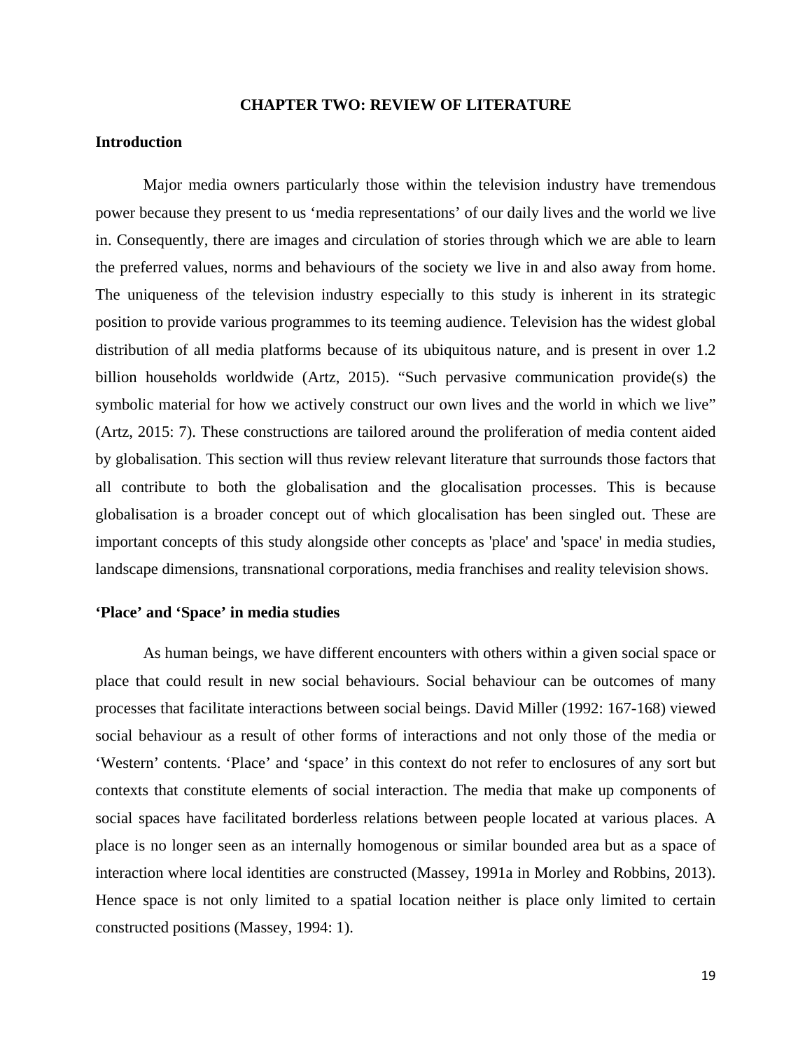# CHAPTER TWO: REVIEW OF LITERATURE

## Introduction

Major media owners particularly those within the television industry have tremendous power because they present to us 'media representations' of our daily lives and the world we live in. Consequently, there are images and circulation of stories through which we are able to learn the preferred values, norms and behaviours of the society we live in and also away from home. The uniqueness of the television industry especially to this study is inherent in its strategic position to provide various programmes to its teeming audience. Television has the widest global distribution of all media platforms because of its ubiquitous nature, and is present in over 1.2 billion households worldwide (Artz, 2015). "Such pervasive communication provide(s) the symbolic material for how we actively construct our own lives and the world in which we live" (Artz, 2015: 7). These constructions are tailored around the proliferation of media content aided by globalisation. This section will thus review relevant literature that surrounds those factors that all contribute to both the globalisation and the glocalisation processes. This is because globalisation is a broader concept out of which glocalisation has been singled out. These are important concepts of this study alongside other concepts as 'place' and 'space' in media studies, landscape dimensions, transnational corporations, media franchises and reality television shows.

## 'Place' and 'Space' in media studies

As human beings, we have different encounters with others within a given social space or place that could result in new social behaviours. Social behaviour can be outcomes of many processes that facilitate interactions between social beings. David Miller (1992: 167-168) viewed social behaviour as a result of other forms of interactions and not only those of the media or 'Western' contents. 'Place' and 'space' in this context do not refer to enclosures of any sort but contexts that constitute elements of social interaction. The media that make up components of social spaces have facilitated borderless relations between people located at various places. A place is no longer seen as an internally homogenous or similar bounded area but as a space of interaction where local identities are constructed (Massey, 1991a in Morley and Robbins, 2013). Hence space is not only limited to a spatial location neither is place only limited to certain constructed positions (Massey, 1994: 1).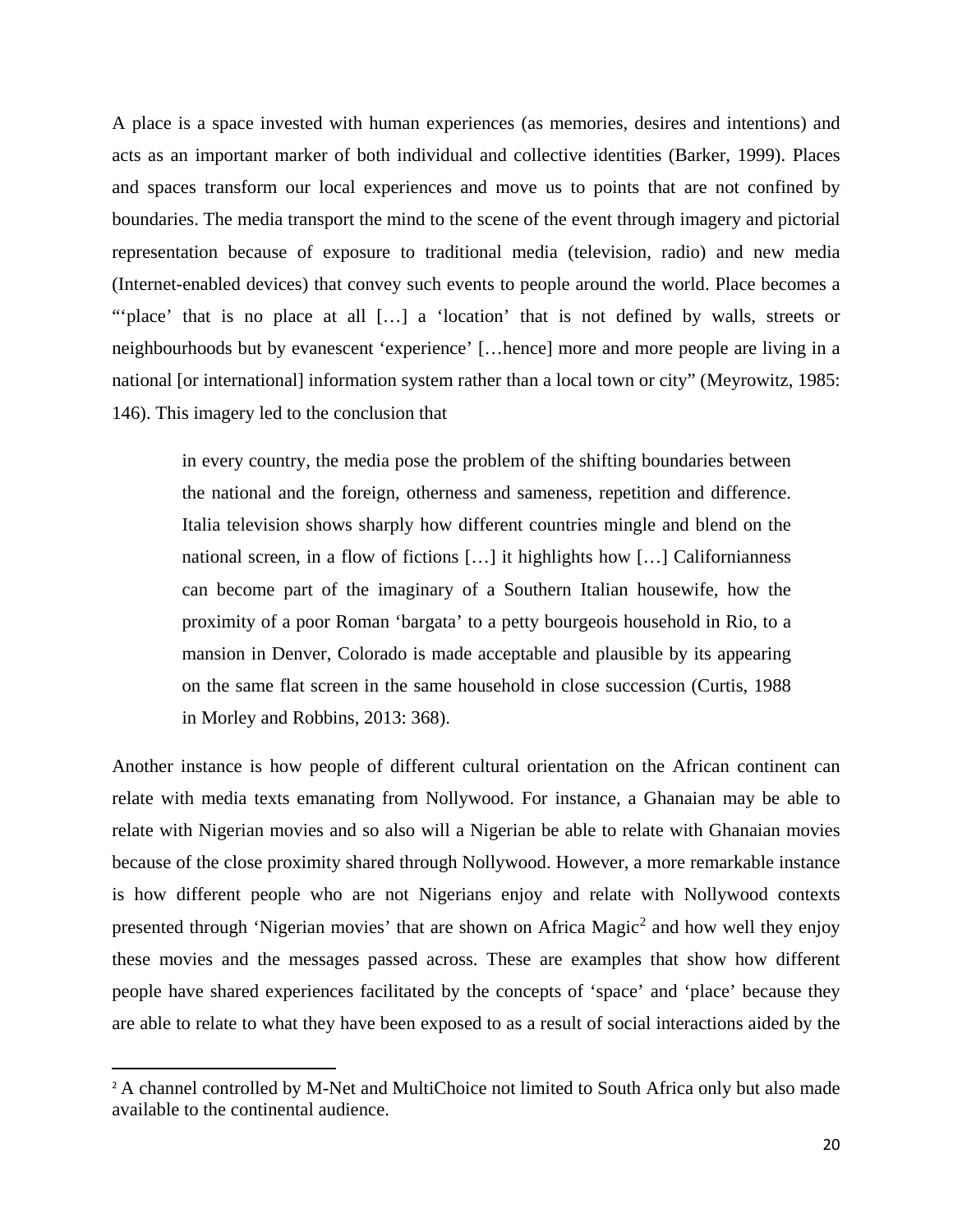A place is a space invested with human experiences (as memories, desires and intentions) and acts as an important marker of both individual and collective identities (Barker, 1999). Places and spaces transform our local experiences and move us to points that are not confined by boundaries. The media transport the mind to the scene of the event through imagery and pictorial representation because of exposure to traditional media (television, radio) and new media (Internet-enabled devices) that convey such events to people around the world. Place becomes a "'place' that is no place at all […] a 'location' that is not defined by walls, streets or neighbourhoods but by evanescent 'experience' […hence] more and more people are living in a national [or international] information system rather than a local town or city" (Meyrowitz, 1985: 146). This imagery led to the conclusion that

> in every country, the media pose the problem of the shifting boundaries between the national and the foreign, otherness and sameness, repetition and difference. Italia television shows sharply how different countries mingle and blend on the national screen, in a flow of fictions […] it highlights how […] Californianness can become part of the imaginary of a Southern Italian housewife, how the proximity of a poor Roman 'bargata' to a petty bourgeois household in Rio, to a mansion in Denver, Colorado is made acceptable and plausible by its appearing on the same flat screen in the same household in close succession (Curtis, 1988 in Morley and Robbins, 2013: 368).

Another instance is how people of different cultural orientation on the African continent can relate with media texts emanating from Nollywood. For instance, a Ghanaian may be able to relate with Nigerian movies and so also will a Nigerian be able to relate with Ghanaian movies because of the close proximity shared through Nollywood. However, a more remarkable instance is how different people who are not Nigerians enjoy and relate with Nollywood contexts presented through 'Nigerian movies' that are shown on Africa Magic[2] and how well they enjoy these movies and the messages passed across. These are examples that show how different people have shared experiences facilitated by the concepts of 'space' and 'place' because they are able to relate to what they have been exposed to as a result of social interactions aided by the

---

[2] A channel controlled by M-Net and MultiChoice not limited to South Africa only but also made available to the continental audience.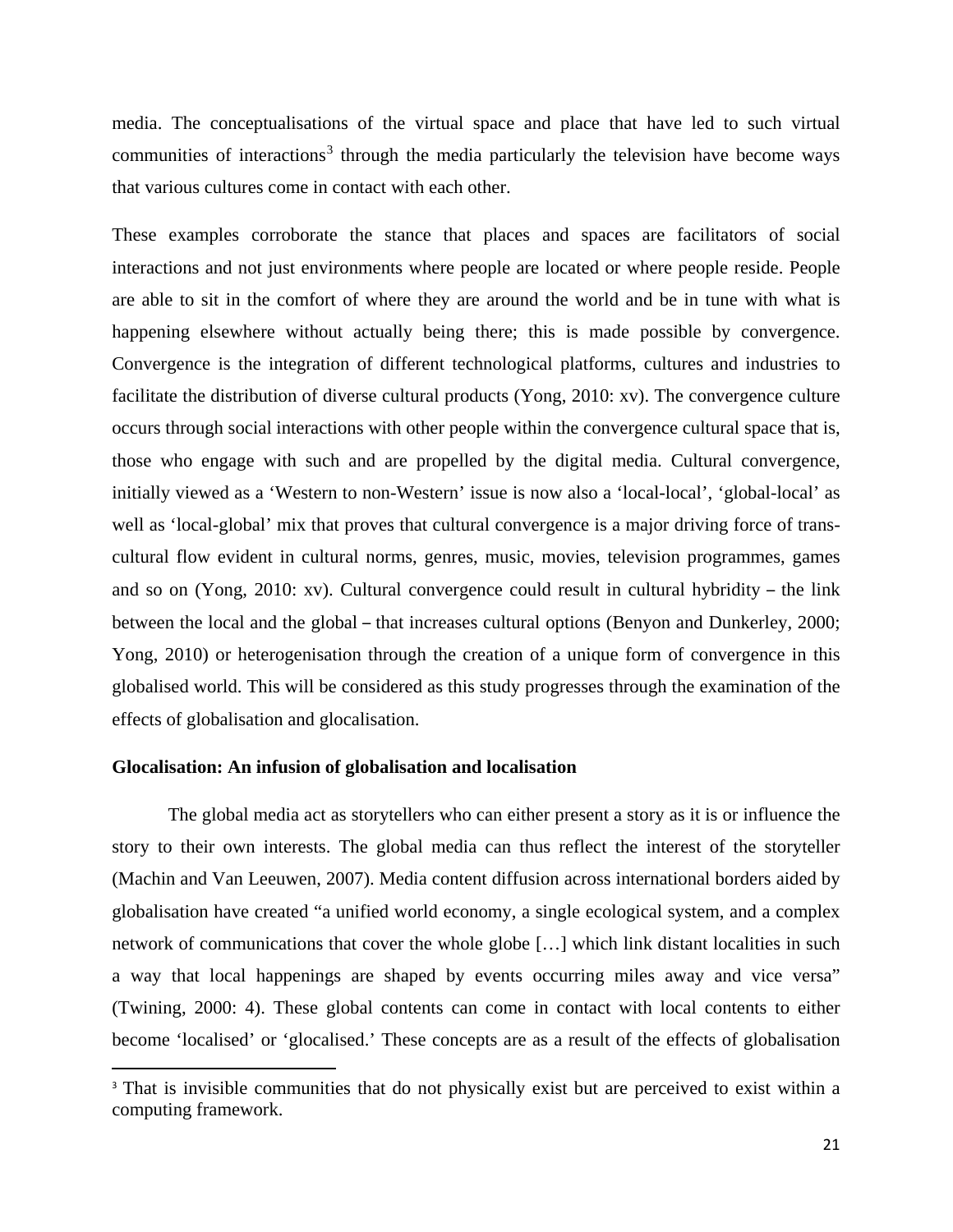media. The conceptualisations of the virtual space and place that have led to such virtual communities of interactions[3] through the media particularly the television have become ways that various cultures come in contact with each other.

These examples corroborate the stance that places and spaces are facilitators of social interactions and not just environments where people are located or where people reside. People are able to sit in the comfort of where they are around the world and be in tune with what is happening elsewhere without actually being there; this is made possible by convergence. Convergence is the integration of different technological platforms, cultures and industries to facilitate the distribution of diverse cultural products (Yong, 2010: xv). The convergence culture occurs through social interactions with other people within the convergence cultural space that is, those who engage with such and are propelled by the digital media. Cultural convergence, initially viewed as a 'Western to non-Western' issue is now also a 'local-local', 'global-local' as well as 'local-global' mix that proves that cultural convergence is a major driving force of trans-cultural flow evident in cultural norms, genres, music, movies, television programmes, games and so on (Yong, 2010: xv). Cultural convergence could result in cultural hybridity – the link between the local and the global – that increases cultural options (Benyon and Dunkerley, 2000; Yong, 2010) or heterogenisation through the creation of a unique form of convergence in this globalised world. This will be considered as this study progresses through the examination of the effects of globalisation and glocalisation.

**Glocalisation: An infusion of globalisation and localisation**

The global media act as storytellers who can either present a story as it is or influence the story to their own interests. The global media can thus reflect the interest of the storyteller (Machin and Van Leeuwen, 2007). Media content diffusion across international borders aided by globalisation have created "a unified world economy, a single ecological system, and a complex network of communications that cover the whole globe […] which link distant localities in such a way that local happenings are shaped by events occurring miles away and vice versa" (Twining, 2000: 4). These global contents can come in contact with local contents to either become 'localised' or 'glocalised.' These concepts are as a result of the effects of globalisation

[3] That is invisible communities that do not physically exist but are perceived to exist within a computing framework.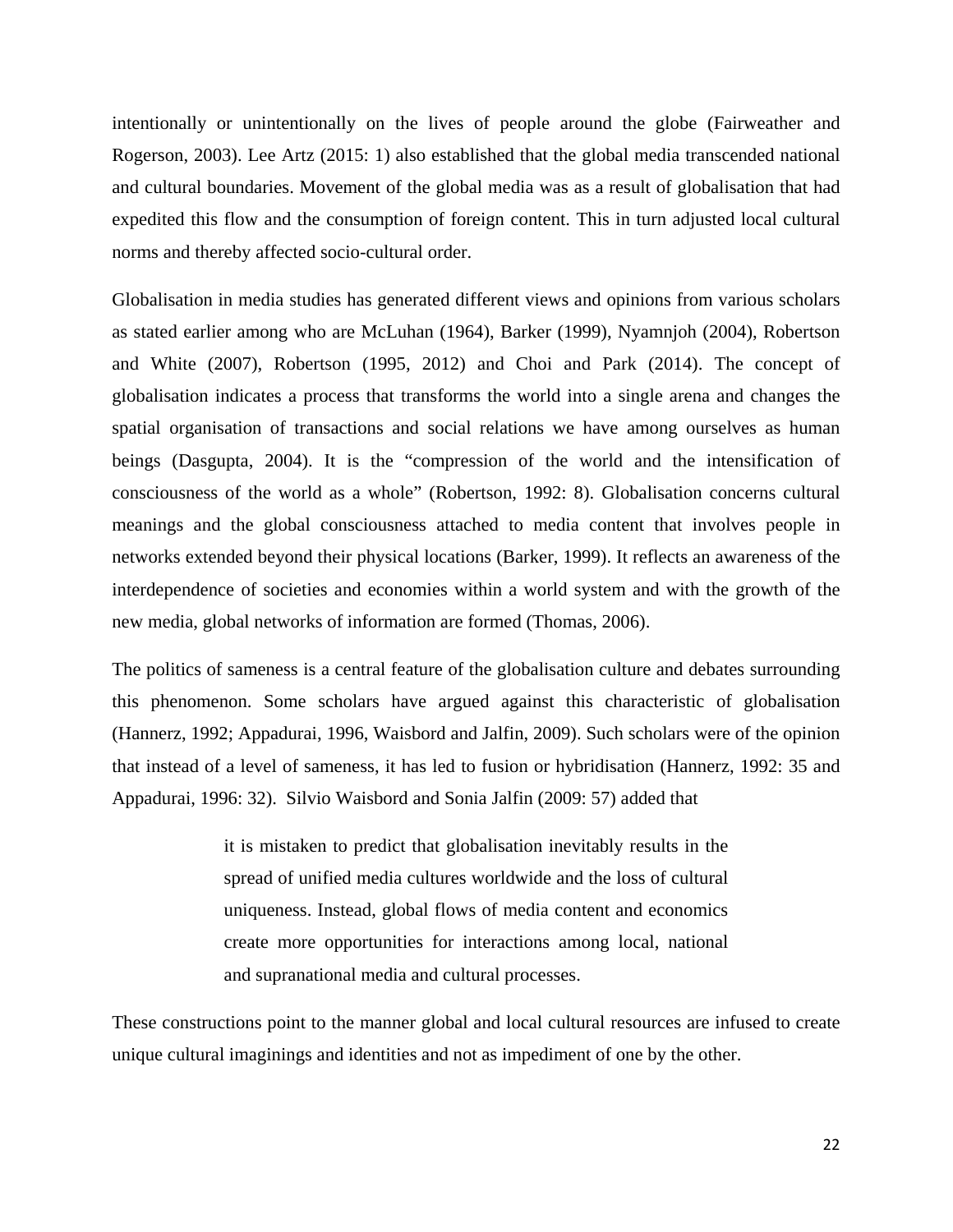intentionally or unintentionally on the lives of people around the globe (Fairweather and Rogerson, 2003). Lee Artz (2015: 1) also established that the global media transcended national and cultural boundaries. Movement of the global media was as a result of globalisation that had expedited this flow and the consumption of foreign content. This in turn adjusted local cultural norms and thereby affected socio-cultural order.

Globalisation in media studies has generated different views and opinions from various scholars as stated earlier among who are McLuhan (1964), Barker (1999), Nyamnjoh (2004), Robertson and White (2007), Robertson (1995, 2012) and Choi and Park (2014). The concept of globalisation indicates a process that transforms the world into a single arena and changes the spatial organisation of transactions and social relations we have among ourselves as human beings (Dasgupta, 2004). It is the "compression of the world and the intensification of consciousness of the world as a whole" (Robertson, 1992: 8). Globalisation concerns cultural meanings and the global consciousness attached to media content that involves people in networks extended beyond their physical locations (Barker, 1999). It reflects an awareness of the interdependence of societies and economies within a world system and with the growth of the new media, global networks of information are formed (Thomas, 2006).

The politics of sameness is a central feature of the globalisation culture and debates surrounding this phenomenon. Some scholars have argued against this characteristic of globalisation (Hannerz, 1992; Appadurai, 1996, Waisbord and Jalfin, 2009). Such scholars were of the opinion that instead of a level of sameness, it has led to fusion or hybridisation (Hannerz, 1992: 35 and Appadurai, 1996: 32). Silvio Waisbord and Sonia Jalfin (2009: 57) added that

> it is mistaken to predict that globalisation inevitably results in the spread of unified media cultures worldwide and the loss of cultural uniqueness. Instead, global flows of media content and economics create more opportunities for interactions among local, national and supranational media and cultural processes.

These constructions point to the manner global and local cultural resources are infused to create unique cultural imaginings and identities and not as impediment of one by the other.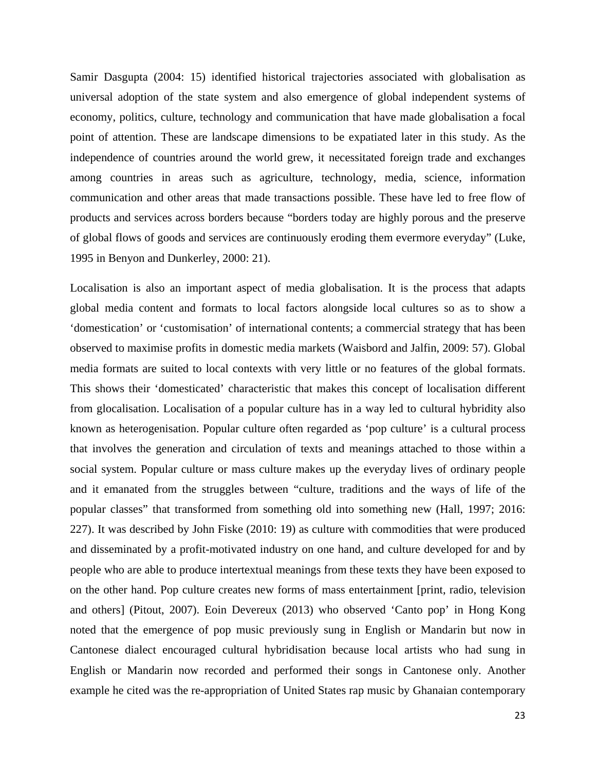Samir Dasgupta (2004: 15) identified historical trajectories associated with globalisation as universal adoption of the state system and also emergence of global independent systems of economy, politics, culture, technology and communication that have made globalisation a focal point of attention. These are landscape dimensions to be expatiated later in this study. As the independence of countries around the world grew, it necessitated foreign trade and exchanges among countries in areas such as agriculture, technology, media, science, information communication and other areas that made transactions possible. These have led to free flow of products and services across borders because "borders today are highly porous and the preserve of global flows of goods and services are continuously eroding them evermore everyday" (Luke, 1995 in Benyon and Dunkerley, 2000: 21).

Localisation is also an important aspect of media globalisation. It is the process that adapts global media content and formats to local factors alongside local cultures so as to show a 'domestication' or 'customisation' of international contents; a commercial strategy that has been observed to maximise profits in domestic media markets (Waisbord and Jalfin, 2009: 57). Global media formats are suited to local contexts with very little or no features of the global formats. This shows their 'domesticated' characteristic that makes this concept of localisation different from glocalisation. Localisation of a popular culture has in a way led to cultural hybridity also known as heterogenisation. Popular culture often regarded as 'pop culture' is a cultural process that involves the generation and circulation of texts and meanings attached to those within a social system. Popular culture or mass culture makes up the everyday lives of ordinary people and it emanated from the struggles between "culture, traditions and the ways of life of the popular classes" that transformed from something old into something new (Hall, 1997; 2016: 227). It was described by John Fiske (2010: 19) as culture with commodities that were produced and disseminated by a profit-motivated industry on one hand, and culture developed for and by people who are able to produce intertextual meanings from these texts they have been exposed to on the other hand. Pop culture creates new forms of mass entertainment [print, radio, television and others] (Pitout, 2007). Eoin Devereux (2013) who observed 'Canto pop' in Hong Kong noted that the emergence of pop music previously sung in English or Mandarin but now in Cantonese dialect encouraged cultural hybridisation because local artists who had sung in English or Mandarin now recorded and performed their songs in Cantonese only. Another example he cited was the re-appropriation of United States rap music by Ghanaian contemporary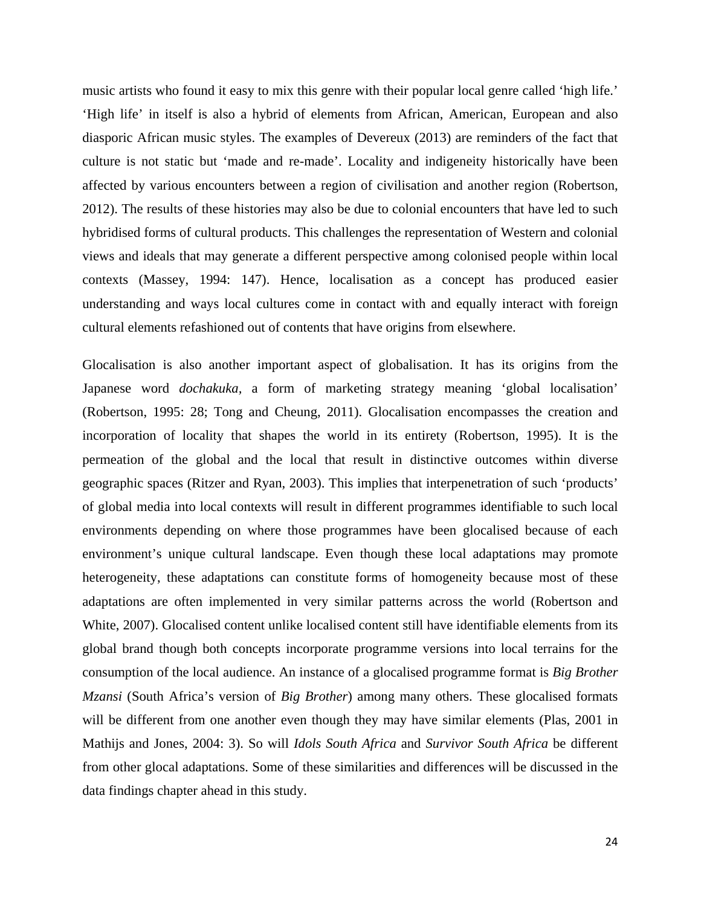music artists who found it easy to mix this genre with their popular local genre called 'high life.' 'High life' in itself is also a hybrid of elements from African, American, European and also diasporic African music styles. The examples of Devereux (2013) are reminders of the fact that culture is not static but 'made and re-made'. Locality and indigeneity historically have been affected by various encounters between a region of civilisation and another region (Robertson, 2012). The results of these histories may also be due to colonial encounters that have led to such hybridised forms of cultural products. This challenges the representation of Western and colonial views and ideals that may generate a different perspective among colonised people within local contexts (Massey, 1994: 147). Hence, localisation as a concept has produced easier understanding and ways local cultures come in contact with and equally interact with foreign cultural elements refashioned out of contents that have origins from elsewhere.

Glocalisation is also another important aspect of globalisation. It has its origins from the Japanese word *dochakuka,* a form of marketing strategy meaning 'global localisation' (Robertson, 1995: 28; Tong and Cheung, 2011). Glocalisation encompasses the creation and incorporation of locality that shapes the world in its entirety (Robertson, 1995). It is the permeation of the global and the local that result in distinctive outcomes within diverse geographic spaces (Ritzer and Ryan, 2003). This implies that interpenetration of such 'products' of global media into local contexts will result in different programmes identifiable to such local environments depending on where those programmes have been glocalised because of each environment's unique cultural landscape. Even though these local adaptations may promote heterogeneity, these adaptations can constitute forms of homogeneity because most of these adaptations are often implemented in very similar patterns across the world (Robertson and White, 2007). Glocalised content unlike localised content still have identifiable elements from its global brand though both concepts incorporate programme versions into local terrains for the consumption of the local audience. An instance of a glocalised programme format is *Big Brother Mzansi* (South Africa's version of *Big Brother*) among many others. These glocalised formats will be different from one another even though they may have similar elements (Plas, 2001 in Mathijs and Jones, 2004: 3). So will *Idols South Africa* and *Survivor South Africa* be different from other glocal adaptations. Some of these similarities and differences will be discussed in the data findings chapter ahead in this study.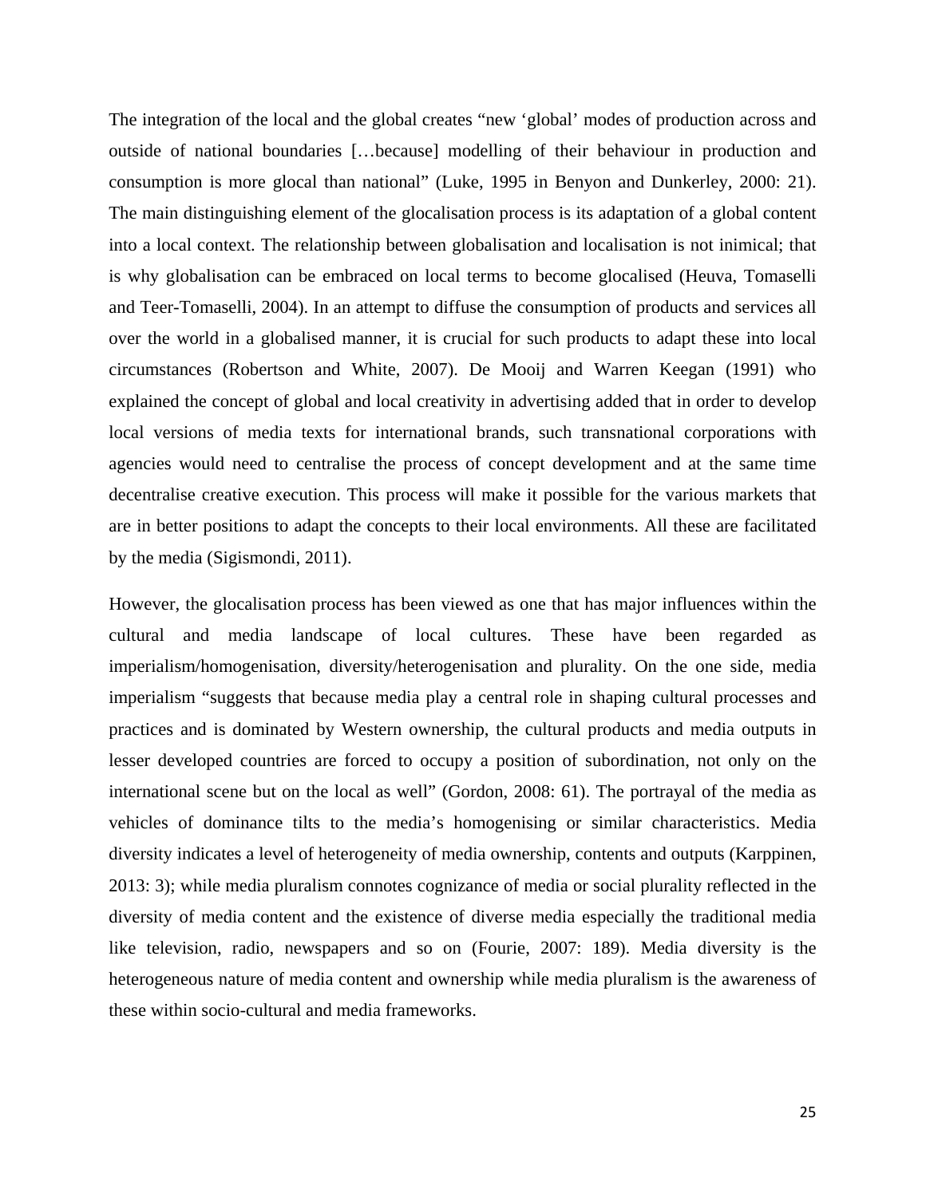The integration of the local and the global creates "new 'global' modes of production across and outside of national boundaries […because] modelling of their behaviour in production and consumption is more glocal than national" (Luke, 1995 in Benyon and Dunkerley, 2000: 21). The main distinguishing element of the glocalisation process is its adaptation of a global content into a local context. The relationship between globalisation and localisation is not inimical; that is why globalisation can be embraced on local terms to become glocalised (Heuva, Tomaselli and Teer-Tomaselli, 2004). In an attempt to diffuse the consumption of products and services all over the world in a globalised manner, it is crucial for such products to adapt these into local circumstances (Robertson and White, 2007). De Mooij and Warren Keegan (1991) who explained the concept of global and local creativity in advertising added that in order to develop local versions of media texts for international brands, such transnational corporations with agencies would need to centralise the process of concept development and at the same time decentralise creative execution. This process will make it possible for the various markets that are in better positions to adapt the concepts to their local environments. All these are facilitated by the media (Sigismondi, 2011).

However, the glocalisation process has been viewed as one that has major influences within the cultural and media landscape of local cultures. These have been regarded as imperialism/homogenisation, diversity/heterogenisation and plurality. On the one side, media imperialism "suggests that because media play a central role in shaping cultural processes and practices and is dominated by Western ownership, the cultural products and media outputs in lesser developed countries are forced to occupy a position of subordination, not only on the international scene but on the local as well" (Gordon, 2008: 61). The portrayal of the media as vehicles of dominance tilts to the media's homogenising or similar characteristics. Media diversity indicates a level of heterogeneity of media ownership, contents and outputs (Karppinen, 2013: 3); while media pluralism connotes cognizance of media or social plurality reflected in the diversity of media content and the existence of diverse media especially the traditional media like television, radio, newspapers and so on (Fourie, 2007: 189). Media diversity is the heterogeneous nature of media content and ownership while media pluralism is the awareness of these within socio-cultural and media frameworks.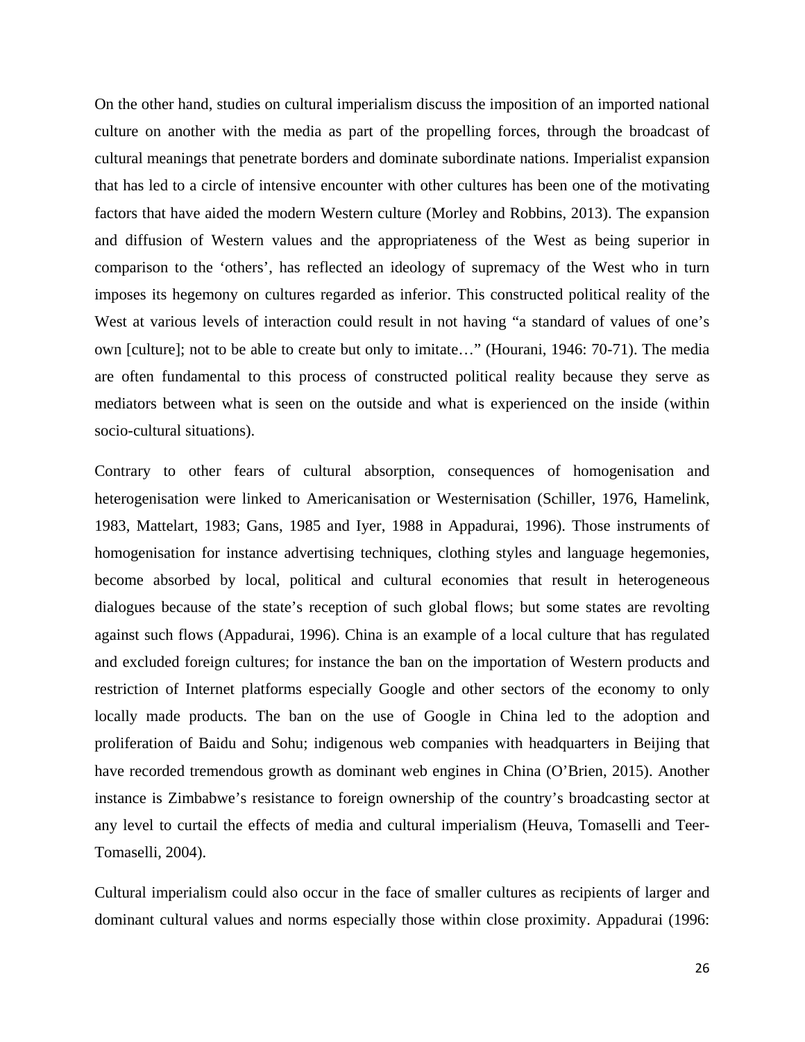On the other hand, studies on cultural imperialism discuss the imposition of an imported national culture on another with the media as part of the propelling forces, through the broadcast of cultural meanings that penetrate borders and dominate subordinate nations. Imperialist expansion that has led to a circle of intensive encounter with other cultures has been one of the motivating factors that have aided the modern Western culture (Morley and Robbins, 2013). The expansion and diffusion of Western values and the appropriateness of the West as being superior in comparison to the 'others', has reflected an ideology of supremacy of the West who in turn imposes its hegemony on cultures regarded as inferior. This constructed political reality of the West at various levels of interaction could result in not having "a standard of values of one's own [culture]; not to be able to create but only to imitate…" (Hourani, 1946: 70-71). The media are often fundamental to this process of constructed political reality because they serve as mediators between what is seen on the outside and what is experienced on the inside (within socio-cultural situations).

Contrary to other fears of cultural absorption, consequences of homogenisation and heterogenisation were linked to Americanisation or Westernisation (Schiller, 1976, Hamelink, 1983, Mattelart, 1983; Gans, 1985 and Iyer, 1988 in Appadurai, 1996). Those instruments of homogenisation for instance advertising techniques, clothing styles and language hegemonies, become absorbed by local, political and cultural economies that result in heterogeneous dialogues because of the state's reception of such global flows; but some states are revolting against such flows (Appadurai, 1996). China is an example of a local culture that has regulated and excluded foreign cultures; for instance the ban on the importation of Western products and restriction of Internet platforms especially Google and other sectors of the economy to only locally made products. The ban on the use of Google in China led to the adoption and proliferation of Baidu and Sohu; indigenous web companies with headquarters in Beijing that have recorded tremendous growth as dominant web engines in China (O'Brien, 2015). Another instance is Zimbabwe's resistance to foreign ownership of the country's broadcasting sector at any level to curtail the effects of media and cultural imperialism (Heuva, Tomaselli and Teer-Tomaselli, 2004).

Cultural imperialism could also occur in the face of smaller cultures as recipients of larger and dominant cultural values and norms especially those within close proximity. Appadurai (1996: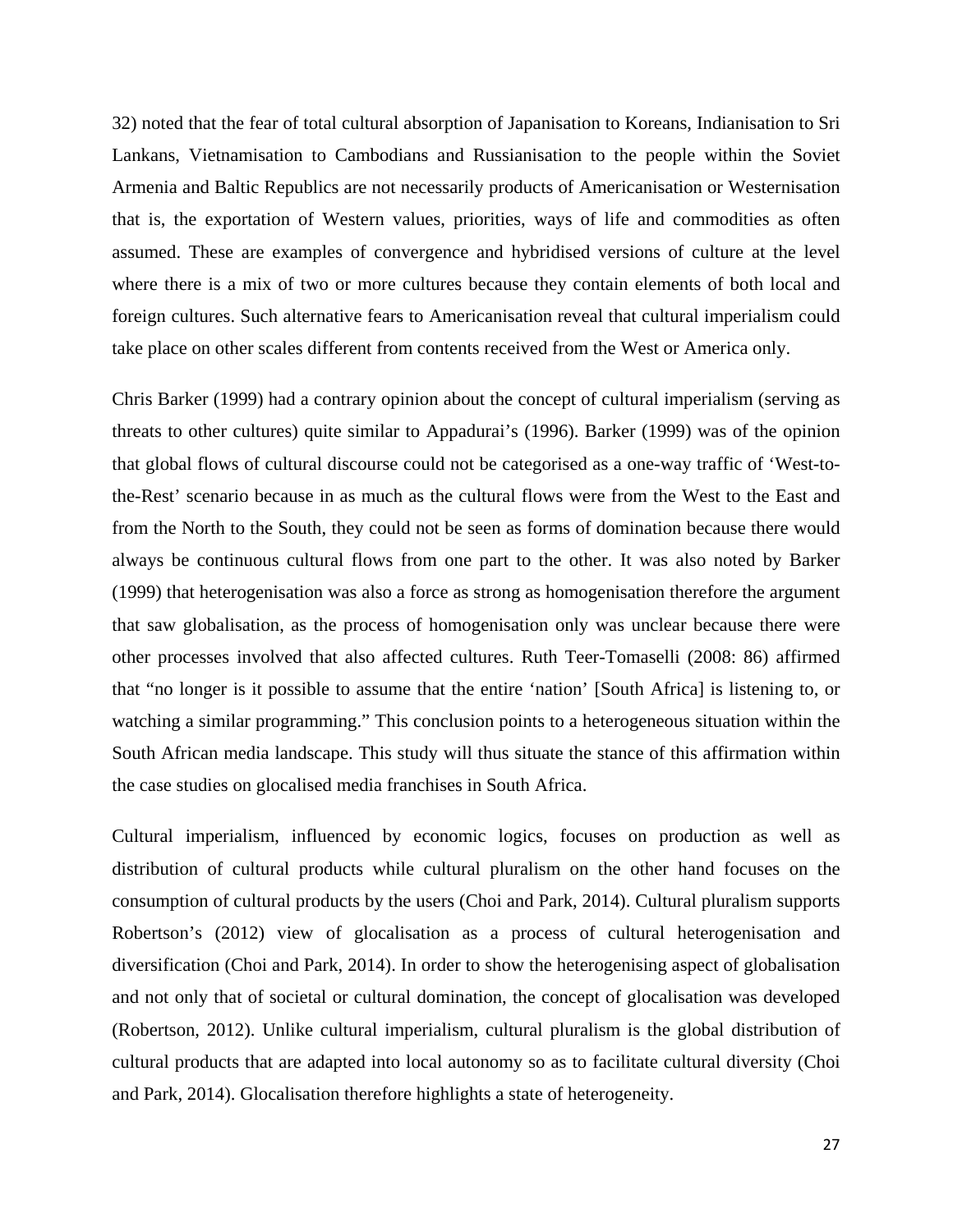32) noted that the fear of total cultural absorption of Japanisation to Koreans, Indianisation to Sri Lankans, Vietnamisation to Cambodians and Russianisation to the people within the Soviet Armenia and Baltic Republics are not necessarily products of Americanisation or Westernisation that is, the exportation of Western values, priorities, ways of life and commodities as often assumed. These are examples of convergence and hybridised versions of culture at the level where there is a mix of two or more cultures because they contain elements of both local and foreign cultures. Such alternative fears to Americanisation reveal that cultural imperialism could take place on other scales different from contents received from the West or America only.

Chris Barker (1999) had a contrary opinion about the concept of cultural imperialism (serving as threats to other cultures) quite similar to Appadurai's (1996). Barker (1999) was of the opinion that global flows of cultural discourse could not be categorised as a one-way traffic of 'West-to-the-Rest' scenario because in as much as the cultural flows were from the West to the East and from the North to the South, they could not be seen as forms of domination because there would always be continuous cultural flows from one part to the other. It was also noted by Barker (1999) that heterogenisation was also a force as strong as homogenisation therefore the argument that saw globalisation, as the process of homogenisation only was unclear because there were other processes involved that also affected cultures. Ruth Teer-Tomaselli (2008: 86) affirmed that "no longer is it possible to assume that the entire 'nation' [South Africa] is listening to, or watching a similar programming." This conclusion points to a heterogeneous situation within the South African media landscape. This study will thus situate the stance of this affirmation within the case studies on glocalised media franchises in South Africa.

Cultural imperialism, influenced by economic logics, focuses on production as well as distribution of cultural products while cultural pluralism on the other hand focuses on the consumption of cultural products by the users (Choi and Park, 2014). Cultural pluralism supports Robertson's (2012) view of glocalisation as a process of cultural heterogenisation and diversification (Choi and Park, 2014). In order to show the heterogenising aspect of globalisation and not only that of societal or cultural domination, the concept of glocalisation was developed (Robertson, 2012). Unlike cultural imperialism, cultural pluralism is the global distribution of cultural products that are adapted into local autonomy so as to facilitate cultural diversity (Choi and Park, 2014). Glocalisation therefore highlights a state of heterogeneity.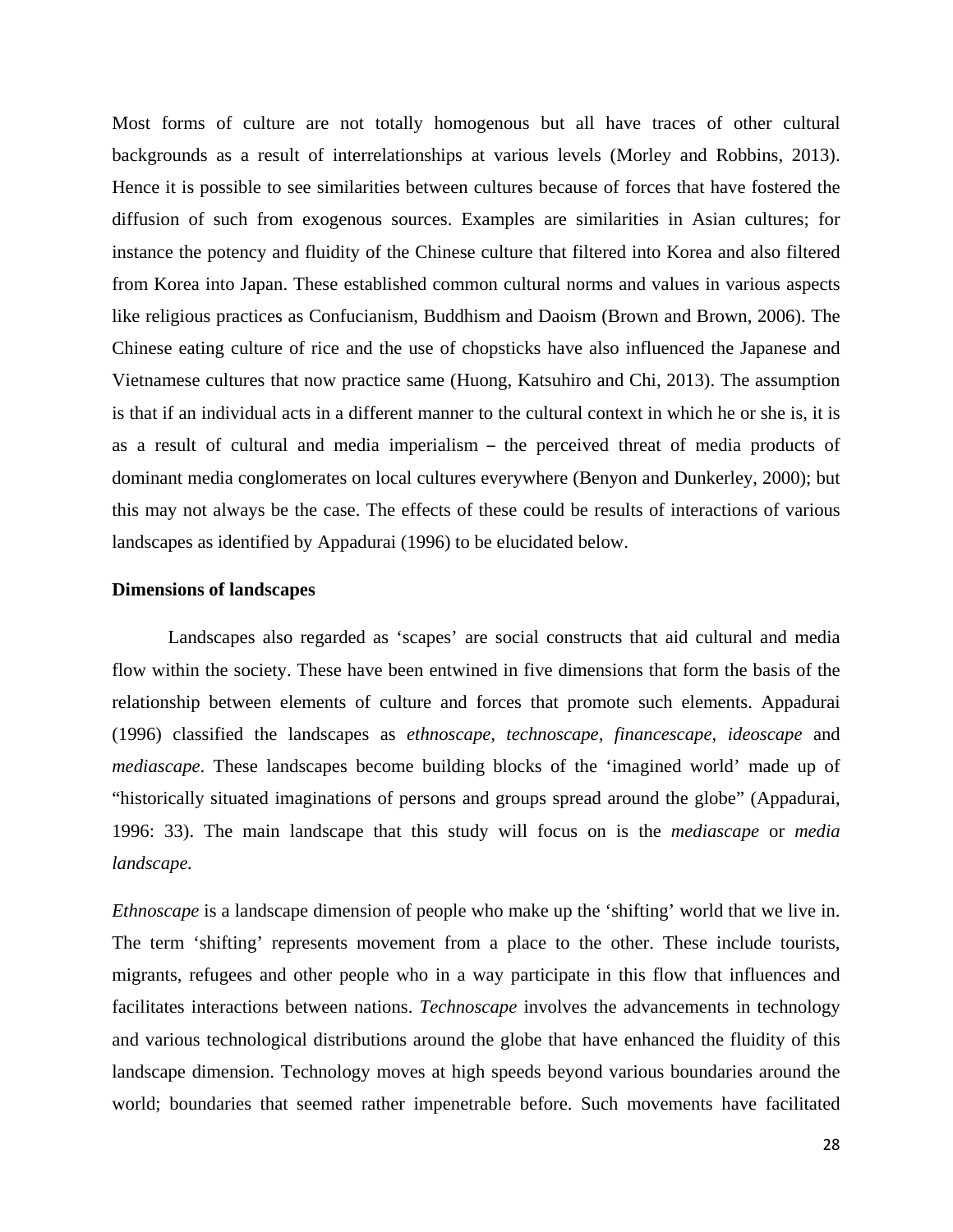Most forms of culture are not totally homogenous but all have traces of other cultural backgrounds as a result of interrelationships at various levels (Morley and Robbins, 2013). Hence it is possible to see similarities between cultures because of forces that have fostered the diffusion of such from exogenous sources. Examples are similarities in Asian cultures; for instance the potency and fluidity of the Chinese culture that filtered into Korea and also filtered from Korea into Japan. These established common cultural norms and values in various aspects like religious practices as Confucianism, Buddhism and Daoism (Brown and Brown, 2006). The Chinese eating culture of rice and the use of chopsticks have also influenced the Japanese and Vietnamese cultures that now practice same (Huong, Katsuhiro and Chi, 2013). The assumption is that if an individual acts in a different manner to the cultural context in which he or she is, it is as a result of cultural and media imperialism – the perceived threat of media products of dominant media conglomerates on local cultures everywhere (Benyon and Dunkerley, 2000); but this may not always be the case. The effects of these could be results of interactions of various landscapes as identified by Appadurai (1996) to be elucidated below.

**Dimensions of landscapes**

Landscapes also regarded as 'scapes' are social constructs that aid cultural and media flow within the society. These have been entwined in five dimensions that form the basis of the relationship between elements of culture and forces that promote such elements. Appadurai (1996) classified the landscapes as *ethnoscape, technoscape*, *financescape*, *ideoscape* and *mediascape*. These landscapes become building blocks of the 'imagined world' made up of "historically situated imaginations of persons and groups spread around the globe" (Appadurai, 1996: 33). The main landscape that this study will focus on is the *mediascape* or *media landscape.*

*Ethnoscape* is a landscape dimension of people who make up the 'shifting' world that we live in. The term 'shifting' represents movement from a place to the other. These include tourists, migrants, refugees and other people who in a way participate in this flow that influences and facilitates interactions between nations. *Technoscape* involves the advancements in technology and various technological distributions around the globe that have enhanced the fluidity of this landscape dimension. Technology moves at high speeds beyond various boundaries around the world; boundaries that seemed rather impenetrable before. Such movements have facilitated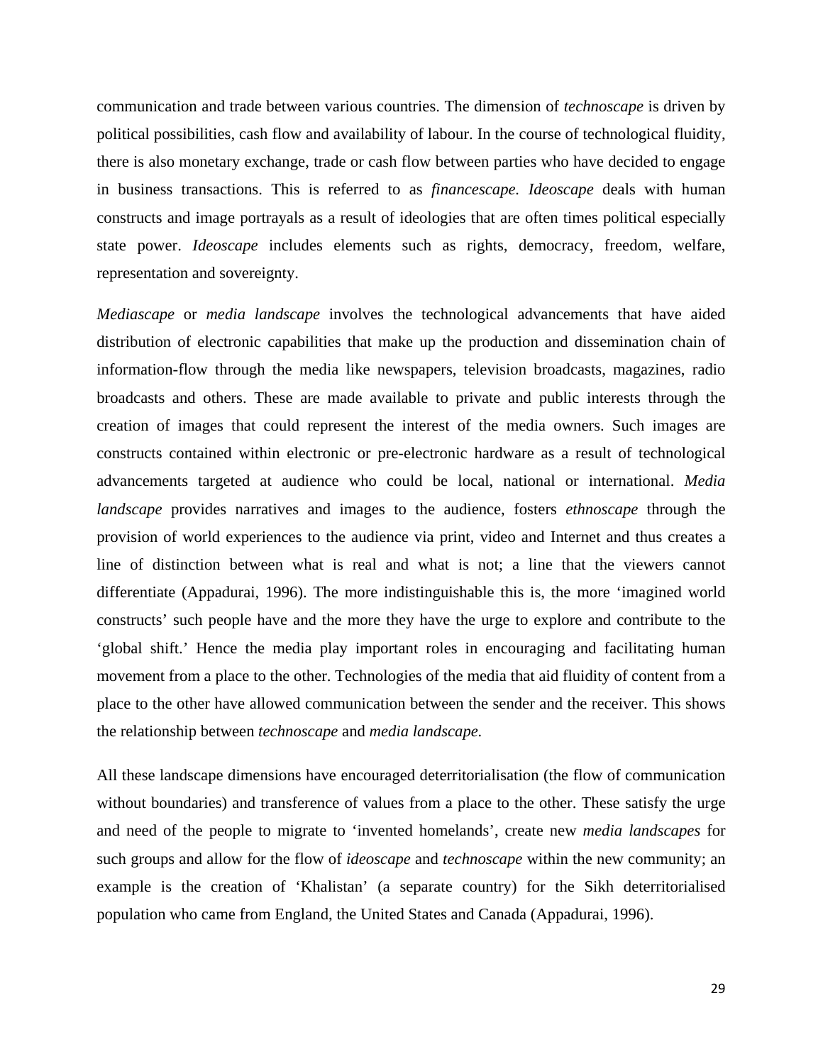communication and trade between various countries. The dimension of *technoscape* is driven by political possibilities, cash flow and availability of labour. In the course of technological fluidity, there is also monetary exchange, trade or cash flow between parties who have decided to engage in business transactions. This is referred to as *financescape*. *Ideoscape* deals with human constructs and image portrayals as a result of ideologies that are often times political especially state power. *Ideoscape* includes elements such as rights, democracy, freedom, welfare, representation and sovereignty.

*Mediascape* or *media landscape* involves the technological advancements that have aided distribution of electronic capabilities that make up the production and dissemination chain of information-flow through the media like newspapers, television broadcasts, magazines, radio broadcasts and others. These are made available to private and public interests through the creation of images that could represent the interest of the media owners. Such images are constructs contained within electronic or pre-electronic hardware as a result of technological advancements targeted at audience who could be local, national or international. *Media landscape* provides narratives and images to the audience, fosters *ethnoscape* through the provision of world experiences to the audience via print, video and Internet and thus creates a line of distinction between what is real and what is not; a line that the viewers cannot differentiate (Appadurai, 1996). The more indistinguishable this is, the more 'imagined world constructs' such people have and the more they have the urge to explore and contribute to the 'global shift.' Hence the media play important roles in encouraging and facilitating human movement from a place to the other. Technologies of the media that aid fluidity of content from a place to the other have allowed communication between the sender and the receiver. This shows the relationship between *technoscape* and *media landscape*.

All these landscape dimensions have encouraged deterritorialisation (the flow of communication without boundaries) and transference of values from a place to the other. These satisfy the urge and need of the people to migrate to 'invented homelands', create new *media landscapes* for such groups and allow for the flow of *ideoscape* and *technoscape* within the new community; an example is the creation of 'Khalistan' (a separate country) for the Sikh deterritorialised population who came from England, the United States and Canada (Appadurai, 1996).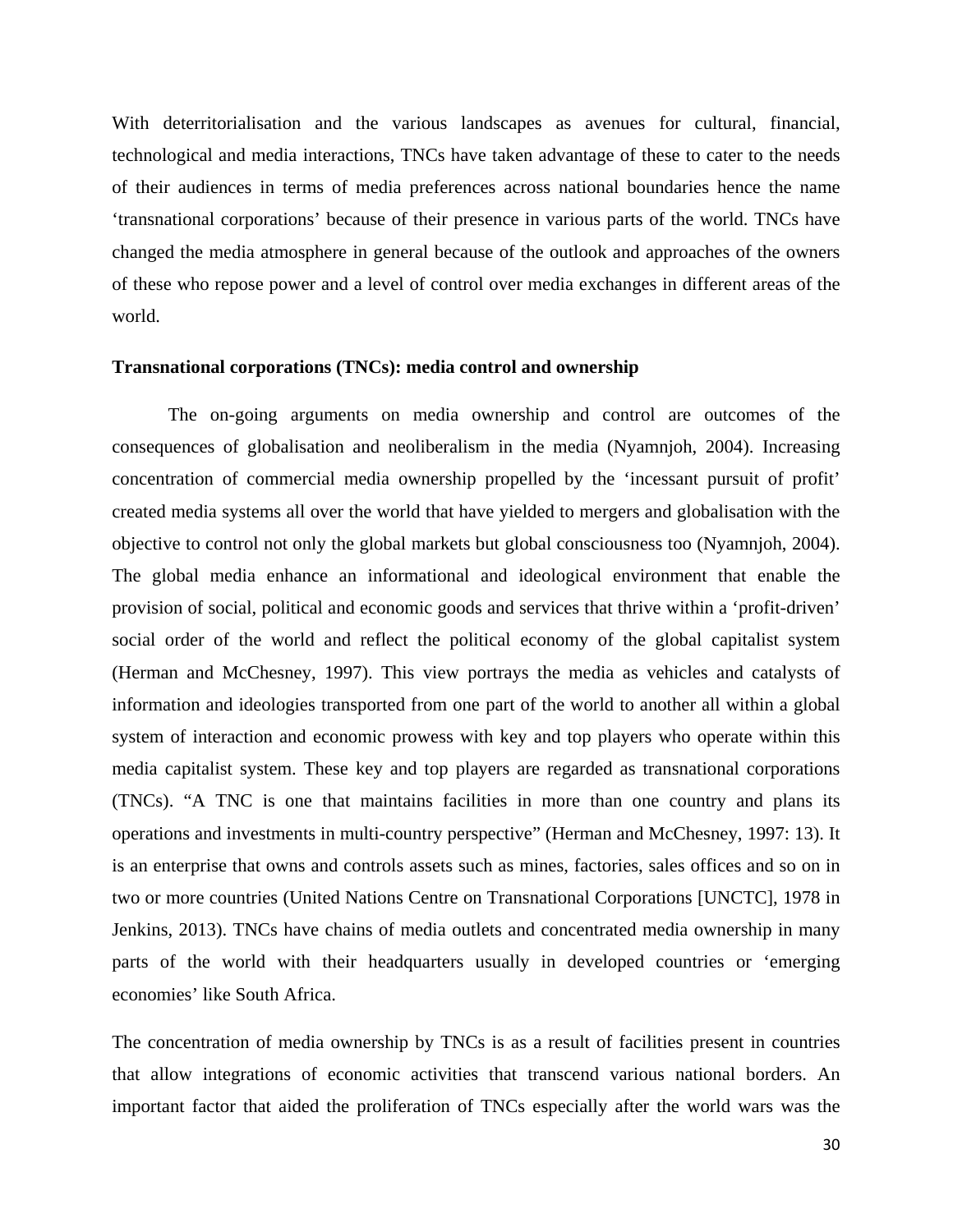With deterritorialisation and the various landscapes as avenues for cultural, financial, technological and media interactions, TNCs have taken advantage of these to cater to the needs of their audiences in terms of media preferences across national boundaries hence the name 'transnational corporations' because of their presence in various parts of the world. TNCs have changed the media atmosphere in general because of the outlook and approaches of the owners of these who repose power and a level of control over media exchanges in different areas of the world.

**Transnational corporations (TNCs): media control and ownership**

The on-going arguments on media ownership and control are outcomes of the consequences of globalisation and neoliberalism in the media (Nyamnjoh, 2004). Increasing concentration of commercial media ownership propelled by the 'incessant pursuit of profit' created media systems all over the world that have yielded to mergers and globalisation with the objective to control not only the global markets but global consciousness too (Nyamnjoh, 2004). The global media enhance an informational and ideological environment that enable the provision of social, political and economic goods and services that thrive within a 'profit-driven' social order of the world and reflect the political economy of the global capitalist system (Herman and McChesney, 1997). This view portrays the media as vehicles and catalysts of information and ideologies transported from one part of the world to another all within a global system of interaction and economic prowess with key and top players who operate within this media capitalist system. These key and top players are regarded as transnational corporations (TNCs). "A TNC is one that maintains facilities in more than one country and plans its operations and investments in multi-country perspective" (Herman and McChesney, 1997: 13). It is an enterprise that owns and controls assets such as mines, factories, sales offices and so on in two or more countries (United Nations Centre on Transnational Corporations [UNCTC], 1978 in Jenkins, 2013). TNCs have chains of media outlets and concentrated media ownership in many parts of the world with their headquarters usually in developed countries or 'emerging economies' like South Africa.

The concentration of media ownership by TNCs is as a result of facilities present in countries that allow integrations of economic activities that transcend various national borders. An important factor that aided the proliferation of TNCs especially after the world wars was the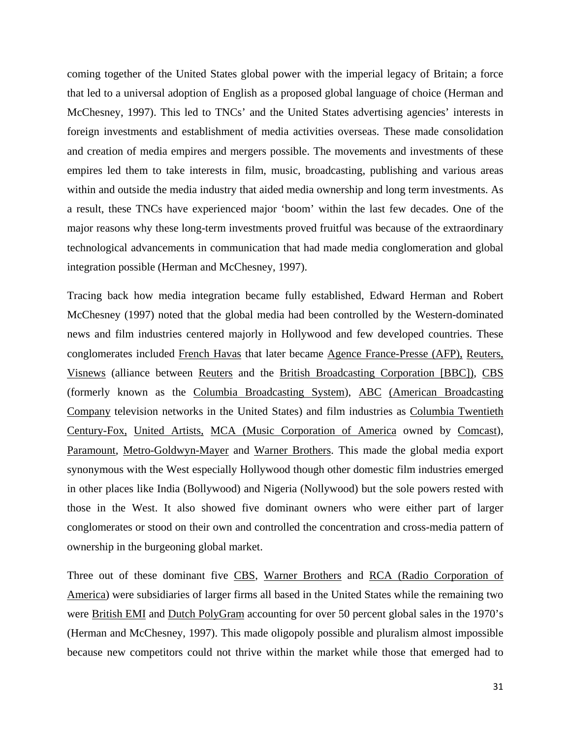coming together of the United States global power with the imperial legacy of Britain; a force that led to a universal adoption of English as a proposed global language of choice (Herman and McChesney, 1997). This led to TNCs' and the United States advertising agencies' interests in foreign investments and establishment of media activities overseas. These made consolidation and creation of media empires and mergers possible. The movements and investments of these empires led them to take interests in film, music, broadcasting, publishing and various areas within and outside the media industry that aided media ownership and long term investments. As a result, these TNCs have experienced major 'boom' within the last few decades. One of the major reasons why these long-term investments proved fruitful was because of the extraordinary technological advancements in communication that had made media conglomeration and global integration possible (Herman and McChesney, 1997).

Tracing back how media integration became fully established, Edward Herman and Robert McChesney (1997) noted that the global media had been controlled by the Western-dominated news and film industries centered majorly in Hollywood and few developed countries. These conglomerates included French Havas that later became Agence France-Presse (AFP), Reuters, Visnews (alliance between Reuters and the British Broadcasting Corporation [BBC]), CBS (formerly known as the Columbia Broadcasting System), ABC (American Broadcasting Company television networks in the United States) and film industries as Columbia Twentieth Century-Fox, United Artists, MCA (Music Corporation of America owned by Comcast), Paramount, Metro-Goldwyn-Mayer and Warner Brothers. This made the global media export synonymous with the West especially Hollywood though other domestic film industries emerged in other places like India (Bollywood) and Nigeria (Nollywood) but the sole powers rested with those in the West. It also showed five dominant owners who were either part of larger conglomerates or stood on their own and controlled the concentration and cross-media pattern of ownership in the burgeoning global market.

Three out of these dominant five CBS, Warner Brothers and RCA (Radio Corporation of America) were subsidiaries of larger firms all based in the United States while the remaining two were British EMI and Dutch PolyGram accounting for over 50 percent global sales in the 1970's (Herman and McChesney, 1997). This made oligopoly possible and pluralism almost impossible because new competitors could not thrive within the market while those that emerged had to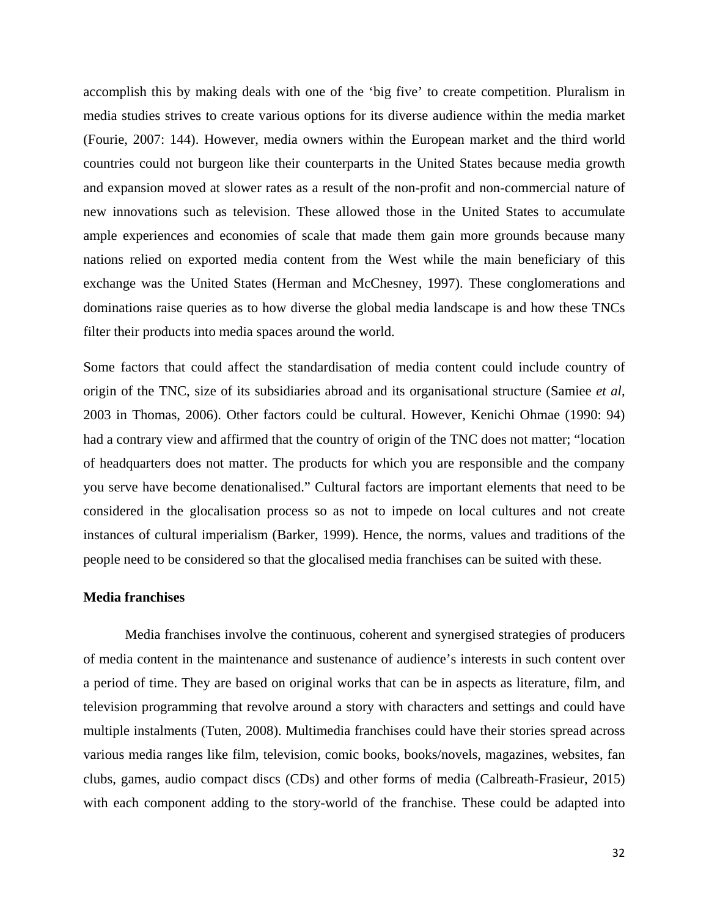accomplish this by making deals with one of the 'big five' to create competition. Pluralism in media studies strives to create various options for its diverse audience within the media market (Fourie, 2007: 144). However, media owners within the European market and the third world countries could not burgeon like their counterparts in the United States because media growth and expansion moved at slower rates as a result of the non-profit and non-commercial nature of new innovations such as television. These allowed those in the United States to accumulate ample experiences and economies of scale that made them gain more grounds because many nations relied on exported media content from the West while the main beneficiary of this exchange was the United States (Herman and McChesney, 1997). These conglomerations and dominations raise queries as to how diverse the global media landscape is and how these TNCs filter their products into media spaces around the world.

Some factors that could affect the standardisation of media content could include country of origin of the TNC, size of its subsidiaries abroad and its organisational structure (Samiee *et al*, 2003 in Thomas, 2006). Other factors could be cultural. However, Kenichi Ohmae (1990: 94) had a contrary view and affirmed that the country of origin of the TNC does not matter; "location of headquarters does not matter. The products for which you are responsible and the company you serve have become denationalised." Cultural factors are important elements that need to be considered in the glocalisation process so as not to impede on local cultures and not create instances of cultural imperialism (Barker, 1999). Hence, the norms, values and traditions of the people need to be considered so that the glocalised media franchises can be suited with these.

**Media franchises**

Media franchises involve the continuous, coherent and synergised strategies of producers of media content in the maintenance and sustenance of audience's interests in such content over a period of time. They are based on original works that can be in aspects as literature, film, and television programming that revolve around a story with characters and settings and could have multiple instalments (Tuten, 2008). Multimedia franchises could have their stories spread across various media ranges like film, television, comic books, books/novels, magazines, websites, fan clubs, games, audio compact discs (CDs) and other forms of media (Calbreath-Frasieur, 2015) with each component adding to the story-world of the franchise. These could be adapted into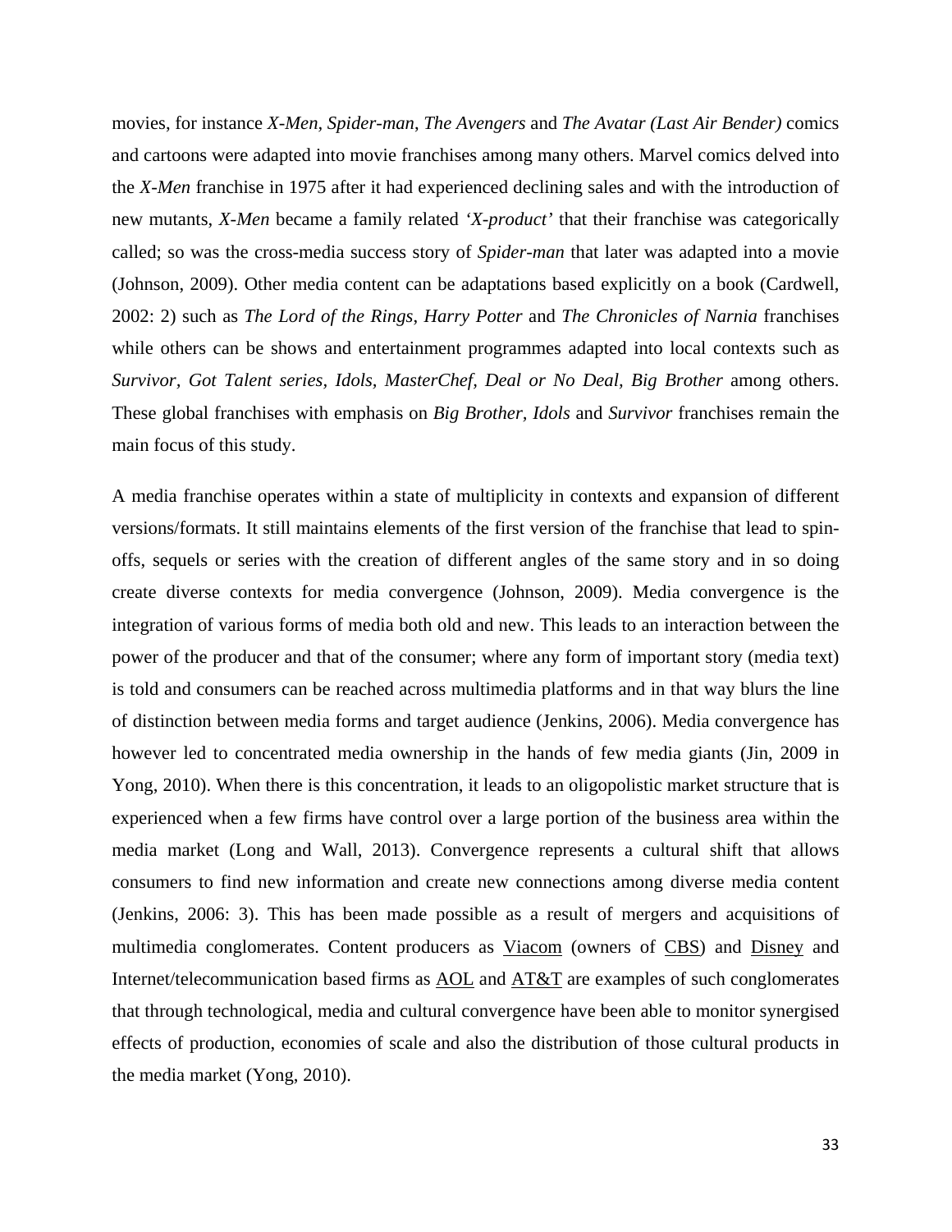movies, for instance *X-Men*, *Spider-man*, *The Avengers* and *The Avatar (Last Air Bender)* comics and cartoons were adapted into movie franchises among many others. Marvel comics delved into the *X-Men* franchise in 1975 after it had experienced declining sales and with the introduction of new mutants, *X-Men* became a family related *'X-product'* that their franchise was categorically called; so was the cross-media success story of *Spider-man* that later was adapted into a movie (Johnson, 2009). Other media content can be adaptations based explicitly on a book (Cardwell, 2002: 2) such as *The Lord of the Rings*, *Harry Potter* and *The Chronicles of Narnia* franchises while others can be shows and entertainment programmes adapted into local contexts such as *Survivor*, *Got Talent series*, *Idols*, *MasterChef*, *Deal or No Deal*, *Big Brother* among others. These global franchises with emphasis on *Big Brother*, *Idols* and *Survivor* franchises remain the main focus of this study.

A media franchise operates within a state of multiplicity in contexts and expansion of different versions/formats. It still maintains elements of the first version of the franchise that lead to spin-offs, sequels or series with the creation of different angles of the same story and in so doing create diverse contexts for media convergence (Johnson, 2009). Media convergence is the integration of various forms of media both old and new. This leads to an interaction between the power of the producer and that of the consumer; where any form of important story (media text) is told and consumers can be reached across multimedia platforms and in that way blurs the line of distinction between media forms and target audience (Jenkins, 2006). Media convergence has however led to concentrated media ownership in the hands of few media giants (Jin, 2009 in Yong, 2010). When there is this concentration, it leads to an oligopolistic market structure that is experienced when a few firms have control over a large portion of the business area within the media market (Long and Wall, 2013). Convergence represents a cultural shift that allows consumers to find new information and create new connections among diverse media content (Jenkins, 2006: 3). This has been made possible as a result of mergers and acquisitions of multimedia conglomerates. Content producers as Viacom (owners of CBS) and Disney and Internet/telecommunication based firms as AOL and AT&T are examples of such conglomerates that through technological, media and cultural convergence have been able to monitor synergised effects of production, economies of scale and also the distribution of those cultural products in the media market (Yong, 2010).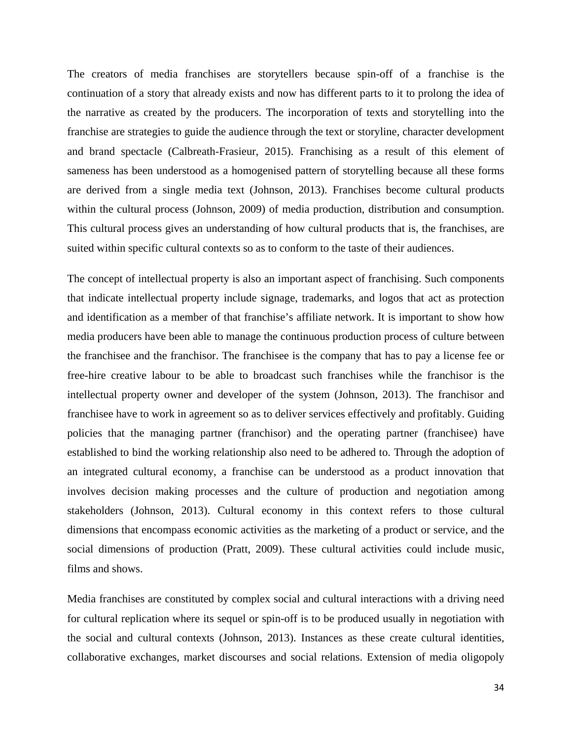The creators of media franchises are storytellers because spin-off of a franchise is the continuation of a story that already exists and now has different parts to it to prolong the idea of the narrative as created by the producers. The incorporation of texts and storytelling into the franchise are strategies to guide the audience through the text or storyline, character development and brand spectacle (Calbreath-Frasieur, 2015). Franchising as a result of this element of sameness has been understood as a homogenised pattern of storytelling because all these forms are derived from a single media text (Johnson, 2013). Franchises become cultural products within the cultural process (Johnson, 2009) of media production, distribution and consumption. This cultural process gives an understanding of how cultural products that is, the franchises, are suited within specific cultural contexts so as to conform to the taste of their audiences.

The concept of intellectual property is also an important aspect of franchising. Such components that indicate intellectual property include signage, trademarks, and logos that act as protection and identification as a member of that franchise's affiliate network. It is important to show how media producers have been able to manage the continuous production process of culture between the franchisee and the franchisor. The franchisee is the company that has to pay a license fee or free-hire creative labour to be able to broadcast such franchises while the franchisor is the intellectual property owner and developer of the system (Johnson, 2013). The franchisor and franchisee have to work in agreement so as to deliver services effectively and profitably. Guiding policies that the managing partner (franchisor) and the operating partner (franchisee) have established to bind the working relationship also need to be adhered to. Through the adoption of an integrated cultural economy, a franchise can be understood as a product innovation that involves decision making processes and the culture of production and negotiation among stakeholders (Johnson, 2013). Cultural economy in this context refers to those cultural dimensions that encompass economic activities as the marketing of a product or service, and the social dimensions of production (Pratt, 2009). These cultural activities could include music, films and shows.

Media franchises are constituted by complex social and cultural interactions with a driving need for cultural replication where its sequel or spin-off is to be produced usually in negotiation with the social and cultural contexts (Johnson, 2013). Instances as these create cultural identities, collaborative exchanges, market discourses and social relations. Extension of media oligopoly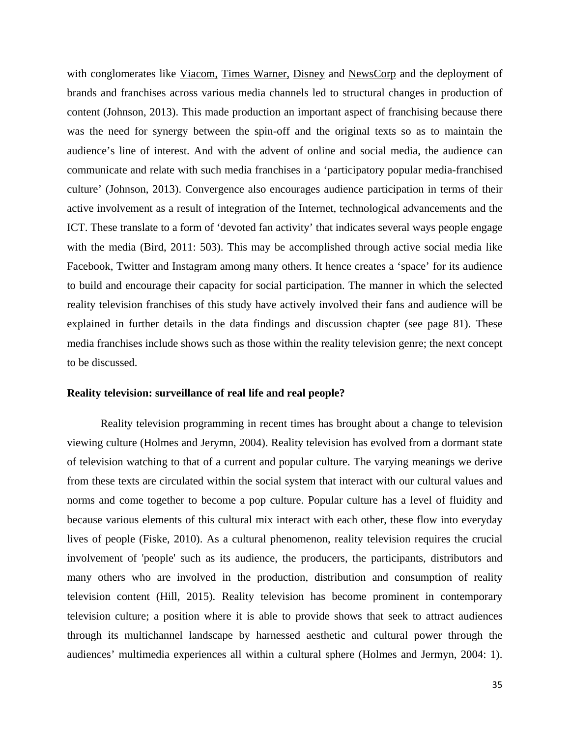with conglomerates like Viacom, Times Warner, Disney and NewsCorp and the deployment of brands and franchises across various media channels led to structural changes in production of content (Johnson, 2013). This made production an important aspect of franchising because there was the need for synergy between the spin-off and the original texts so as to maintain the audience's line of interest. And with the advent of online and social media, the audience can communicate and relate with such media franchises in a 'participatory popular media-franchised culture' (Johnson, 2013). Convergence also encourages audience participation in terms of their active involvement as a result of integration of the Internet, technological advancements and the ICT. These translate to a form of 'devoted fan activity' that indicates several ways people engage with the media (Bird, 2011: 503). This may be accomplished through active social media like Facebook, Twitter and Instagram among many others. It hence creates a 'space' for its audience to build and encourage their capacity for social participation. The manner in which the selected reality television franchises of this study have actively involved their fans and audience will be explained in further details in the data findings and discussion chapter (see page 81). These media franchises include shows such as those within the reality television genre; the next concept to be discussed.

**Reality television: surveillance of real life and real people?**

Reality television programming in recent times has brought about a change to television viewing culture (Holmes and Jerymn, 2004). Reality television has evolved from a dormant state of television watching to that of a current and popular culture. The varying meanings we derive from these texts are circulated within the social system that interact with our cultural values and norms and come together to become a pop culture. Popular culture has a level of fluidity and because various elements of this cultural mix interact with each other, these flow into everyday lives of people (Fiske, 2010). As a cultural phenomenon, reality television requires the crucial involvement of 'people' such as its audience, the producers, the participants, distributors and many others who are involved in the production, distribution and consumption of reality television content (Hill, 2015). Reality television has become prominent in contemporary television culture; a position where it is able to provide shows that seek to attract audiences through its multichannel landscape by harnessed aesthetic and cultural power through the audiences' multimedia experiences all within a cultural sphere (Holmes and Jermyn, 2004: 1).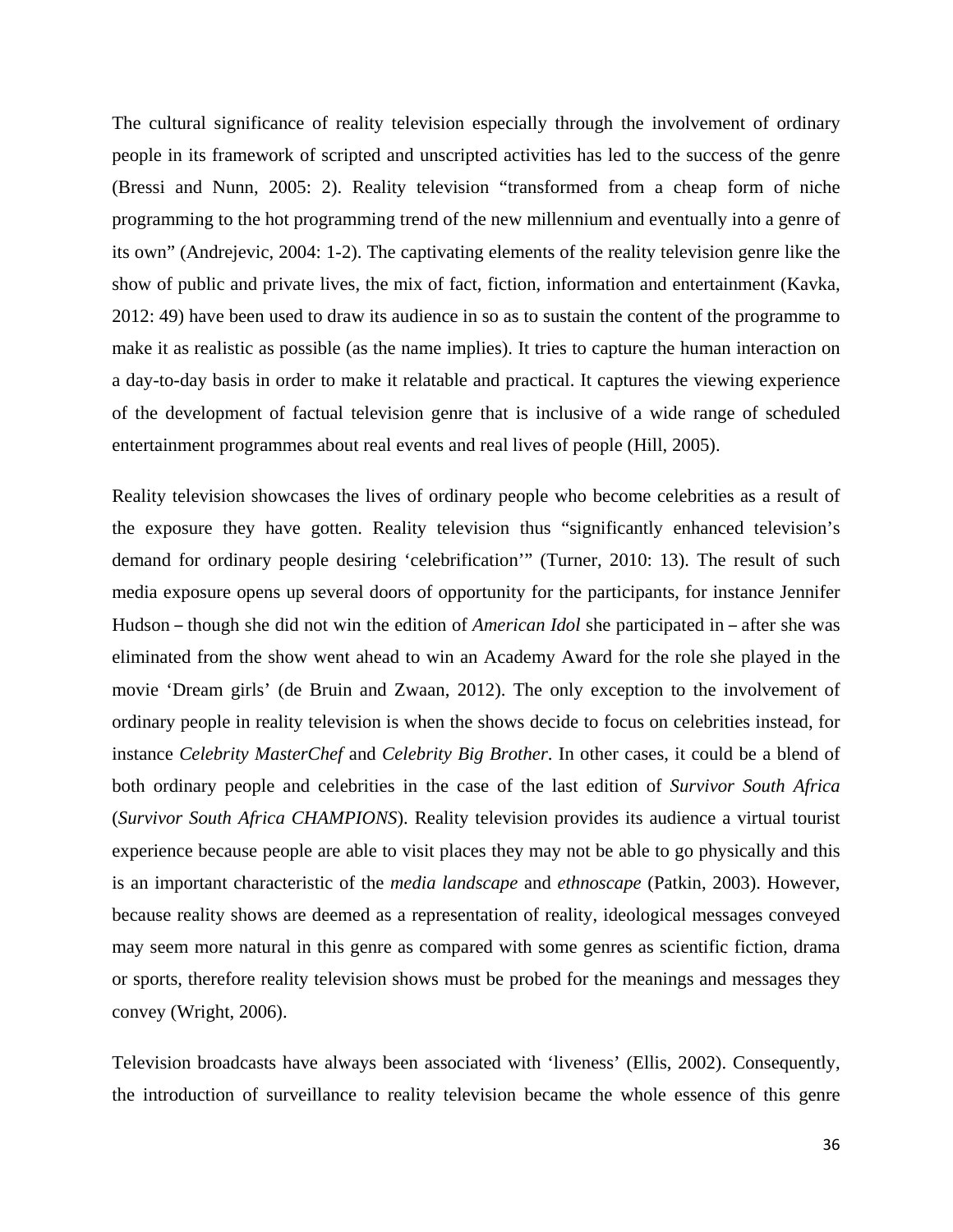The cultural significance of reality television especially through the involvement of ordinary people in its framework of scripted and unscripted activities has led to the success of the genre (Bressi and Nunn, 2005: 2). Reality television "transformed from a cheap form of niche programming to the hot programming trend of the new millennium and eventually into a genre of its own" (Andrejevic, 2004: 1-2). The captivating elements of the reality television genre like the show of public and private lives, the mix of fact, fiction, information and entertainment (Kavka, 2012: 49) have been used to draw its audience in so as to sustain the content of the programme to make it as realistic as possible (as the name implies). It tries to capture the human interaction on a day-to-day basis in order to make it relatable and practical. It captures the viewing experience of the development of factual television genre that is inclusive of a wide range of scheduled entertainment programmes about real events and real lives of people (Hill, 2005).

Reality television showcases the lives of ordinary people who become celebrities as a result of the exposure they have gotten. Reality television thus "significantly enhanced television's demand for ordinary people desiring 'celebrification'" (Turner, 2010: 13). The result of such media exposure opens up several doors of opportunity for the participants, for instance Jennifer Hudson – though she did not win the edition of *American Idol* she participated in – after she was eliminated from the show went ahead to win an Academy Award for the role she played in the movie 'Dream girls' (de Bruin and Zwaan, 2012). The only exception to the involvement of ordinary people in reality television is when the shows decide to focus on celebrities instead, for instance *Celebrity MasterChef* and *Celebrity Big Brother*. In other cases, it could be a blend of both ordinary people and celebrities in the case of the last edition of *Survivor South Africa* (*Survivor South Africa CHAMPIONS*). Reality television provides its audience a virtual tourist experience because people are able to visit places they may not be able to go physically and this is an important characteristic of the *media landscape* and *ethnoscape* (Patkin, 2003). However, because reality shows are deemed as a representation of reality, ideological messages conveyed may seem more natural in this genre as compared with some genres as scientific fiction, drama or sports, therefore reality television shows must be probed for the meanings and messages they convey (Wright, 2006).

Television broadcasts have always been associated with 'liveness' (Ellis, 2002). Consequently, the introduction of surveillance to reality television became the whole essence of this genre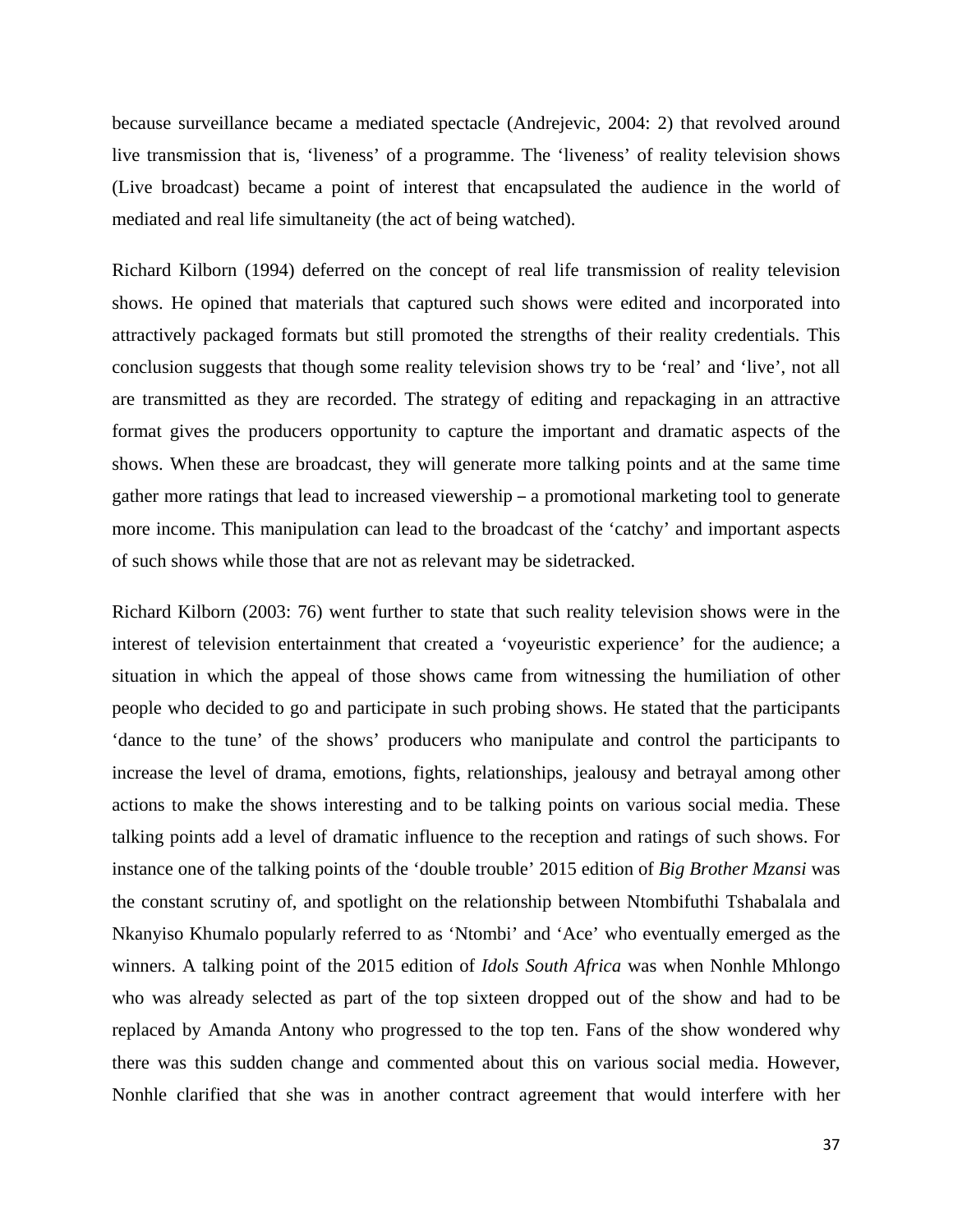because surveillance became a mediated spectacle (Andrejevic, 2004: 2) that revolved around live transmission that is, 'liveness' of a programme. The 'liveness' of reality television shows (Live broadcast) became a point of interest that encapsulated the audience in the world of mediated and real life simultaneity (the act of being watched).

Richard Kilborn (1994) deferred on the concept of real life transmission of reality television shows. He opined that materials that captured such shows were edited and incorporated into attractively packaged formats but still promoted the strengths of their reality credentials. This conclusion suggests that though some reality television shows try to be 'real' and 'live', not all are transmitted as they are recorded. The strategy of editing and repackaging in an attractive format gives the producers opportunity to capture the important and dramatic aspects of the shows. When these are broadcast, they will generate more talking points and at the same time gather more ratings that lead to increased viewership – a promotional marketing tool to generate more income. This manipulation can lead to the broadcast of the 'catchy' and important aspects of such shows while those that are not as relevant may be sidetracked.

Richard Kilborn (2003: 76) went further to state that such reality television shows were in the interest of television entertainment that created a 'voyeuristic experience' for the audience; a situation in which the appeal of those shows came from witnessing the humiliation of other people who decided to go and participate in such probing shows. He stated that the participants 'dance to the tune' of the shows' producers who manipulate and control the participants to increase the level of drama, emotions, fights, relationships, jealousy and betrayal among other actions to make the shows interesting and to be talking points on various social media. These talking points add a level of dramatic influence to the reception and ratings of such shows. For instance one of the talking points of the 'double trouble' 2015 edition of *Big Brother Mzansi* was the constant scrutiny of, and spotlight on the relationship between Ntombifuthi Tshabalala and Nkanyiso Khumalo popularly referred to as 'Ntombi' and 'Ace' who eventually emerged as the winners. A talking point of the 2015 edition of *Idols South Africa* was when Nonhle Mhlongo who was already selected as part of the top sixteen dropped out of the show and had to be replaced by Amanda Antony who progressed to the top ten. Fans of the show wondered why there was this sudden change and commented about this on various social media. However, Nonhle clarified that she was in another contract agreement that would interfere with her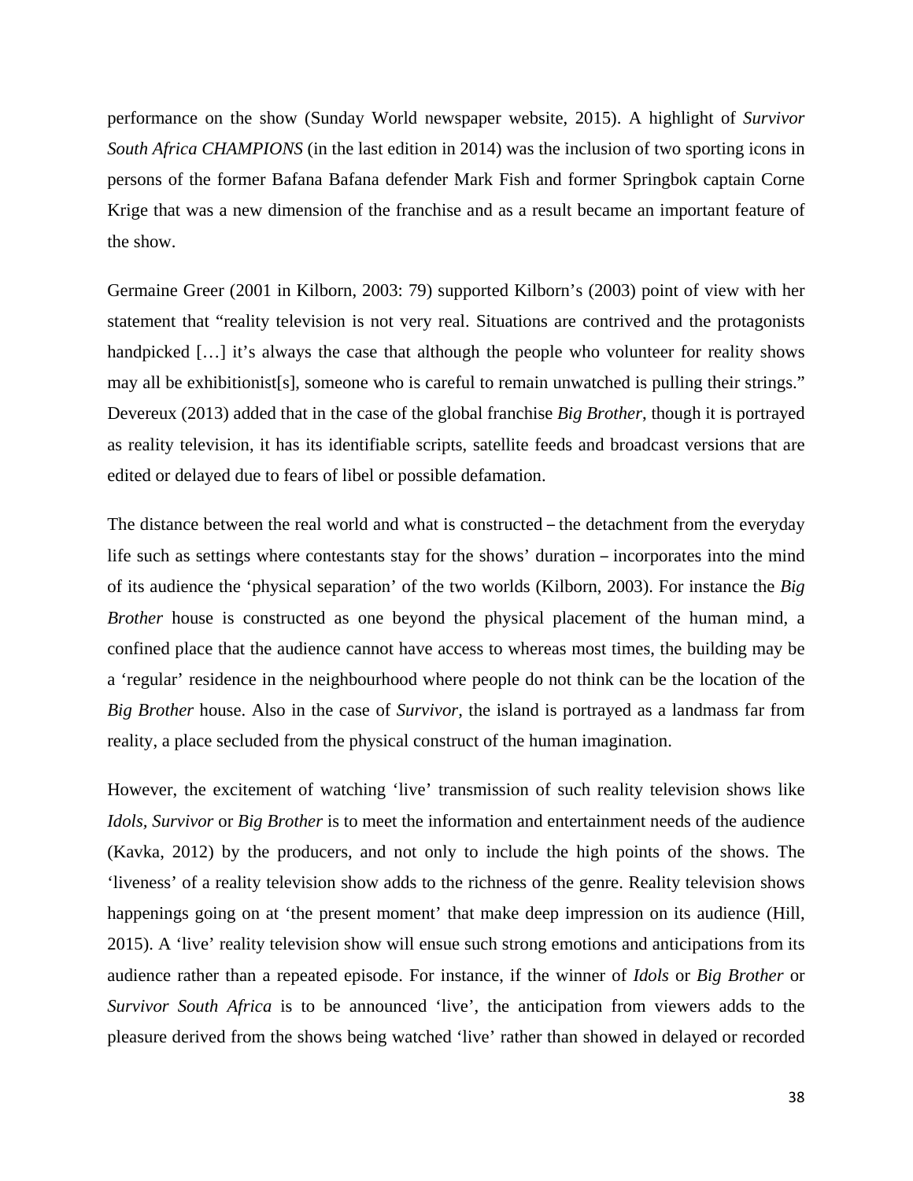performance on the show (Sunday World newspaper website, 2015). A highlight of *Survivor South Africa CHAMPIONS* (in the last edition in 2014) was the inclusion of two sporting icons in persons of the former Bafana Bafana defender Mark Fish and former Springbok captain Corne Krige that was a new dimension of the franchise and as a result became an important feature of the show.

Germaine Greer (2001 in Kilborn, 2003: 79) supported Kilborn's (2003) point of view with her statement that "reality television is not very real. Situations are contrived and the protagonists handpicked […] it's always the case that although the people who volunteer for reality shows may all be exhibitionist[s], someone who is careful to remain unwatched is pulling their strings." Devereux (2013) added that in the case of the global franchise *Big Brother*, though it is portrayed as reality television, it has its identifiable scripts, satellite feeds and broadcast versions that are edited or delayed due to fears of libel or possible defamation.

The distance between the real world and what is constructed – the detachment from the everyday life such as settings where contestants stay for the shows' duration – incorporates into the mind of its audience the 'physical separation' of the two worlds (Kilborn, 2003). For instance the *Big Brother* house is constructed as one beyond the physical placement of the human mind, a confined place that the audience cannot have access to whereas most times, the building may be a 'regular' residence in the neighbourhood where people do not think can be the location of the *Big Brother* house. Also in the case of *Survivor*, the island is portrayed as a landmass far from reality, a place secluded from the physical construct of the human imagination.

However, the excitement of watching 'live' transmission of such reality television shows like *Idols*, *Survivor* or *Big Brother* is to meet the information and entertainment needs of the audience (Kavka, 2012) by the producers, and not only to include the high points of the shows. The 'liveness' of a reality television show adds to the richness of the genre. Reality television shows happenings going on at 'the present moment' that make deep impression on its audience (Hill, 2015). A 'live' reality television show will ensue such strong emotions and anticipations from its audience rather than a repeated episode. For instance, if the winner of *Idols* or *Big Brother* or *Survivor South Africa* is to be announced 'live', the anticipation from viewers adds to the pleasure derived from the shows being watched 'live' rather than showed in delayed or recorded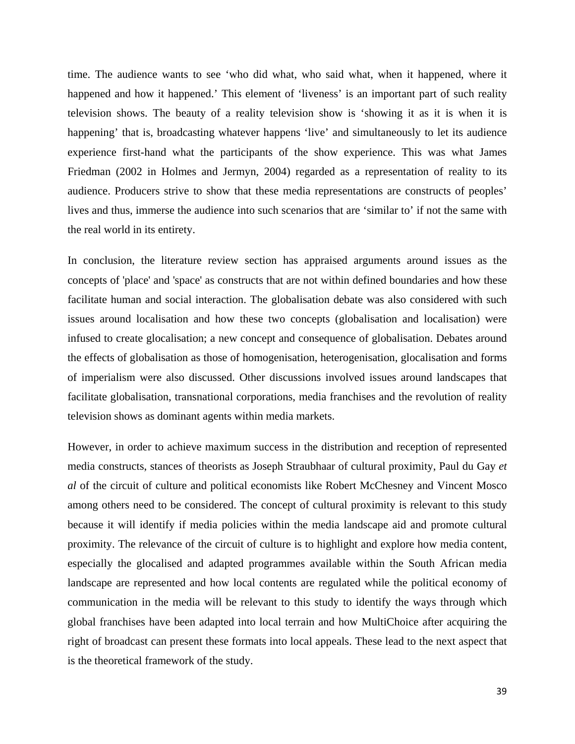time. The audience wants to see 'who did what, who said what, when it happened, where it happened and how it happened.' This element of 'liveness' is an important part of such reality television shows. The beauty of a reality television show is 'showing it as it is when it is happening' that is, broadcasting whatever happens 'live' and simultaneously to let its audience experience first-hand what the participants of the show experience. This was what James Friedman (2002 in Holmes and Jermyn, 2004) regarded as a representation of reality to its audience. Producers strive to show that these media representations are constructs of peoples' lives and thus, immerse the audience into such scenarios that are 'similar to' if not the same with the real world in its entirety.

In conclusion, the literature review section has appraised arguments around issues as the concepts of 'place' and 'space' as constructs that are not within defined boundaries and how these facilitate human and social interaction. The globalisation debate was also considered with such issues around localisation and how these two concepts (globalisation and localisation) were infused to create glocalisation; a new concept and consequence of globalisation. Debates around the effects of globalisation as those of homogenisation, heterogenisation, glocalisation and forms of imperialism were also discussed. Other discussions involved issues around landscapes that facilitate globalisation, transnational corporations, media franchises and the revolution of reality television shows as dominant agents within media markets.

However, in order to achieve maximum success in the distribution and reception of represented media constructs, stances of theorists as Joseph Straubhaar of cultural proximity, Paul du Gay *et al* of the circuit of culture and political economists like Robert McChesney and Vincent Mosco among others need to be considered. The concept of cultural proximity is relevant to this study because it will identify if media policies within the media landscape aid and promote cultural proximity. The relevance of the circuit of culture is to highlight and explore how media content, especially the glocalised and adapted programmes available within the South African media landscape are represented and how local contents are regulated while the political economy of communication in the media will be relevant to this study to identify the ways through which global franchises have been adapted into local terrain and how MultiChoice after acquiring the right of broadcast can present these formats into local appeals. These lead to the next aspect that is the theoretical framework of the study.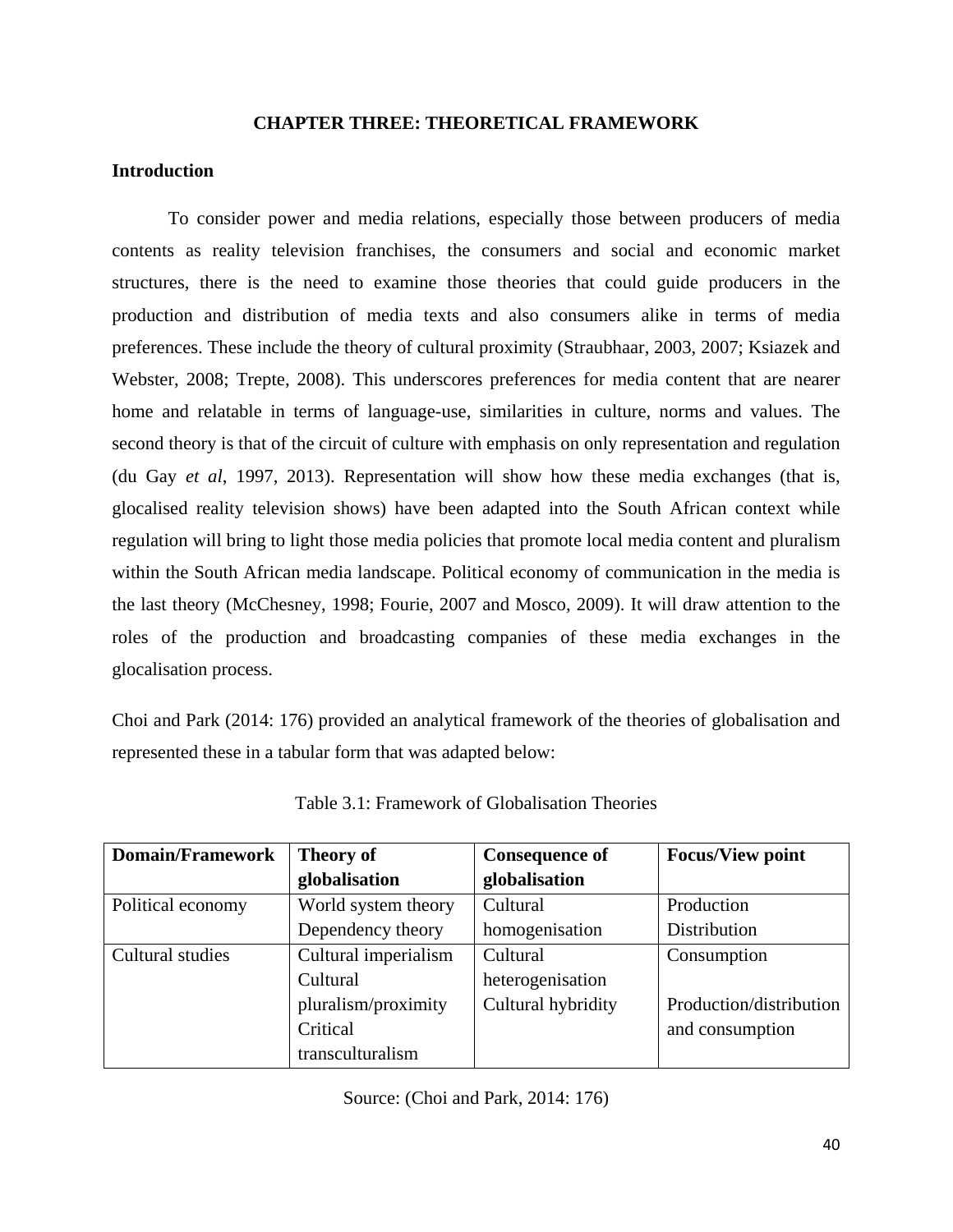# CHAPTER THREE: THEORETICAL FRAMEWORK

## Introduction

To consider power and media relations, especially those between producers of media contents as reality television franchises, the consumers and social and economic market structures, there is the need to examine those theories that could guide producers in the production and distribution of media texts and also consumers alike in terms of media preferences. These include the theory of cultural proximity (Straubhaar, 2003, 2007; Ksiazek and Webster, 2008; Trepte, 2008). This underscores preferences for media content that are nearer home and relatable in terms of language-use, similarities in culture, norms and values. The second theory is that of the circuit of culture with emphasis on only representation and regulation (du Gay *et al*, 1997, 2013). Representation will show how these media exchanges (that is, glocalised reality television shows) have been adapted into the South African context while regulation will bring to light those media policies that promote local media content and pluralism within the South African media landscape. Political economy of communication in the media is the last theory (McChesney, 1998; Fourie, 2007 and Mosco, 2009). It will draw attention to the roles of the production and broadcasting companies of these media exchanges in the glocalisation process.

Choi and Park (2014: 176) provided an analytical framework of the theories of globalisation and represented these in a tabular form that was adapted below:

Table 3.1: Framework of Globalisation Theories

| Domain/Framework | Theory of globalisation | Consequence of globalisation | Focus/View point |
|---|---|---|---|
| Political economy | World system theory<br>Dependency theory | Cultural homogenisation | Production<br>Distribution |
| Cultural studies | Cultural imperialism<br>Cultural pluralism/proximity<br>Critical transculturalism | Cultural heterogenisation<br>Cultural hybridity | Consumption<br><br>Production/distribution and consumption |

Source: (Choi and Park, 2014: 176)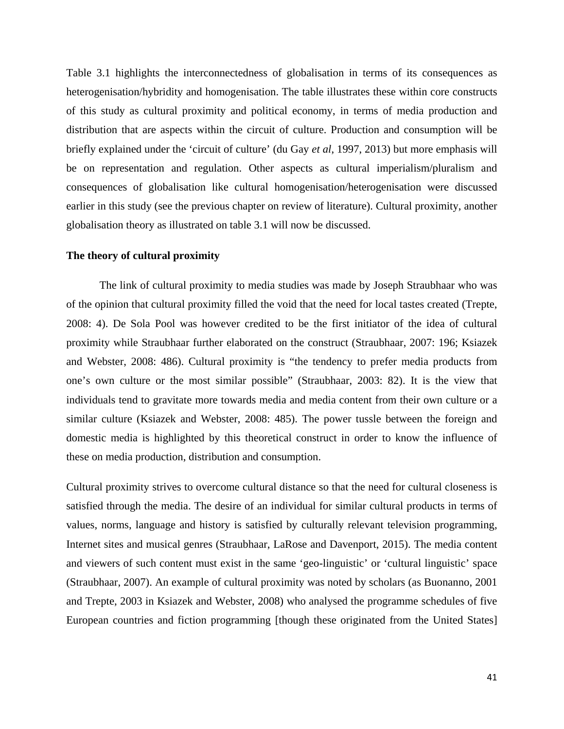Table 3.1 highlights the interconnectedness of globalisation in terms of its consequences as heterogenisation/hybridity and homogenisation. The table illustrates these within core constructs of this study as cultural proximity and political economy, in terms of media production and distribution that are aspects within the circuit of culture. Production and consumption will be briefly explained under the 'circuit of culture' (du Gay *et al*, 1997, 2013) but more emphasis will be on representation and regulation. Other aspects as cultural imperialism/pluralism and consequences of globalisation like cultural homogenisation/heterogenisation were discussed earlier in this study (see the previous chapter on review of literature). Cultural proximity, another globalisation theory as illustrated on table 3.1 will now be discussed.

**The theory of cultural proximity**

The link of cultural proximity to media studies was made by Joseph Straubhaar who was of the opinion that cultural proximity filled the void that the need for local tastes created (Trepte, 2008: 4). De Sola Pool was however credited to be the first initiator of the idea of cultural proximity while Straubhaar further elaborated on the construct (Straubhaar, 2007: 196; Ksiazek and Webster, 2008: 486). Cultural proximity is "the tendency to prefer media products from one's own culture or the most similar possible" (Straubhaar, 2003: 82). It is the view that individuals tend to gravitate more towards media and media content from their own culture or a similar culture (Ksiazek and Webster, 2008: 485). The power tussle between the foreign and domestic media is highlighted by this theoretical construct in order to know the influence of these on media production, distribution and consumption.

Cultural proximity strives to overcome cultural distance so that the need for cultural closeness is satisfied through the media. The desire of an individual for similar cultural products in terms of values, norms, language and history is satisfied by culturally relevant television programming, Internet sites and musical genres (Straubhaar, LaRose and Davenport, 2015). The media content and viewers of such content must exist in the same 'geo-linguistic' or 'cultural linguistic' space (Straubhaar, 2007). An example of cultural proximity was noted by scholars (as Buonanno, 2001 and Trepte, 2003 in Ksiazek and Webster, 2008) who analysed the programme schedules of five European countries and fiction programming [though these originated from the United States]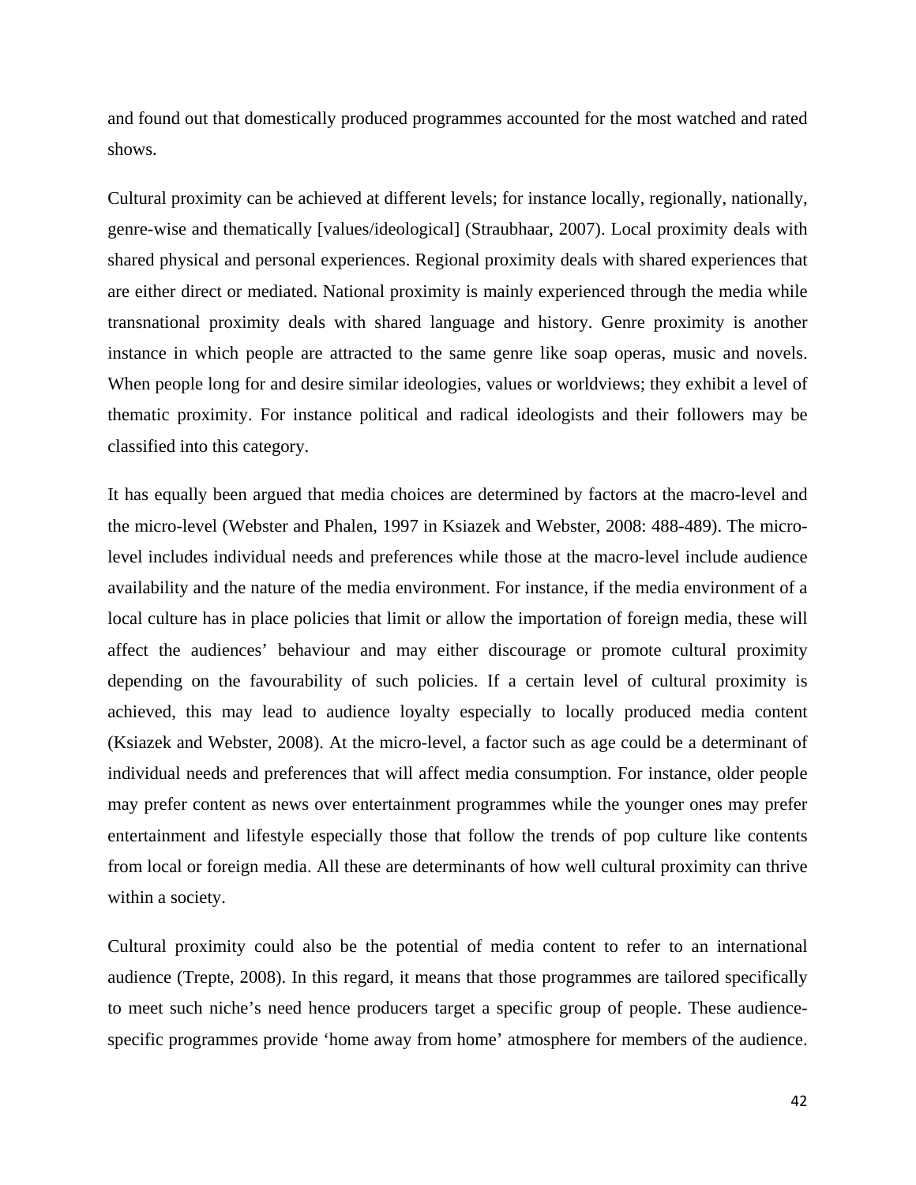and found out that domestically produced programmes accounted for the most watched and rated shows.

Cultural proximity can be achieved at different levels; for instance locally, regionally, nationally, genre-wise and thematically [values/ideological] (Straubhaar, 2007). Local proximity deals with shared physical and personal experiences. Regional proximity deals with shared experiences that are either direct or mediated. National proximity is mainly experienced through the media while transnational proximity deals with shared language and history. Genre proximity is another instance in which people are attracted to the same genre like soap operas, music and novels. When people long for and desire similar ideologies, values or worldviews; they exhibit a level of thematic proximity. For instance political and radical ideologists and their followers may be classified into this category.

It has equally been argued that media choices are determined by factors at the macro-level and the micro-level (Webster and Phalen, 1997 in Ksiazek and Webster, 2008: 488-489). The micro-level includes individual needs and preferences while those at the macro-level include audience availability and the nature of the media environment. For instance, if the media environment of a local culture has in place policies that limit or allow the importation of foreign media, these will affect the audiences' behaviour and may either discourage or promote cultural proximity depending on the favourability of such policies. If a certain level of cultural proximity is achieved, this may lead to audience loyalty especially to locally produced media content (Ksiazek and Webster, 2008). At the micro-level, a factor such as age could be a determinant of individual needs and preferences that will affect media consumption. For instance, older people may prefer content as news over entertainment programmes while the younger ones may prefer entertainment and lifestyle especially those that follow the trends of pop culture like contents from local or foreign media. All these are determinants of how well cultural proximity can thrive within a society.

Cultural proximity could also be the potential of media content to refer to an international audience (Trepte, 2008). In this regard, it means that those programmes are tailored specifically to meet such niche's need hence producers target a specific group of people. These audience-specific programmes provide 'home away from home' atmosphere for members of the audience.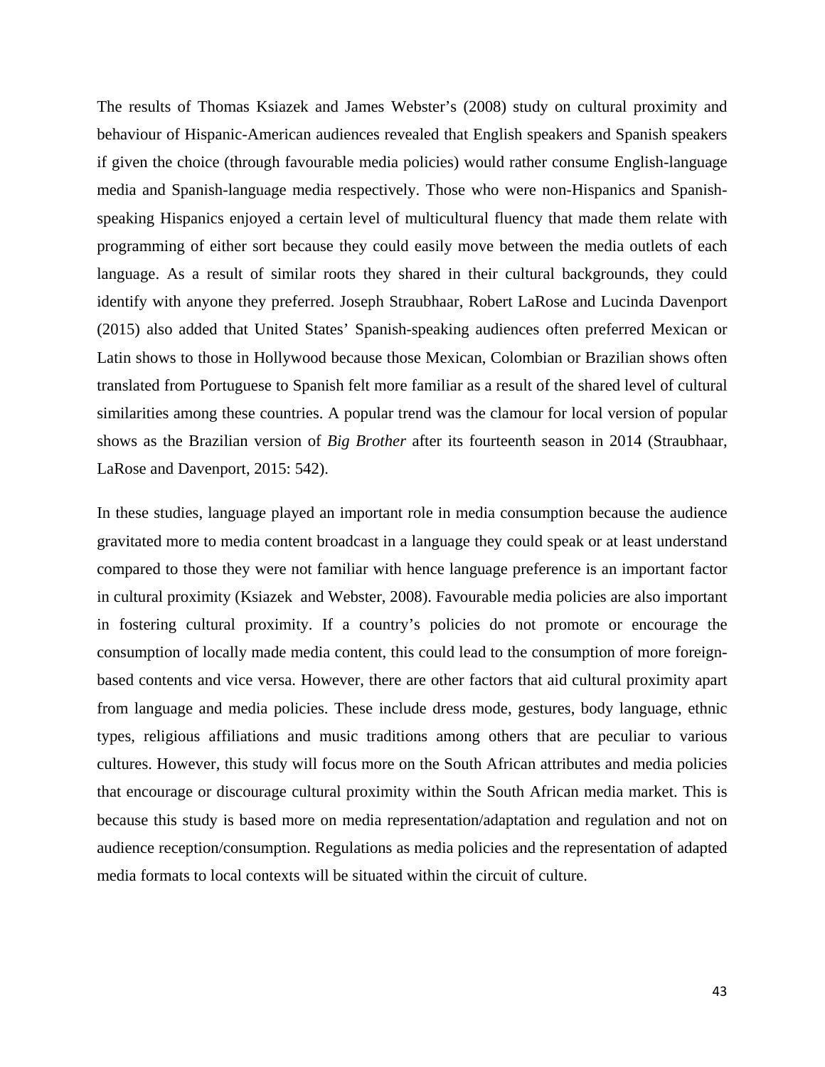The results of Thomas Ksiazek and James Webster's (2008) study on cultural proximity and behaviour of Hispanic-American audiences revealed that English speakers and Spanish speakers if given the choice (through favourable media policies) would rather consume English-language media and Spanish-language media respectively. Those who were non-Hispanics and Spanish-speaking Hispanics enjoyed a certain level of multicultural fluency that made them relate with programming of either sort because they could easily move between the media outlets of each language. As a result of similar roots they shared in their cultural backgrounds, they could identify with anyone they preferred. Joseph Straubhaar, Robert LaRose and Lucinda Davenport (2015) also added that United States' Spanish-speaking audiences often preferred Mexican or Latin shows to those in Hollywood because those Mexican, Colombian or Brazilian shows often translated from Portuguese to Spanish felt more familiar as a result of the shared level of cultural similarities among these countries. A popular trend was the clamour for local version of popular shows as the Brazilian version of *Big Brother* after its fourteenth season in 2014 (Straubhaar, LaRose and Davenport, 2015: 542).

In these studies, language played an important role in media consumption because the audience gravitated more to media content broadcast in a language they could speak or at least understand compared to those they were not familiar with hence language preference is an important factor in cultural proximity (Ksiazek and Webster, 2008). Favourable media policies are also important in fostering cultural proximity. If a country's policies do not promote or encourage the consumption of locally made media content, this could lead to the consumption of more foreign-based contents and vice versa. However, there are other factors that aid cultural proximity apart from language and media policies. These include dress mode, gestures, body language, ethnic types, religious affiliations and music traditions among others that are peculiar to various cultures. However, this study will focus more on the South African attributes and media policies that encourage or discourage cultural proximity within the South African media market. This is because this study is based more on media representation/adaptation and regulation and not on audience reception/consumption. Regulations as media policies and the representation of adapted media formats to local contexts will be situated within the circuit of culture.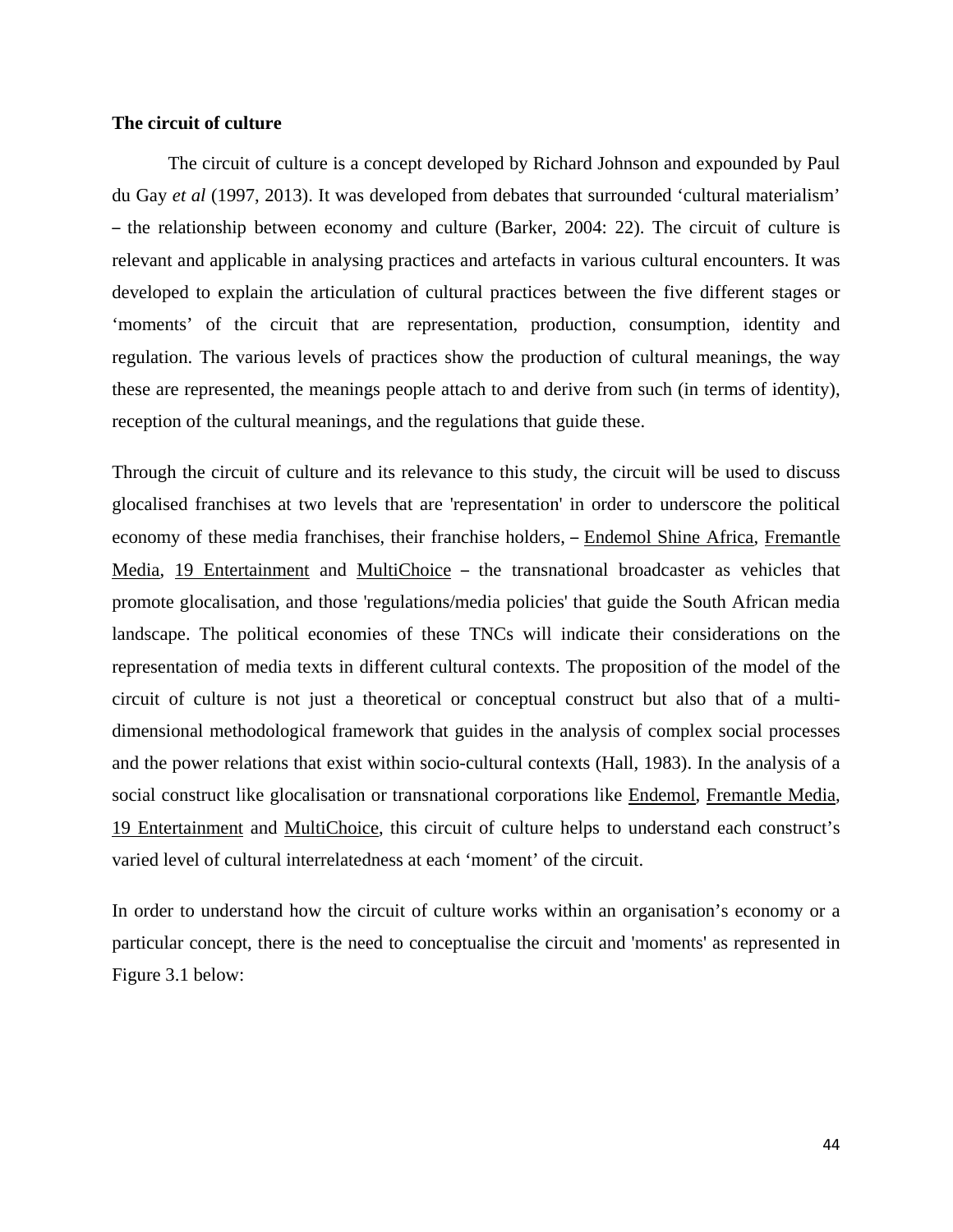**The circuit of culture**

The circuit of culture is a concept developed by Richard Johnson and expounded by Paul du Gay *et al* (1997, 2013). It was developed from debates that surrounded 'cultural materialism' – the relationship between economy and culture (Barker, 2004: 22). The circuit of culture is relevant and applicable in analysing practices and artefacts in various cultural encounters. It was developed to explain the articulation of cultural practices between the five different stages or 'moments' of the circuit that are representation, production, consumption, identity and regulation. The various levels of practices show the production of cultural meanings, the way these are represented, the meanings people attach to and derive from such (in terms of identity), reception of the cultural meanings, and the regulations that guide these.

Through the circuit of culture and its relevance to this study, the circuit will be used to discuss glocalised franchises at two levels that are 'representation' in order to underscore the political economy of these media franchises, their franchise holders, – Endemol Shine Africa, Fremantle Media, 19 Entertainment and MultiChoice – the transnational broadcaster as vehicles that promote glocalisation, and those 'regulations/media policies' that guide the South African media landscape. The political economies of these TNCs will indicate their considerations on the representation of media texts in different cultural contexts. The proposition of the model of the circuit of culture is not just a theoretical or conceptual construct but also that of a multi-dimensional methodological framework that guides in the analysis of complex social processes and the power relations that exist within socio-cultural contexts (Hall, 1983). In the analysis of a social construct like glocalisation or transnational corporations like Endemol, Fremantle Media, 19 Entertainment and MultiChoice, this circuit of culture helps to understand each construct's varied level of cultural interrelatedness at each 'moment' of the circuit.

In order to understand how the circuit of culture works within an organisation's economy or a particular concept, there is the need to conceptualise the circuit and 'moments' as represented in Figure 3.1 below: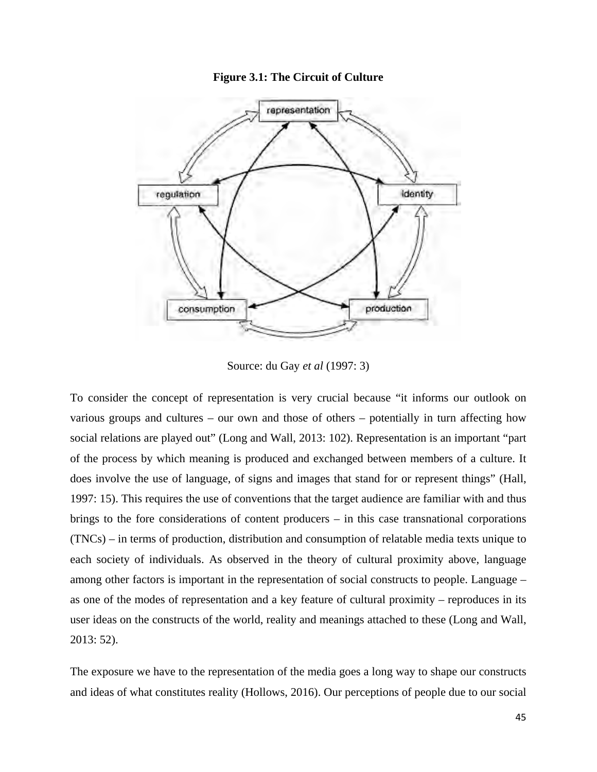**Figure 3.1: The Circuit of Culture**

Source: du Gay *et al* (1997: 3)

To consider the concept of representation is very crucial because "it informs our outlook on various groups and cultures – our own and those of others – potentially in turn affecting how social relations are played out" (Long and Wall, 2013: 102). Representation is an important "part of the process by which meaning is produced and exchanged between members of a culture. It does involve the use of language, of signs and images that stand for or represent things" (Hall, 1997: 15). This requires the use of conventions that the target audience are familiar with and thus brings to the fore considerations of content producers – in this case transnational corporations (TNCs) – in terms of production, distribution and consumption of relatable media texts unique to each society of individuals. As observed in the theory of cultural proximity above, language among other factors is important in the representation of social constructs to people. Language – as one of the modes of representation and a key feature of cultural proximity – reproduces in its user ideas on the constructs of the world, reality and meanings attached to these (Long and Wall, 2013: 52).

The exposure we have to the representation of the media goes a long way to shape our constructs and ideas of what constitutes reality (Hollows, 2016). Our perceptions of people due to our social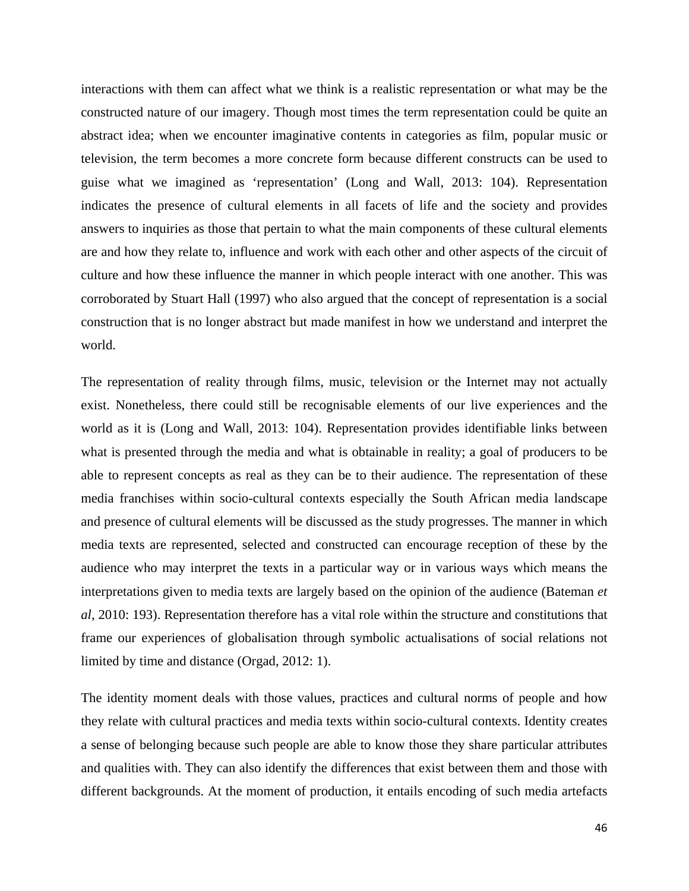interactions with them can affect what we think is a realistic representation or what may be the constructed nature of our imagery. Though most times the term representation could be quite an abstract idea; when we encounter imaginative contents in categories as film, popular music or television, the term becomes a more concrete form because different constructs can be used to guise what we imagined as 'representation' (Long and Wall, 2013: 104). Representation indicates the presence of cultural elements in all facets of life and the society and provides answers to inquiries as those that pertain to what the main components of these cultural elements are and how they relate to, influence and work with each other and other aspects of the circuit of culture and how these influence the manner in which people interact with one another. This was corroborated by Stuart Hall (1997) who also argued that the concept of representation is a social construction that is no longer abstract but made manifest in how we understand and interpret the world.

The representation of reality through films, music, television or the Internet may not actually exist. Nonetheless, there could still be recognisable elements of our live experiences and the world as it is (Long and Wall, 2013: 104). Representation provides identifiable links between what is presented through the media and what is obtainable in reality; a goal of producers to be able to represent concepts as real as they can be to their audience. The representation of these media franchises within socio-cultural contexts especially the South African media landscape and presence of cultural elements will be discussed as the study progresses. The manner in which media texts are represented, selected and constructed can encourage reception of these by the audience who may interpret the texts in a particular way or in various ways which means the interpretations given to media texts are largely based on the opinion of the audience (Bateman *et al*, 2010: 193). Representation therefore has a vital role within the structure and constitutions that frame our experiences of globalisation through symbolic actualisations of social relations not limited by time and distance (Orgad, 2012: 1).

The identity moment deals with those values, practices and cultural norms of people and how they relate with cultural practices and media texts within socio-cultural contexts. Identity creates a sense of belonging because such people are able to know those they share particular attributes and qualities with. They can also identify the differences that exist between them and those with different backgrounds. At the moment of production, it entails encoding of such media artefacts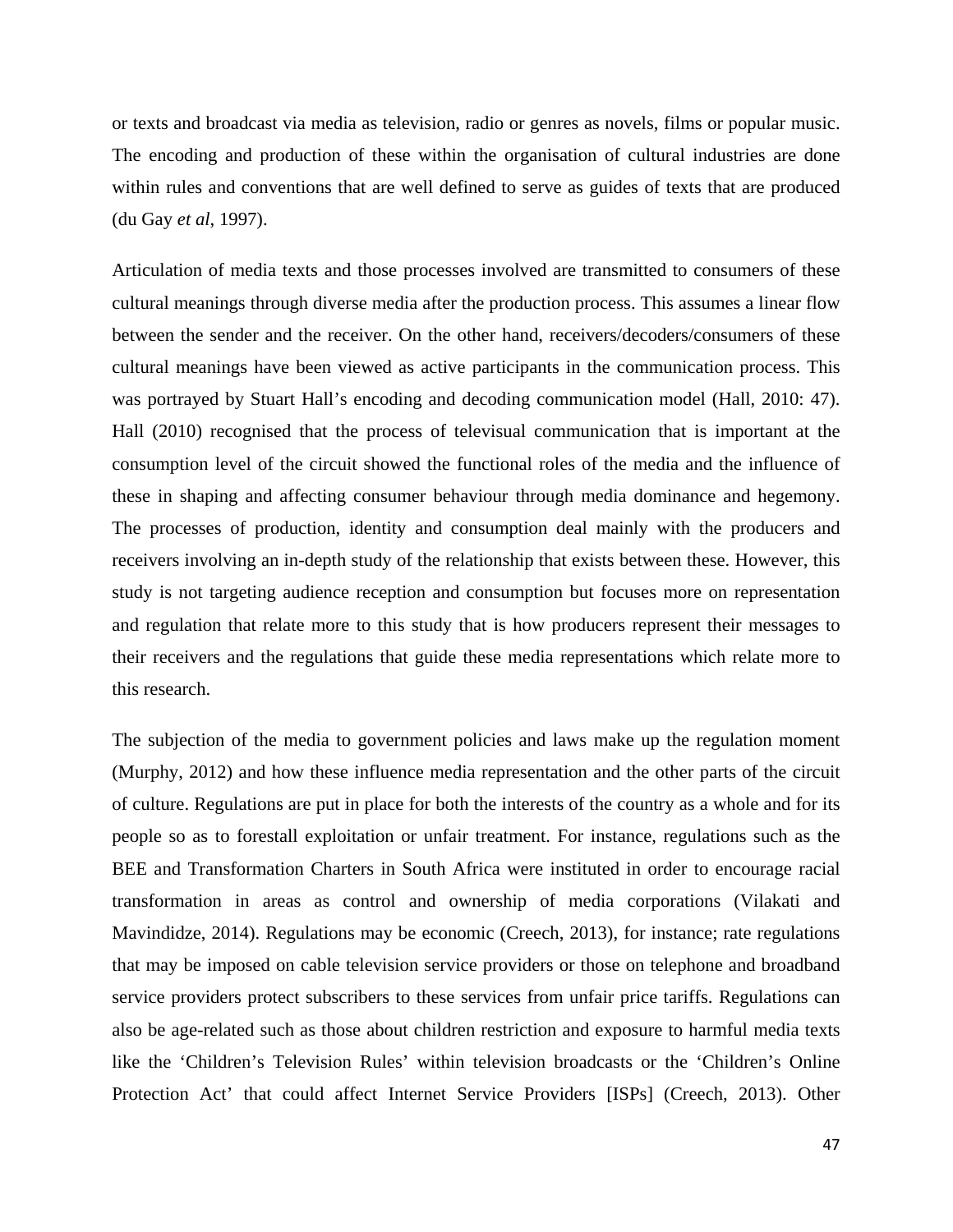or texts and broadcast via media as television, radio or genres as novels, films or popular music. The encoding and production of these within the organisation of cultural industries are done within rules and conventions that are well defined to serve as guides of texts that are produced (du Gay *et al*, 1997).

Articulation of media texts and those processes involved are transmitted to consumers of these cultural meanings through diverse media after the production process. This assumes a linear flow between the sender and the receiver. On the other hand, receivers/decoders/consumers of these cultural meanings have been viewed as active participants in the communication process. This was portrayed by Stuart Hall's encoding and decoding communication model (Hall, 2010: 47). Hall (2010) recognised that the process of televisual communication that is important at the consumption level of the circuit showed the functional roles of the media and the influence of these in shaping and affecting consumer behaviour through media dominance and hegemony. The processes of production, identity and consumption deal mainly with the producers and receivers involving an in-depth study of the relationship that exists between these. However, this study is not targeting audience reception and consumption but focuses more on representation and regulation that relate more to this study that is how producers represent their messages to their receivers and the regulations that guide these media representations which relate more to this research.

The subjection of the media to government policies and laws make up the regulation moment (Murphy, 2012) and how these influence media representation and the other parts of the circuit of culture. Regulations are put in place for both the interests of the country as a whole and for its people so as to forestall exploitation or unfair treatment. For instance, regulations such as the BEE and Transformation Charters in South Africa were instituted in order to encourage racial transformation in areas as control and ownership of media corporations (Vilakati and Mavindidze, 2014). Regulations may be economic (Creech, 2013), for instance; rate regulations that may be imposed on cable television service providers or those on telephone and broadband service providers protect subscribers to these services from unfair price tariffs. Regulations can also be age-related such as those about children restriction and exposure to harmful media texts like the 'Children's Television Rules' within television broadcasts or the 'Children's Online Protection Act' that could affect Internet Service Providers [ISPs] (Creech, 2013). Other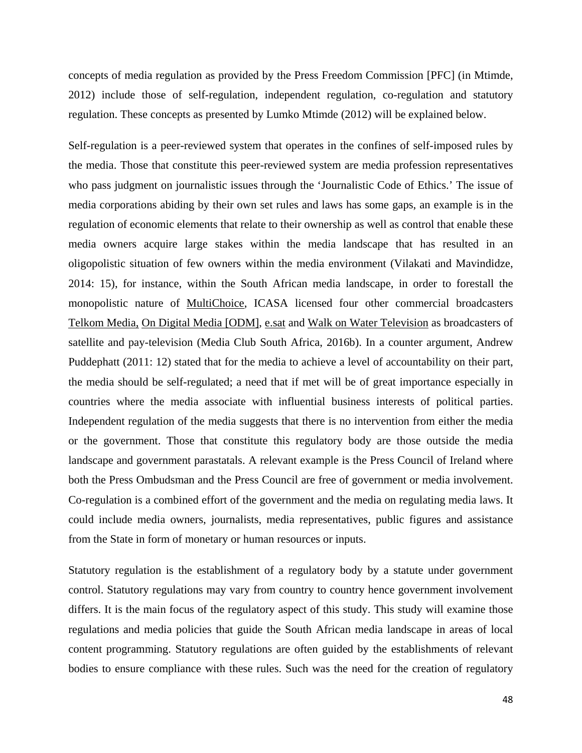concepts of media regulation as provided by the Press Freedom Commission [PFC] (in Mtimde, 2012) include those of self-regulation, independent regulation, co-regulation and statutory regulation. These concepts as presented by Lumko Mtimde (2012) will be explained below.

Self-regulation is a peer-reviewed system that operates in the confines of self-imposed rules by the media. Those that constitute this peer-reviewed system are media profession representatives who pass judgment on journalistic issues through the 'Journalistic Code of Ethics.' The issue of media corporations abiding by their own set rules and laws has some gaps, an example is in the regulation of economic elements that relate to their ownership as well as control that enable these media owners acquire large stakes within the media landscape that has resulted in an oligopolistic situation of few owners within the media environment (Vilakati and Mavindidze, 2014: 15), for instance, within the South African media landscape, in order to forestall the monopolistic nature of MultiChoice, ICASA licensed four other commercial broadcasters Telkom Media, On Digital Media [ODM], e.sat and Walk on Water Television as broadcasters of satellite and pay-television (Media Club South Africa, 2016b). In a counter argument, Andrew Puddephatt (2011: 12) stated that for the media to achieve a level of accountability on their part, the media should be self-regulated; a need that if met will be of great importance especially in countries where the media associate with influential business interests of political parties. Independent regulation of the media suggests that there is no intervention from either the media or the government. Those that constitute this regulatory body are those outside the media landscape and government parastatals. A relevant example is the Press Council of Ireland where both the Press Ombudsman and the Press Council are free of government or media involvement. Co-regulation is a combined effort of the government and the media on regulating media laws. It could include media owners, journalists, media representatives, public figures and assistance from the State in form of monetary or human resources or inputs.

Statutory regulation is the establishment of a regulatory body by a statute under government control. Statutory regulations may vary from country to country hence government involvement differs. It is the main focus of the regulatory aspect of this study. This study will examine those regulations and media policies that guide the South African media landscape in areas of local content programming. Statutory regulations are often guided by the establishments of relevant bodies to ensure compliance with these rules. Such was the need for the creation of regulatory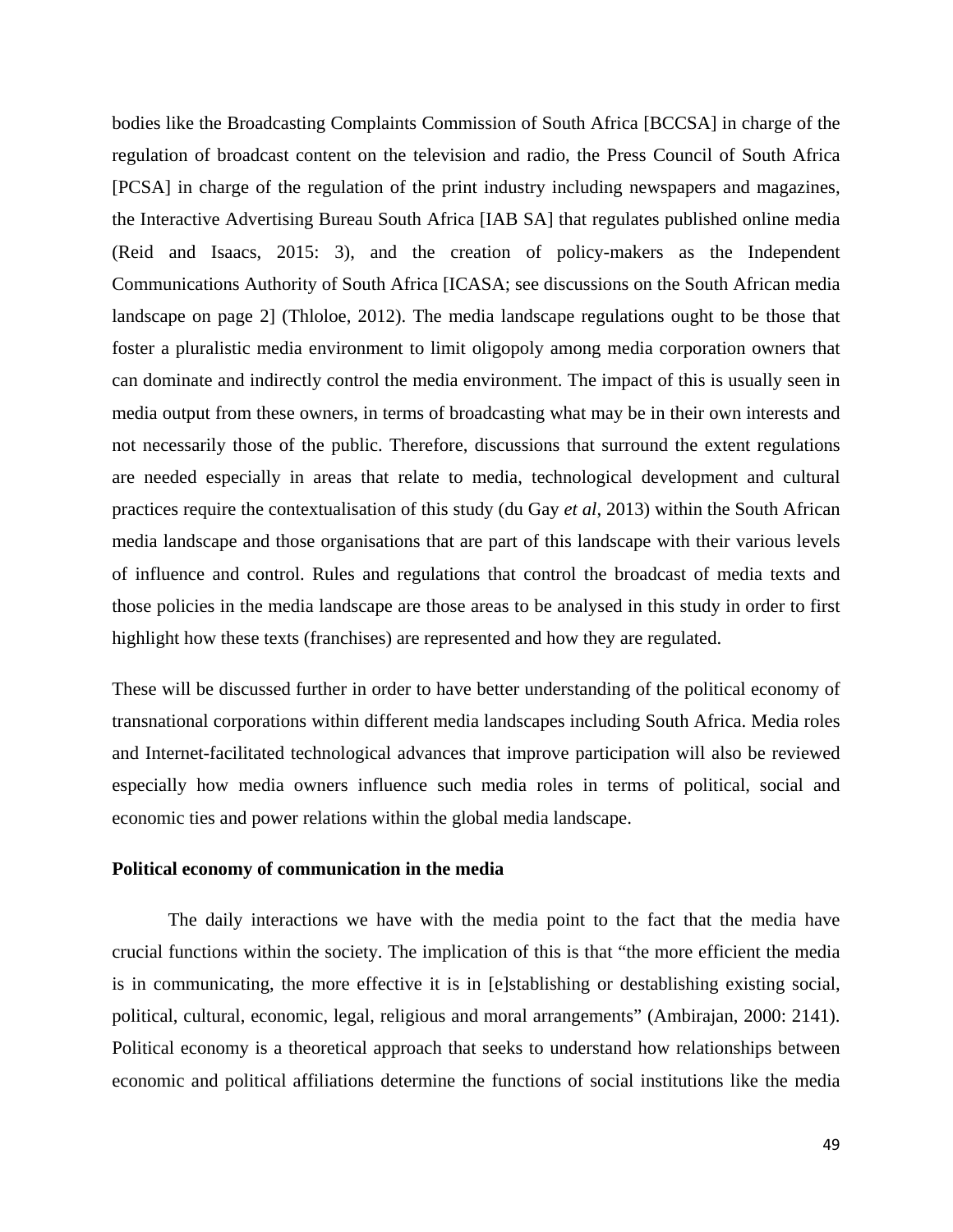bodies like the Broadcasting Complaints Commission of South Africa [BCCSA] in charge of the regulation of broadcast content on the television and radio, the Press Council of South Africa [PCSA] in charge of the regulation of the print industry including newspapers and magazines, the Interactive Advertising Bureau South Africa [IAB SA] that regulates published online media (Reid and Isaacs, 2015: 3), and the creation of policy-makers as the Independent Communications Authority of South Africa [ICASA; see discussions on the South African media landscape on page 2] (Thloloe, 2012). The media landscape regulations ought to be those that foster a pluralistic media environment to limit oligopoly among media corporation owners that can dominate and indirectly control the media environment. The impact of this is usually seen in media output from these owners, in terms of broadcasting what may be in their own interests and not necessarily those of the public. Therefore, discussions that surround the extent regulations are needed especially in areas that relate to media, technological development and cultural practices require the contextualisation of this study (du Gay *et al*, 2013) within the South African media landscape and those organisations that are part of this landscape with their various levels of influence and control. Rules and regulations that control the broadcast of media texts and those policies in the media landscape are those areas to be analysed in this study in order to first highlight how these texts (franchises) are represented and how they are regulated.

These will be discussed further in order to have better understanding of the political economy of transnational corporations within different media landscapes including South Africa. Media roles and Internet-facilitated technological advances that improve participation will also be reviewed especially how media owners influence such media roles in terms of political, social and economic ties and power relations within the global media landscape.

**Political economy of communication in the media**

The daily interactions we have with the media point to the fact that the media have crucial functions within the society. The implication of this is that "the more efficient the media is in communicating, the more effective it is in [e]stablishing or destablishing existing social, political, cultural, economic, legal, religious and moral arrangements" (Ambirajan, 2000: 2141). Political economy is a theoretical approach that seeks to understand how relationships between economic and political affiliations determine the functions of social institutions like the media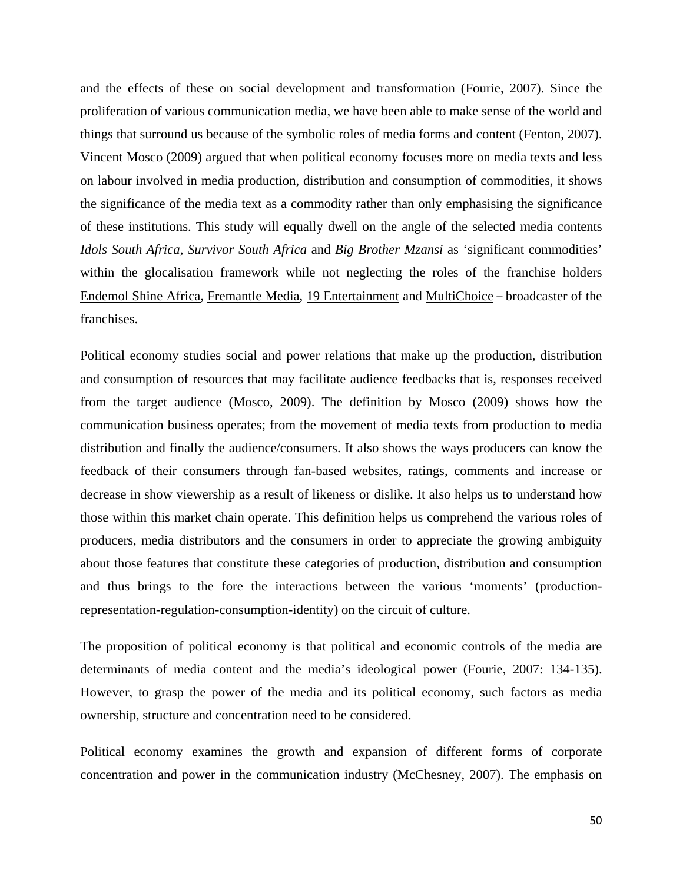and the effects of these on social development and transformation (Fourie, 2007). Since the proliferation of various communication media, we have been able to make sense of the world and things that surround us because of the symbolic roles of media forms and content (Fenton, 2007). Vincent Mosco (2009) argued that when political economy focuses more on media texts and less on labour involved in media production, distribution and consumption of commodities, it shows the significance of the media text as a commodity rather than only emphasising the significance of these institutions. This study will equally dwell on the angle of the selected media contents *Idols South Africa, Survivor South Africa* and *Big Brother Mzansi* as 'significant commodities' within the glocalisation framework while not neglecting the roles of the franchise holders Endemol Shine Africa, Fremantle Media, 19 Entertainment and MultiChoice – broadcaster of the franchises.

Political economy studies social and power relations that make up the production, distribution and consumption of resources that may facilitate audience feedbacks that is, responses received from the target audience (Mosco, 2009). The definition by Mosco (2009) shows how the communication business operates; from the movement of media texts from production to media distribution and finally the audience/consumers. It also shows the ways producers can know the feedback of their consumers through fan-based websites, ratings, comments and increase or decrease in show viewership as a result of likeness or dislike. It also helps us to understand how those within this market chain operate. This definition helps us comprehend the various roles of producers, media distributors and the consumers in order to appreciate the growing ambiguity about those features that constitute these categories of production, distribution and consumption and thus brings to the fore the interactions between the various 'moments' (production-representation-regulation-consumption-identity) on the circuit of culture.

The proposition of political economy is that political and economic controls of the media are determinants of media content and the media's ideological power (Fourie, 2007: 134-135). However, to grasp the power of the media and its political economy, such factors as media ownership, structure and concentration need to be considered.

Political economy examines the growth and expansion of different forms of corporate concentration and power in the communication industry (McChesney, 2007). The emphasis on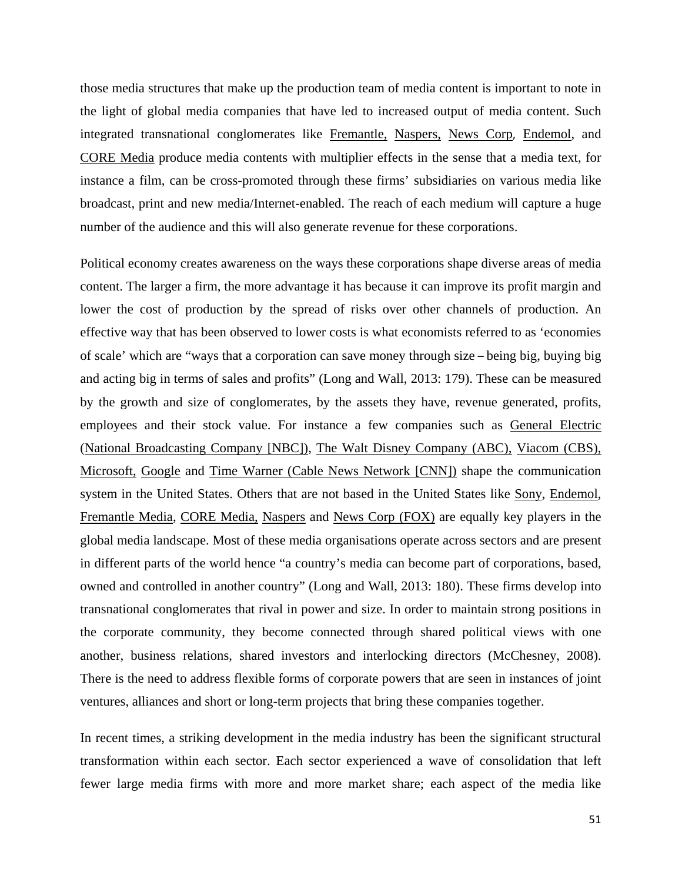those media structures that make up the production team of media content is important to note in the light of global media companies that have led to increased output of media content. Such integrated transnational conglomerates like Fremantle, Naspers, News Corp, Endemol, and CORE Media produce media contents with multiplier effects in the sense that a media text, for instance a film, can be cross-promoted through these firms' subsidiaries on various media like broadcast, print and new media/Internet-enabled. The reach of each medium will capture a huge number of the audience and this will also generate revenue for these corporations.

Political economy creates awareness on the ways these corporations shape diverse areas of media content. The larger a firm, the more advantage it has because it can improve its profit margin and lower the cost of production by the spread of risks over other channels of production. An effective way that has been observed to lower costs is what economists referred to as 'economies of scale' which are "ways that a corporation can save money through size – being big, buying big and acting big in terms of sales and profits" (Long and Wall, 2013: 179). These can be measured by the growth and size of conglomerates, by the assets they have, revenue generated, profits, employees and their stock value. For instance a few companies such as General Electric (National Broadcasting Company [NBC]), The Walt Disney Company (ABC), Viacom (CBS), Microsoft, Google and Time Warner (Cable News Network [CNN]) shape the communication system in the United States. Others that are not based in the United States like Sony, Endemol, Fremantle Media, CORE Media, Naspers and News Corp (FOX) are equally key players in the global media landscape. Most of these media organisations operate across sectors and are present in different parts of the world hence "a country's media can become part of corporations, based, owned and controlled in another country" (Long and Wall, 2013: 180). These firms develop into transnational conglomerates that rival in power and size. In order to maintain strong positions in the corporate community, they become connected through shared political views with one another, business relations, shared investors and interlocking directors (McChesney, 2008). There is the need to address flexible forms of corporate powers that are seen in instances of joint ventures, alliances and short or long-term projects that bring these companies together.

In recent times, a striking development in the media industry has been the significant structural transformation within each sector. Each sector experienced a wave of consolidation that left fewer large media firms with more and more market share; each aspect of the media like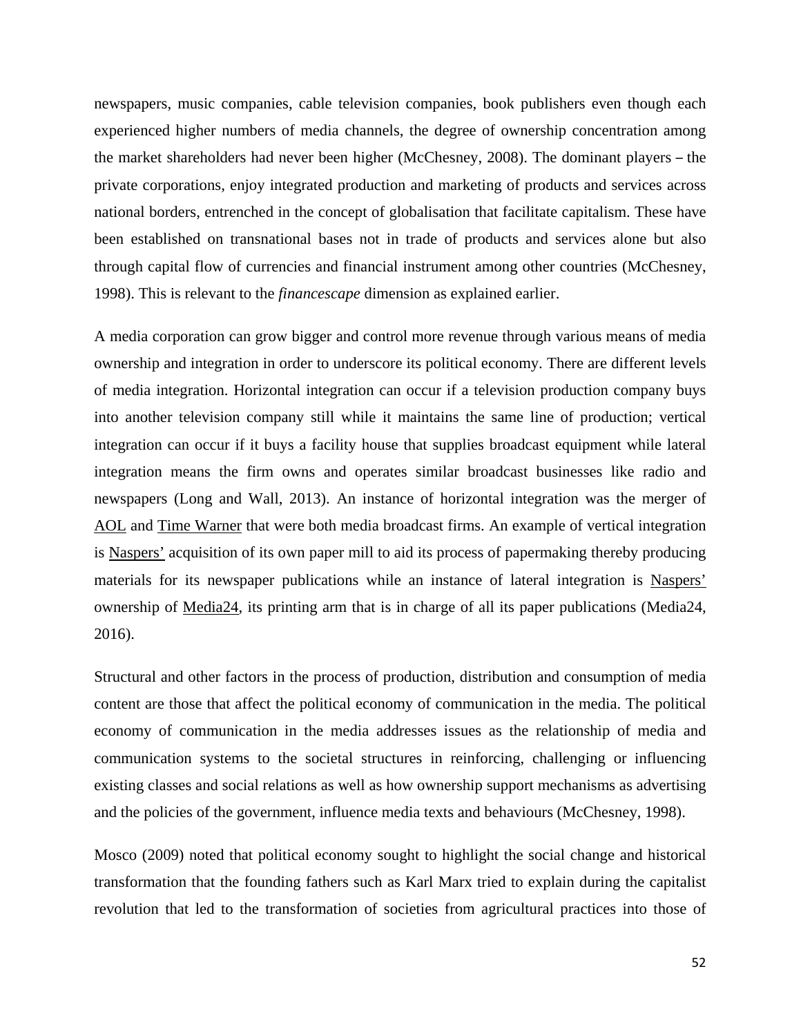newspapers, music companies, cable television companies, book publishers even though each experienced higher numbers of media channels, the degree of ownership concentration among the market shareholders had never been higher (McChesney, 2008). The dominant players – the private corporations, enjoy integrated production and marketing of products and services across national borders, entrenched in the concept of globalisation that facilitate capitalism. These have been established on transnational bases not in trade of products and services alone but also through capital flow of currencies and financial instrument among other countries (McChesney, 1998). This is relevant to the *financescape* dimension as explained earlier.

A media corporation can grow bigger and control more revenue through various means of media ownership and integration in order to underscore its political economy. There are different levels of media integration. Horizontal integration can occur if a television production company buys into another television company still while it maintains the same line of production; vertical integration can occur if it buys a facility house that supplies broadcast equipment while lateral integration means the firm owns and operates similar broadcast businesses like radio and newspapers (Long and Wall, 2013). An instance of horizontal integration was the merger of AOL and Time Warner that were both media broadcast firms. An example of vertical integration is Naspers' acquisition of its own paper mill to aid its process of papermaking thereby producing materials for its newspaper publications while an instance of lateral integration is Naspers' ownership of Media24, its printing arm that is in charge of all its paper publications (Media24, 2016).

Structural and other factors in the process of production, distribution and consumption of media content are those that affect the political economy of communication in the media. The political economy of communication in the media addresses issues as the relationship of media and communication systems to the societal structures in reinforcing, challenging or influencing existing classes and social relations as well as how ownership support mechanisms as advertising and the policies of the government, influence media texts and behaviours (McChesney, 1998).

Mosco (2009) noted that political economy sought to highlight the social change and historical transformation that the founding fathers such as Karl Marx tried to explain during the capitalist revolution that led to the transformation of societies from agricultural practices into those of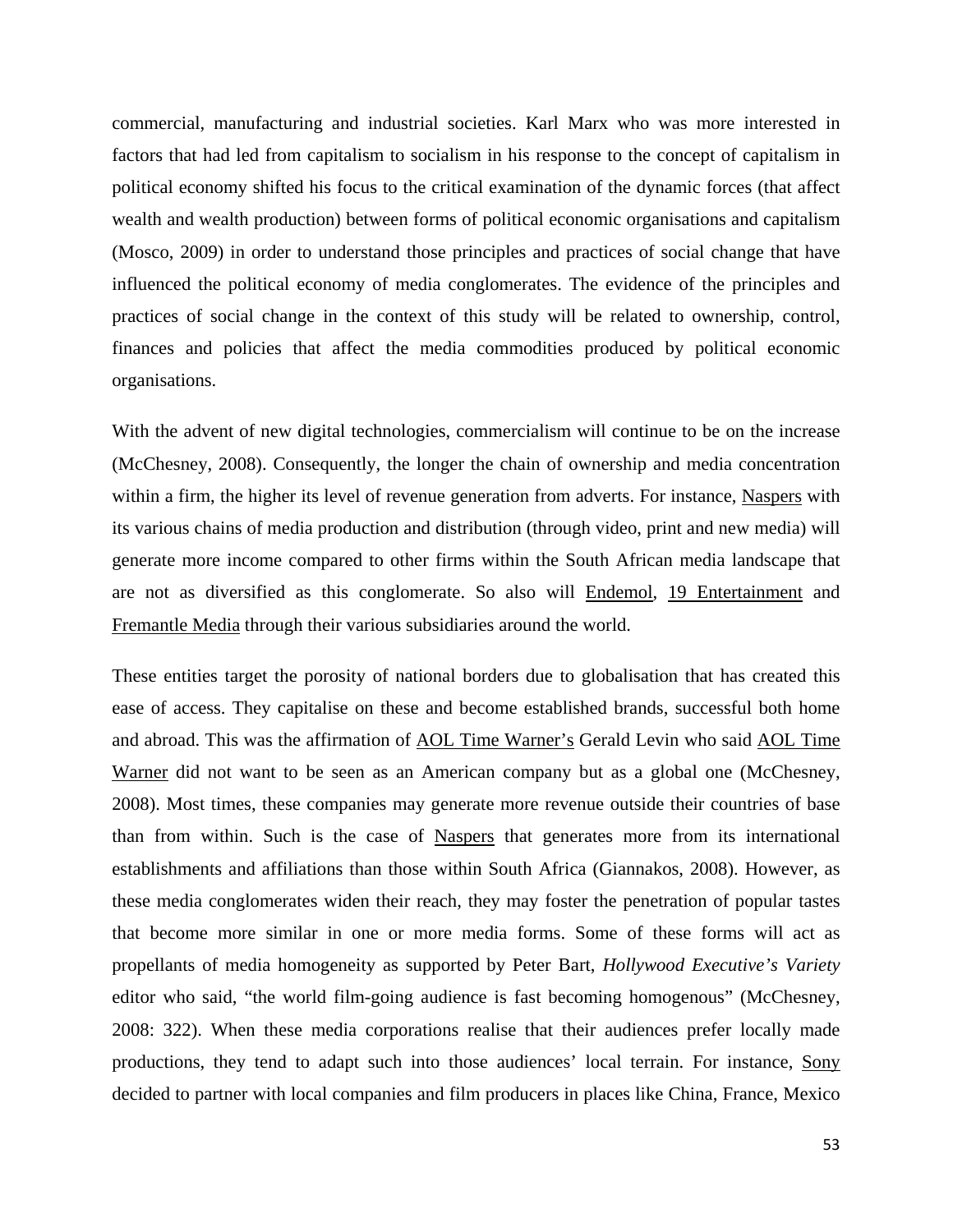commercial, manufacturing and industrial societies. Karl Marx who was more interested in factors that had led from capitalism to socialism in his response to the concept of capitalism in political economy shifted his focus to the critical examination of the dynamic forces (that affect wealth and wealth production) between forms of political economic organisations and capitalism (Mosco, 2009) in order to understand those principles and practices of social change that have influenced the political economy of media conglomerates. The evidence of the principles and practices of social change in the context of this study will be related to ownership, control, finances and policies that affect the media commodities produced by political economic organisations.

With the advent of new digital technologies, commercialism will continue to be on the increase (McChesney, 2008). Consequently, the longer the chain of ownership and media concentration within a firm, the higher its level of revenue generation from adverts. For instance, Naspers with its various chains of media production and distribution (through video, print and new media) will generate more income compared to other firms within the South African media landscape that are not as diversified as this conglomerate. So also will Endemol, 19 Entertainment and Fremantle Media through their various subsidiaries around the world.

These entities target the porosity of national borders due to globalisation that has created this ease of access. They capitalise on these and become established brands, successful both home and abroad. This was the affirmation of AOL Time Warner's Gerald Levin who said AOL Time Warner did not want to be seen as an American company but as a global one (McChesney, 2008). Most times, these companies may generate more revenue outside their countries of base than from within. Such is the case of Naspers that generates more from its international establishments and affiliations than those within South Africa (Giannakos, 2008). However, as these media conglomerates widen their reach, they may foster the penetration of popular tastes that become more similar in one or more media forms. Some of these forms will act as propellants of media homogeneity as supported by Peter Bart, *Hollywood Executive's Variety* editor who said, "the world film-going audience is fast becoming homogenous" (McChesney, 2008: 322). When these media corporations realise that their audiences prefer locally made productions, they tend to adapt such into those audiences' local terrain. For instance, Sony decided to partner with local companies and film producers in places like China, France, Mexico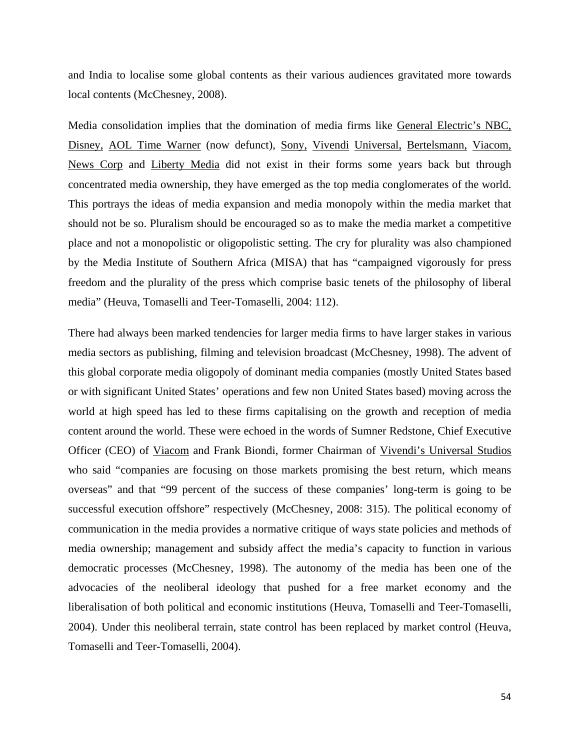and India to localise some global contents as their various audiences gravitated more towards local contents (McChesney, 2008).

Media consolidation implies that the domination of media firms like General Electric's NBC, Disney, AOL Time Warner (now defunct), Sony, Vivendi Universal, Bertelsmann, Viacom, News Corp and Liberty Media did not exist in their forms some years back but through concentrated media ownership, they have emerged as the top media conglomerates of the world. This portrays the ideas of media expansion and media monopoly within the media market that should not be so. Pluralism should be encouraged so as to make the media market a competitive place and not a monopolistic or oligopolistic setting. The cry for plurality was also championed by the Media Institute of Southern Africa (MISA) that has "campaigned vigorously for press freedom and the plurality of the press which comprise basic tenets of the philosophy of liberal media" (Heuva, Tomaselli and Teer-Tomaselli, 2004: 112).

There had always been marked tendencies for larger media firms to have larger stakes in various media sectors as publishing, filming and television broadcast (McChesney, 1998). The advent of this global corporate media oligopoly of dominant media companies (mostly United States based or with significant United States' operations and few non United States based) moving across the world at high speed has led to these firms capitalising on the growth and reception of media content around the world. These were echoed in the words of Sumner Redstone, Chief Executive Officer (CEO) of Viacom and Frank Biondi, former Chairman of Vivendi's Universal Studios who said "companies are focusing on those markets promising the best return, which means overseas" and that "99 percent of the success of these companies' long-term is going to be successful execution offshore" respectively (McChesney, 2008: 315). The political economy of communication in the media provides a normative critique of ways state policies and methods of media ownership; management and subsidy affect the media's capacity to function in various democratic processes (McChesney, 1998). The autonomy of the media has been one of the advocacies of the neoliberal ideology that pushed for a free market economy and the liberalisation of both political and economic institutions (Heuva, Tomaselli and Teer-Tomaselli, 2004). Under this neoliberal terrain, state control has been replaced by market control (Heuva, Tomaselli and Teer-Tomaselli, 2004).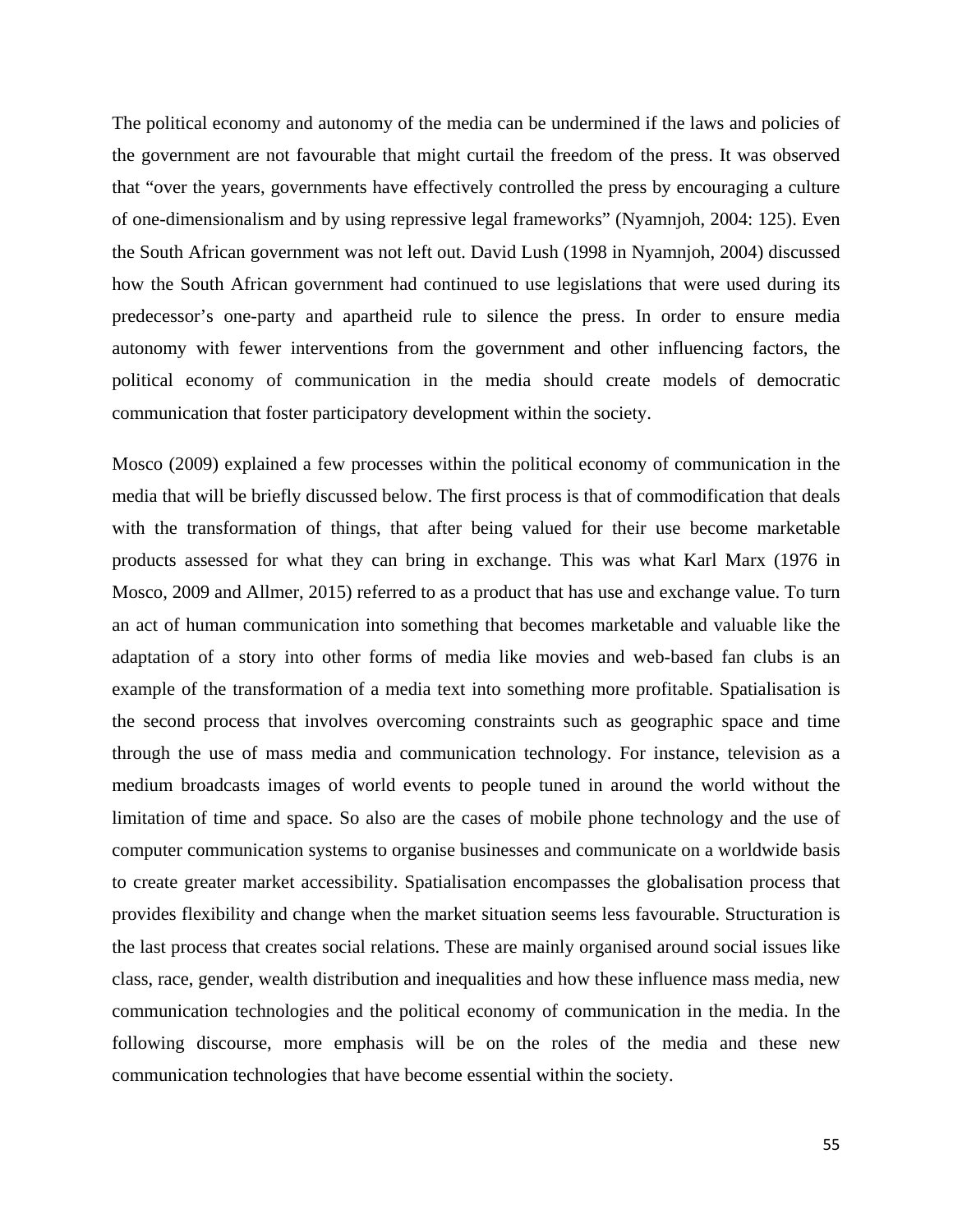The political economy and autonomy of the media can be undermined if the laws and policies of the government are not favourable that might curtail the freedom of the press. It was observed that "over the years, governments have effectively controlled the press by encouraging a culture of one-dimensionalism and by using repressive legal frameworks" (Nyamnjoh, 2004: 125). Even the South African government was not left out. David Lush (1998 in Nyamnjoh, 2004) discussed how the South African government had continued to use legislations that were used during its predecessor's one-party and apartheid rule to silence the press. In order to ensure media autonomy with fewer interventions from the government and other influencing factors, the political economy of communication in the media should create models of democratic communication that foster participatory development within the society.

Mosco (2009) explained a few processes within the political economy of communication in the media that will be briefly discussed below. The first process is that of commodification that deals with the transformation of things, that after being valued for their use become marketable products assessed for what they can bring in exchange. This was what Karl Marx (1976 in Mosco, 2009 and Allmer, 2015) referred to as a product that has use and exchange value. To turn an act of human communication into something that becomes marketable and valuable like the adaptation of a story into other forms of media like movies and web-based fan clubs is an example of the transformation of a media text into something more profitable. Spatialisation is the second process that involves overcoming constraints such as geographic space and time through the use of mass media and communication technology. For instance, television as a medium broadcasts images of world events to people tuned in around the world without the limitation of time and space. So also are the cases of mobile phone technology and the use of computer communication systems to organise businesses and communicate on a worldwide basis to create greater market accessibility. Spatialisation encompasses the globalisation process that provides flexibility and change when the market situation seems less favourable. Structuration is the last process that creates social relations. These are mainly organised around social issues like class, race, gender, wealth distribution and inequalities and how these influence mass media, new communication technologies and the political economy of communication in the media. In the following discourse, more emphasis will be on the roles of the media and these new communication technologies that have become essential within the society.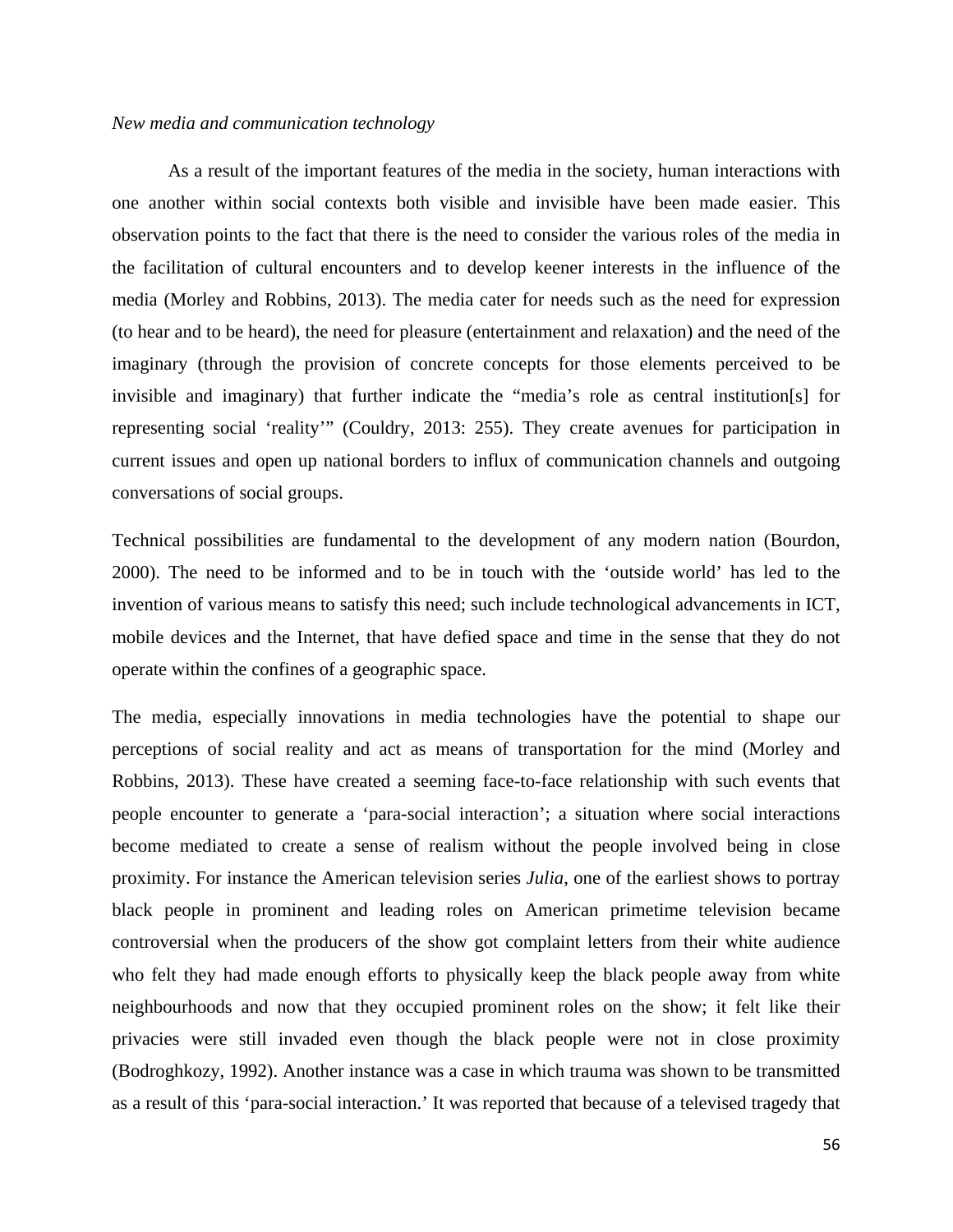*New media and communication technology*

As a result of the important features of the media in the society, human interactions with one another within social contexts both visible and invisible have been made easier. This observation points to the fact that there is the need to consider the various roles of the media in the facilitation of cultural encounters and to develop keener interests in the influence of the media (Morley and Robbins, 2013). The media cater for needs such as the need for expression (to hear and to be heard), the need for pleasure (entertainment and relaxation) and the need of the imaginary (through the provision of concrete concepts for those elements perceived to be invisible and imaginary) that further indicate the "media's role as central institution[s] for representing social 'reality'" (Couldry, 2013: 255). They create avenues for participation in current issues and open up national borders to influx of communication channels and outgoing conversations of social groups.

Technical possibilities are fundamental to the development of any modern nation (Bourdon, 2000). The need to be informed and to be in touch with the 'outside world' has led to the invention of various means to satisfy this need; such include technological advancements in ICT, mobile devices and the Internet, that have defied space and time in the sense that they do not operate within the confines of a geographic space.

The media, especially innovations in media technologies have the potential to shape our perceptions of social reality and act as means of transportation for the mind (Morley and Robbins, 2013). These have created a seeming face-to-face relationship with such events that people encounter to generate a 'para-social interaction'; a situation where social interactions become mediated to create a sense of realism without the people involved being in close proximity. For instance the American television series *Julia*, one of the earliest shows to portray black people in prominent and leading roles on American primetime television became controversial when the producers of the show got complaint letters from their white audience who felt they had made enough efforts to physically keep the black people away from white neighbourhoods and now that they occupied prominent roles on the show; it felt like their privacies were still invaded even though the black people were not in close proximity (Bodroghkozy, 1992). Another instance was a case in which trauma was shown to be transmitted as a result of this 'para-social interaction.' It was reported that because of a televised tragedy that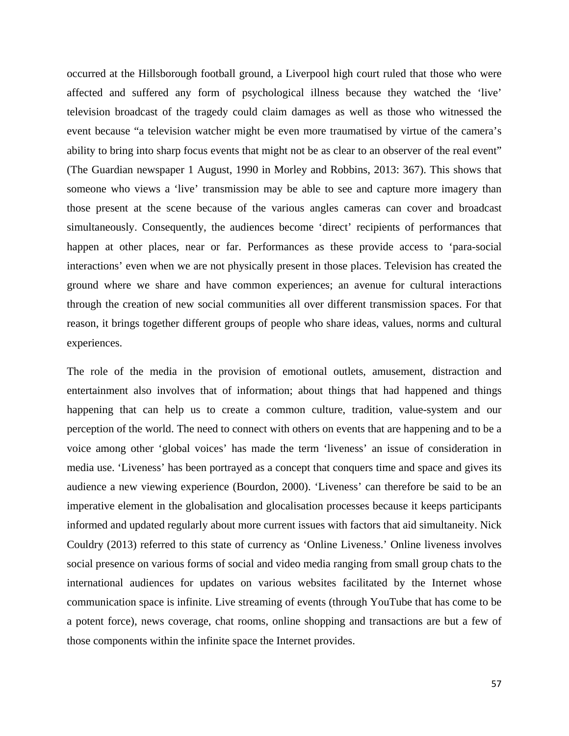occurred at the Hillsborough football ground, a Liverpool high court ruled that those who were affected and suffered any form of psychological illness because they watched the 'live' television broadcast of the tragedy could claim damages as well as those who witnessed the event because "a television watcher might be even more traumatised by virtue of the camera's ability to bring into sharp focus events that might not be as clear to an observer of the real event" (The Guardian newspaper 1 August, 1990 in Morley and Robbins, 2013: 367). This shows that someone who views a 'live' transmission may be able to see and capture more imagery than those present at the scene because of the various angles cameras can cover and broadcast simultaneously. Consequently, the audiences become 'direct' recipients of performances that happen at other places, near or far. Performances as these provide access to 'para-social interactions' even when we are not physically present in those places. Television has created the ground where we share and have common experiences; an avenue for cultural interactions through the creation of new social communities all over different transmission spaces. For that reason, it brings together different groups of people who share ideas, values, norms and cultural experiences.

The role of the media in the provision of emotional outlets, amusement, distraction and entertainment also involves that of information; about things that had happened and things happening that can help us to create a common culture, tradition, value-system and our perception of the world. The need to connect with others on events that are happening and to be a voice among other 'global voices' has made the term 'liveness' an issue of consideration in media use. 'Liveness' has been portrayed as a concept that conquers time and space and gives its audience a new viewing experience (Bourdon, 2000). 'Liveness' can therefore be said to be an imperative element in the globalisation and glocalisation processes because it keeps participants informed and updated regularly about more current issues with factors that aid simultaneity. Nick Couldry (2013) referred to this state of currency as 'Online Liveness.' Online liveness involves social presence on various forms of social and video media ranging from small group chats to the international audiences for updates on various websites facilitated by the Internet whose communication space is infinite. Live streaming of events (through YouTube that has come to be a potent force), news coverage, chat rooms, online shopping and transactions are but a few of those components within the infinite space the Internet provides.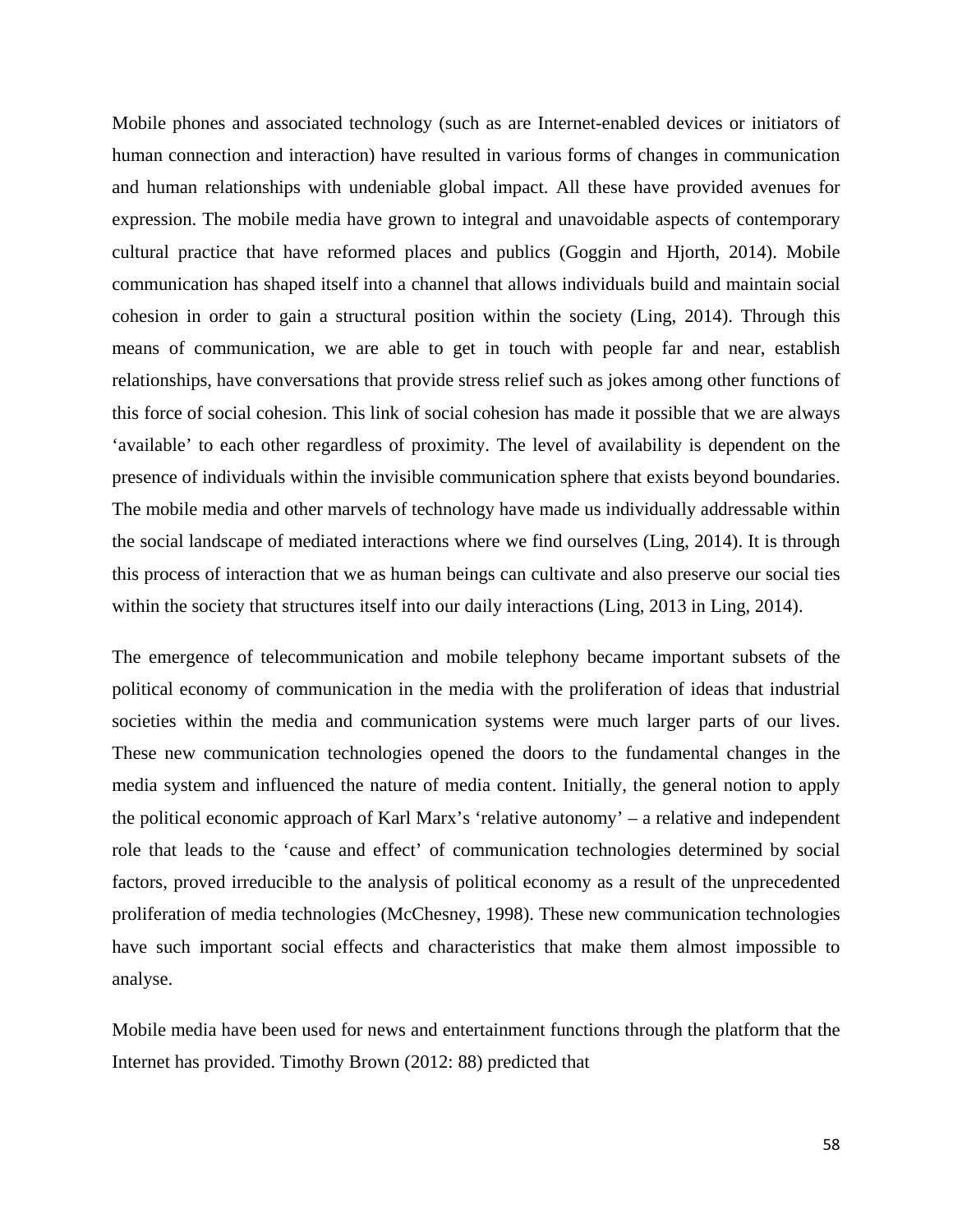Mobile phones and associated technology (such as are Internet-enabled devices or initiators of human connection and interaction) have resulted in various forms of changes in communication and human relationships with undeniable global impact. All these have provided avenues for expression. The mobile media have grown to integral and unavoidable aspects of contemporary cultural practice that have reformed places and publics (Goggin and Hjorth, 2014). Mobile communication has shaped itself into a channel that allows individuals build and maintain social cohesion in order to gain a structural position within the society (Ling, 2014). Through this means of communication, we are able to get in touch with people far and near, establish relationships, have conversations that provide stress relief such as jokes among other functions of this force of social cohesion. This link of social cohesion has made it possible that we are always 'available' to each other regardless of proximity. The level of availability is dependent on the presence of individuals within the invisible communication sphere that exists beyond boundaries. The mobile media and other marvels of technology have made us individually addressable within the social landscape of mediated interactions where we find ourselves (Ling, 2014). It is through this process of interaction that we as human beings can cultivate and also preserve our social ties within the society that structures itself into our daily interactions (Ling, 2013 in Ling, 2014).

The emergence of telecommunication and mobile telephony became important subsets of the political economy of communication in the media with the proliferation of ideas that industrial societies within the media and communication systems were much larger parts of our lives. These new communication technologies opened the doors to the fundamental changes in the media system and influenced the nature of media content. Initially, the general notion to apply the political economic approach of Karl Marx's 'relative autonomy' – a relative and independent role that leads to the 'cause and effect' of communication technologies determined by social factors, proved irreducible to the analysis of political economy as a result of the unprecedented proliferation of media technologies (McChesney, 1998). These new communication technologies have such important social effects and characteristics that make them almost impossible to analyse.

Mobile media have been used for news and entertainment functions through the platform that the Internet has provided. Timothy Brown (2012: 88) predicted that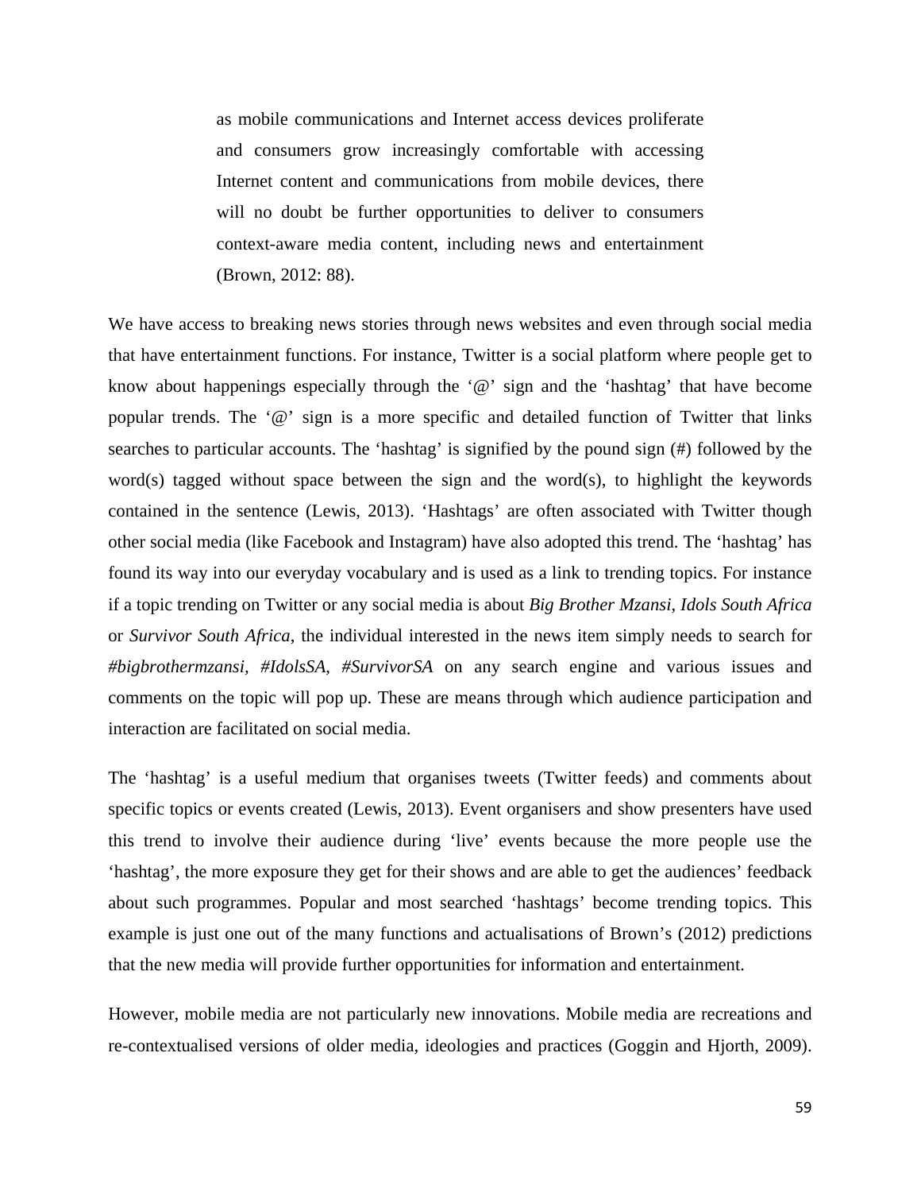> as mobile communications and Internet access devices proliferate and consumers grow increasingly comfortable with accessing Internet content and communications from mobile devices, there will no doubt be further opportunities to deliver to consumers context-aware media content, including news and entertainment (Brown, 2012: 88).

We have access to breaking news stories through news websites and even through social media that have entertainment functions. For instance, Twitter is a social platform where people get to know about happenings especially through the '@' sign and the 'hashtag' that have become popular trends. The '@' sign is a more specific and detailed function of Twitter that links searches to particular accounts. The 'hashtag' is signified by the pound sign (#) followed by the word(s) tagged without space between the sign and the word(s), to highlight the keywords contained in the sentence (Lewis, 2013). 'Hashtags' are often associated with Twitter though other social media (like Facebook and Instagram) have also adopted this trend. The 'hashtag' has found its way into our everyday vocabulary and is used as a link to trending topics. For instance if a topic trending on Twitter or any social media is about *Big Brother Mzansi*, *Idols South Africa* or *Survivor South Africa*, the individual interested in the news item simply needs to search for *#bigbrothermzansi*, *#IdolsSA*, *#SurvivorSA* on any search engine and various issues and comments on the topic will pop up. These are means through which audience participation and interaction are facilitated on social media.

The 'hashtag' is a useful medium that organises tweets (Twitter feeds) and comments about specific topics or events created (Lewis, 2013). Event organisers and show presenters have used this trend to involve their audience during 'live' events because the more people use the 'hashtag', the more exposure they get for their shows and are able to get the audiences' feedback about such programmes. Popular and most searched 'hashtags' become trending topics. This example is just one out of the many functions and actualisations of Brown's (2012) predictions that the new media will provide further opportunities for information and entertainment.

However, mobile media are not particularly new innovations. Mobile media are recreations and re-contextualised versions of older media, ideologies and practices (Goggin and Hjorth, 2009).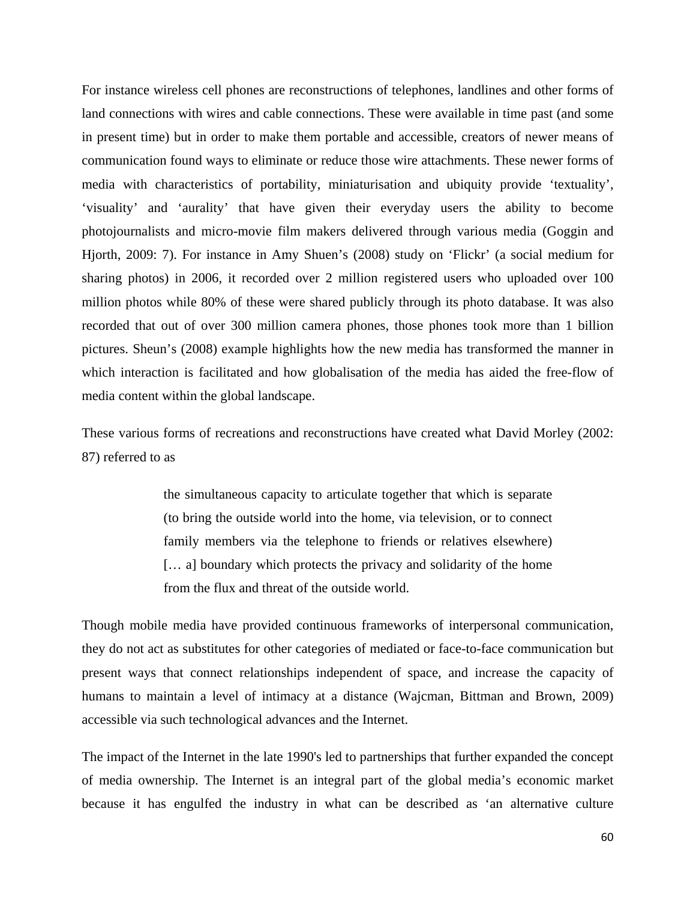For instance wireless cell phones are reconstructions of telephones, landlines and other forms of land connections with wires and cable connections. These were available in time past (and some in present time) but in order to make them portable and accessible, creators of newer means of communication found ways to eliminate or reduce those wire attachments. These newer forms of media with characteristics of portability, miniaturisation and ubiquity provide 'textuality', 'visuality' and 'aurality' that have given their everyday users the ability to become photojournalists and micro-movie film makers delivered through various media (Goggin and Hjorth, 2009: 7). For instance in Amy Shuen's (2008) study on 'Flickr' (a social medium for sharing photos) in 2006, it recorded over 2 million registered users who uploaded over 100 million photos while 80% of these were shared publicly through its photo database. It was also recorded that out of over 300 million camera phones, those phones took more than 1 billion pictures. Sheun's (2008) example highlights how the new media has transformed the manner in which interaction is facilitated and how globalisation of the media has aided the free-flow of media content within the global landscape.

These various forms of recreations and reconstructions have created what David Morley (2002: 87) referred to as

> the simultaneous capacity to articulate together that which is separate (to bring the outside world into the home, via television, or to connect family members via the telephone to friends or relatives elsewhere) [… a] boundary which protects the privacy and solidarity of the home from the flux and threat of the outside world.

Though mobile media have provided continuous frameworks of interpersonal communication, they do not act as substitutes for other categories of mediated or face-to-face communication but present ways that connect relationships independent of space, and increase the capacity of humans to maintain a level of intimacy at a distance (Wajcman, Bittman and Brown, 2009) accessible via such technological advances and the Internet.

The impact of the Internet in the late 1990's led to partnerships that further expanded the concept of media ownership. The Internet is an integral part of the global media's economic market because it has engulfed the industry in what can be described as 'an alternative culture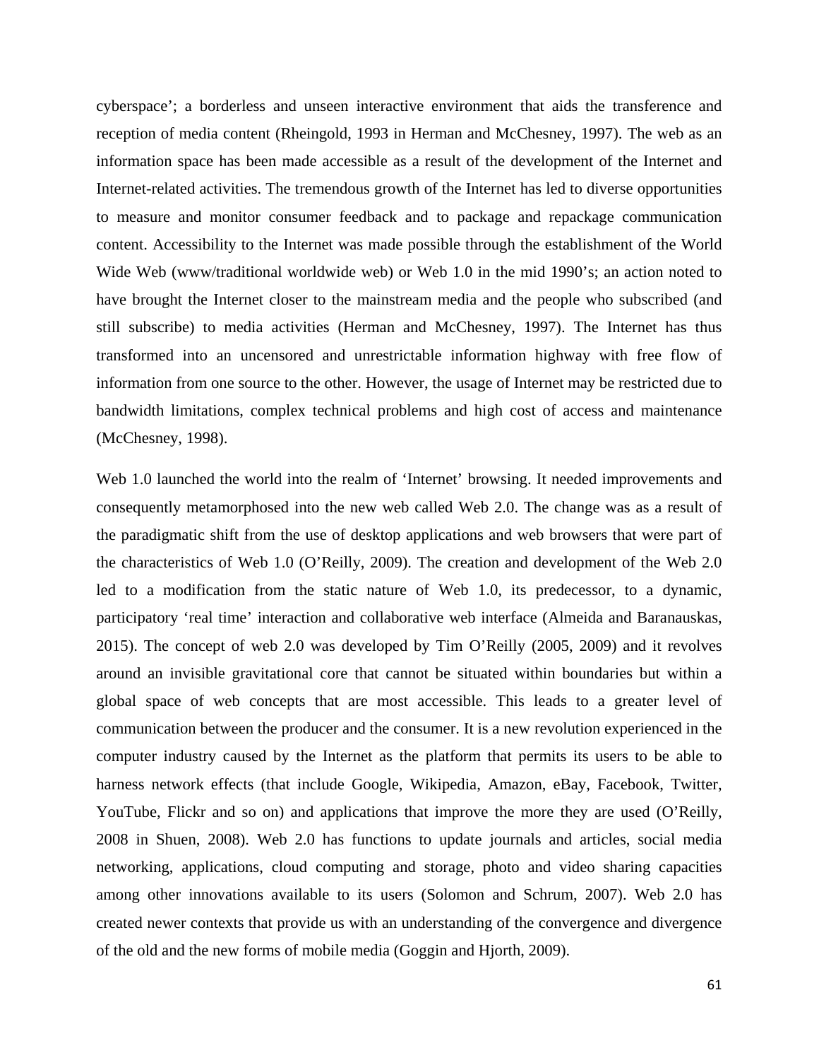cyberspace'; a borderless and unseen interactive environment that aids the transference and reception of media content (Rheingold, 1993 in Herman and McChesney, 1997). The web as an information space has been made accessible as a result of the development of the Internet and Internet-related activities. The tremendous growth of the Internet has led to diverse opportunities to measure and monitor consumer feedback and to package and repackage communication content. Accessibility to the Internet was made possible through the establishment of the World Wide Web (www/traditional worldwide web) or Web 1.0 in the mid 1990's; an action noted to have brought the Internet closer to the mainstream media and the people who subscribed (and still subscribe) to media activities (Herman and McChesney, 1997). The Internet has thus transformed into an uncensored and unrestrictable information highway with free flow of information from one source to the other. However, the usage of Internet may be restricted due to bandwidth limitations, complex technical problems and high cost of access and maintenance (McChesney, 1998).

Web 1.0 launched the world into the realm of 'Internet' browsing. It needed improvements and consequently metamorphosed into the new web called Web 2.0. The change was as a result of the paradigmatic shift from the use of desktop applications and web browsers that were part of the characteristics of Web 1.0 (O'Reilly, 2009). The creation and development of the Web 2.0 led to a modification from the static nature of Web 1.0, its predecessor, to a dynamic, participatory 'real time' interaction and collaborative web interface (Almeida and Baranauskas, 2015). The concept of web 2.0 was developed by Tim O'Reilly (2005, 2009) and it revolves around an invisible gravitational core that cannot be situated within boundaries but within a global space of web concepts that are most accessible. This leads to a greater level of communication between the producer and the consumer. It is a new revolution experienced in the computer industry caused by the Internet as the platform that permits its users to be able to harness network effects (that include Google, Wikipedia, Amazon, eBay, Facebook, Twitter, YouTube, Flickr and so on) and applications that improve the more they are used (O'Reilly, 2008 in Shuen, 2008). Web 2.0 has functions to update journals and articles, social media networking, applications, cloud computing and storage, photo and video sharing capacities among other innovations available to its users (Solomon and Schrum, 2007). Web 2.0 has created newer contexts that provide us with an understanding of the convergence and divergence of the old and the new forms of mobile media (Goggin and Hjorth, 2009).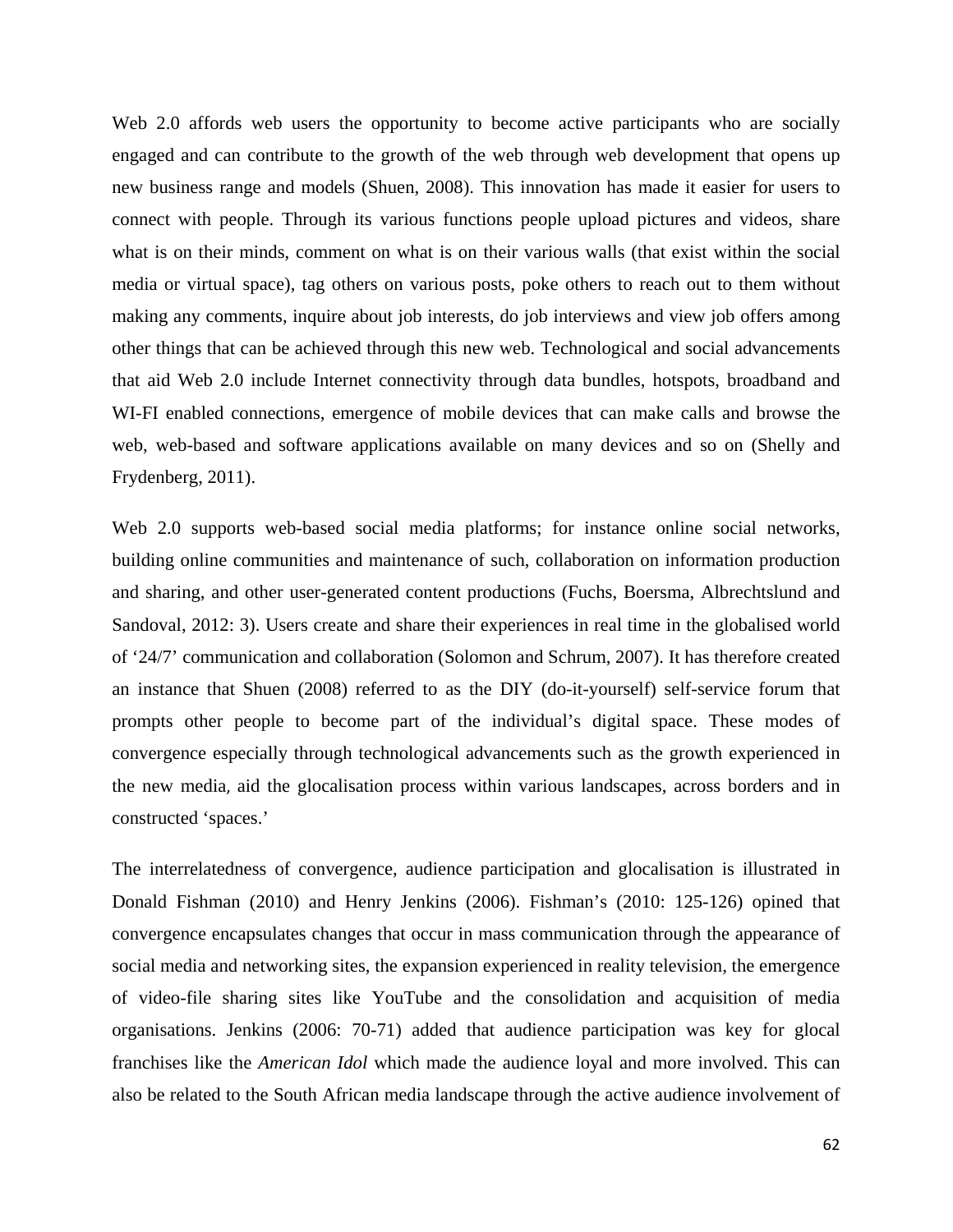Web 2.0 affords web users the opportunity to become active participants who are socially engaged and can contribute to the growth of the web through web development that opens up new business range and models (Shuen, 2008). This innovation has made it easier for users to connect with people. Through its various functions people upload pictures and videos, share what is on their minds, comment on what is on their various walls (that exist within the social media or virtual space), tag others on various posts, poke others to reach out to them without making any comments, inquire about job interests, do job interviews and view job offers among other things that can be achieved through this new web. Technological and social advancements that aid Web 2.0 include Internet connectivity through data bundles, hotspots, broadband and WI-FI enabled connections, emergence of mobile devices that can make calls and browse the web, web-based and software applications available on many devices and so on (Shelly and Frydenberg, 2011).

Web 2.0 supports web-based social media platforms; for instance online social networks, building online communities and maintenance of such, collaboration on information production and sharing, and other user-generated content productions (Fuchs, Boersma, Albrechtslund and Sandoval, 2012: 3). Users create and share their experiences in real time in the globalised world of '24/7' communication and collaboration (Solomon and Schrum, 2007). It has therefore created an instance that Shuen (2008) referred to as the DIY (do-it-yourself) self-service forum that prompts other people to become part of the individual's digital space. These modes of convergence especially through technological advancements such as the growth experienced in the new media, aid the glocalisation process within various landscapes, across borders and in constructed 'spaces.'

The interrelatedness of convergence, audience participation and glocalisation is illustrated in Donald Fishman (2010) and Henry Jenkins (2006). Fishman's (2010: 125-126) opined that convergence encapsulates changes that occur in mass communication through the appearance of social media and networking sites, the expansion experienced in reality television, the emergence of video-file sharing sites like YouTube and the consolidation and acquisition of media organisations. Jenkins (2006: 70-71) added that audience participation was key for glocal franchises like the *American Idol* which made the audience loyal and more involved. This can also be related to the South African media landscape through the active audience involvement of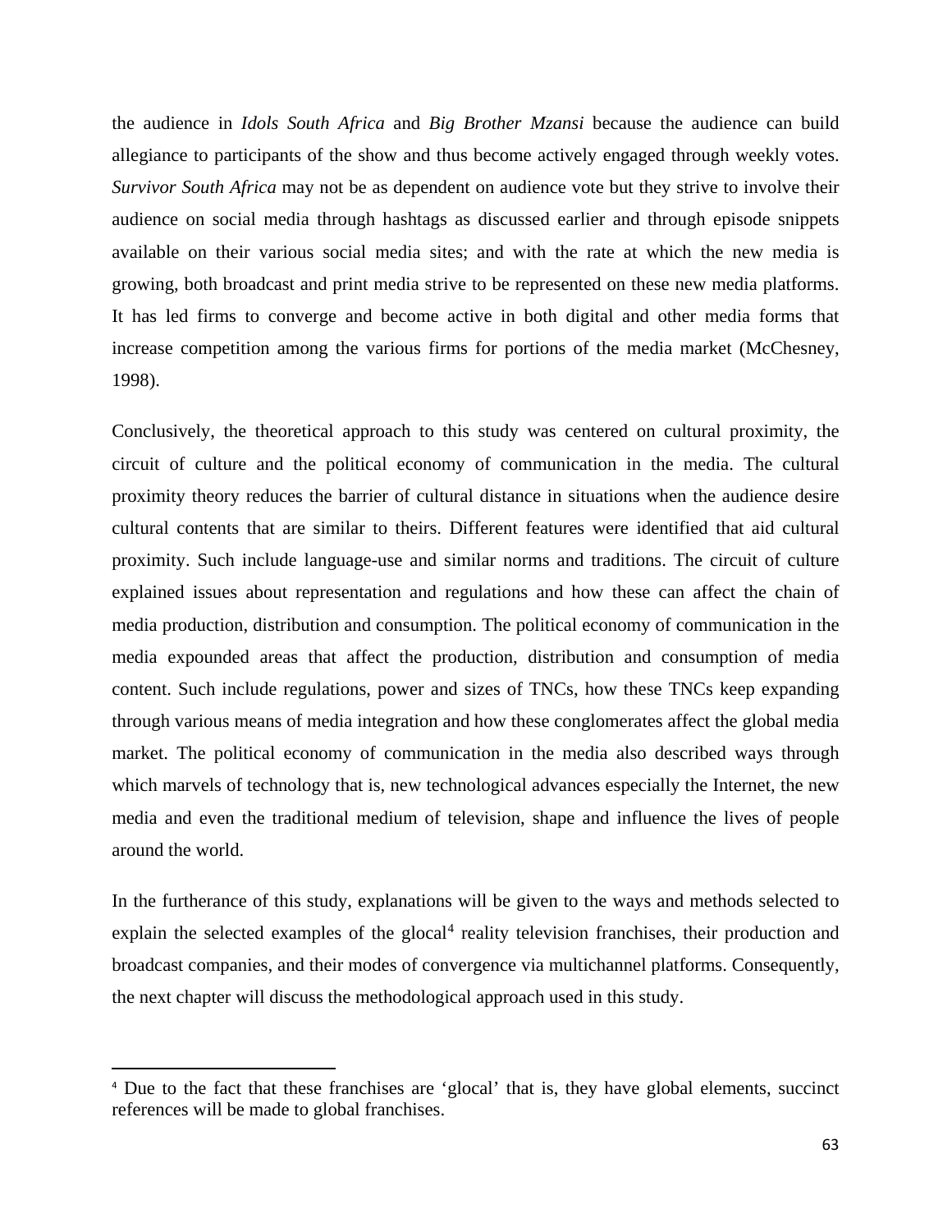the audience in *Idols South Africa* and *Big Brother Mzansi* because the audience can build allegiance to participants of the show and thus become actively engaged through weekly votes. *Survivor South Africa* may not be as dependent on audience vote but they strive to involve their audience on social media through hashtags as discussed earlier and through episode snippets available on their various social media sites; and with the rate at which the new media is growing, both broadcast and print media strive to be represented on these new media platforms. It has led firms to converge and become active in both digital and other media forms that increase competition among the various firms for portions of the media market (McChesney, 1998).

Conclusively, the theoretical approach to this study was centered on cultural proximity, the circuit of culture and the political economy of communication in the media. The cultural proximity theory reduces the barrier of cultural distance in situations when the audience desire cultural contents that are similar to theirs. Different features were identified that aid cultural proximity. Such include language-use and similar norms and traditions. The circuit of culture explained issues about representation and regulations and how these can affect the chain of media production, distribution and consumption. The political economy of communication in the media expounded areas that affect the production, distribution and consumption of media content. Such include regulations, power and sizes of TNCs, how these TNCs keep expanding through various means of media integration and how these conglomerates affect the global media market. The political economy of communication in the media also described ways through which marvels of technology that is, new technological advances especially the Internet, the new media and even the traditional medium of television, shape and influence the lives of people around the world.

In the furtherance of this study, explanations will be given to the ways and methods selected to explain the selected examples of the glocal[4] reality television franchises, their production and broadcast companies, and their modes of convergence via multichannel platforms. Consequently, the next chapter will discuss the methodological approach used in this study.

---

[4] Due to the fact that these franchises are 'glocal' that is, they have global elements, succinct references will be made to global franchises.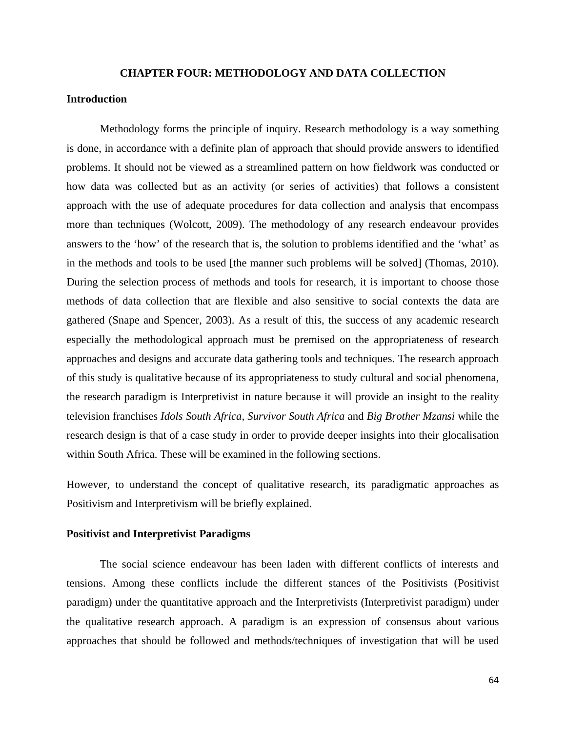# CHAPTER FOUR: METHODOLOGY AND DATA COLLECTION

## Introduction

Methodology forms the principle of inquiry. Research methodology is a way something is done, in accordance with a definite plan of approach that should provide answers to identified problems. It should not be viewed as a streamlined pattern on how fieldwork was conducted or how data was collected but as an activity (or series of activities) that follows a consistent approach with the use of adequate procedures for data collection and analysis that encompass more than techniques (Wolcott, 2009). The methodology of any research endeavour provides answers to the 'how' of the research that is, the solution to problems identified and the 'what' as in the methods and tools to be used [the manner such problems will be solved] (Thomas, 2010). During the selection process of methods and tools for research, it is important to choose those methods of data collection that are flexible and also sensitive to social contexts the data are gathered (Snape and Spencer, 2003). As a result of this, the success of any academic research especially the methodological approach must be premised on the appropriateness of research approaches and designs and accurate data gathering tools and techniques. The research approach of this study is qualitative because of its appropriateness to study cultural and social phenomena, the research paradigm is Interpretivist in nature because it will provide an insight to the reality television franchises *Idols South Africa*, *Survivor South Africa* and *Big Brother Mzansi* while the research design is that of a case study in order to provide deeper insights into their glocalisation within South Africa. These will be examined in the following sections.

However, to understand the concept of qualitative research, its paradigmatic approaches as Positivism and Interpretivism will be briefly explained.

## Positivist and Interpretivist Paradigms

The social science endeavour has been laden with different conflicts of interests and tensions. Among these conflicts include the different stances of the Positivists (Positivist paradigm) under the quantitative approach and the Interpretivists (Interpretivist paradigm) under the qualitative research approach. A paradigm is an expression of consensus about various approaches that should be followed and methods/techniques of investigation that will be used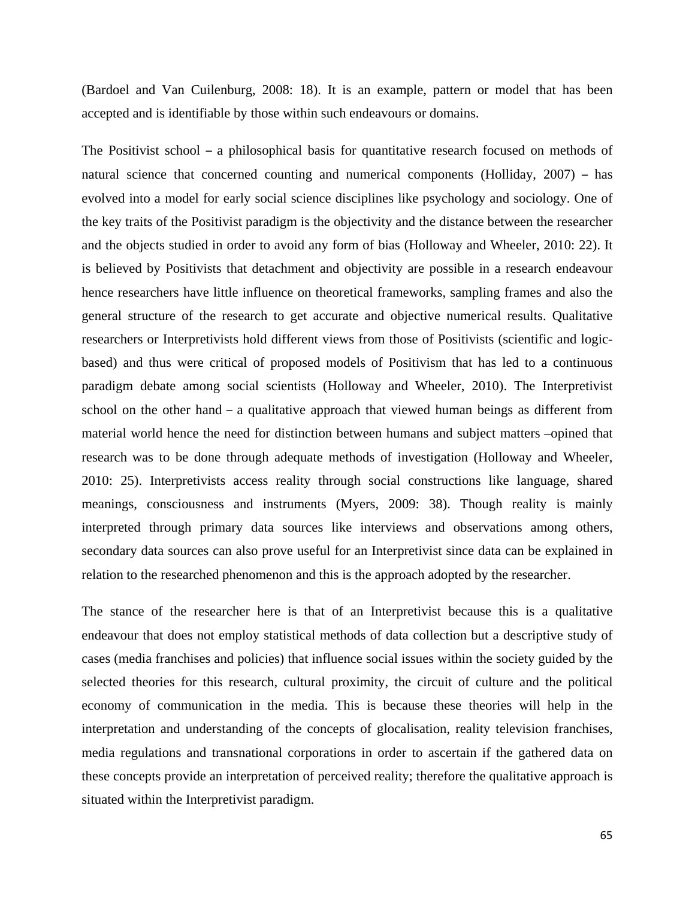(Bardoel and Van Cuilenburg, 2008: 18). It is an example, pattern or model that has been accepted and is identifiable by those within such endeavours or domains.

The Positivist school – a philosophical basis for quantitative research focused on methods of natural science that concerned counting and numerical components (Holliday, 2007) – has evolved into a model for early social science disciplines like psychology and sociology. One of the key traits of the Positivist paradigm is the objectivity and the distance between the researcher and the objects studied in order to avoid any form of bias (Holloway and Wheeler, 2010: 22). It is believed by Positivists that detachment and objectivity are possible in a research endeavour hence researchers have little influence on theoretical frameworks, sampling frames and also the general structure of the research to get accurate and objective numerical results. Qualitative researchers or Interpretivists hold different views from those of Positivists (scientific and logic-based) and thus were critical of proposed models of Positivism that has led to a continuous paradigm debate among social scientists (Holloway and Wheeler, 2010). The Interpretivist school on the other hand – a qualitative approach that viewed human beings as different from material world hence the need for distinction between humans and subject matters –opined that research was to be done through adequate methods of investigation (Holloway and Wheeler, 2010: 25). Interpretivists access reality through social constructions like language, shared meanings, consciousness and instruments (Myers, 2009: 38). Though reality is mainly interpreted through primary data sources like interviews and observations among others, secondary data sources can also prove useful for an Interpretivist since data can be explained in relation to the researched phenomenon and this is the approach adopted by the researcher.

The stance of the researcher here is that of an Interpretivist because this is a qualitative endeavour that does not employ statistical methods of data collection but a descriptive study of cases (media franchises and policies) that influence social issues within the society guided by the selected theories for this research, cultural proximity, the circuit of culture and the political economy of communication in the media. This is because these theories will help in the interpretation and understanding of the concepts of glocalisation, reality television franchises, media regulations and transnational corporations in order to ascertain if the gathered data on these concepts provide an interpretation of perceived reality; therefore the qualitative approach is situated within the Interpretivist paradigm.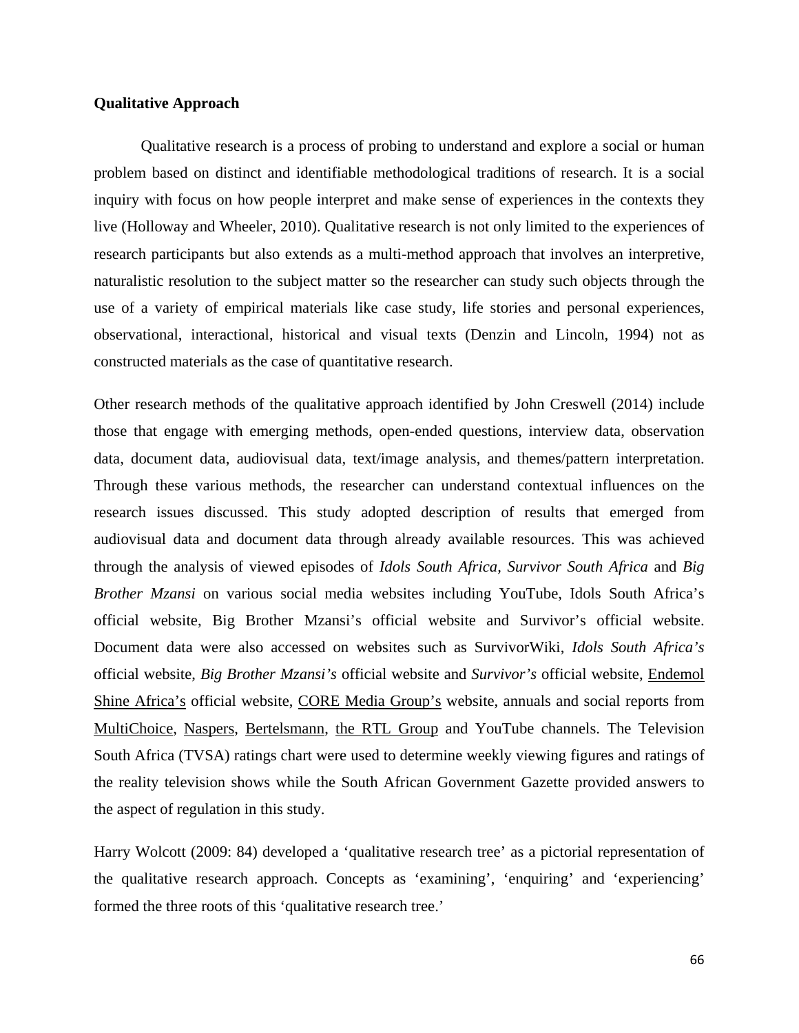**Qualitative Approach**

Qualitative research is a process of probing to understand and explore a social or human problem based on distinct and identifiable methodological traditions of research. It is a social inquiry with focus on how people interpret and make sense of experiences in the contexts they live (Holloway and Wheeler, 2010). Qualitative research is not only limited to the experiences of research participants but also extends as a multi-method approach that involves an interpretive, naturalistic resolution to the subject matter so the researcher can study such objects through the use of a variety of empirical materials like case study, life stories and personal experiences, observational, interactional, historical and visual texts (Denzin and Lincoln, 1994) not as constructed materials as the case of quantitative research.

Other research methods of the qualitative approach identified by John Creswell (2014) include those that engage with emerging methods, open-ended questions, interview data, observation data, document data, audiovisual data, text/image analysis, and themes/pattern interpretation. Through these various methods, the researcher can understand contextual influences on the research issues discussed. This study adopted description of results that emerged from audiovisual data and document data through already available resources. This was achieved through the analysis of viewed episodes of *Idols South Africa*, *Survivor South Africa* and *Big Brother Mzansi* on various social media websites including YouTube, Idols South Africa's official website, Big Brother Mzansi's official website and Survivor's official website. Document data were also accessed on websites such as SurvivorWiki, *Idols South Africa's* official website, *Big Brother Mzansi's* official website and *Survivor's* official website, Endemol Shine Africa's official website, CORE Media Group's website, annuals and social reports from MultiChoice, Naspers, Bertelsmann, the RTL Group and YouTube channels. The Television South Africa (TVSA) ratings chart were used to determine weekly viewing figures and ratings of the reality television shows while the South African Government Gazette provided answers to the aspect of regulation in this study.

Harry Wolcott (2009: 84) developed a 'qualitative research tree' as a pictorial representation of the qualitative research approach. Concepts as 'examining', 'enquiring' and 'experiencing' formed the three roots of this 'qualitative research tree.'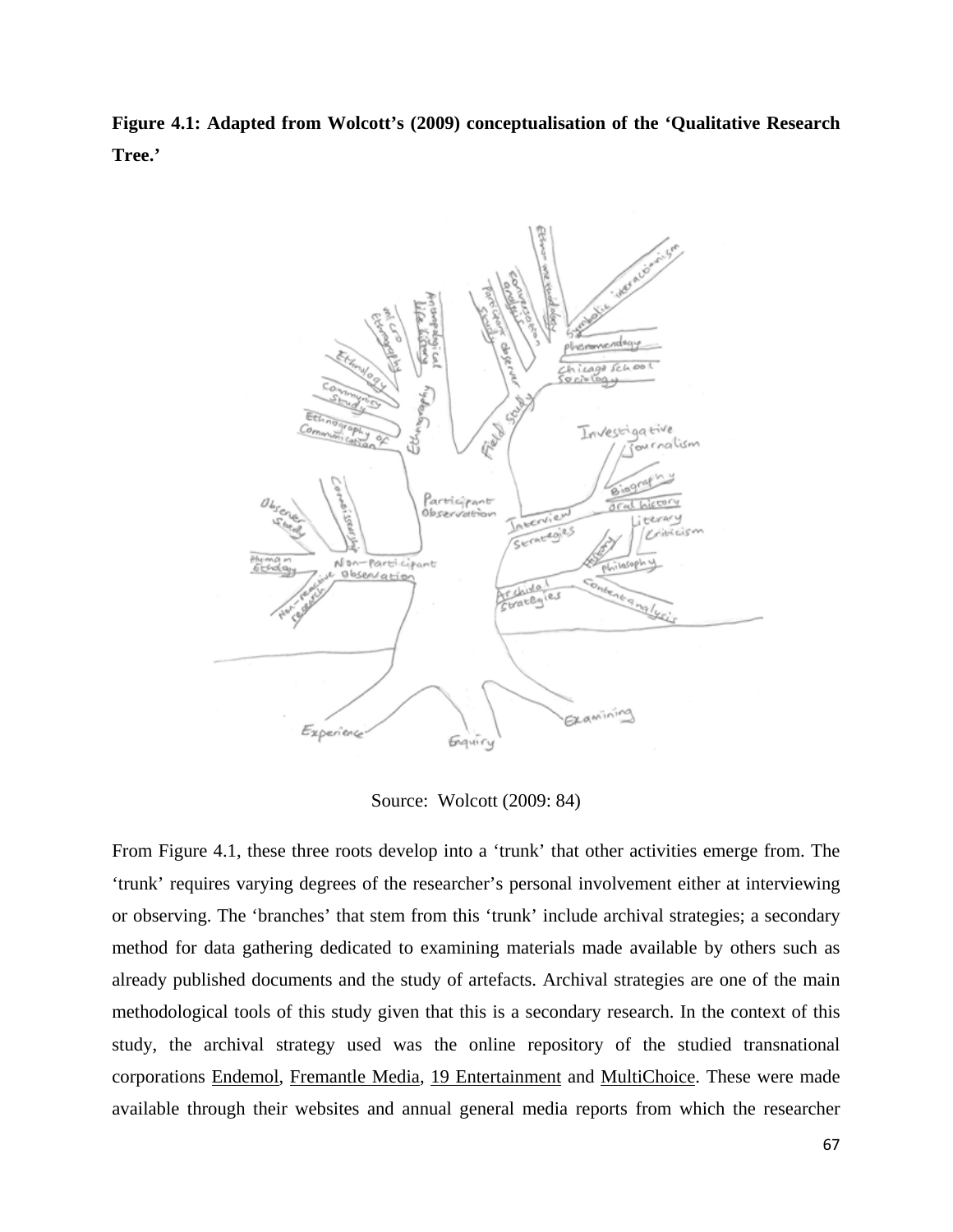**Figure 4.1: Adapted from Wolcott's (2009) conceptualisation of the 'Qualitative Research Tree.'**

Source: Wolcott (2009: 84)

From Figure 4.1, these three roots develop into a 'trunk' that other activities emerge from. The 'trunk' requires varying degrees of the researcher's personal involvement either at interviewing or observing. The 'branches' that stem from this 'trunk' include archival strategies; a secondary method for data gathering dedicated to examining materials made available by others such as already published documents and the study of artefacts. Archival strategies are one of the main methodological tools of this study given that this is a secondary research. In the context of this study, the archival strategy used was the online repository of the studied transnational corporations Endemol, Fremantle Media, 19 Entertainment and MultiChoice. These were made available through their websites and annual general media reports from which the researcher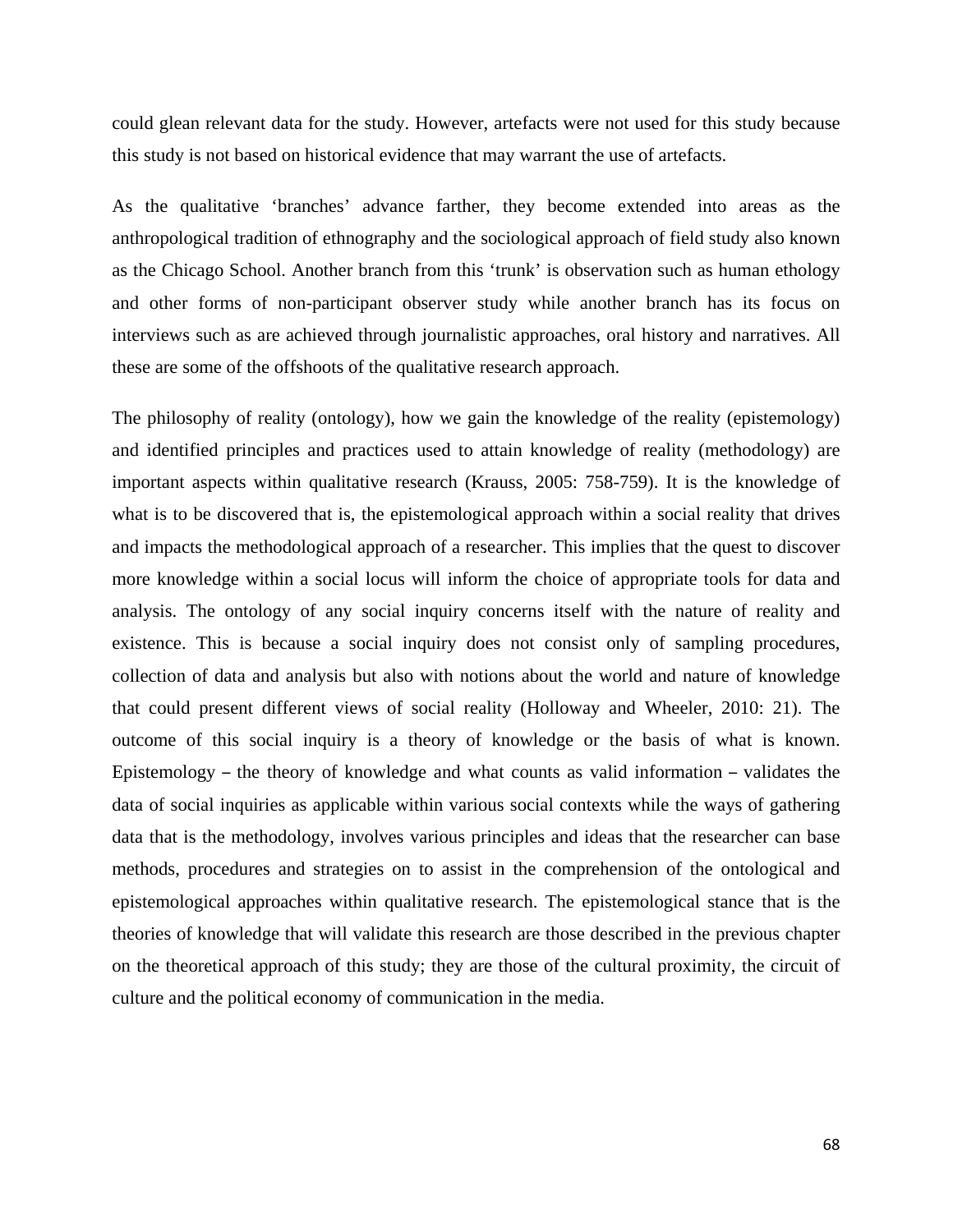could glean relevant data for the study. However, artefacts were not used for this study because this study is not based on historical evidence that may warrant the use of artefacts.

As the qualitative 'branches' advance farther, they become extended into areas as the anthropological tradition of ethnography and the sociological approach of field study also known as the Chicago School. Another branch from this 'trunk' is observation such as human ethology and other forms of non-participant observer study while another branch has its focus on interviews such as are achieved through journalistic approaches, oral history and narratives. All these are some of the offshoots of the qualitative research approach.

The philosophy of reality (ontology), how we gain the knowledge of the reality (epistemology) and identified principles and practices used to attain knowledge of reality (methodology) are important aspects within qualitative research (Krauss, 2005: 758-759). It is the knowledge of what is to be discovered that is, the epistemological approach within a social reality that drives and impacts the methodological approach of a researcher. This implies that the quest to discover more knowledge within a social locus will inform the choice of appropriate tools for data and analysis. The ontology of any social inquiry concerns itself with the nature of reality and existence. This is because a social inquiry does not consist only of sampling procedures, collection of data and analysis but also with notions about the world and nature of knowledge that could present different views of social reality (Holloway and Wheeler, 2010: 21). The outcome of this social inquiry is a theory of knowledge or the basis of what is known. Epistemology – the theory of knowledge and what counts as valid information – validates the data of social inquiries as applicable within various social contexts while the ways of gathering data that is the methodology, involves various principles and ideas that the researcher can base methods, procedures and strategies on to assist in the comprehension of the ontological and epistemological approaches within qualitative research. The epistemological stance that is the theories of knowledge that will validate this research are those described in the previous chapter on the theoretical approach of this study; they are those of the cultural proximity, the circuit of culture and the political economy of communication in the media.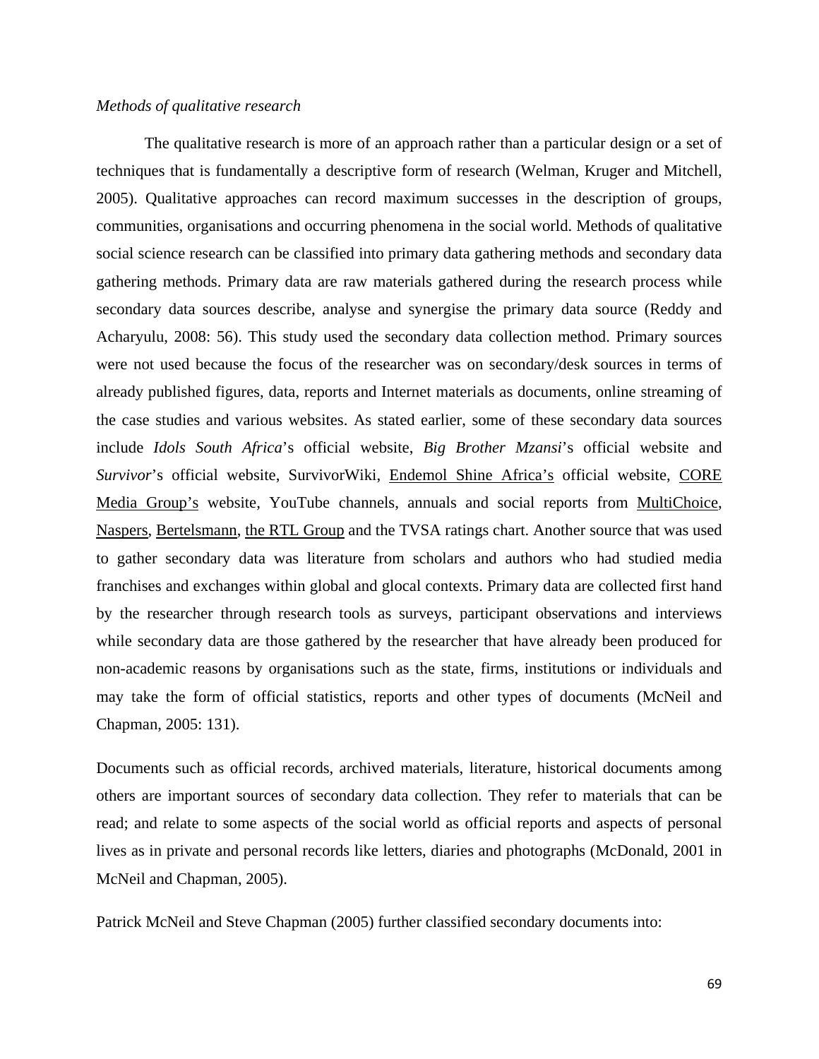*Methods of qualitative research*

The qualitative research is more of an approach rather than a particular design or a set of techniques that is fundamentally a descriptive form of research (Welman, Kruger and Mitchell, 2005). Qualitative approaches can record maximum successes in the description of groups, communities, organisations and occurring phenomena in the social world. Methods of qualitative social science research can be classified into primary data gathering methods and secondary data gathering methods. Primary data are raw materials gathered during the research process while secondary data sources describe, analyse and synergise the primary data source (Reddy and Acharyulu, 2008: 56). This study used the secondary data collection method. Primary sources were not used because the focus of the researcher was on secondary/desk sources in terms of already published figures, data, reports and Internet materials as documents, online streaming of the case studies and various websites. As stated earlier, some of these secondary data sources include *Idols South Africa*'s official website, *Big Brother Mzansi*'s official website and *Survivor*'s official website, SurvivorWiki, Endemol Shine Africa's official website, CORE Media Group's website, YouTube channels, annuals and social reports from MultiChoice, Naspers, Bertelsmann, the RTL Group and the TVSA ratings chart. Another source that was used to gather secondary data was literature from scholars and authors who had studied media franchises and exchanges within global and glocal contexts. Primary data are collected first hand by the researcher through research tools as surveys, participant observations and interviews while secondary data are those gathered by the researcher that have already been produced for non-academic reasons by organisations such as the state, firms, institutions or individuals and may take the form of official statistics, reports and other types of documents (McNeil and Chapman, 2005: 131).

Documents such as official records, archived materials, literature, historical documents among others are important sources of secondary data collection. They refer to materials that can be read; and relate to some aspects of the social world as official reports and aspects of personal lives as in private and personal records like letters, diaries and photographs (McDonald, 2001 in McNeil and Chapman, 2005).

Patrick McNeil and Steve Chapman (2005) further classified secondary documents into: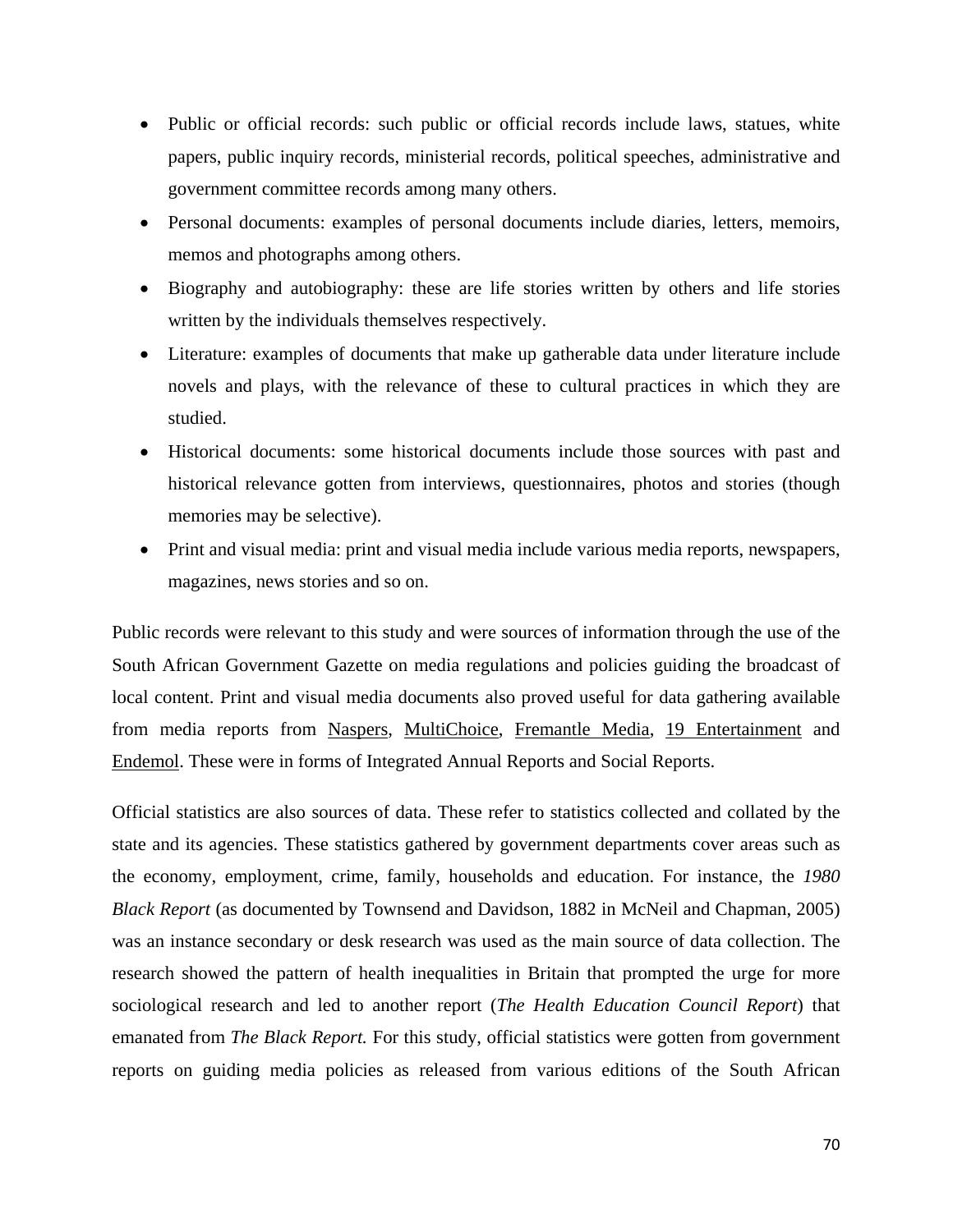- Public or official records: such public or official records include laws, statues, white papers, public inquiry records, ministerial records, political speeches, administrative and government committee records among many others.
- Personal documents: examples of personal documents include diaries, letters, memoirs, memos and photographs among others.
- Biography and autobiography: these are life stories written by others and life stories written by the individuals themselves respectively.
- Literature: examples of documents that make up gatherable data under literature include novels and plays, with the relevance of these to cultural practices in which they are studied.
- Historical documents: some historical documents include those sources with past and historical relevance gotten from interviews, questionnaires, photos and stories (though memories may be selective).
- Print and visual media: print and visual media include various media reports, newspapers, magazines, news stories and so on.

Public records were relevant to this study and were sources of information through the use of the South African Government Gazette on media regulations and policies guiding the broadcast of local content. Print and visual media documents also proved useful for data gathering available from media reports from Naspers, MultiChoice, Fremantle Media, 19 Entertainment and Endemol. These were in forms of Integrated Annual Reports and Social Reports.

Official statistics are also sources of data. These refer to statistics collected and collated by the state and its agencies. These statistics gathered by government departments cover areas such as the economy, employment, crime, family, households and education. For instance, the *1980 Black Report* (as documented by Townsend and Davidson, 1882 in McNeil and Chapman, 2005) was an instance secondary or desk research was used as the main source of data collection. The research showed the pattern of health inequalities in Britain that prompted the urge for more sociological research and led to another report (*The Health Education Council Report*) that emanated from *The Black Report.* For this study, official statistics were gotten from government reports on guiding media policies as released from various editions of the South African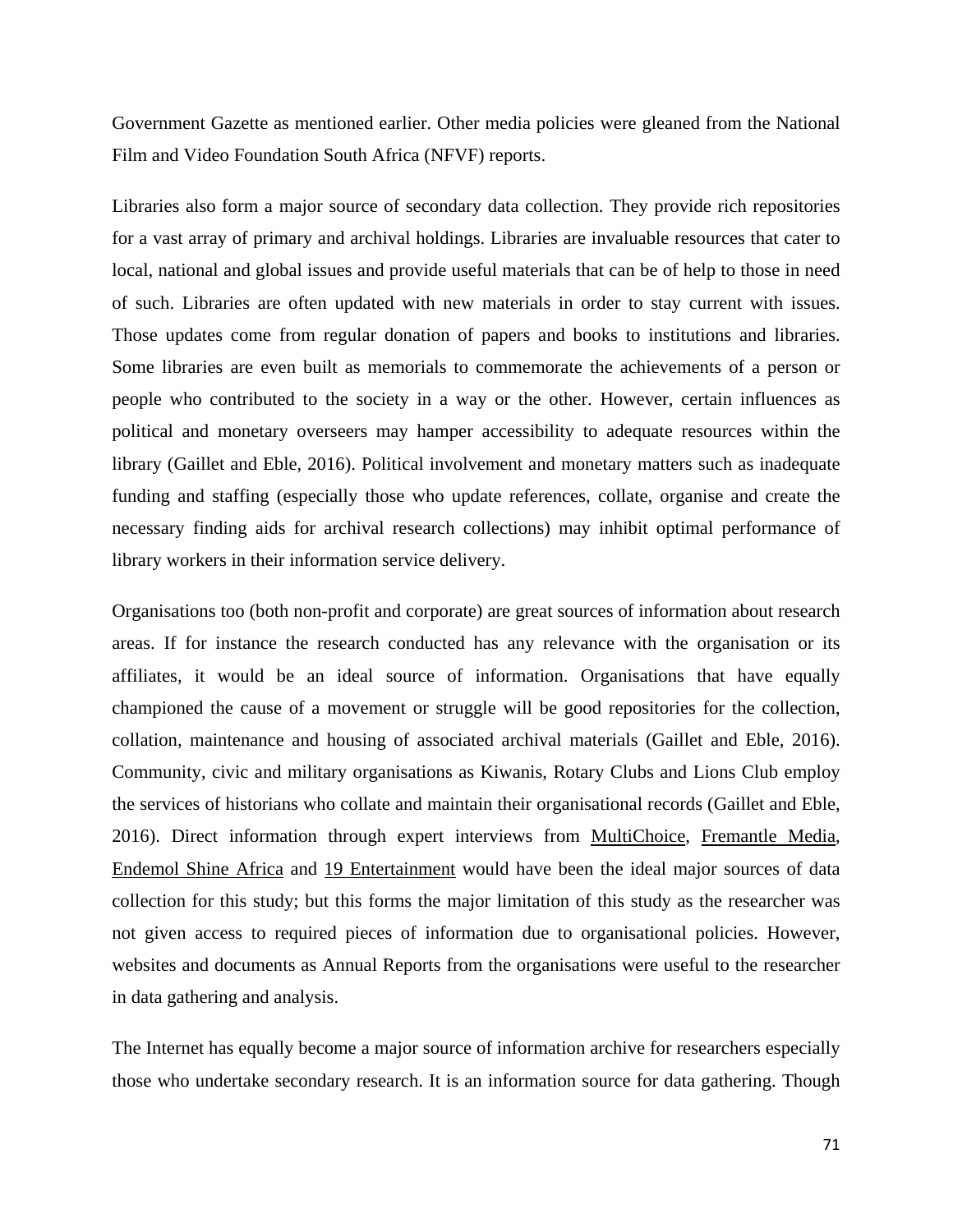Government Gazette as mentioned earlier. Other media policies were gleaned from the National Film and Video Foundation South Africa (NFVF) reports.

Libraries also form a major source of secondary data collection. They provide rich repositories for a vast array of primary and archival holdings. Libraries are invaluable resources that cater to local, national and global issues and provide useful materials that can be of help to those in need of such. Libraries are often updated with new materials in order to stay current with issues. Those updates come from regular donation of papers and books to institutions and libraries. Some libraries are even built as memorials to commemorate the achievements of a person or people who contributed to the society in a way or the other. However, certain influences as political and monetary overseers may hamper accessibility to adequate resources within the library (Gaillet and Eble, 2016). Political involvement and monetary matters such as inadequate funding and staffing (especially those who update references, collate, organise and create the necessary finding aids for archival research collections) may inhibit optimal performance of library workers in their information service delivery.

Organisations too (both non-profit and corporate) are great sources of information about research areas. If for instance the research conducted has any relevance with the organisation or its affiliates, it would be an ideal source of information. Organisations that have equally championed the cause of a movement or struggle will be good repositories for the collection, collation, maintenance and housing of associated archival materials (Gaillet and Eble, 2016). Community, civic and military organisations as Kiwanis, Rotary Clubs and Lions Club employ the services of historians who collate and maintain their organisational records (Gaillet and Eble, 2016). Direct information through expert interviews from MultiChoice, Fremantle Media, Endemol Shine Africa and 19 Entertainment would have been the ideal major sources of data collection for this study; but this forms the major limitation of this study as the researcher was not given access to required pieces of information due to organisational policies. However, websites and documents as Annual Reports from the organisations were useful to the researcher in data gathering and analysis.

The Internet has equally become a major source of information archive for researchers especially those who undertake secondary research. It is an information source for data gathering. Though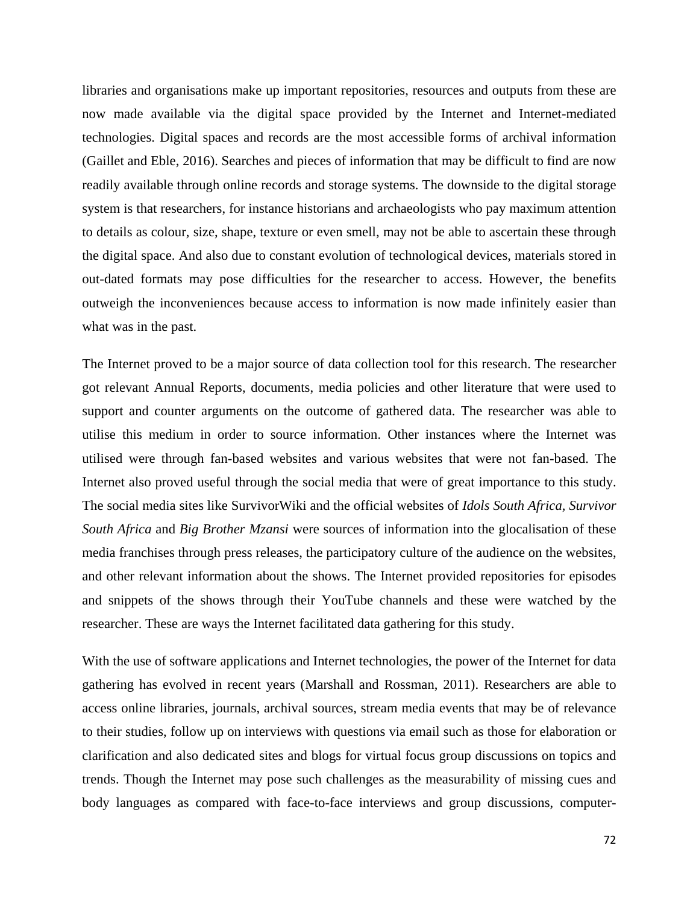libraries and organisations make up important repositories, resources and outputs from these are now made available via the digital space provided by the Internet and Internet-mediated technologies. Digital spaces and records are the most accessible forms of archival information (Gaillet and Eble, 2016). Searches and pieces of information that may be difficult to find are now readily available through online records and storage systems. The downside to the digital storage system is that researchers, for instance historians and archaeologists who pay maximum attention to details as colour, size, shape, texture or even smell, may not be able to ascertain these through the digital space. And also due to constant evolution of technological devices, materials stored in out-dated formats may pose difficulties for the researcher to access. However, the benefits outweigh the inconveniences because access to information is now made infinitely easier than what was in the past.

The Internet proved to be a major source of data collection tool for this research. The researcher got relevant Annual Reports, documents, media policies and other literature that were used to support and counter arguments on the outcome of gathered data. The researcher was able to utilise this medium in order to source information. Other instances where the Internet was utilised were through fan-based websites and various websites that were not fan-based. The Internet also proved useful through the social media that were of great importance to this study. The social media sites like SurvivorWiki and the official websites of *Idols South Africa, Survivor South Africa* and *Big Brother Mzansi* were sources of information into the glocalisation of these media franchises through press releases, the participatory culture of the audience on the websites, and other relevant information about the shows. The Internet provided repositories for episodes and snippets of the shows through their YouTube channels and these were watched by the researcher. These are ways the Internet facilitated data gathering for this study.

With the use of software applications and Internet technologies, the power of the Internet for data gathering has evolved in recent years (Marshall and Rossman, 2011). Researchers are able to access online libraries, journals, archival sources, stream media events that may be of relevance to their studies, follow up on interviews with questions via email such as those for elaboration or clarification and also dedicated sites and blogs for virtual focus group discussions on topics and trends. Though the Internet may pose such challenges as the measurability of missing cues and body languages as compared with face-to-face interviews and group discussions, computer-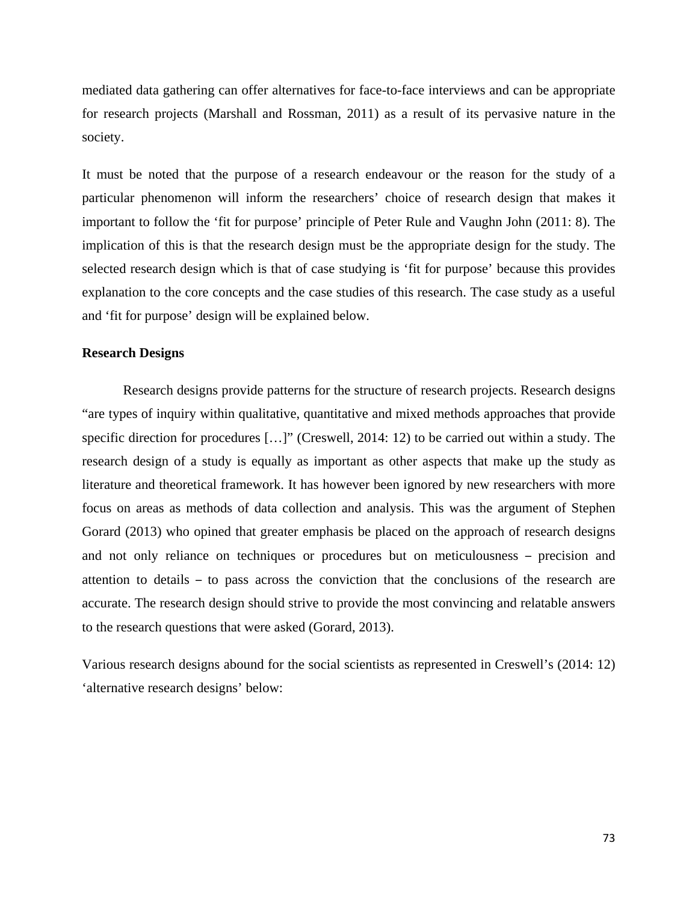mediated data gathering can offer alternatives for face-to-face interviews and can be appropriate for research projects (Marshall and Rossman, 2011) as a result of its pervasive nature in the society.

It must be noted that the purpose of a research endeavour or the reason for the study of a particular phenomenon will inform the researchers' choice of research design that makes it important to follow the 'fit for purpose' principle of Peter Rule and Vaughn John (2011: 8). The implication of this is that the research design must be the appropriate design for the study. The selected research design which is that of case studying is 'fit for purpose' because this provides explanation to the core concepts and the case studies of this research. The case study as a useful and 'fit for purpose' design will be explained below.

**Research Designs**

Research designs provide patterns for the structure of research projects. Research designs "are types of inquiry within qualitative, quantitative and mixed methods approaches that provide specific direction for procedures […]" (Creswell, 2014: 12) to be carried out within a study. The research design of a study is equally as important as other aspects that make up the study as literature and theoretical framework. It has however been ignored by new researchers with more focus on areas as methods of data collection and analysis. This was the argument of Stephen Gorard (2013) who opined that greater emphasis be placed on the approach of research designs and not only reliance on techniques or procedures but on meticulousness – precision and attention to details – to pass across the conviction that the conclusions of the research are accurate. The research design should strive to provide the most convincing and relatable answers to the research questions that were asked (Gorard, 2013).

Various research designs abound for the social scientists as represented in Creswell's (2014: 12) 'alternative research designs' below: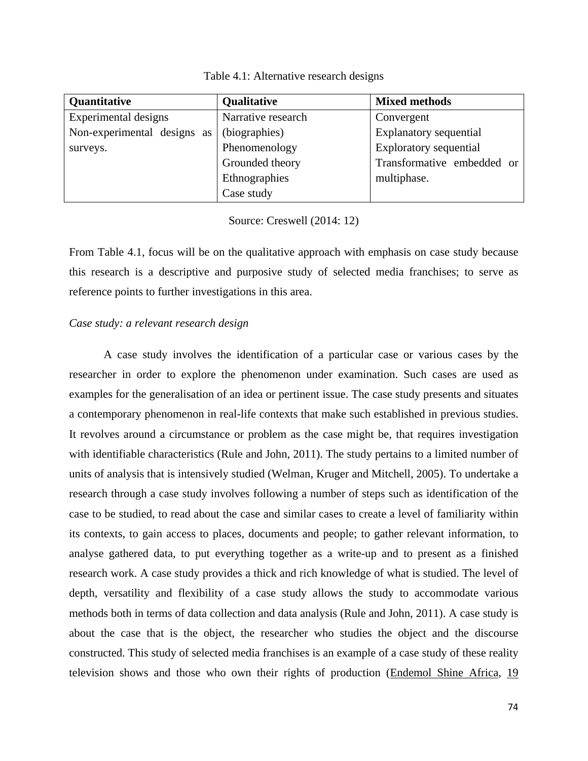Table 4.1: Alternative research designs

| Quantitative | Qualitative | Mixed methods |
| --- | --- | --- |
| Experimental designs<br>Non-experimental designs as surveys. | Narrative research (biographies)<br>Phenomenology<br>Grounded theory<br>Ethnographies<br>Case study | Convergent<br>Explanatory sequential<br>Exploratory sequential<br>Transformative embedded or multiphase. |

Source: Creswell (2014: 12)

From Table 4.1, focus will be on the qualitative approach with emphasis on case study because this research is a descriptive and purposive study of selected media franchises; to serve as reference points to further investigations in this area.

*Case study: a relevant research design*

A case study involves the identification of a particular case or various cases by the researcher in order to explore the phenomenon under examination. Such cases are used as examples for the generalisation of an idea or pertinent issue. The case study presents and situates a contemporary phenomenon in real-life contexts that make such established in previous studies. It revolves around a circumstance or problem as the case might be, that requires investigation with identifiable characteristics (Rule and John, 2011). The study pertains to a limited number of units of analysis that is intensively studied (Welman, Kruger and Mitchell, 2005). To undertake a research through a case study involves following a number of steps such as identification of the case to be studied, to read about the case and similar cases to create a level of familiarity within its contexts, to gain access to places, documents and people; to gather relevant information, to analyse gathered data, to put everything together as a write-up and to present as a finished research work. A case study provides a thick and rich knowledge of what is studied. The level of depth, versatility and flexibility of a case study allows the study to accommodate various methods both in terms of data collection and data analysis (Rule and John, 2011). A case study is about the case that is the object, the researcher who studies the object and the discourse constructed. This study of selected media franchises is an example of a case study of these reality television shows and those who own their rights of production (Endemol Shine Africa, 19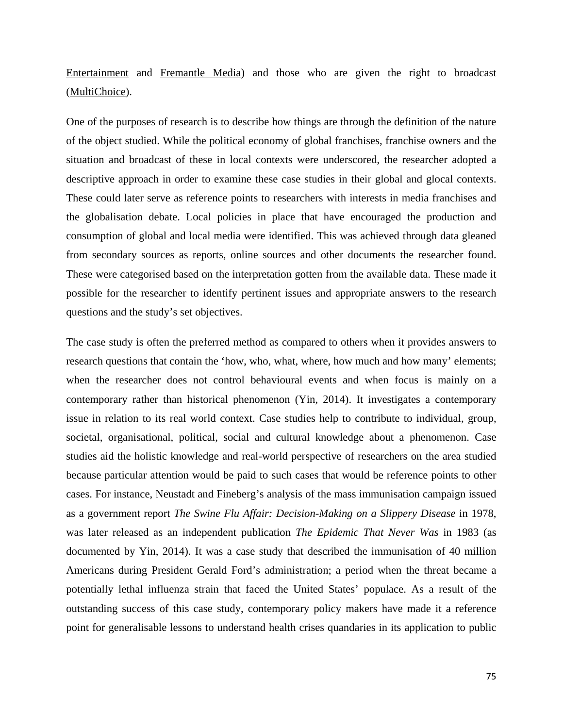Entertainment and Fremantle Media) and those who are given the right to broadcast (MultiChoice).

One of the purposes of research is to describe how things are through the definition of the nature of the object studied. While the political economy of global franchises, franchise owners and the situation and broadcast of these in local contexts were underscored, the researcher adopted a descriptive approach in order to examine these case studies in their global and glocal contexts. These could later serve as reference points to researchers with interests in media franchises and the globalisation debate. Local policies in place that have encouraged the production and consumption of global and local media were identified. This was achieved through data gleaned from secondary sources as reports, online sources and other documents the researcher found. These were categorised based on the interpretation gotten from the available data. These made it possible for the researcher to identify pertinent issues and appropriate answers to the research questions and the study's set objectives.

The case study is often the preferred method as compared to others when it provides answers to research questions that contain the 'how, who, what, where, how much and how many' elements; when the researcher does not control behavioural events and when focus is mainly on a contemporary rather than historical phenomenon (Yin, 2014). It investigates a contemporary issue in relation to its real world context. Case studies help to contribute to individual, group, societal, organisational, political, social and cultural knowledge about a phenomenon. Case studies aid the holistic knowledge and real-world perspective of researchers on the area studied because particular attention would be paid to such cases that would be reference points to other cases. For instance, Neustadt and Fineberg's analysis of the mass immunisation campaign issued as a government report *The Swine Flu Affair: Decision-Making on a Slippery Disease* in 1978, was later released as an independent publication *The Epidemic That Never Was* in 1983 (as documented by Yin, 2014). It was a case study that described the immunisation of 40 million Americans during President Gerald Ford's administration; a period when the threat became a potentially lethal influenza strain that faced the United States' populace. As a result of the outstanding success of this case study, contemporary policy makers have made it a reference point for generalisable lessons to understand health crises quandaries in its application to public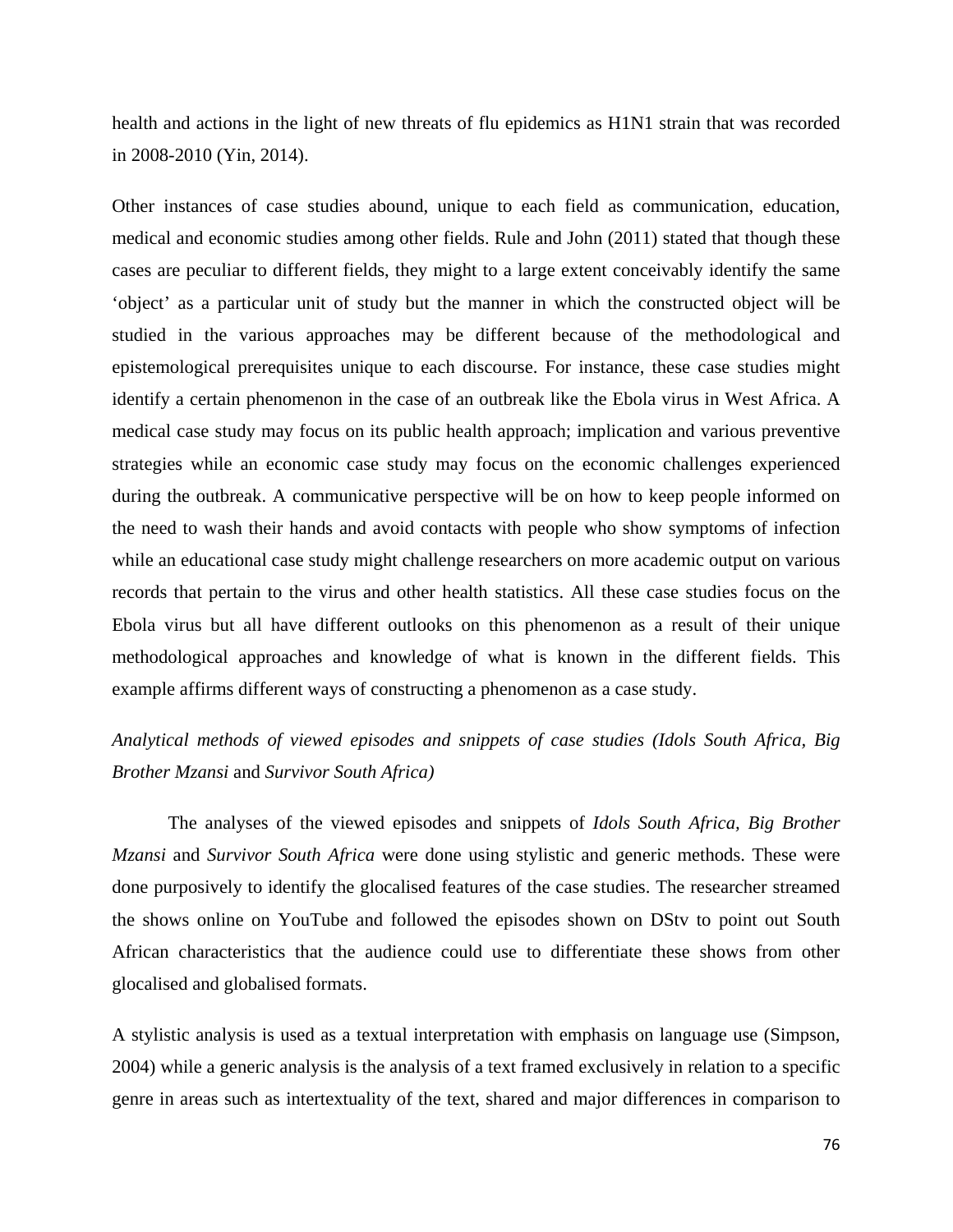health and actions in the light of new threats of flu epidemics as H1N1 strain that was recorded in 2008-2010 (Yin, 2014).

Other instances of case studies abound, unique to each field as communication, education, medical and economic studies among other fields. Rule and John (2011) stated that though these cases are peculiar to different fields, they might to a large extent conceivably identify the same 'object' as a particular unit of study but the manner in which the constructed object will be studied in the various approaches may be different because of the methodological and epistemological prerequisites unique to each discourse. For instance, these case studies might identify a certain phenomenon in the case of an outbreak like the Ebola virus in West Africa. A medical case study may focus on its public health approach; implication and various preventive strategies while an economic case study may focus on the economic challenges experienced during the outbreak. A communicative perspective will be on how to keep people informed on the need to wash their hands and avoid contacts with people who show symptoms of infection while an educational case study might challenge researchers on more academic output on various records that pertain to the virus and other health statistics. All these case studies focus on the Ebola virus but all have different outlooks on this phenomenon as a result of their unique methodological approaches and knowledge of what is known in the different fields. This example affirms different ways of constructing a phenomenon as a case study.

*Analytical methods of viewed episodes and snippets of case studies (Idols South Africa, Big Brother Mzansi and Survivor South Africa)*

The analyses of the viewed episodes and snippets of *Idols South Africa, Big Brother Mzansi* and *Survivor South Africa* were done using stylistic and generic methods. These were done purposively to identify the glocalised features of the case studies. The researcher streamed the shows online on YouTube and followed the episodes shown on DStv to point out South African characteristics that the audience could use to differentiate these shows from other glocalised and globalised formats.

A stylistic analysis is used as a textual interpretation with emphasis on language use (Simpson, 2004) while a generic analysis is the analysis of a text framed exclusively in relation to a specific genre in areas such as intertextuality of the text, shared and major differences in comparison to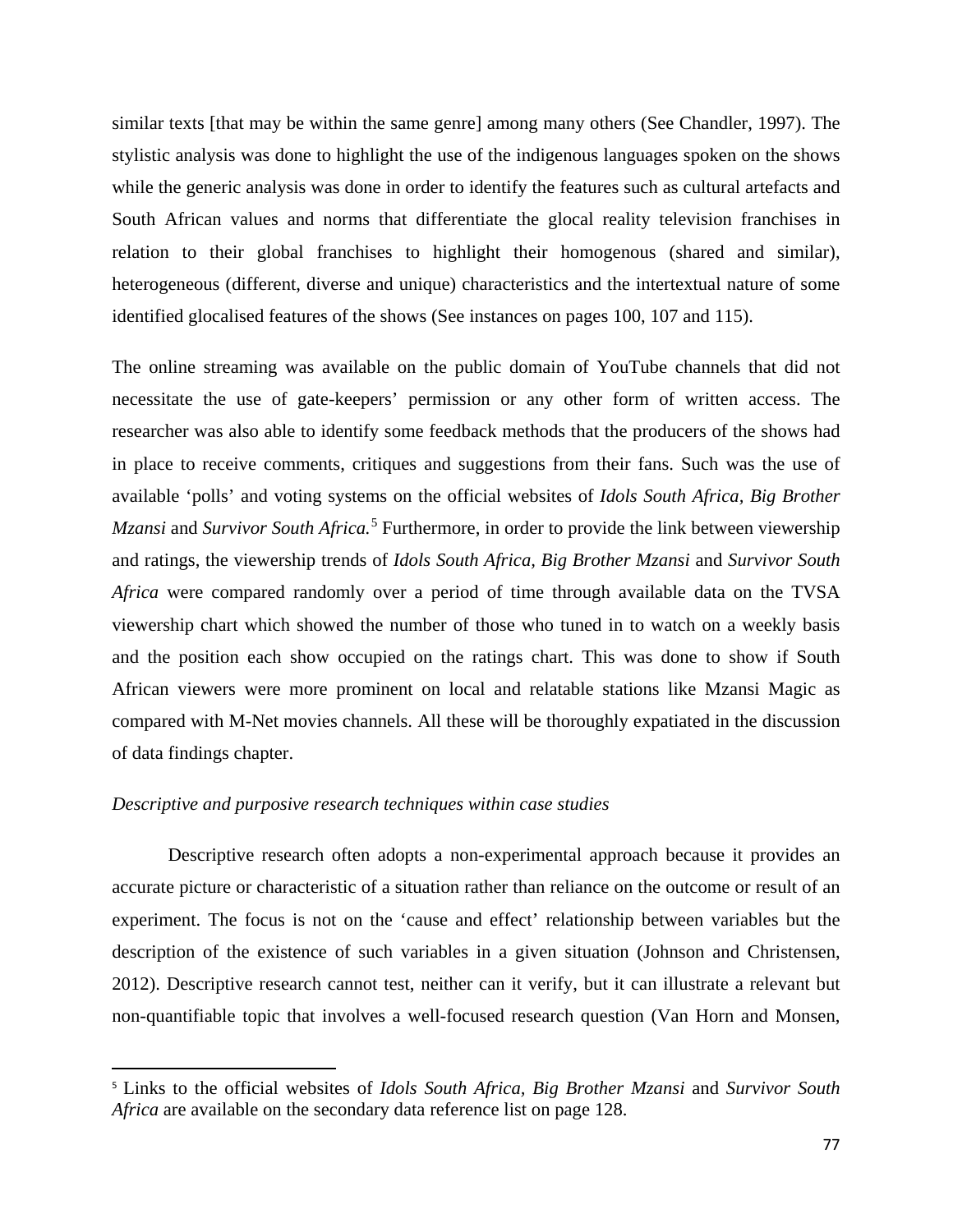similar texts [that may be within the same genre] among many others (See Chandler, 1997). The stylistic analysis was done to highlight the use of the indigenous languages spoken on the shows while the generic analysis was done in order to identify the features such as cultural artefacts and South African values and norms that differentiate the glocal reality television franchises in relation to their global franchises to highlight their homogenous (shared and similar), heterogeneous (different, diverse and unique) characteristics and the intertextual nature of some identified glocalised features of the shows (See instances on pages 100, 107 and 115).

The online streaming was available on the public domain of YouTube channels that did not necessitate the use of gate-keepers' permission or any other form of written access. The researcher was also able to identify some feedback methods that the producers of the shows had in place to receive comments, critiques and suggestions from their fans. Such was the use of available 'polls' and voting systems on the official websites of *Idols South Africa*, *Big Brother Mzansi* and *Survivor South Africa.*[5] Furthermore, in order to provide the link between viewership and ratings, the viewership trends of *Idols South Africa*, *Big Brother Mzansi* and *Survivor South Africa* were compared randomly over a period of time through available data on the TVSA viewership chart which showed the number of those who tuned in to watch on a weekly basis and the position each show occupied on the ratings chart. This was done to show if South African viewers were more prominent on local and relatable stations like Mzansi Magic as compared with M-Net movies channels. All these will be thoroughly expatiated in the discussion of data findings chapter.

*Descriptive and purposive research techniques within case studies*

Descriptive research often adopts a non-experimental approach because it provides an accurate picture or characteristic of a situation rather than reliance on the outcome or result of an experiment. The focus is not on the 'cause and effect' relationship between variables but the description of the existence of such variables in a given situation (Johnson and Christensen, 2012). Descriptive research cannot test, neither can it verify, but it can illustrate a relevant but non-quantifiable topic that involves a well-focused research question (Van Horn and Monsen,

---

[5] Links to the official websites of *Idols South Africa, Big Brother Mzansi* and *Survivor South Africa* are available on the secondary data reference list on page 128.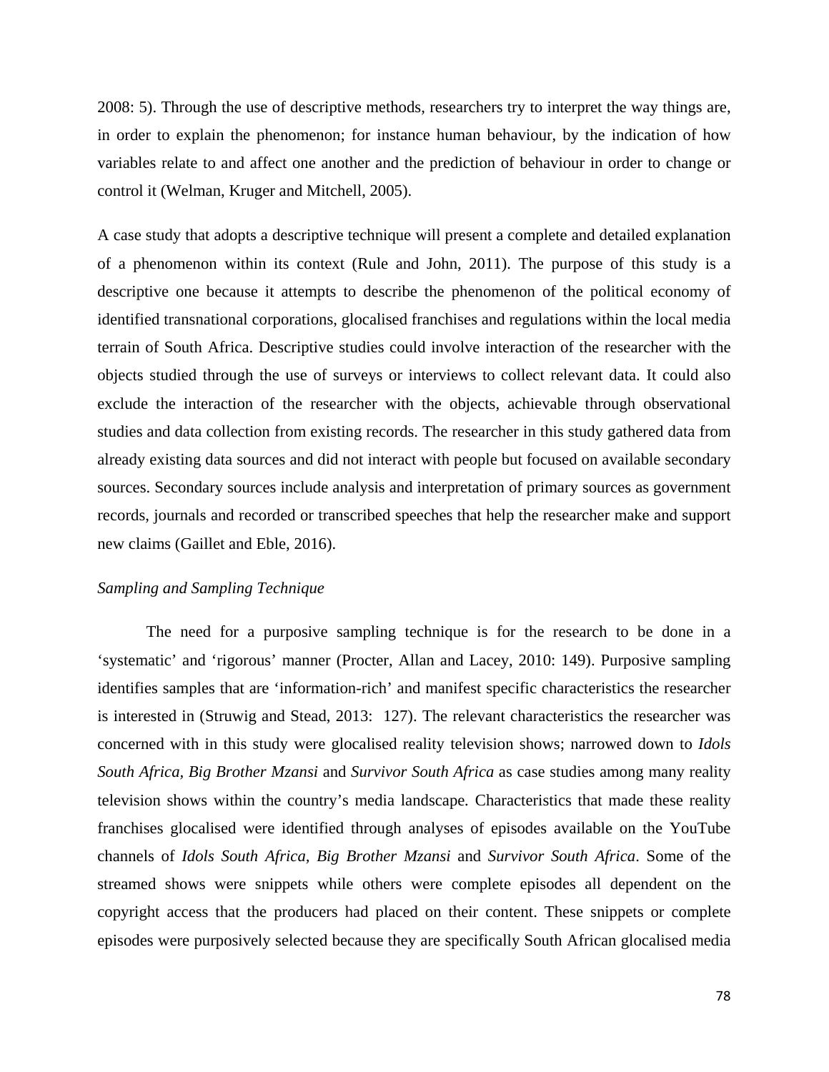2008: 5). Through the use of descriptive methods, researchers try to interpret the way things are, in order to explain the phenomenon; for instance human behaviour, by the indication of how variables relate to and affect one another and the prediction of behaviour in order to change or control it (Welman, Kruger and Mitchell, 2005).

A case study that adopts a descriptive technique will present a complete and detailed explanation of a phenomenon within its context (Rule and John, 2011). The purpose of this study is a descriptive one because it attempts to describe the phenomenon of the political economy of identified transnational corporations, glocalised franchises and regulations within the local media terrain of South Africa. Descriptive studies could involve interaction of the researcher with the objects studied through the use of surveys or interviews to collect relevant data. It could also exclude the interaction of the researcher with the objects, achievable through observational studies and data collection from existing records. The researcher in this study gathered data from already existing data sources and did not interact with people but focused on available secondary sources. Secondary sources include analysis and interpretation of primary sources as government records, journals and recorded or transcribed speeches that help the researcher make and support new claims (Gaillet and Eble, 2016).

*Sampling and Sampling Technique*

The need for a purposive sampling technique is for the research to be done in a 'systematic' and 'rigorous' manner (Procter, Allan and Lacey, 2010: 149). Purposive sampling identifies samples that are 'information-rich' and manifest specific characteristics the researcher is interested in (Struwig and Stead, 2013: 127). The relevant characteristics the researcher was concerned with in this study were glocalised reality television shows; narrowed down to *Idols South Africa, Big Brother Mzansi* and *Survivor South Africa* as case studies among many reality television shows within the country's media landscape. Characteristics that made these reality franchises glocalised were identified through analyses of episodes available on the YouTube channels of *Idols South Africa, Big Brother Mzansi* and *Survivor South Africa*. Some of the streamed shows were snippets while others were complete episodes all dependent on the copyright access that the producers had placed on their content. These snippets or complete episodes were purposively selected because they are specifically South African glocalised media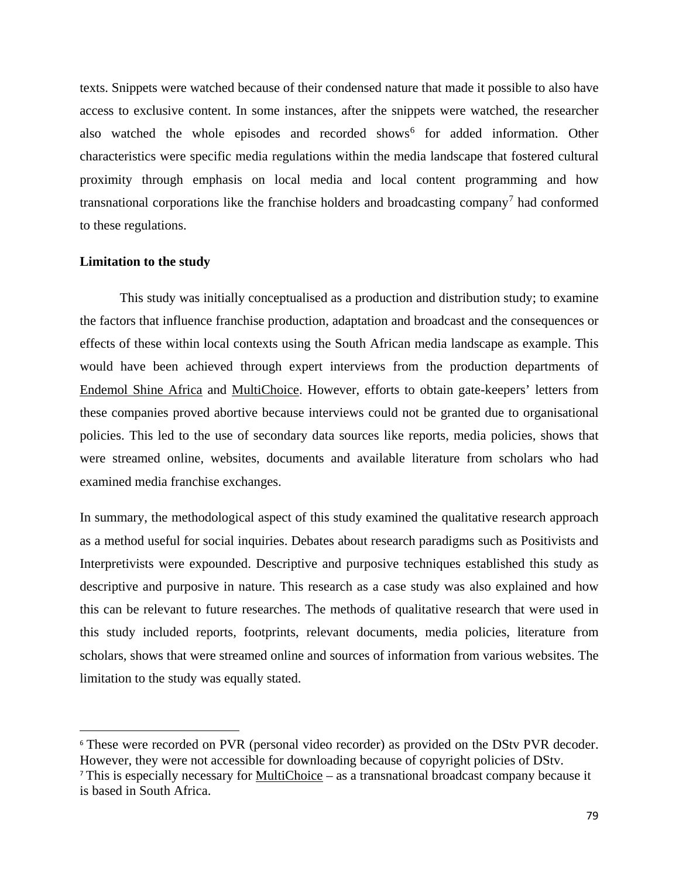texts. Snippets were watched because of their condensed nature that made it possible to also have access to exclusive content. In some instances, after the snippets were watched, the researcher also watched the whole episodes and recorded shows[6] for added information. Other characteristics were specific media regulations within the media landscape that fostered cultural proximity through emphasis on local media and local content programming and how transnational corporations like the franchise holders and broadcasting company[7] had conformed to these regulations.

**Limitation to the study**

This study was initially conceptualised as a production and distribution study; to examine the factors that influence franchise production, adaptation and broadcast and the consequences or effects of these within local contexts using the South African media landscape as example. This would have been achieved through expert interviews from the production departments of Endemol Shine Africa and MultiChoice. However, efforts to obtain gate-keepers' letters from these companies proved abortive because interviews could not be granted due to organisational policies. This led to the use of secondary data sources like reports, media policies, shows that were streamed online, websites, documents and available literature from scholars who had examined media franchise exchanges.

In summary, the methodological aspect of this study examined the qualitative research approach as a method useful for social inquiries. Debates about research paradigms such as Positivists and Interpretivists were expounded. Descriptive and purposive techniques established this study as descriptive and purposive in nature. This research as a case study was also explained and how this can be relevant to future researches. The methods of qualitative research that were used in this study included reports, footprints, relevant documents, media policies, literature from scholars, shows that were streamed online and sources of information from various websites. The limitation to the study was equally stated.

---

[6] These were recorded on PVR (personal video recorder) as provided on the DStv PVR decoder. However, they were not accessible for downloading because of copyright policies of DStv.

[7] This is especially necessary for MultiChoice – as a transnational broadcast company because it is based in South Africa.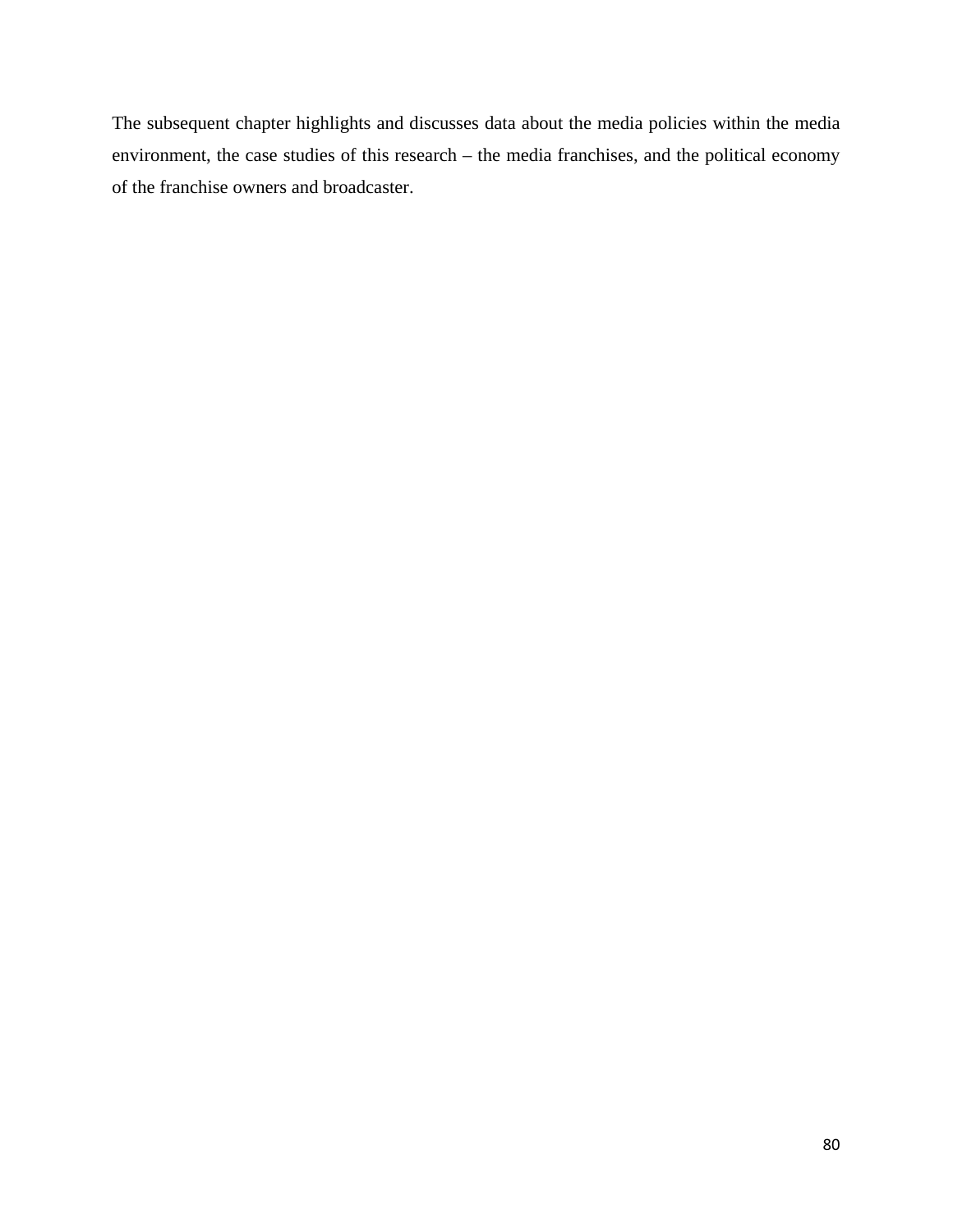The subsequent chapter highlights and discusses data about the media policies within the media environment, the case studies of this research – the media franchises, and the political economy of the franchise owners and broadcaster.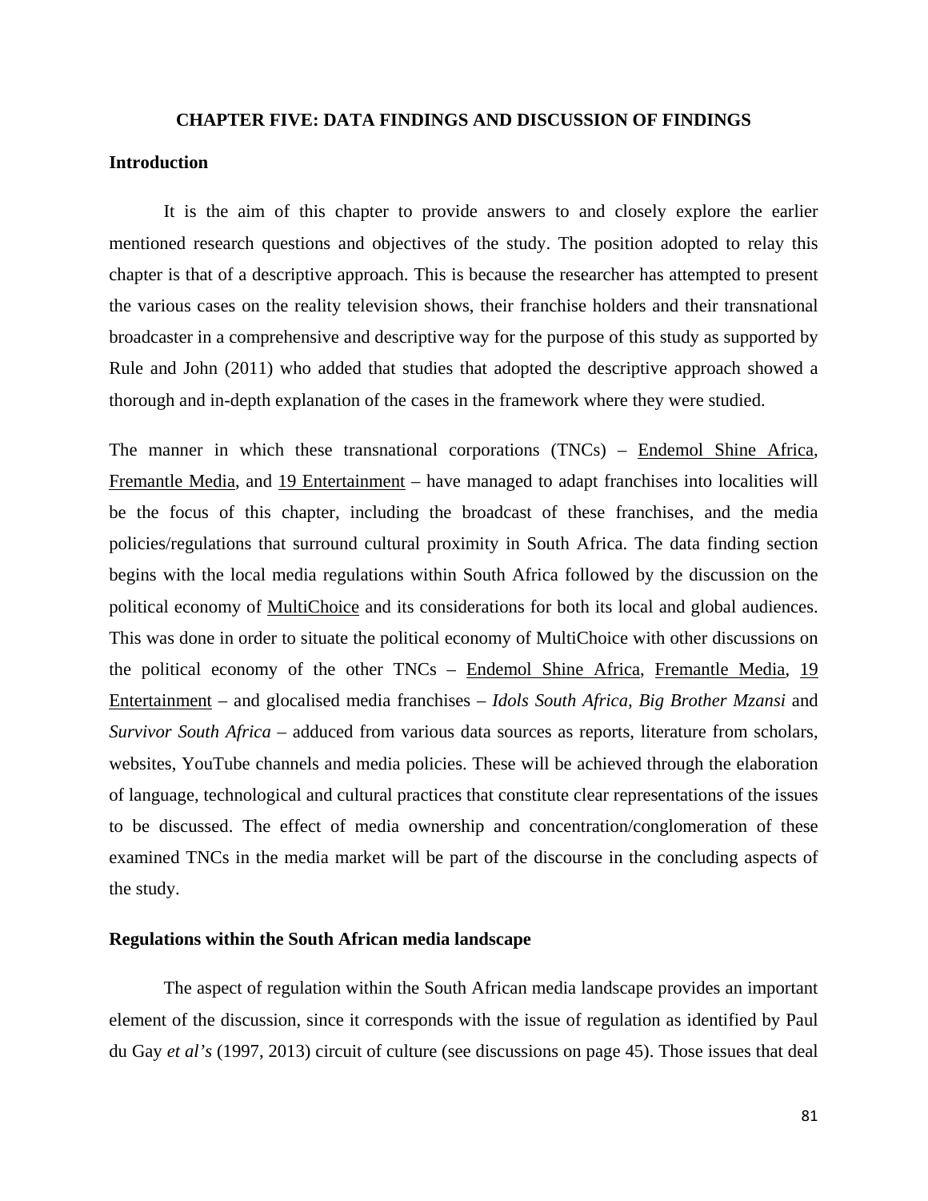# CHAPTER FIVE: DATA FINDINGS AND DISCUSSION OF FINDINGS

## Introduction

It is the aim of this chapter to provide answers to and closely explore the earlier mentioned research questions and objectives of the study. The position adopted to relay this chapter is that of a descriptive approach. This is because the researcher has attempted to present the various cases on the reality television shows, their franchise holders and their transnational broadcaster in a comprehensive and descriptive way for the purpose of this study as supported by Rule and John (2011) who added that studies that adopted the descriptive approach showed a thorough and in-depth explanation of the cases in the framework where they were studied.

The manner in which these transnational corporations (TNCs) – Endemol Shine Africa, Fremantle Media, and 19 Entertainment – have managed to adapt franchises into localities will be the focus of this chapter, including the broadcast of these franchises, and the media policies/regulations that surround cultural proximity in South Africa. The data finding section begins with the local media regulations within South Africa followed by the discussion on the political economy of MultiChoice and its considerations for both its local and global audiences. This was done in order to situate the political economy of MultiChoice with other discussions on the political economy of the other TNCs – Endemol Shine Africa, Fremantle Media, 19 Entertainment – and glocalised media franchises – *Idols South Africa, Big Brother Mzansi* and *Survivor South Africa* – adduced from various data sources as reports, literature from scholars, websites, YouTube channels and media policies. These will be achieved through the elaboration of language, technological and cultural practices that constitute clear representations of the issues to be discussed. The effect of media ownership and concentration/conglomeration of these examined TNCs in the media market will be part of the discourse in the concluding aspects of the study.

## Regulations within the South African media landscape

The aspect of regulation within the South African media landscape provides an important element of the discussion, since it corresponds with the issue of regulation as identified by Paul du Gay *et al's* (1997, 2013) circuit of culture (see discussions on page 45). Those issues that deal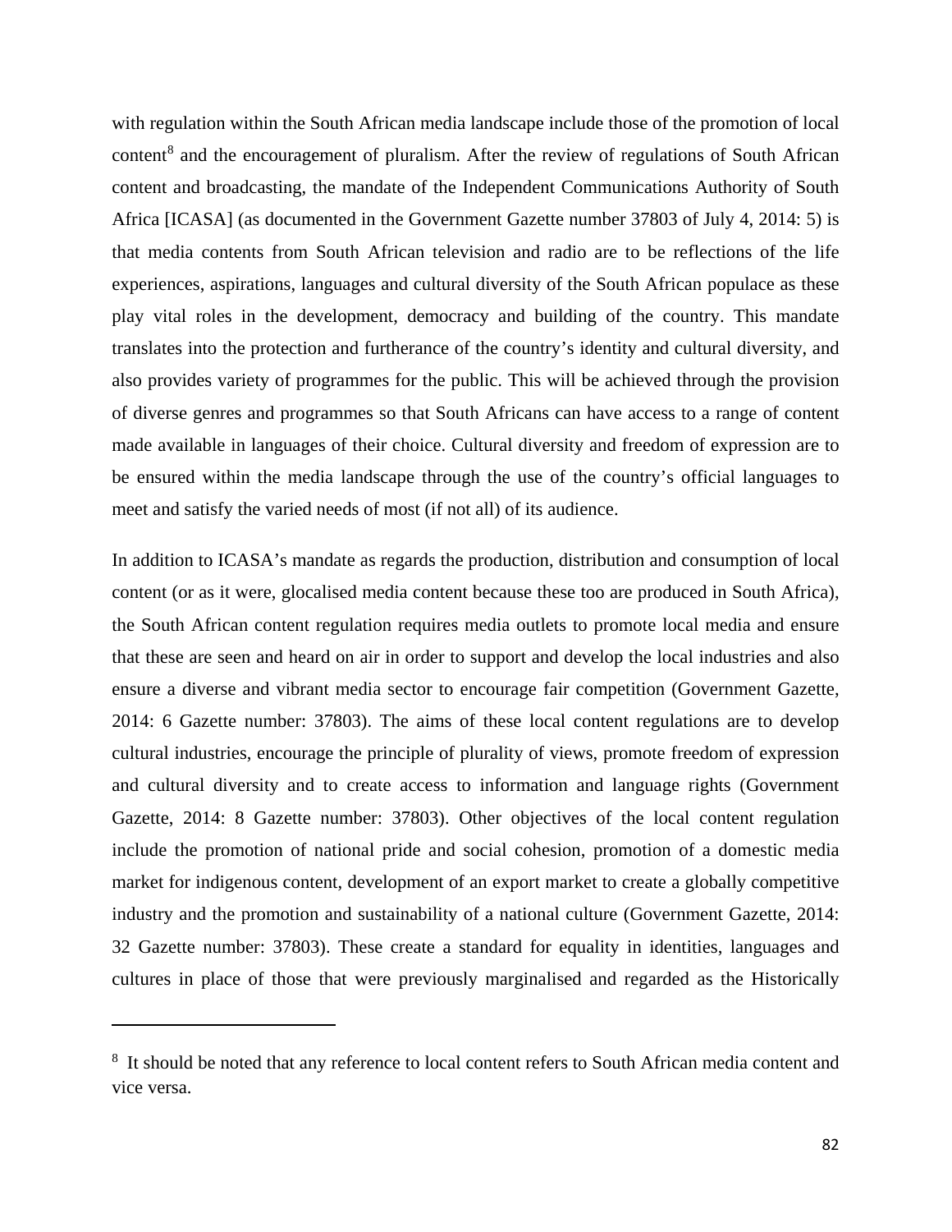with regulation within the South African media landscape include those of the promotion of local content[8] and the encouragement of pluralism. After the review of regulations of South African content and broadcasting, the mandate of the Independent Communications Authority of South Africa [ICASA] (as documented in the Government Gazette number 37803 of July 4, 2014: 5) is that media contents from South African television and radio are to be reflections of the life experiences, aspirations, languages and cultural diversity of the South African populace as these play vital roles in the development, democracy and building of the country. This mandate translates into the protection and furtherance of the country's identity and cultural diversity, and also provides variety of programmes for the public. This will be achieved through the provision of diverse genres and programmes so that South Africans can have access to a range of content made available in languages of their choice. Cultural diversity and freedom of expression are to be ensured within the media landscape through the use of the country's official languages to meet and satisfy the varied needs of most (if not all) of its audience.

In addition to ICASA's mandate as regards the production, distribution and consumption of local content (or as it were, glocalised media content because these too are produced in South Africa), the South African content regulation requires media outlets to promote local media and ensure that these are seen and heard on air in order to support and develop the local industries and also ensure a diverse and vibrant media sector to encourage fair competition (Government Gazette, 2014: 6 Gazette number: 37803). The aims of these local content regulations are to develop cultural industries, encourage the principle of plurality of views, promote freedom of expression and cultural diversity and to create access to information and language rights (Government Gazette, 2014: 8 Gazette number: 37803). Other objectives of the local content regulation include the promotion of national pride and social cohesion, promotion of a domestic media market for indigenous content, development of an export market to create a globally competitive industry and the promotion and sustainability of a national culture (Government Gazette, 2014: 32 Gazette number: 37803). These create a standard for equality in identities, languages and cultures in place of those that were previously marginalised and regarded as the Historically

[8] It should be noted that any reference to local content refers to South African media content and vice versa.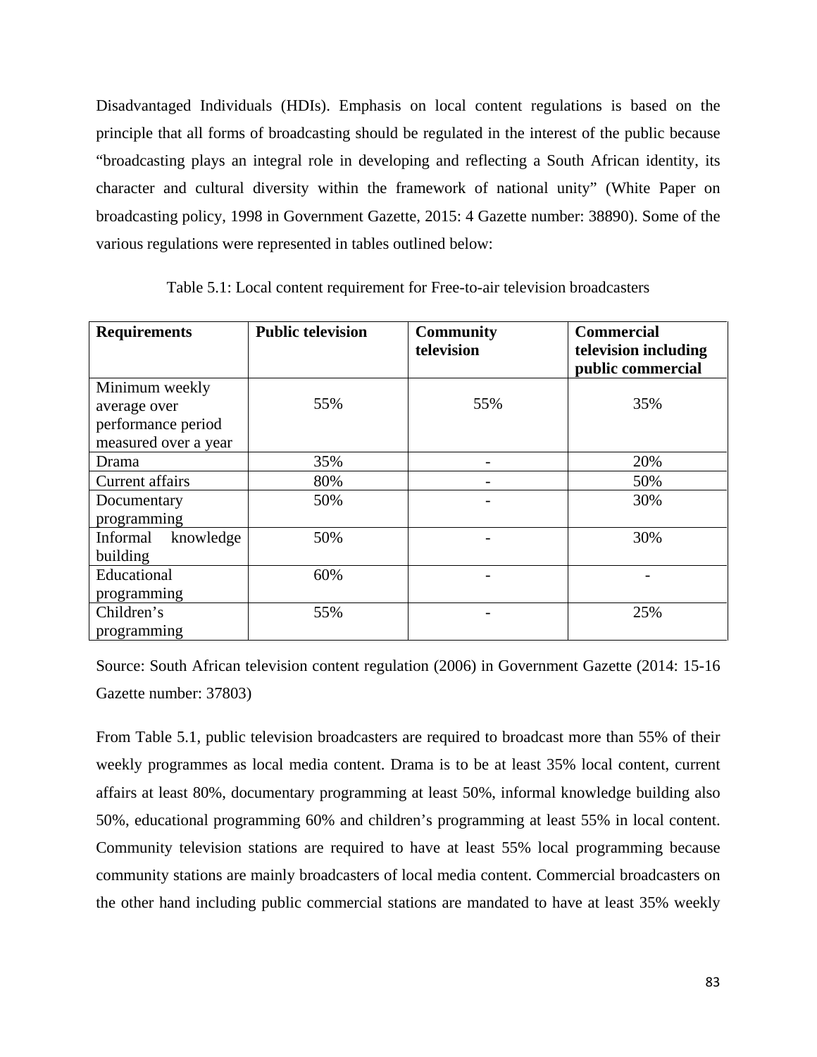Disadvantaged Individuals (HDIs). Emphasis on local content regulations is based on the principle that all forms of broadcasting should be regulated in the interest of the public because "broadcasting plays an integral role in developing and reflecting a South African identity, its character and cultural diversity within the framework of national unity" (White Paper on broadcasting policy, 1998 in Government Gazette, 2015: 4 Gazette number: 38890). Some of the various regulations were represented in tables outlined below:

Table 5.1: Local content requirement for Free-to-air television broadcasters

| Requirements | Public television | Community television | Commercial television including public commercial |
|---|---|---|---|
| Minimum weekly average over performance period measured over a year | 55% | 55% | 35% |
| Drama | 35% | - | 20% |
| Current affairs | 80% | - | 50% |
| Documentary programming | 50% | - | 30% |
| Informal knowledge building | 50% | - | 30% |
| Educational programming | 60% | - | - |
| Children's programming | 55% | - | 25% |

Source: South African television content regulation (2006) in Government Gazette (2014: 15-16 Gazette number: 37803)

From Table 5.1, public television broadcasters are required to broadcast more than 55% of their weekly programmes as local media content. Drama is to be at least 35% local content, current affairs at least 80%, documentary programming at least 50%, informal knowledge building also 50%, educational programming 60% and children's programming at least 55% in local content. Community television stations are required to have at least 55% local programming because community stations are mainly broadcasters of local media content. Commercial broadcasters on the other hand including public commercial stations are mandated to have at least 35% weekly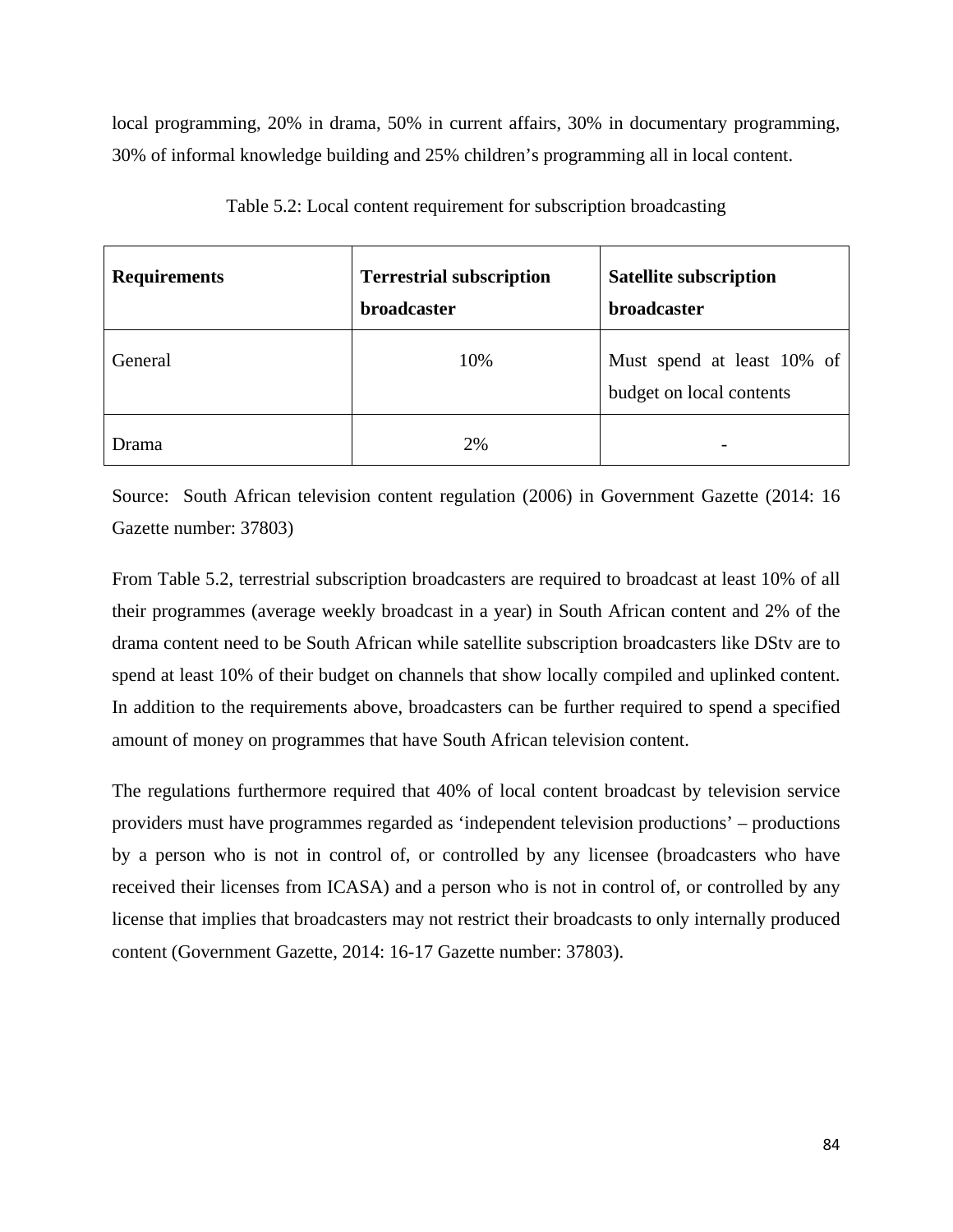local programming, 20% in drama, 50% in current affairs, 30% in documentary programming, 30% of informal knowledge building and 25% children's programming all in local content.

Table 5.2: Local content requirement for subscription broadcasting

| Requirements | Terrestrial subscription broadcaster | Satellite subscription broadcaster |
| --- | --- | --- |
| General | 10% | Must spend at least 10% of budget on local contents |
| Drama | 2% | - |

Source: South African television content regulation (2006) in Government Gazette (2014: 16 Gazette number: 37803)

From Table 5.2, terrestrial subscription broadcasters are required to broadcast at least 10% of all their programmes (average weekly broadcast in a year) in South African content and 2% of the drama content need to be South African while satellite subscription broadcasters like DStv are to spend at least 10% of their budget on channels that show locally compiled and uplinked content. In addition to the requirements above, broadcasters can be further required to spend a specified amount of money on programmes that have South African television content.

The regulations furthermore required that 40% of local content broadcast by television service providers must have programmes regarded as 'independent television productions' – productions by a person who is not in control of, or controlled by any licensee (broadcasters who have received their licenses from ICASA) and a person who is not in control of, or controlled by any license that implies that broadcasters may not restrict their broadcasts to only internally produced content (Government Gazette, 2014: 16-17 Gazette number: 37803).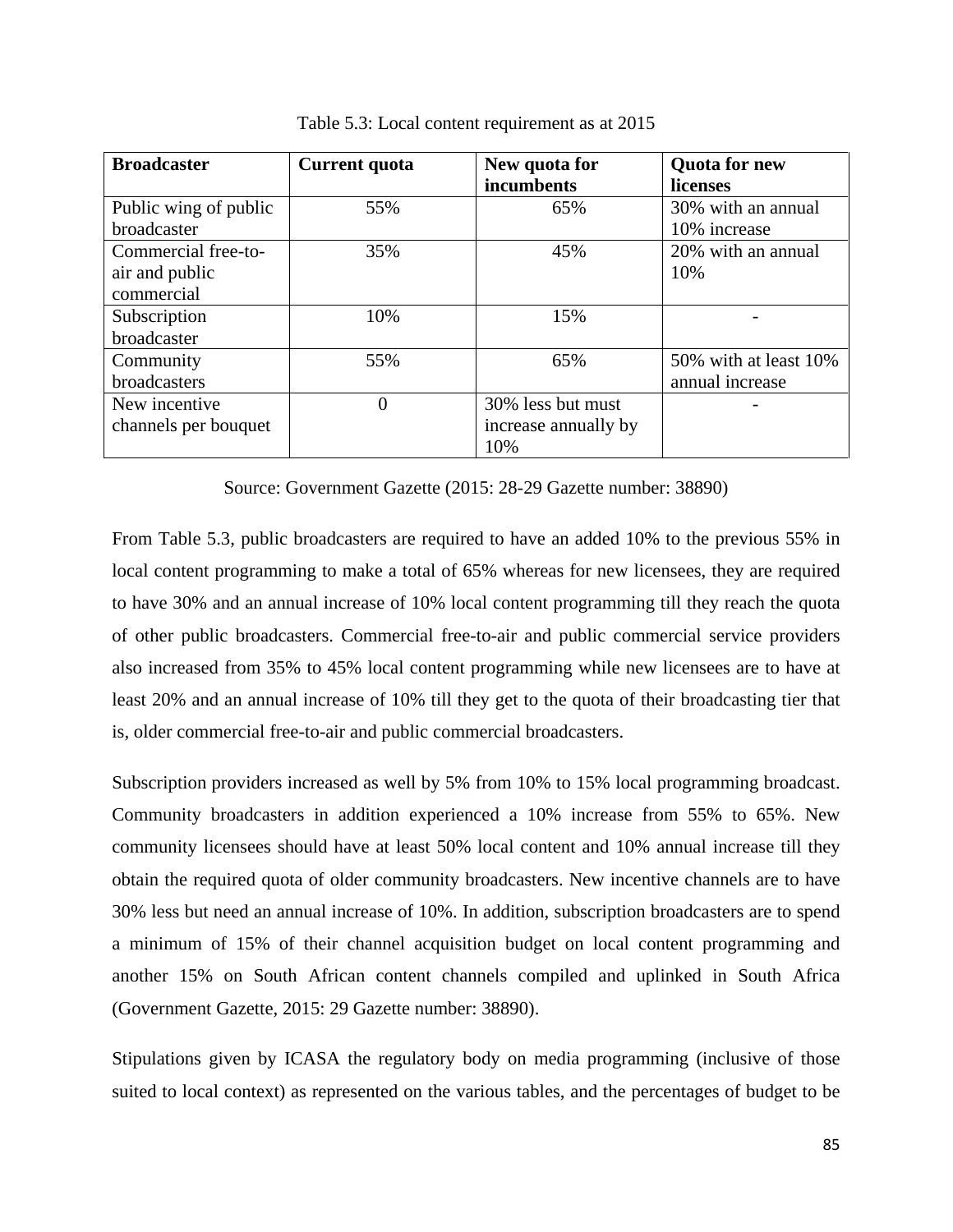Table 5.3: Local content requirement as at 2015

| Broadcaster | Current quota | New quota for incumbents | Quota for new licenses |
|---|---|---|---|
| Public wing of public broadcaster | 55% | 65% | 30% with an annual 10% increase |
| Commercial free-to-air and public commercial | 35% | 45% | 20% with an annual 10% |
| Subscription broadcaster | 10% | 15% | - |
| Community broadcasters | 55% | 65% | 50% with at least 10% annual increase |
| New incentive channels per bouquet | 0 | 30% less but must increase annually by 10% | - |

Source: Government Gazette (2015: 28-29 Gazette number: 38890)

From Table 5.3, public broadcasters are required to have an added 10% to the previous 55% in local content programming to make a total of 65% whereas for new licensees, they are required to have 30% and an annual increase of 10% local content programming till they reach the quota of other public broadcasters. Commercial free-to-air and public commercial service providers also increased from 35% to 45% local content programming while new licensees are to have at least 20% and an annual increase of 10% till they get to the quota of their broadcasting tier that is, older commercial free-to-air and public commercial broadcasters.

Subscription providers increased as well by 5% from 10% to 15% local programming broadcast. Community broadcasters in addition experienced a 10% increase from 55% to 65%. New community licensees should have at least 50% local content and 10% annual increase till they obtain the required quota of older community broadcasters. New incentive channels are to have 30% less but need an annual increase of 10%. In addition, subscription broadcasters are to spend a minimum of 15% of their channel acquisition budget on local content programming and another 15% on South African content channels compiled and uplinked in South Africa (Government Gazette, 2015: 29 Gazette number: 38890).

Stipulations given by ICASA the regulatory body on media programming (inclusive of those suited to local context) as represented on the various tables, and the percentages of budget to be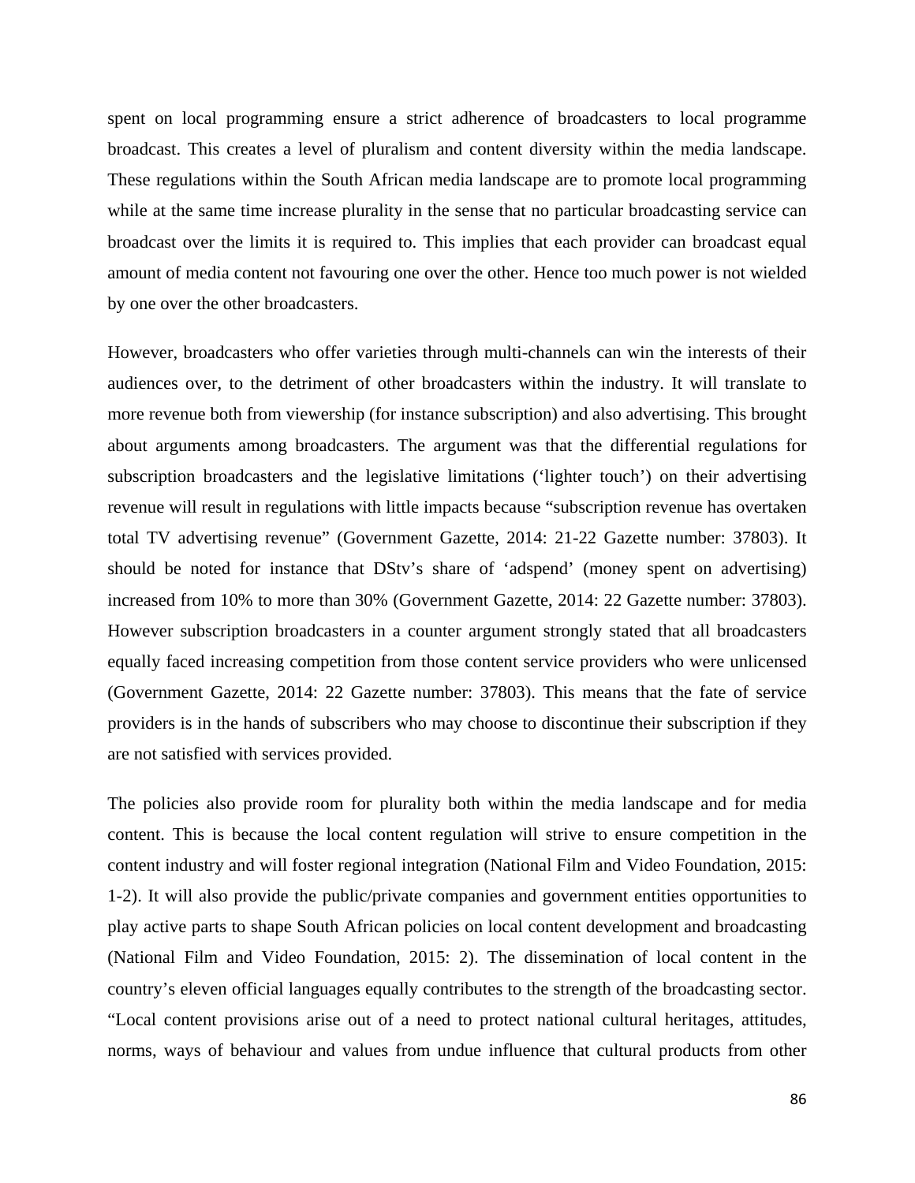spent on local programming ensure a strict adherence of broadcasters to local programme broadcast. This creates a level of pluralism and content diversity within the media landscape. These regulations within the South African media landscape are to promote local programming while at the same time increase plurality in the sense that no particular broadcasting service can broadcast over the limits it is required to. This implies that each provider can broadcast equal amount of media content not favouring one over the other. Hence too much power is not wielded by one over the other broadcasters.

However, broadcasters who offer varieties through multi-channels can win the interests of their audiences over, to the detriment of other broadcasters within the industry. It will translate to more revenue both from viewership (for instance subscription) and also advertising. This brought about arguments among broadcasters. The argument was that the differential regulations for subscription broadcasters and the legislative limitations ('lighter touch') on their advertising revenue will result in regulations with little impacts because "subscription revenue has overtaken total TV advertising revenue" (Government Gazette, 2014: 21-22 Gazette number: 37803). It should be noted for instance that DStv's share of 'adspend' (money spent on advertising) increased from 10% to more than 30% (Government Gazette, 2014: 22 Gazette number: 37803). However subscription broadcasters in a counter argument strongly stated that all broadcasters equally faced increasing competition from those content service providers who were unlicensed (Government Gazette, 2014: 22 Gazette number: 37803). This means that the fate of service providers is in the hands of subscribers who may choose to discontinue their subscription if they are not satisfied with services provided.

The policies also provide room for plurality both within the media landscape and for media content. This is because the local content regulation will strive to ensure competition in the content industry and will foster regional integration (National Film and Video Foundation, 2015: 1-2). It will also provide the public/private companies and government entities opportunities to play active parts to shape South African policies on local content development and broadcasting (National Film and Video Foundation, 2015: 2). The dissemination of local content in the country's eleven official languages equally contributes to the strength of the broadcasting sector. "Local content provisions arise out of a need to protect national cultural heritages, attitudes, norms, ways of behaviour and values from undue influence that cultural products from other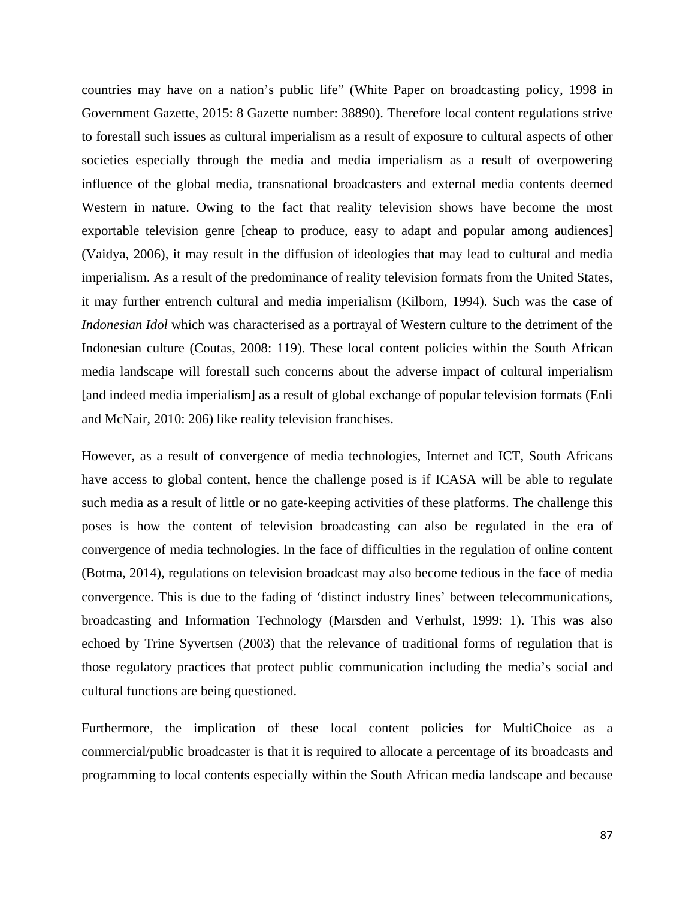countries may have on a nation's public life" (White Paper on broadcasting policy, 1998 in Government Gazette, 2015: 8 Gazette number: 38890). Therefore local content regulations strive to forestall such issues as cultural imperialism as a result of exposure to cultural aspects of other societies especially through the media and media imperialism as a result of overpowering influence of the global media, transnational broadcasters and external media contents deemed Western in nature. Owing to the fact that reality television shows have become the most exportable television genre [cheap to produce, easy to adapt and popular among audiences] (Vaidya, 2006), it may result in the diffusion of ideologies that may lead to cultural and media imperialism. As a result of the predominance of reality television formats from the United States, it may further entrench cultural and media imperialism (Kilborn, 1994). Such was the case of *Indonesian Idol* which was characterised as a portrayal of Western culture to the detriment of the Indonesian culture (Coutas, 2008: 119). These local content policies within the South African media landscape will forestall such concerns about the adverse impact of cultural imperialism [and indeed media imperialism] as a result of global exchange of popular television formats (Enli and McNair, 2010: 206) like reality television franchises.

However, as a result of convergence of media technologies, Internet and ICT, South Africans have access to global content, hence the challenge posed is if ICASA will be able to regulate such media as a result of little or no gate-keeping activities of these platforms. The challenge this poses is how the content of television broadcasting can also be regulated in the era of convergence of media technologies. In the face of difficulties in the regulation of online content (Botma, 2014), regulations on television broadcast may also become tedious in the face of media convergence. This is due to the fading of 'distinct industry lines' between telecommunications, broadcasting and Information Technology (Marsden and Verhulst, 1999: 1). This was also echoed by Trine Syvertsen (2003) that the relevance of traditional forms of regulation that is those regulatory practices that protect public communication including the media's social and cultural functions are being questioned.

Furthermore, the implication of these local content policies for MultiChoice as a commercial/public broadcaster is that it is required to allocate a percentage of its broadcasts and programming to local contents especially within the South African media landscape and because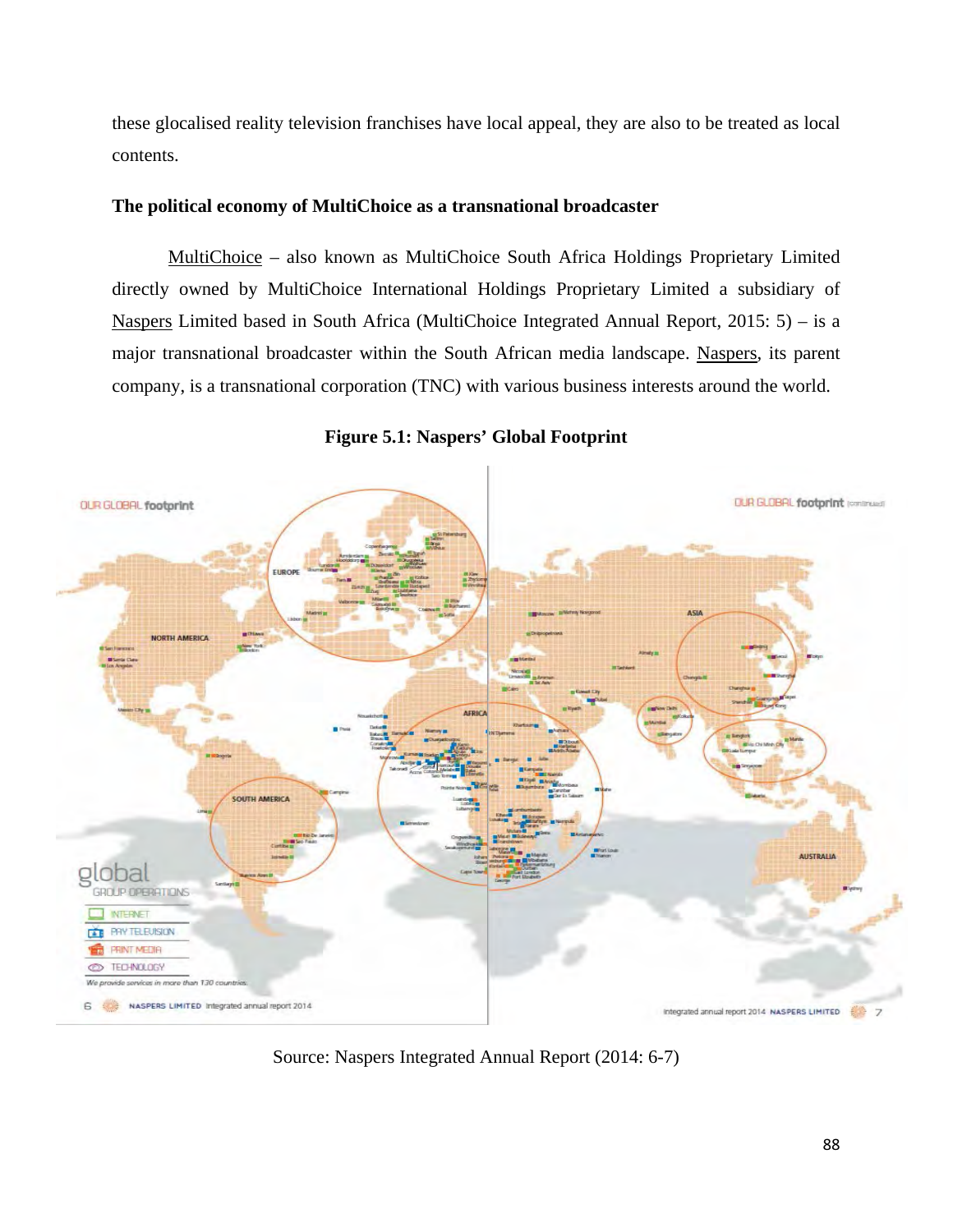these glocalised reality television franchises have local appeal, they are also to be treated as local contents.

### The political economy of MultiChoice as a transnational broadcaster

MultiChoice – also known as MultiChoice South Africa Holdings Proprietary Limited directly owned by MultiChoice International Holdings Proprietary Limited a subsidiary of Naspers Limited based in South Africa (MultiChoice Integrated Annual Report, 2015: 5) – is a major transnational broadcaster within the South African media landscape. Naspers, its parent company, is a transnational corporation (TNC) with various business interests around the world.

**Figure 5.1: Naspers' Global Footprint**

Source: Naspers Integrated Annual Report (2014: 6-7)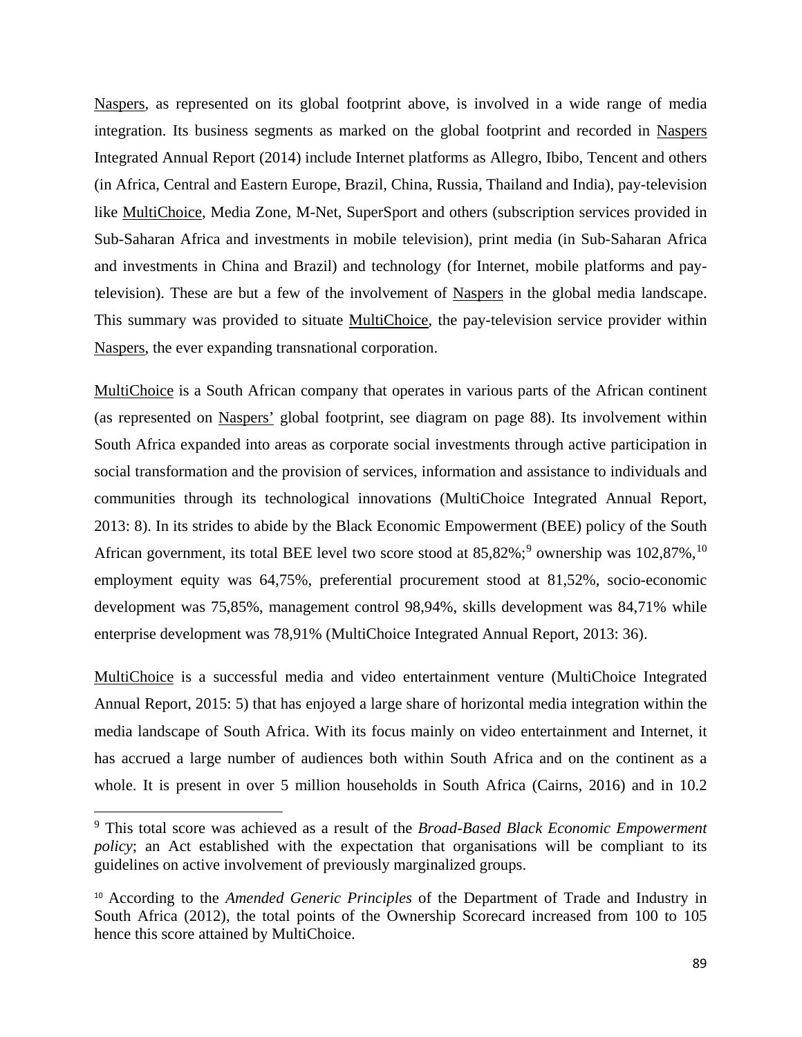Naspers, as represented on its global footprint above, is involved in a wide range of media integration. Its business segments as marked on the global footprint and recorded in Naspers Integrated Annual Report (2014) include Internet platforms as Allegro, Ibibo, Tencent and others (in Africa, Central and Eastern Europe, Brazil, China, Russia, Thailand and India), pay-television like MultiChoice, Media Zone, M-Net, SuperSport and others (subscription services provided in Sub-Saharan Africa and investments in mobile television), print media (in Sub-Saharan Africa and investments in China and Brazil) and technology (for Internet, mobile platforms and pay-television). These are but a few of the involvement of Naspers in the global media landscape. This summary was provided to situate MultiChoice, the pay-television service provider within Naspers, the ever expanding transnational corporation.

MultiChoice is a South African company that operates in various parts of the African continent (as represented on Naspers' global footprint, see diagram on page 88). Its involvement within South Africa expanded into areas as corporate social investments through active participation in social transformation and the provision of services, information and assistance to individuals and communities through its technological innovations (MultiChoice Integrated Annual Report, 2013: 8). In its strides to abide by the Black Economic Empowerment (BEE) policy of the South African government, its total BEE level two score stood at 85,82%;[9] ownership was 102,87%,[10] employment equity was 64,75%, preferential procurement stood at 81,52%, socio-economic development was 75,85%, management control 98,94%, skills development was 84,71% while enterprise development was 78,91% (MultiChoice Integrated Annual Report, 2013: 36).

MultiChoice is a successful media and video entertainment venture (MultiChoice Integrated Annual Report, 2015: 5) that has enjoyed a large share of horizontal media integration within the media landscape of South Africa. With its focus mainly on video entertainment and Internet, it has accrued a large number of audiences both within South Africa and on the continent as a whole. It is present in over 5 million households in South Africa (Cairns, 2016) and in 10.2

---

[9] This total score was achieved as a result of the *Broad-Based Black Economic Empowerment policy*; an Act established with the expectation that organisations will be compliant to its guidelines on active involvement of previously marginalized groups.

[10] According to the *Amended Generic Principles* of the Department of Trade and Industry in South Africa (2012), the total points of the Ownership Scorecard increased from 100 to 105 hence this score attained by MultiChoice.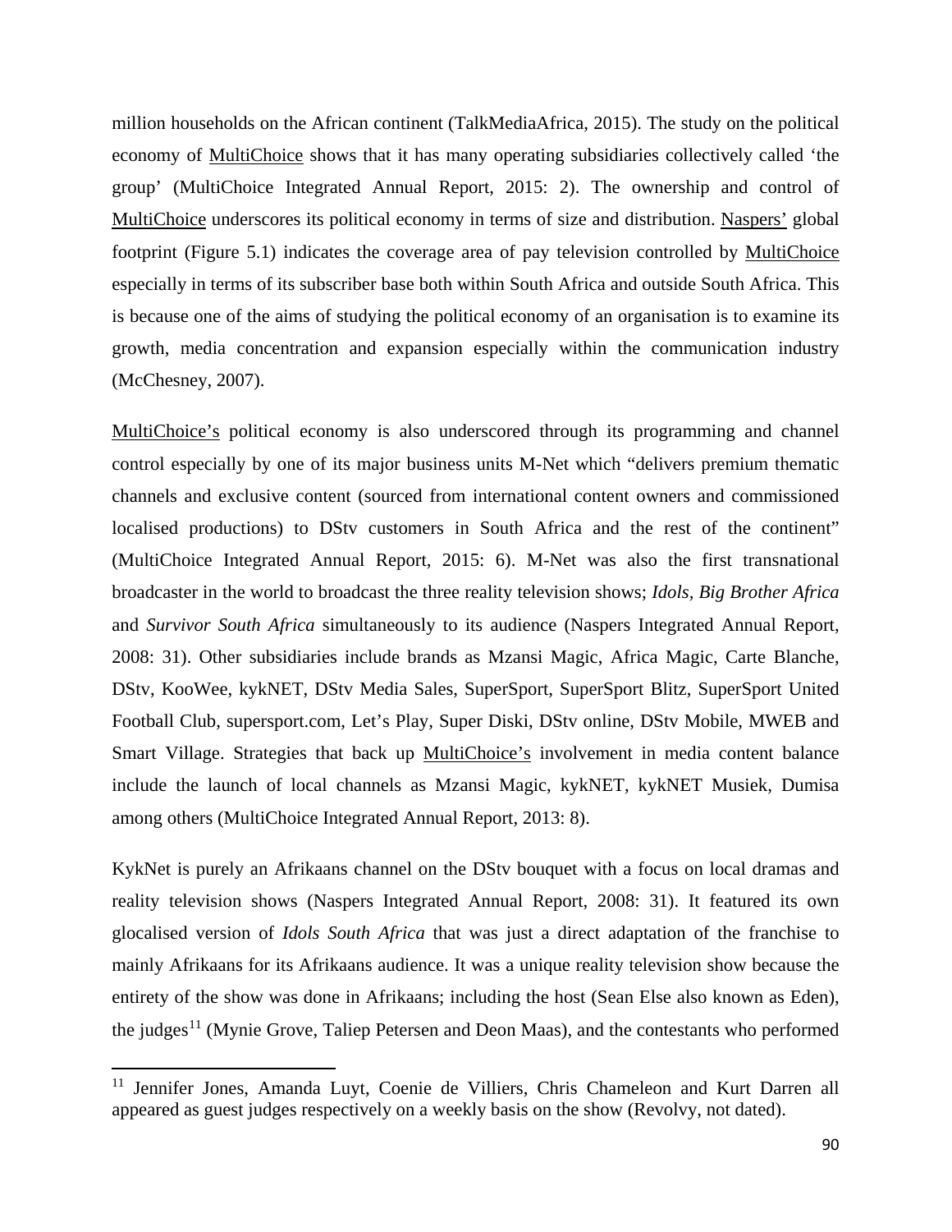million households on the African continent (TalkMediaAfrica, 2015). The study on the political economy of MultiChoice shows that it has many operating subsidiaries collectively called 'the group' (MultiChoice Integrated Annual Report, 2015: 2). The ownership and control of MultiChoice underscores its political economy in terms of size and distribution. Naspers' global footprint (Figure 5.1) indicates the coverage area of pay television controlled by MultiChoice especially in terms of its subscriber base both within South Africa and outside South Africa. This is because one of the aims of studying the political economy of an organisation is to examine its growth, media concentration and expansion especially within the communication industry (McChesney, 2007).

MultiChoice's political economy is also underscored through its programming and channel control especially by one of its major business units M-Net which "delivers premium thematic channels and exclusive content (sourced from international content owners and commissioned localised productions) to DStv customers in South Africa and the rest of the continent" (MultiChoice Integrated Annual Report, 2015: 6). M-Net was also the first transnational broadcaster in the world to broadcast the three reality television shows; *Idols*, *Big Brother Africa* and *Survivor South Africa* simultaneously to its audience (Naspers Integrated Annual Report, 2008: 31). Other subsidiaries include brands as Mzansi Magic, Africa Magic, Carte Blanche, DStv, KooWee, kykNET, DStv Media Sales, SuperSport, SuperSport Blitz, SuperSport United Football Club, supersport.com, Let's Play, Super Diski, DStv online, DStv Mobile, MWEB and Smart Village. Strategies that back up MultiChoice's involvement in media content balance include the launch of local channels as Mzansi Magic, kykNET, kykNET Musiek, Dumisa among others (MultiChoice Integrated Annual Report, 2013: 8).

KykNet is purely an Afrikaans channel on the DStv bouquet with a focus on local dramas and reality television shows (Naspers Integrated Annual Report, 2008: 31). It featured its own glocalised version of *Idols South Africa* that was just a direct adaptation of the franchise to mainly Afrikaans for its Afrikaans audience. It was a unique reality television show because the entirety of the show was done in Afrikaans; including the host (Sean Else also known as Eden), the judges[11] (Mynie Grove, Taliep Petersen and Deon Maas), and the contestants who performed

[11] Jennifer Jones, Amanda Luyt, Coenie de Villiers, Chris Chameleon and Kurt Darren all appeared as guest judges respectively on a weekly basis on the show (Revolvy, not dated).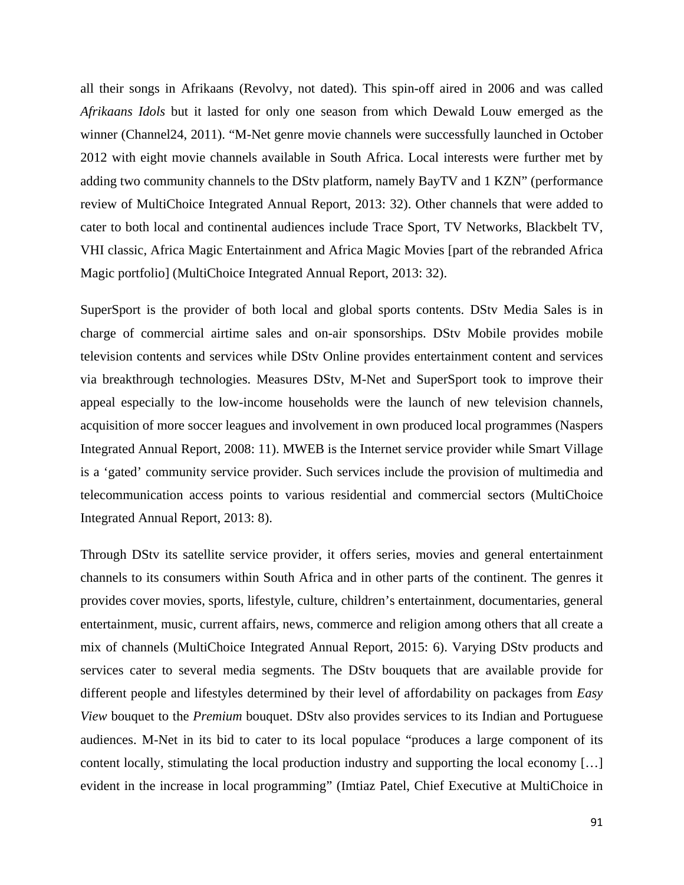all their songs in Afrikaans (Revolvy, not dated). This spin-off aired in 2006 and was called *Afrikaans Idols* but it lasted for only one season from which Dewald Louw emerged as the winner (Channel24, 2011). "M-Net genre movie channels were successfully launched in October 2012 with eight movie channels available in South Africa. Local interests were further met by adding two community channels to the DStv platform, namely BayTV and 1 KZN" (performance review of MultiChoice Integrated Annual Report, 2013: 32). Other channels that were added to cater to both local and continental audiences include Trace Sport, TV Networks, Blackbelt TV, VHI classic, Africa Magic Entertainment and Africa Magic Movies [part of the rebranded Africa Magic portfolio] (MultiChoice Integrated Annual Report, 2013: 32).

SuperSport is the provider of both local and global sports contents. DStv Media Sales is in charge of commercial airtime sales and on-air sponsorships. DStv Mobile provides mobile television contents and services while DStv Online provides entertainment content and services via breakthrough technologies. Measures DStv, M-Net and SuperSport took to improve their appeal especially to the low-income households were the launch of new television channels, acquisition of more soccer leagues and involvement in own produced local programmes (Naspers Integrated Annual Report, 2008: 11). MWEB is the Internet service provider while Smart Village is a 'gated' community service provider. Such services include the provision of multimedia and telecommunication access points to various residential and commercial sectors (MultiChoice Integrated Annual Report, 2013: 8).

Through DStv its satellite service provider, it offers series, movies and general entertainment channels to its consumers within South Africa and in other parts of the continent. The genres it provides cover movies, sports, lifestyle, culture, children's entertainment, documentaries, general entertainment, music, current affairs, news, commerce and religion among others that all create a mix of channels (MultiChoice Integrated Annual Report, 2015: 6). Varying DStv products and services cater to several media segments. The DStv bouquets that are available provide for different people and lifestyles determined by their level of affordability on packages from *Easy View* bouquet to the *Premium* bouquet. DStv also provides services to its Indian and Portuguese audiences. M-Net in its bid to cater to its local populace "produces a large component of its content locally, stimulating the local production industry and supporting the local economy […] evident in the increase in local programming" (Imtiaz Patel, Chief Executive at MultiChoice in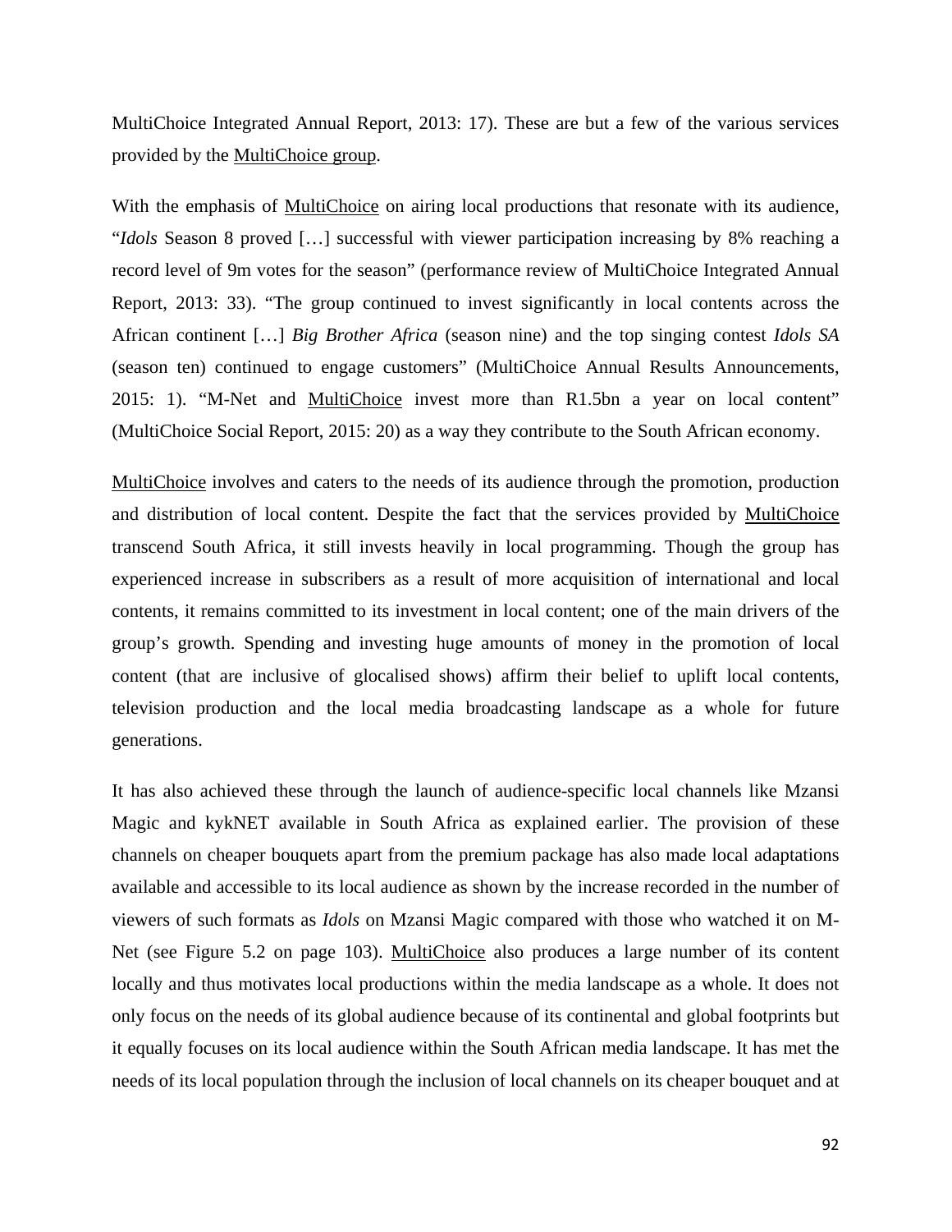MultiChoice Integrated Annual Report, 2013: 17). These are but a few of the various services provided by the MultiChoice group.

With the emphasis of MultiChoice on airing local productions that resonate with its audience, "*Idols* Season 8 proved […] successful with viewer participation increasing by 8% reaching a record level of 9m votes for the season" (performance review of MultiChoice Integrated Annual Report, 2013: 33). "The group continued to invest significantly in local contents across the African continent […] *Big Brother Africa* (season nine) and the top singing contest *Idols SA* (season ten) continued to engage customers" (MultiChoice Annual Results Announcements, 2015: 1). "M-Net and MultiChoice invest more than R1.5bn a year on local content" (MultiChoice Social Report, 2015: 20) as a way they contribute to the South African economy.

MultiChoice involves and caters to the needs of its audience through the promotion, production and distribution of local content. Despite the fact that the services provided by MultiChoice transcend South Africa, it still invests heavily in local programming. Though the group has experienced increase in subscribers as a result of more acquisition of international and local contents, it remains committed to its investment in local content; one of the main drivers of the group's growth. Spending and investing huge amounts of money in the promotion of local content (that are inclusive of glocalised shows) affirm their belief to uplift local contents, television production and the local media broadcasting landscape as a whole for future generations.

It has also achieved these through the launch of audience-specific local channels like Mzansi Magic and kykNET available in South Africa as explained earlier. The provision of these channels on cheaper bouquets apart from the premium package has also made local adaptations available and accessible to its local audience as shown by the increase recorded in the number of viewers of such formats as *Idols* on Mzansi Magic compared with those who watched it on M-Net (see Figure 5.2 on page 103). MultiChoice also produces a large number of its content locally and thus motivates local productions within the media landscape as a whole. It does not only focus on the needs of its global audience because of its continental and global footprints but it equally focuses on its local audience within the South African media landscape. It has met the needs of its local population through the inclusion of local channels on its cheaper bouquet and at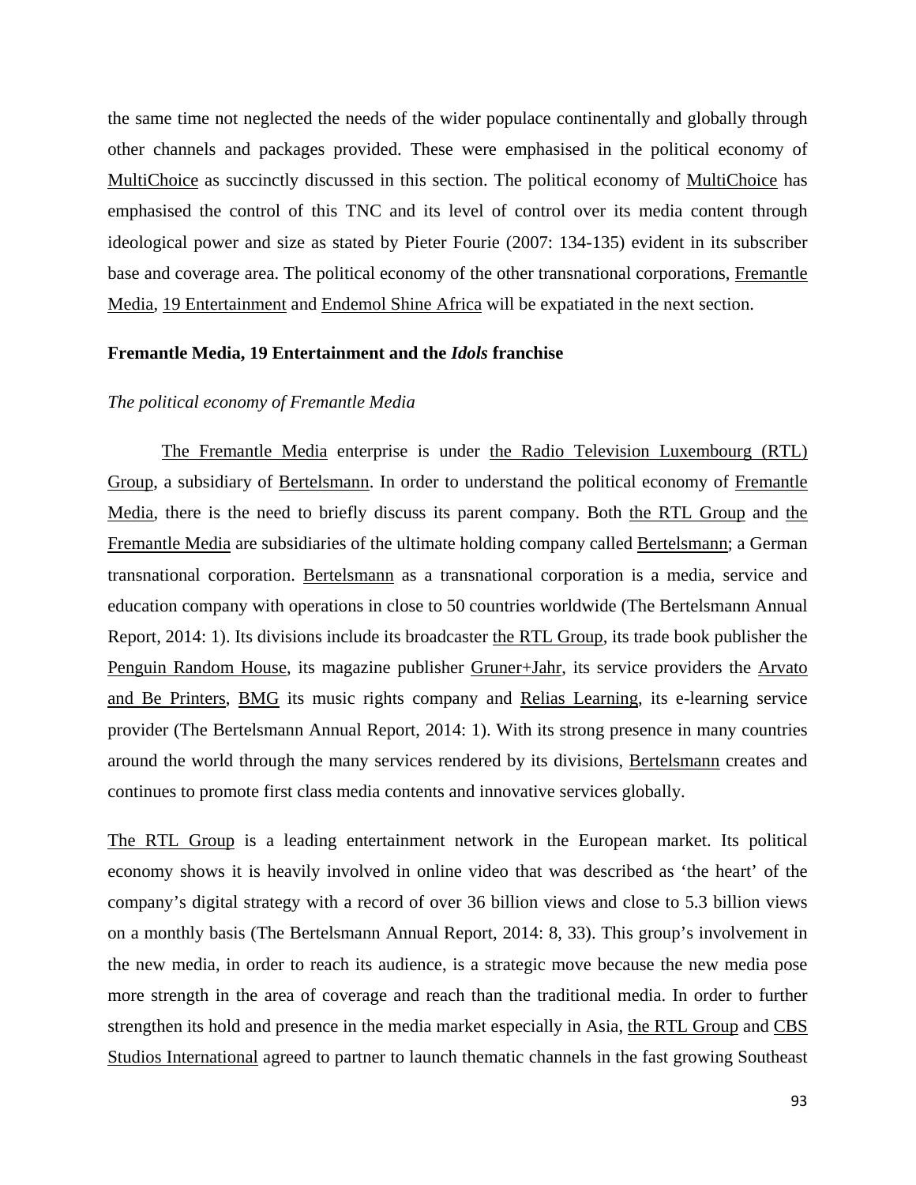the same time not neglected the needs of the wider populace continentally and globally through other channels and packages provided. These were emphasised in the political economy of MultiChoice as succinctly discussed in this section. The political economy of MultiChoice has emphasised the control of this TNC and its level of control over its media content through ideological power and size as stated by Pieter Fourie (2007: 134-135) evident in its subscriber base and coverage area. The political economy of the other transnational corporations, Fremantle Media, 19 Entertainment and Endemol Shine Africa will be expatiated in the next section.

### Fremantle Media, 19 Entertainment and the *Idols* franchise

#### *The political economy of Fremantle Media*

The Fremantle Media enterprise is under the Radio Television Luxembourg (RTL) Group, a subsidiary of Bertelsmann. In order to understand the political economy of Fremantle Media, there is the need to briefly discuss its parent company. Both the RTL Group and the Fremantle Media are subsidiaries of the ultimate holding company called Bertelsmann; a German transnational corporation. Bertelsmann as a transnational corporation is a media, service and education company with operations in close to 50 countries worldwide (The Bertelsmann Annual Report, 2014: 1). Its divisions include its broadcaster the RTL Group, its trade book publisher the Penguin Random House, its magazine publisher Gruner+Jahr, its service providers the Arvato and Be Printers, BMG its music rights company and Relias Learning, its e-learning service provider (The Bertelsmann Annual Report, 2014: 1). With its strong presence in many countries around the world through the many services rendered by its divisions, Bertelsmann creates and continues to promote first class media contents and innovative services globally.

The RTL Group is a leading entertainment network in the European market. Its political economy shows it is heavily involved in online video that was described as 'the heart' of the company's digital strategy with a record of over 36 billion views and close to 5.3 billion views on a monthly basis (The Bertelsmann Annual Report, 2014: 8, 33). This group's involvement in the new media, in order to reach its audience, is a strategic move because the new media pose more strength in the area of coverage and reach than the traditional media. In order to further strengthen its hold and presence in the media market especially in Asia, the RTL Group and CBS Studios International agreed to partner to launch thematic channels in the fast growing Southeast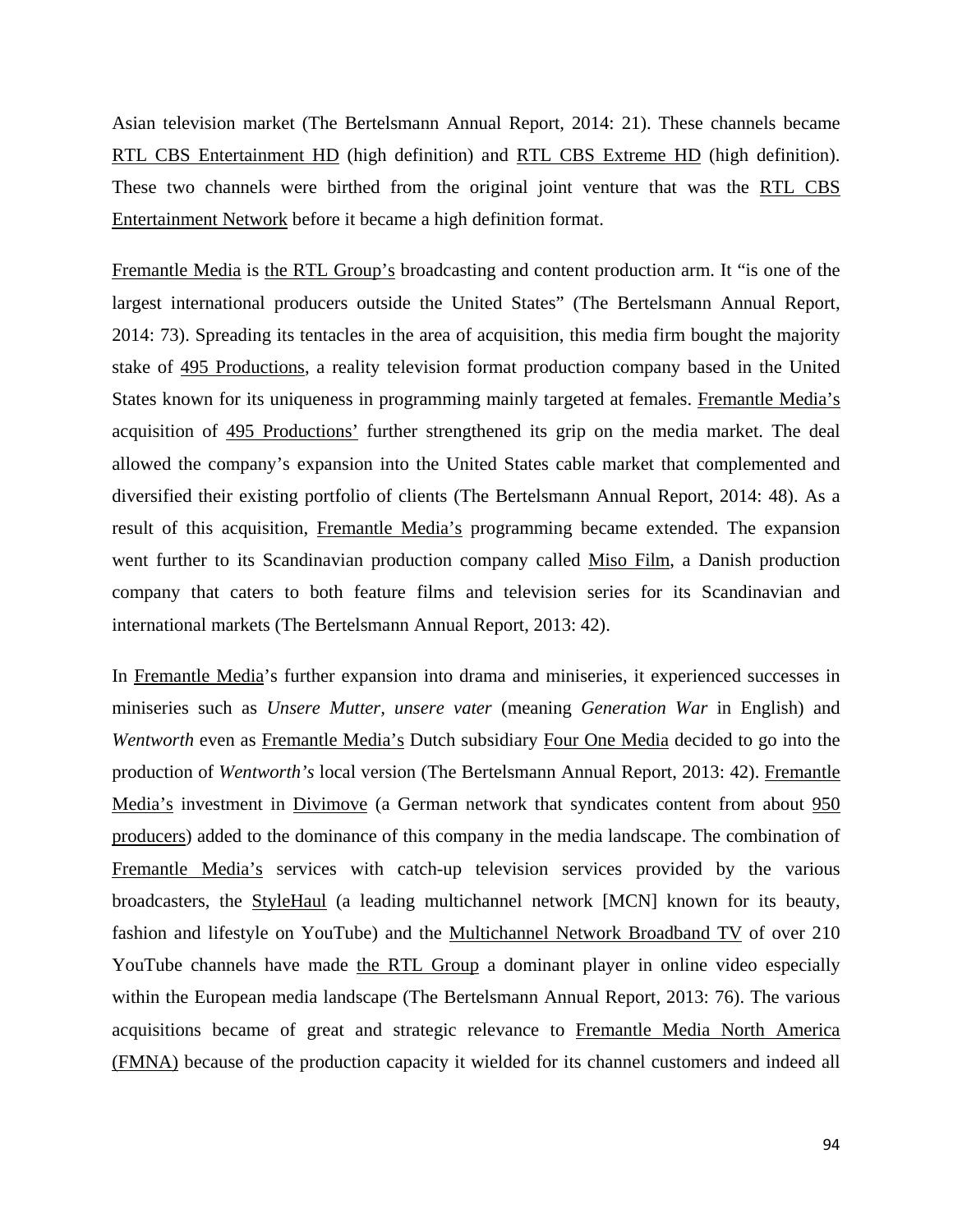Asian television market (The Bertelsmann Annual Report, 2014: 21). These channels became RTL CBS Entertainment HD (high definition) and RTL CBS Extreme HD (high definition). These two channels were birthed from the original joint venture that was the RTL CBS Entertainment Network before it became a high definition format.

Fremantle Media is the RTL Group's broadcasting and content production arm. It "is one of the largest international producers outside the United States" (The Bertelsmann Annual Report, 2014: 73). Spreading its tentacles in the area of acquisition, this media firm bought the majority stake of 495 Productions, a reality television format production company based in the United States known for its uniqueness in programming mainly targeted at females. Fremantle Media's acquisition of 495 Productions' further strengthened its grip on the media market. The deal allowed the company's expansion into the United States cable market that complemented and diversified their existing portfolio of clients (The Bertelsmann Annual Report, 2014: 48). As a result of this acquisition, Fremantle Media's programming became extended. The expansion went further to its Scandinavian production company called Miso Film, a Danish production company that caters to both feature films and television series for its Scandinavian and international markets (The Bertelsmann Annual Report, 2013: 42).

In Fremantle Media's further expansion into drama and miniseries, it experienced successes in miniseries such as *Unsere Mutter, unsere vater* (meaning *Generation War* in English) and *Wentworth* even as Fremantle Media's Dutch subsidiary Four One Media decided to go into the production of *Wentworth's* local version (The Bertelsmann Annual Report, 2013: 42). Fremantle Media's investment in Divimove (a German network that syndicates content from about 950 producers) added to the dominance of this company in the media landscape. The combination of Fremantle Media's services with catch-up television services provided by the various broadcasters, the StyleHaul (a leading multichannel network [MCN] known for its beauty, fashion and lifestyle on YouTube) and the Multichannel Network Broadband TV of over 210 YouTube channels have made the RTL Group a dominant player in online video especially within the European media landscape (The Bertelsmann Annual Report, 2013: 76). The various acquisitions became of great and strategic relevance to Fremantle Media North America (FMNA) because of the production capacity it wielded for its channel customers and indeed all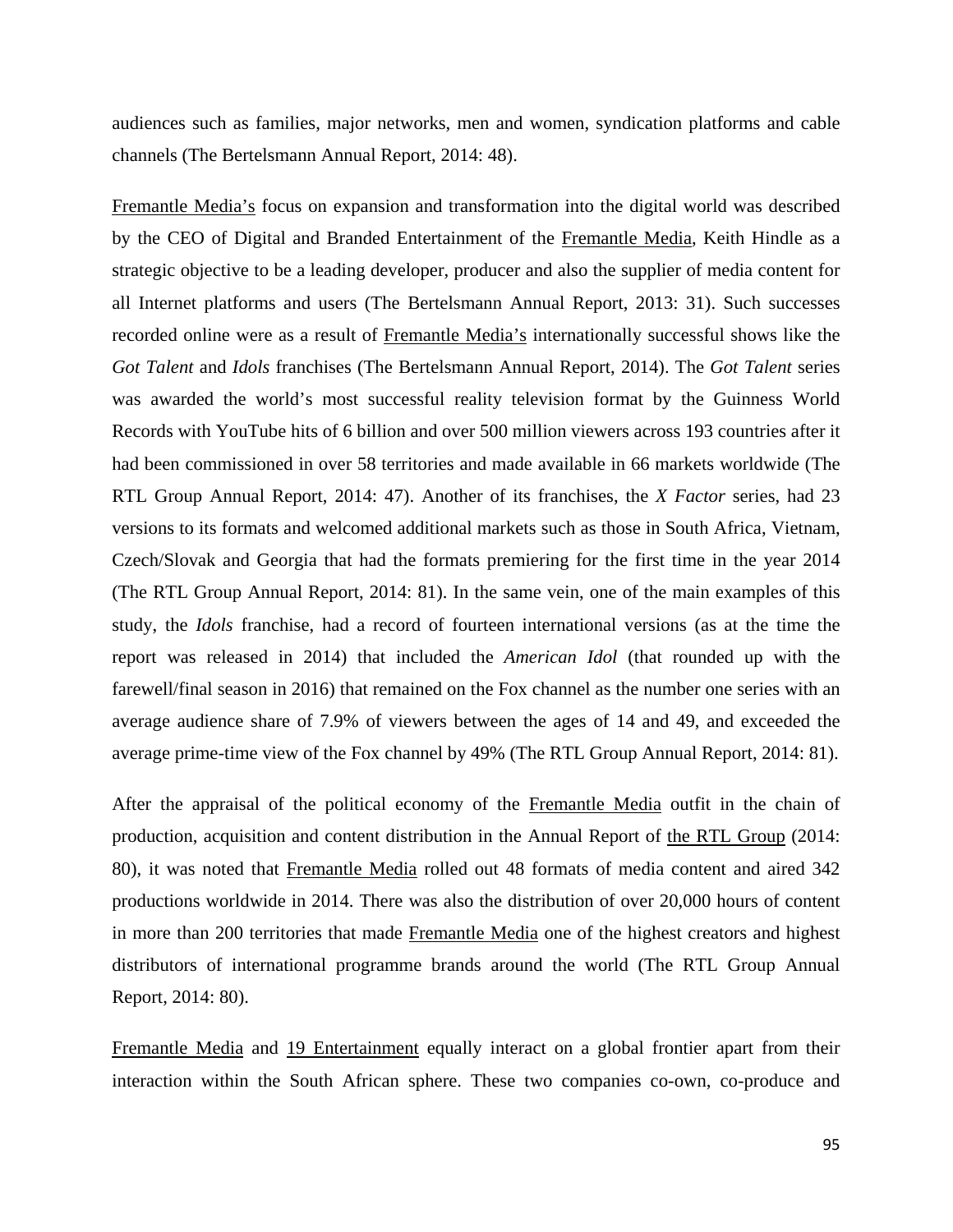audiences such as families, major networks, men and women, syndication platforms and cable channels (The Bertelsmann Annual Report, 2014: 48).

Fremantle Media's focus on expansion and transformation into the digital world was described by the CEO of Digital and Branded Entertainment of the Fremantle Media, Keith Hindle as a strategic objective to be a leading developer, producer and also the supplier of media content for all Internet platforms and users (The Bertelsmann Annual Report, 2013: 31). Such successes recorded online were as a result of Fremantle Media's internationally successful shows like the *Got Talent* and *Idols* franchises (The Bertelsmann Annual Report, 2014). The *Got Talent* series was awarded the world's most successful reality television format by the Guinness World Records with YouTube hits of 6 billion and over 500 million viewers across 193 countries after it had been commissioned in over 58 territories and made available in 66 markets worldwide (The RTL Group Annual Report, 2014: 47). Another of its franchises, the *X Factor* series, had 23 versions to its formats and welcomed additional markets such as those in South Africa, Vietnam, Czech/Slovak and Georgia that had the formats premiering for the first time in the year 2014 (The RTL Group Annual Report, 2014: 81). In the same vein, one of the main examples of this study, the *Idols* franchise, had a record of fourteen international versions (as at the time the report was released in 2014) that included the *American Idol* (that rounded up with the farewell/final season in 2016) that remained on the Fox channel as the number one series with an average audience share of 7.9% of viewers between the ages of 14 and 49, and exceeded the average prime-time view of the Fox channel by 49% (The RTL Group Annual Report, 2014: 81).

After the appraisal of the political economy of the Fremantle Media outfit in the chain of production, acquisition and content distribution in the Annual Report of the RTL Group (2014: 80), it was noted that Fremantle Media rolled out 48 formats of media content and aired 342 productions worldwide in 2014. There was also the distribution of over 20,000 hours of content in more than 200 territories that made Fremantle Media one of the highest creators and highest distributors of international programme brands around the world (The RTL Group Annual Report, 2014: 80).

Fremantle Media and 19 Entertainment equally interact on a global frontier apart from their interaction within the South African sphere. These two companies co-own, co-produce and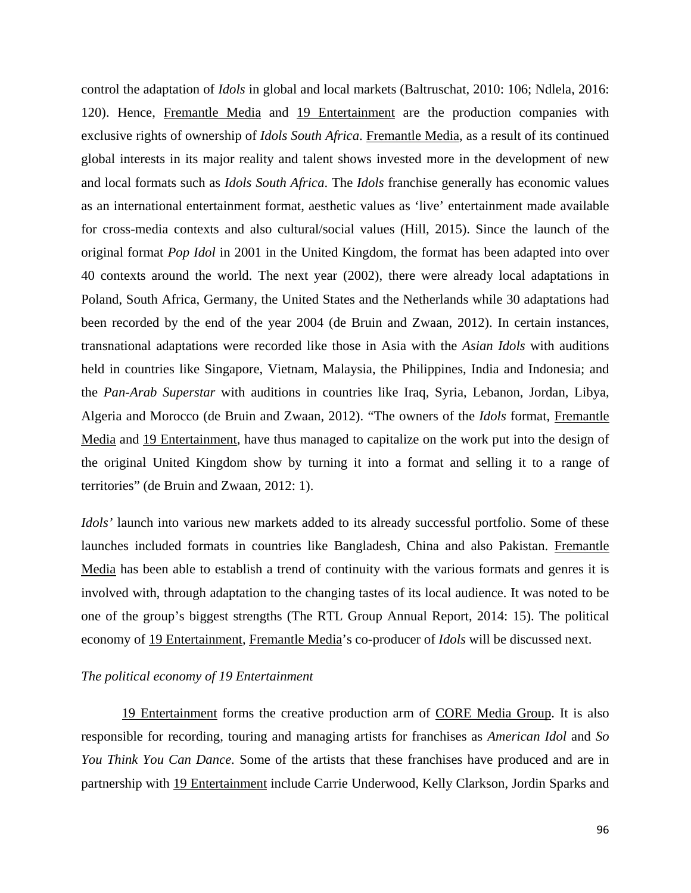control the adaptation of *Idols* in global and local markets (Baltruschat, 2010: 106; Ndlela, 2016: 120). Hence, Fremantle Media and 19 Entertainment are the production companies with exclusive rights of ownership of *Idols South Africa*. Fremantle Media, as a result of its continued global interests in its major reality and talent shows invested more in the development of new and local formats such as *Idols South Africa*. The *Idols* franchise generally has economic values as an international entertainment format, aesthetic values as 'live' entertainment made available for cross-media contexts and also cultural/social values (Hill, 2015). Since the launch of the original format *Pop Idol* in 2001 in the United Kingdom, the format has been adapted into over 40 contexts around the world. The next year (2002), there were already local adaptations in Poland, South Africa, Germany, the United States and the Netherlands while 30 adaptations had been recorded by the end of the year 2004 (de Bruin and Zwaan, 2012). In certain instances, transnational adaptations were recorded like those in Asia with the *Asian Idols* with auditions held in countries like Singapore, Vietnam, Malaysia, the Philippines, India and Indonesia; and the *Pan-Arab Superstar* with auditions in countries like Iraq, Syria, Lebanon, Jordan, Libya, Algeria and Morocco (de Bruin and Zwaan, 2012). "The owners of the *Idols* format, Fremantle Media and 19 Entertainment, have thus managed to capitalize on the work put into the design of the original United Kingdom show by turning it into a format and selling it to a range of territories" (de Bruin and Zwaan, 2012: 1).

*Idols'* launch into various new markets added to its already successful portfolio. Some of these launches included formats in countries like Bangladesh, China and also Pakistan. Fremantle Media has been able to establish a trend of continuity with the various formats and genres it is involved with, through adaptation to the changing tastes of its local audience. It was noted to be one of the group's biggest strengths (The RTL Group Annual Report, 2014: 15). The political economy of 19 Entertainment, Fremantle Media's co-producer of *Idols* will be discussed next.

*The political economy of 19 Entertainment*

19 Entertainment forms the creative production arm of CORE Media Group. It is also responsible for recording, touring and managing artists for franchises as *American Idol* and *So You Think You Can Dance*. Some of the artists that these franchises have produced and are in partnership with 19 Entertainment include Carrie Underwood, Kelly Clarkson, Jordin Sparks and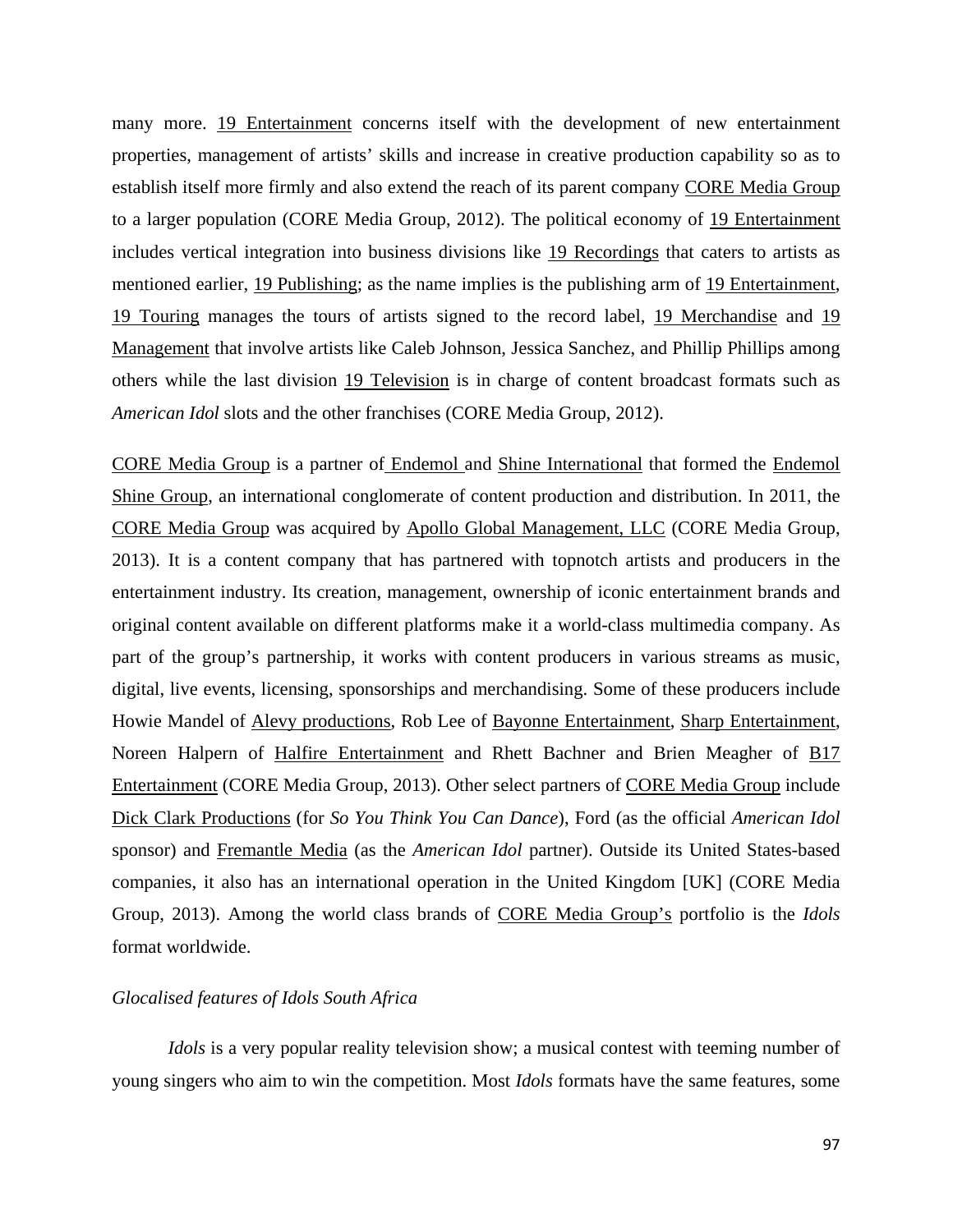many more. 19 Entertainment concerns itself with the development of new entertainment properties, management of artists' skills and increase in creative production capability so as to establish itself more firmly and also extend the reach of its parent company CORE Media Group to a larger population (CORE Media Group, 2012). The political economy of 19 Entertainment includes vertical integration into business divisions like 19 Recordings that caters to artists as mentioned earlier, 19 Publishing; as the name implies is the publishing arm of 19 Entertainment, 19 Touring manages the tours of artists signed to the record label, 19 Merchandise and 19 Management that involve artists like Caleb Johnson, Jessica Sanchez, and Phillip Phillips among others while the last division 19 Television is in charge of content broadcast formats such as *American Idol* slots and the other franchises (CORE Media Group, 2012).

CORE Media Group is a partner of Endemol and Shine International that formed the Endemol Shine Group, an international conglomerate of content production and distribution. In 2011, the CORE Media Group was acquired by Apollo Global Management, LLC (CORE Media Group, 2013). It is a content company that has partnered with topnotch artists and producers in the entertainment industry. Its creation, management, ownership of iconic entertainment brands and original content available on different platforms make it a world-class multimedia company. As part of the group's partnership, it works with content producers in various streams as music, digital, live events, licensing, sponsorships and merchandising. Some of these producers include Howie Mandel of Alevy productions, Rob Lee of Bayonne Entertainment, Sharp Entertainment, Noreen Halpern of Halfire Entertainment and Rhett Bachner and Brien Meagher of B17 Entertainment (CORE Media Group, 2013). Other select partners of CORE Media Group include Dick Clark Productions (for *So You Think You Can Dance*), Ford (as the official *American Idol* sponsor) and Fremantle Media (as the *American Idol* partner). Outside its United States-based companies, it also has an international operation in the United Kingdom [UK] (CORE Media Group, 2013). Among the world class brands of CORE Media Group's portfolio is the *Idols* format worldwide.

*Glocalised features of Idols South Africa*

*Idols* is a very popular reality television show; a musical contest with teeming number of young singers who aim to win the competition. Most *Idols* formats have the same features, some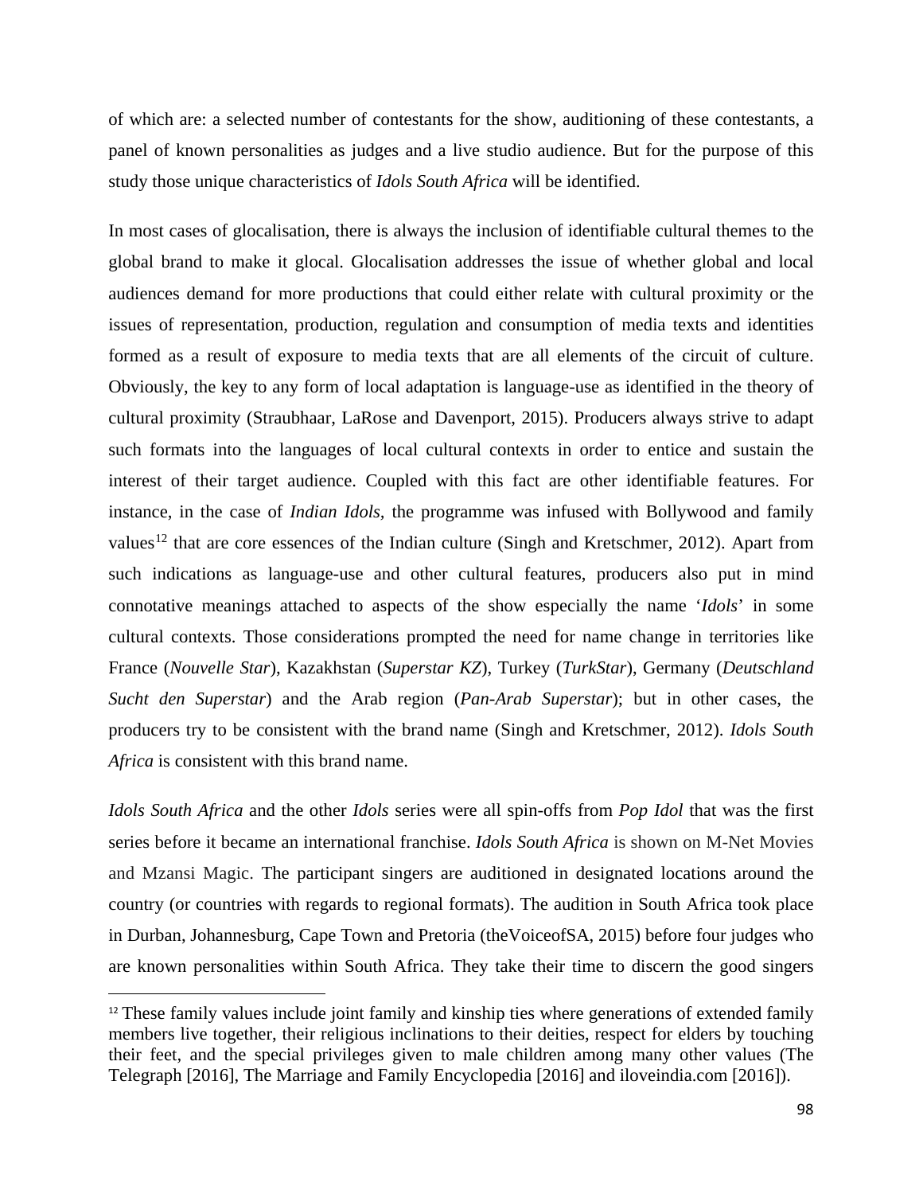of which are: a selected number of contestants for the show, auditioning of these contestants, a panel of known personalities as judges and a live studio audience. But for the purpose of this study those unique characteristics of *Idols South Africa* will be identified.

In most cases of glocalisation, there is always the inclusion of identifiable cultural themes to the global brand to make it glocal. Glocalisation addresses the issue of whether global and local audiences demand for more productions that could either relate with cultural proximity or the issues of representation, production, regulation and consumption of media texts and identities formed as a result of exposure to media texts that are all elements of the circuit of culture. Obviously, the key to any form of local adaptation is language-use as identified in the theory of cultural proximity (Straubhaar, LaRose and Davenport, 2015). Producers always strive to adapt such formats into the languages of local cultural contexts in order to entice and sustain the interest of their target audience. Coupled with this fact are other identifiable features. For instance, in the case of *Indian Idols,* the programme was infused with Bollywood and family values[12] that are core essences of the Indian culture (Singh and Kretschmer, 2012). Apart from such indications as language-use and other cultural features, producers also put in mind connotative meanings attached to aspects of the show especially the name '*Idols*' in some cultural contexts. Those considerations prompted the need for name change in territories like France (*Nouvelle Star*), Kazakhstan (*Superstar KZ*), Turkey (*TurkStar*), Germany (*Deutschland Sucht den Superstar*) and the Arab region (*Pan-Arab Superstar*); but in other cases, the producers try to be consistent with the brand name (Singh and Kretschmer, 2012). *Idols South Africa* is consistent with this brand name.

*Idols South Africa* and the other *Idols* series were all spin-offs from *Pop Idol* that was the first series before it became an international franchise. *Idols South Africa* is shown on M-Net Movies and Mzansi Magic. The participant singers are auditioned in designated locations around the country (or countries with regards to regional formats). The audition in South Africa took place in Durban, Johannesburg, Cape Town and Pretoria (theVoiceofSA, 2015) before four judges who are known personalities within South Africa. They take their time to discern the good singers

---

[12] These family values include joint family and kinship ties where generations of extended family members live together, their religious inclinations to their deities, respect for elders by touching their feet, and the special privileges given to male children among many other values (The Telegraph [2016], The Marriage and Family Encyclopedia [2016] and iloveindia.com [2016]).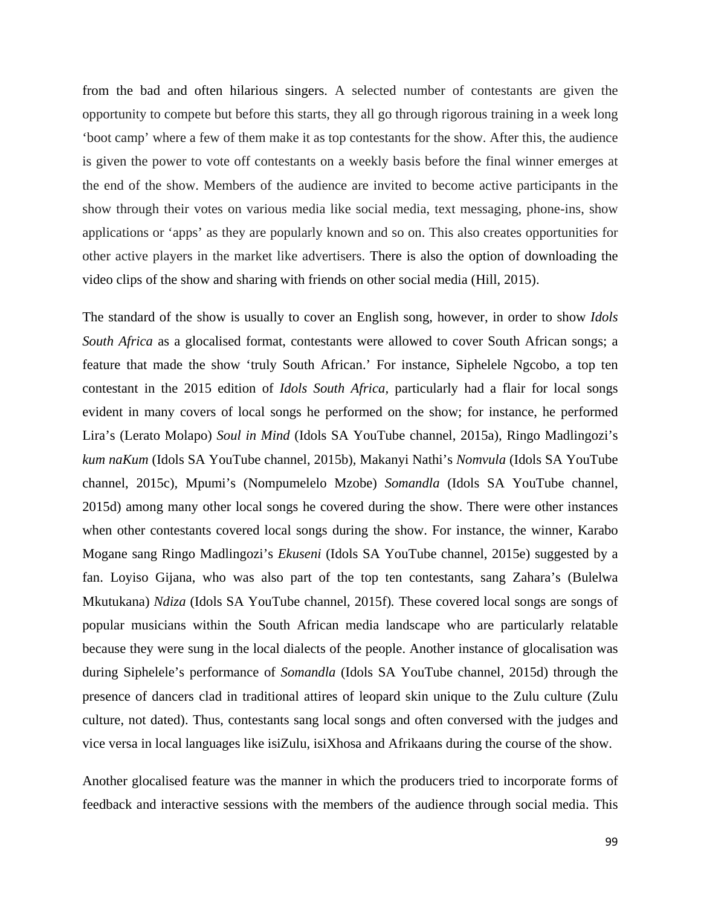from the bad and often hilarious singers. A selected number of contestants are given the opportunity to compete but before this starts, they all go through rigorous training in a week long 'boot camp' where a few of them make it as top contestants for the show. After this, the audience is given the power to vote off contestants on a weekly basis before the final winner emerges at the end of the show. Members of the audience are invited to become active participants in the show through their votes on various media like social media, text messaging, phone-ins, show applications or 'apps' as they are popularly known and so on. This also creates opportunities for other active players in the market like advertisers. There is also the option of downloading the video clips of the show and sharing with friends on other social media (Hill, 2015).

The standard of the show is usually to cover an English song, however, in order to show *Idols South Africa* as a glocalised format, contestants were allowed to cover South African songs; a feature that made the show 'truly South African.' For instance, Siphelele Ngcobo, a top ten contestant in the 2015 edition of *Idols South Africa*, particularly had a flair for local songs evident in many covers of local songs he performed on the show; for instance, he performed Lira's (Lerato Molapo) *Soul in Mind* (Idols SA YouTube channel, 2015a), Ringo Madlingozi's *kum naKum* (Idols SA YouTube channel, 2015b), Makanyi Nathi's *Nomvula* (Idols SA YouTube channel, 2015c), Mpumi's (Nompumelelo Mzobe) *Somandla* (Idols SA YouTube channel, 2015d) among many other local songs he covered during the show. There were other instances when other contestants covered local songs during the show. For instance, the winner, Karabo Mogane sang Ringo Madlingozi's *Ekuseni* (Idols SA YouTube channel, 2015e) suggested by a fan. Loyiso Gijana, who was also part of the top ten contestants, sang Zahara's (Bulelwa Mkutukana) *Ndiza* (Idols SA YouTube channel, 2015f). These covered local songs are songs of popular musicians within the South African media landscape who are particularly relatable because they were sung in the local dialects of the people. Another instance of glocalisation was during Siphelele's performance of *Somandla* (Idols SA YouTube channel, 2015d) through the presence of dancers clad in traditional attires of leopard skin unique to the Zulu culture (Zulu culture, not dated). Thus, contestants sang local songs and often conversed with the judges and vice versa in local languages like isiZulu, isiXhosa and Afrikaans during the course of the show.

Another glocalised feature was the manner in which the producers tried to incorporate forms of feedback and interactive sessions with the members of the audience through social media. This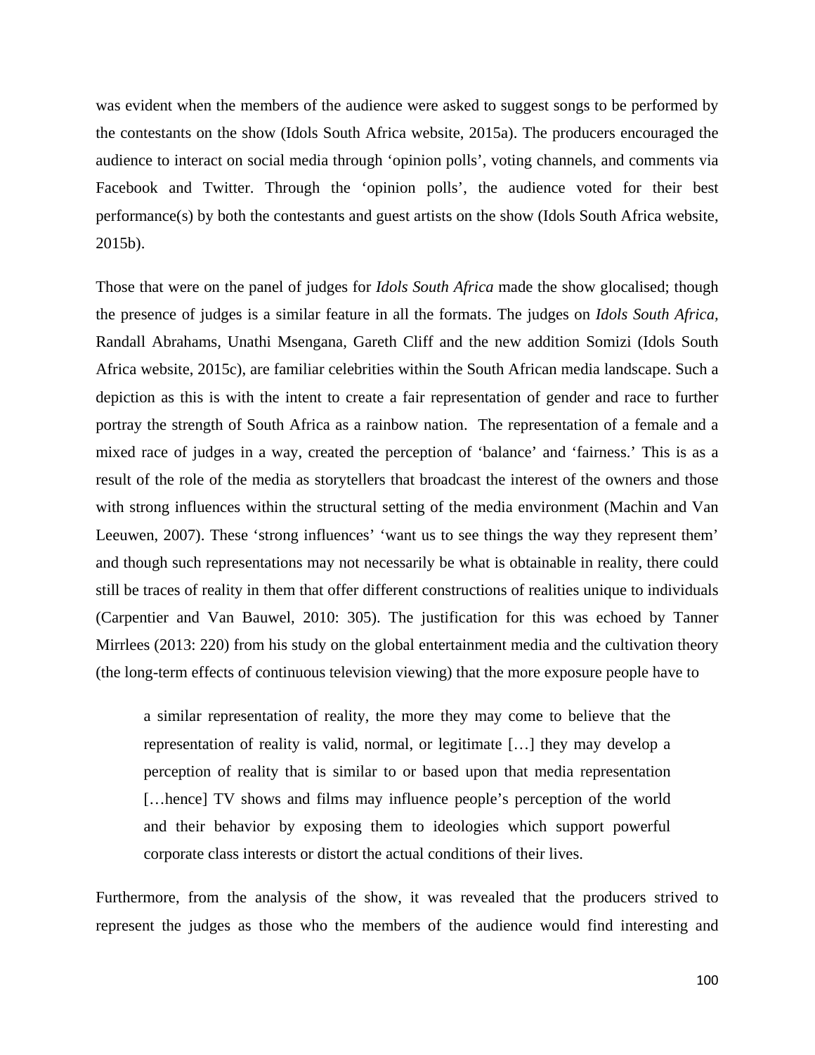was evident when the members of the audience were asked to suggest songs to be performed by the contestants on the show (Idols South Africa website, 2015a). The producers encouraged the audience to interact on social media through 'opinion polls', voting channels, and comments via Facebook and Twitter. Through the 'opinion polls', the audience voted for their best performance(s) by both the contestants and guest artists on the show (Idols South Africa website, 2015b).

Those that were on the panel of judges for *Idols South Africa* made the show glocalised; though the presence of judges is a similar feature in all the formats. The judges on *Idols South Africa,* Randall Abrahams, Unathi Msengana, Gareth Cliff and the new addition Somizi (Idols South Africa website, 2015c), are familiar celebrities within the South African media landscape. Such a depiction as this is with the intent to create a fair representation of gender and race to further portray the strength of South Africa as a rainbow nation. The representation of a female and a mixed race of judges in a way, created the perception of 'balance' and 'fairness.' This is as a result of the role of the media as storytellers that broadcast the interest of the owners and those with strong influences within the structural setting of the media environment (Machin and Van Leeuwen, 2007). These 'strong influences' 'want us to see things the way they represent them' and though such representations may not necessarily be what is obtainable in reality, there could still be traces of reality in them that offer different constructions of realities unique to individuals (Carpentier and Van Bauwel, 2010: 305). The justification for this was echoed by Tanner Mirrlees (2013: 220) from his study on the global entertainment media and the cultivation theory (the long-term effects of continuous television viewing) that the more exposure people have to

> a similar representation of reality, the more they may come to believe that the representation of reality is valid, normal, or legitimate […] they may develop a perception of reality that is similar to or based upon that media representation […hence] TV shows and films may influence people's perception of the world and their behavior by exposing them to ideologies which support powerful corporate class interests or distort the actual conditions of their lives.

Furthermore, from the analysis of the show, it was revealed that the producers strived to represent the judges as those who the members of the audience would find interesting and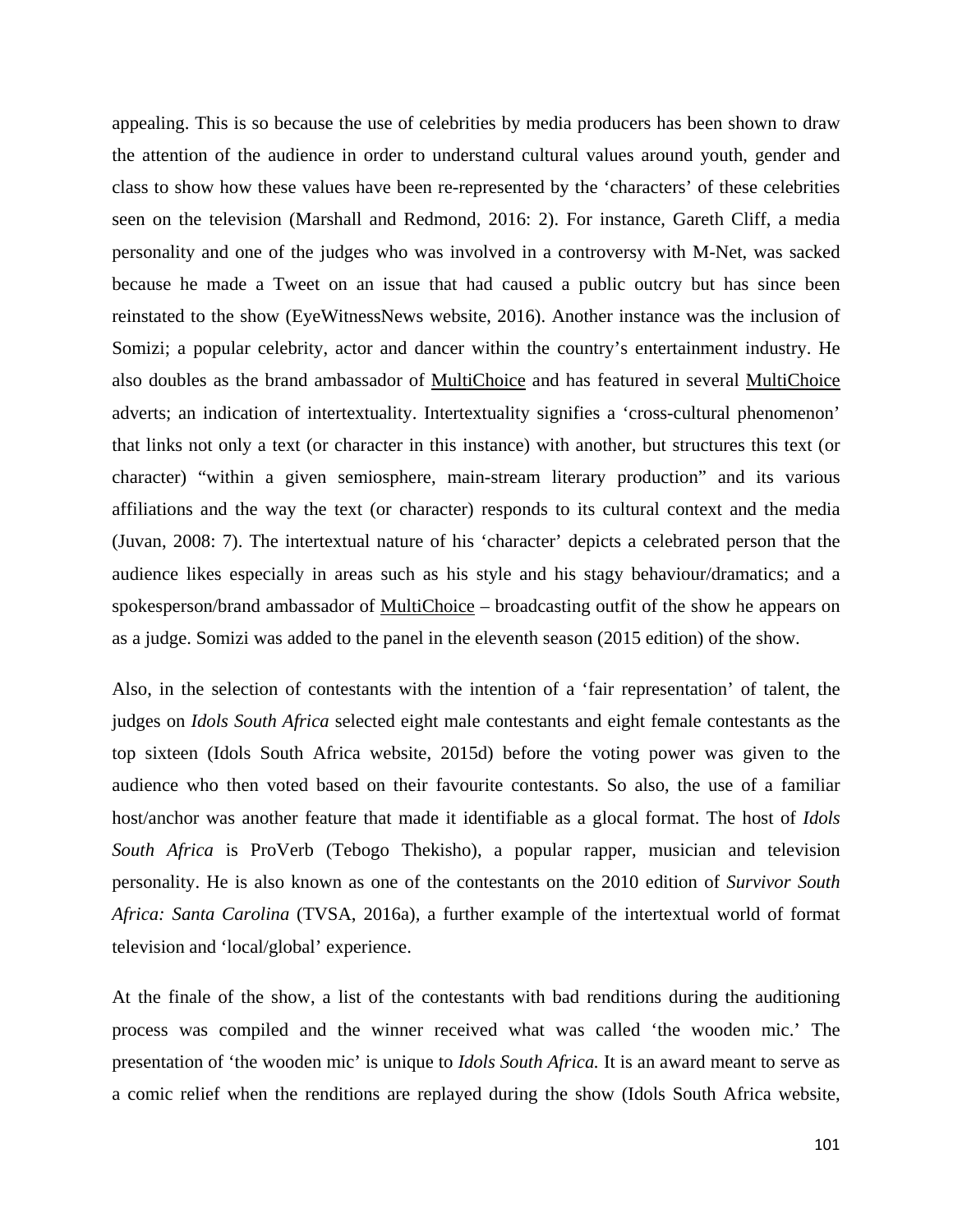appealing. This is so because the use of celebrities by media producers has been shown to draw the attention of the audience in order to understand cultural values around youth, gender and class to show how these values have been re-represented by the 'characters' of these celebrities seen on the television (Marshall and Redmond, 2016: 2). For instance, Gareth Cliff, a media personality and one of the judges who was involved in a controversy with M-Net, was sacked because he made a Tweet on an issue that had caused a public outcry but has since been reinstated to the show (EyeWitnessNews website, 2016). Another instance was the inclusion of Somizi; a popular celebrity, actor and dancer within the country's entertainment industry. He also doubles as the brand ambassador of MultiChoice and has featured in several MultiChoice adverts; an indication of intertextuality. Intertextuality signifies a 'cross-cultural phenomenon' that links not only a text (or character in this instance) with another, but structures this text (or character) "within a given semiosphere, main-stream literary production" and its various affiliations and the way the text (or character) responds to its cultural context and the media (Juvan, 2008: 7). The intertextual nature of his 'character' depicts a celebrated person that the audience likes especially in areas such as his style and his stagy behaviour/dramatics; and a spokesperson/brand ambassador of MultiChoice – broadcasting outfit of the show he appears on as a judge. Somizi was added to the panel in the eleventh season (2015 edition) of the show.

Also, in the selection of contestants with the intention of a 'fair representation' of talent, the judges on *Idols South Africa* selected eight male contestants and eight female contestants as the top sixteen (Idols South Africa website, 2015d) before the voting power was given to the audience who then voted based on their favourite contestants. So also, the use of a familiar host/anchor was another feature that made it identifiable as a glocal format. The host of *Idols South Africa* is ProVerb (Tebogo Thekisho), a popular rapper, musician and television personality. He is also known as one of the contestants on the 2010 edition of *Survivor South Africa: Santa Carolina* (TVSA, 2016a), a further example of the intertextual world of format television and 'local/global' experience.

At the finale of the show, a list of the contestants with bad renditions during the auditioning process was compiled and the winner received what was called 'the wooden mic.' The presentation of 'the wooden mic' is unique to *Idols South Africa.* It is an award meant to serve as a comic relief when the renditions are replayed during the show (Idols South Africa website,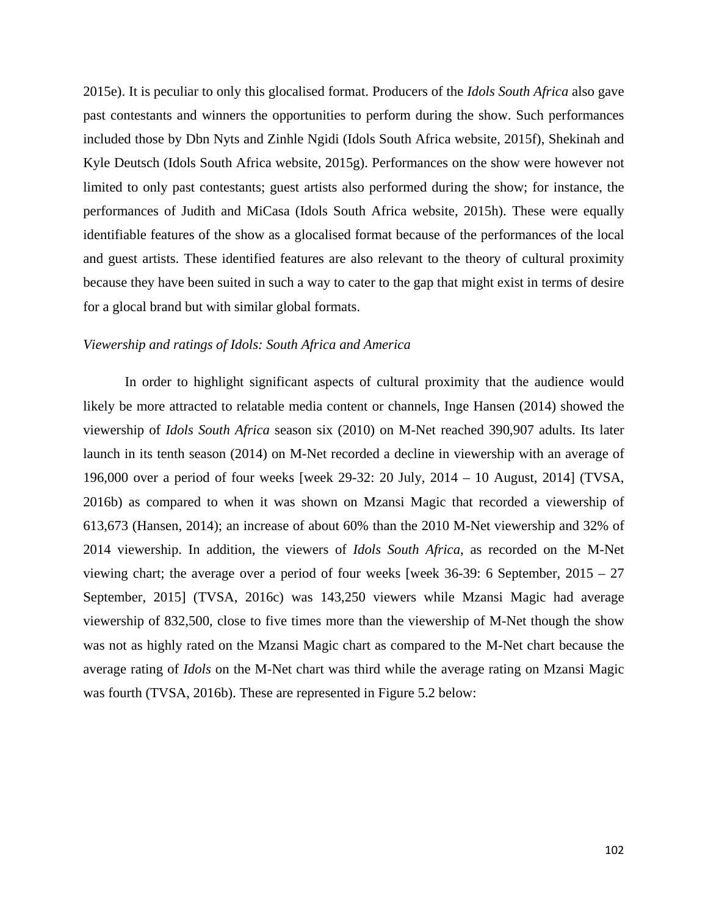2015e). It is peculiar to only this glocalised format. Producers of the *Idols South Africa* also gave past contestants and winners the opportunities to perform during the show. Such performances included those by Dbn Nyts and Zinhle Ngidi (Idols South Africa website, 2015f), Shekinah and Kyle Deutsch (Idols South Africa website, 2015g). Performances on the show were however not limited to only past contestants; guest artists also performed during the show; for instance, the performances of Judith and MiCasa (Idols South Africa website, 2015h). These were equally identifiable features of the show as a glocalised format because of the performances of the local and guest artists. These identified features are also relevant to the theory of cultural proximity because they have been suited in such a way to cater to the gap that might exist in terms of desire for a glocal brand but with similar global formats.

*Viewership and ratings of Idols: South Africa and America*

In order to highlight significant aspects of cultural proximity that the audience would likely be more attracted to relatable media content or channels, Inge Hansen (2014) showed the viewership of *Idols South Africa* season six (2010) on M-Net reached 390,907 adults. Its later launch in its tenth season (2014) on M-Net recorded a decline in viewership with an average of 196,000 over a period of four weeks [week 29-32: 20 July, 2014 – 10 August, 2014] (TVSA, 2016b) as compared to when it was shown on Mzansi Magic that recorded a viewership of 613,673 (Hansen, 2014); an increase of about 60% than the 2010 M-Net viewership and 32% of 2014 viewership. In addition, the viewers of *Idols South Africa*, as recorded on the M-Net viewing chart; the average over a period of four weeks [week 36-39: 6 September, 2015 – 27 September, 2015] (TVSA, 2016c) was 143,250 viewers while Mzansi Magic had average viewership of 832,500, close to five times more than the viewership of M-Net though the show was not as highly rated on the Mzansi Magic chart as compared to the M-Net chart because the average rating of *Idols* on the M-Net chart was third while the average rating on Mzansi Magic was fourth (TVSA, 2016b). These are represented in Figure 5.2 below: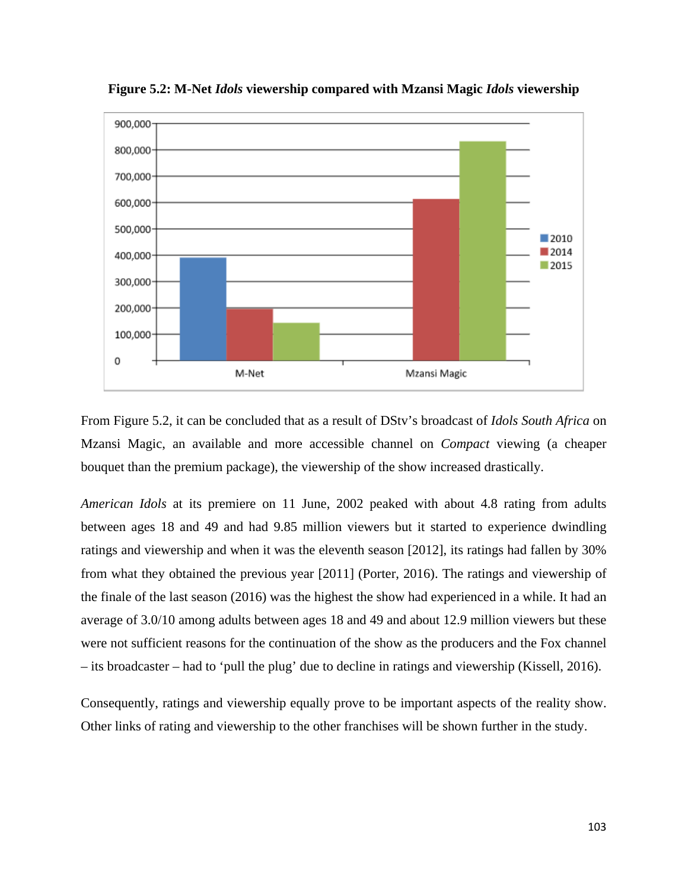**Figure 5.2: M-Net *Idols* viewership compared with Mzansi Magic *Idols* viewership**

From Figure 5.2, it can be concluded that as a result of DStv's broadcast of *Idols South Africa* on Mzansi Magic, an available and more accessible channel on *Compact* viewing (a cheaper bouquet than the premium package), the viewership of the show increased drastically.

*American Idols* at its premiere on 11 June, 2002 peaked with about 4.8 rating from adults between ages 18 and 49 and had 9.85 million viewers but it started to experience dwindling ratings and viewership and when it was the eleventh season [2012], its ratings had fallen by 30% from what they obtained the previous year [2011] (Porter, 2016). The ratings and viewership of the finale of the last season (2016) was the highest the show had experienced in a while. It had an average of 3.0/10 among adults between ages 18 and 49 and about 12.9 million viewers but these were not sufficient reasons for the continuation of the show as the producers and the Fox channel – its broadcaster – had to 'pull the plug' due to decline in ratings and viewership (Kissell, 2016).

Consequently, ratings and viewership equally prove to be important aspects of the reality show. Other links of rating and viewership to the other franchises will be shown further in the study.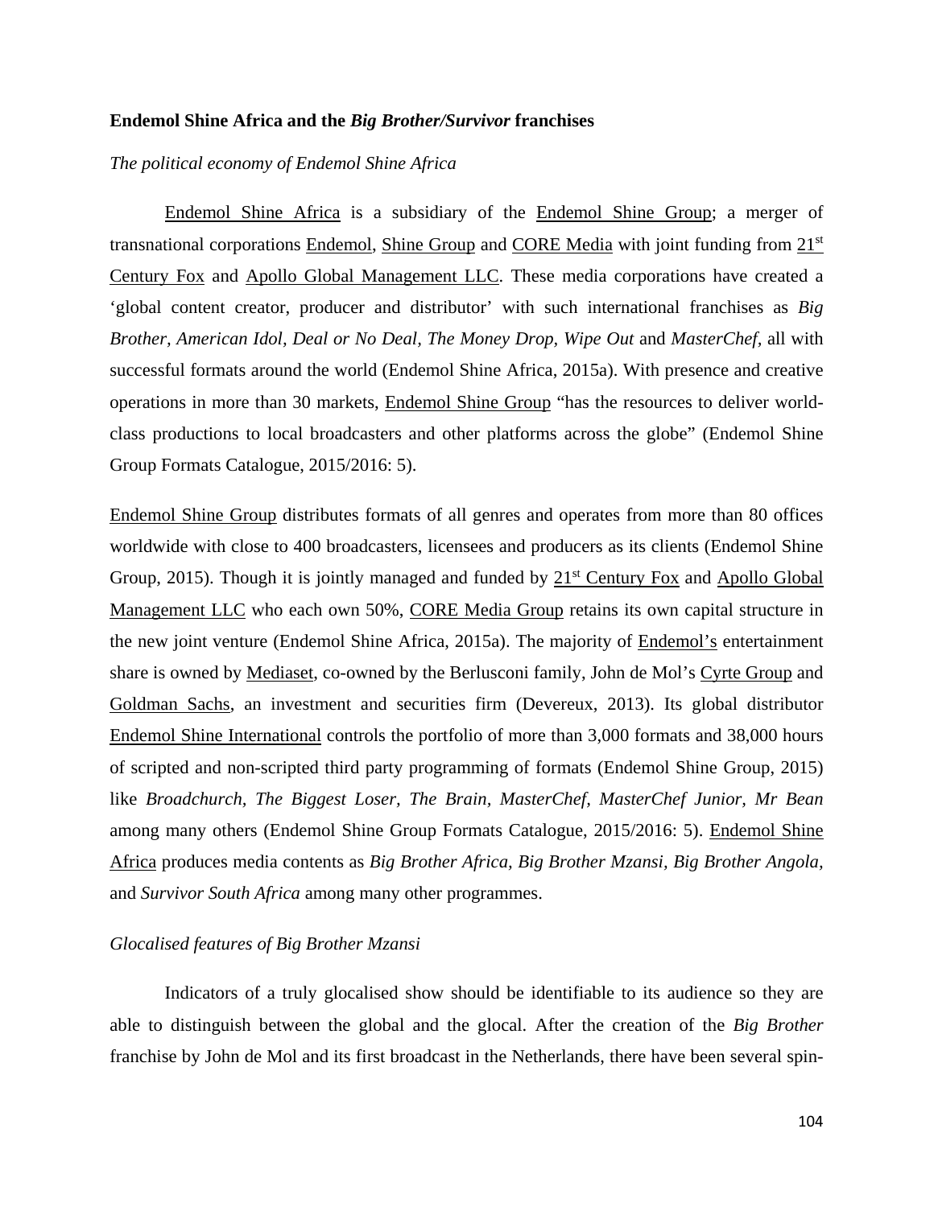**Endemol Shine Africa and the *Big Brother/Survivor* franchises**

*The political economy of Endemol Shine Africa*

Endemol Shine Africa is a subsidiary of the Endemol Shine Group; a merger of transnational corporations Endemol, Shine Group and CORE Media with joint funding from 21st Century Fox and Apollo Global Management LLC. These media corporations have created a 'global content creator, producer and distributor' with such international franchises as *Big Brother, American Idol, Deal or No Deal, The Money Drop, Wipe Out* and *MasterChef*, all with successful formats around the world (Endemol Shine Africa, 2015a). With presence and creative operations in more than 30 markets, Endemol Shine Group "has the resources to deliver world-class productions to local broadcasters and other platforms across the globe" (Endemol Shine Group Formats Catalogue, 2015/2016: 5).

Endemol Shine Group distributes formats of all genres and operates from more than 80 offices worldwide with close to 400 broadcasters, licensees and producers as its clients (Endemol Shine Group, 2015). Though it is jointly managed and funded by 21st Century Fox and Apollo Global Management LLC who each own 50%, CORE Media Group retains its own capital structure in the new joint venture (Endemol Shine Africa, 2015a). The majority of Endemol's entertainment share is owned by Mediaset, co-owned by the Berlusconi family, John de Mol's Cyrte Group and Goldman Sachs, an investment and securities firm (Devereux, 2013). Its global distributor Endemol Shine International controls the portfolio of more than 3,000 formats and 38,000 hours of scripted and non-scripted third party programming of formats (Endemol Shine Group, 2015) like *Broadchurch, The Biggest Loser, The Brain, MasterChef, MasterChef Junior, Mr Bean* among many others (Endemol Shine Group Formats Catalogue, 2015/2016: 5). Endemol Shine Africa produces media contents as *Big Brother Africa, Big Brother Mzansi, Big Brother Angola,* and *Survivor South Africa* among many other programmes.

*Glocalised features of Big Brother Mzansi*

Indicators of a truly glocalised show should be identifiable to its audience so they are able to distinguish between the global and the glocal. After the creation of the *Big Brother* franchise by John de Mol and its first broadcast in the Netherlands, there have been several spin-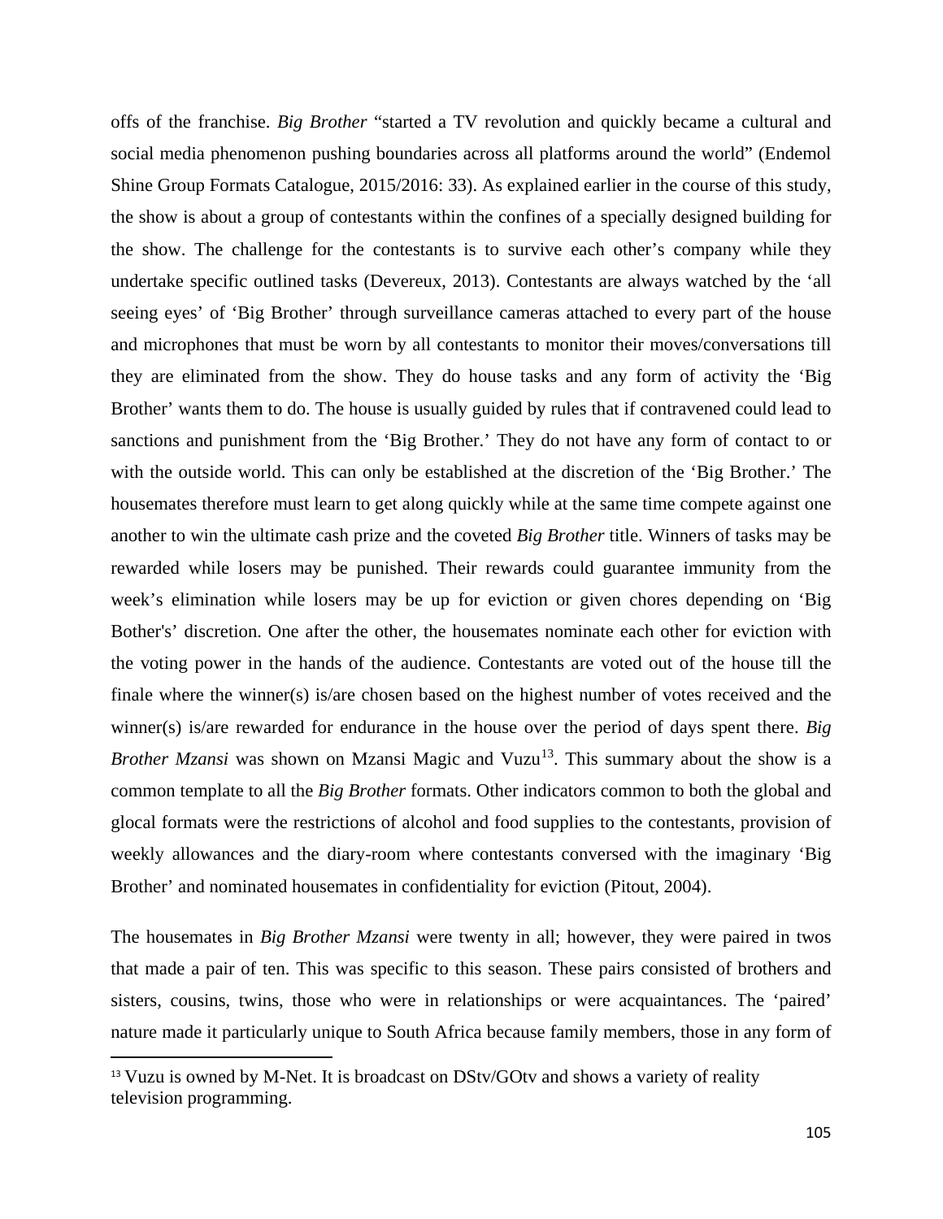offs of the franchise. *Big Brother* "started a TV revolution and quickly became a cultural and social media phenomenon pushing boundaries across all platforms around the world" (Endemol Shine Group Formats Catalogue, 2015/2016: 33). As explained earlier in the course of this study, the show is about a group of contestants within the confines of a specially designed building for the show. The challenge for the contestants is to survive each other's company while they undertake specific outlined tasks (Devereux, 2013). Contestants are always watched by the 'all seeing eyes' of 'Big Brother' through surveillance cameras attached to every part of the house and microphones that must be worn by all contestants to monitor their moves/conversations till they are eliminated from the show. They do house tasks and any form of activity the 'Big Brother' wants them to do. The house is usually guided by rules that if contravened could lead to sanctions and punishment from the 'Big Brother.' They do not have any form of contact to or with the outside world. This can only be established at the discretion of the 'Big Brother.' The housemates therefore must learn to get along quickly while at the same time compete against one another to win the ultimate cash prize and the coveted *Big Brother* title. Winners of tasks may be rewarded while losers may be punished. Their rewards could guarantee immunity from the week's elimination while losers may be up for eviction or given chores depending on 'Big Bother's' discretion. One after the other, the housemates nominate each other for eviction with the voting power in the hands of the audience. Contestants are voted out of the house till the finale where the winner(s) is/are chosen based on the highest number of votes received and the winner(s) is/are rewarded for endurance in the house over the period of days spent there. *Big Brother Mzansi* was shown on Mzansi Magic and Vuzu[13]. This summary about the show is a common template to all the *Big Brother* formats. Other indicators common to both the global and glocal formats were the restrictions of alcohol and food supplies to the contestants, provision of weekly allowances and the diary-room where contestants conversed with the imaginary 'Big Brother' and nominated housemates in confidentiality for eviction (Pitout, 2004).

The housemates in *Big Brother Mzansi* were twenty in all; however, they were paired in twos that made a pair of ten. This was specific to this season. These pairs consisted of brothers and sisters, cousins, twins, those who were in relationships or were acquaintances. The 'paired' nature made it particularly unique to South Africa because family members, those in any form of

[13] Vuzu is owned by M-Net. It is broadcast on DStv/GOtv and shows a variety of reality television programming.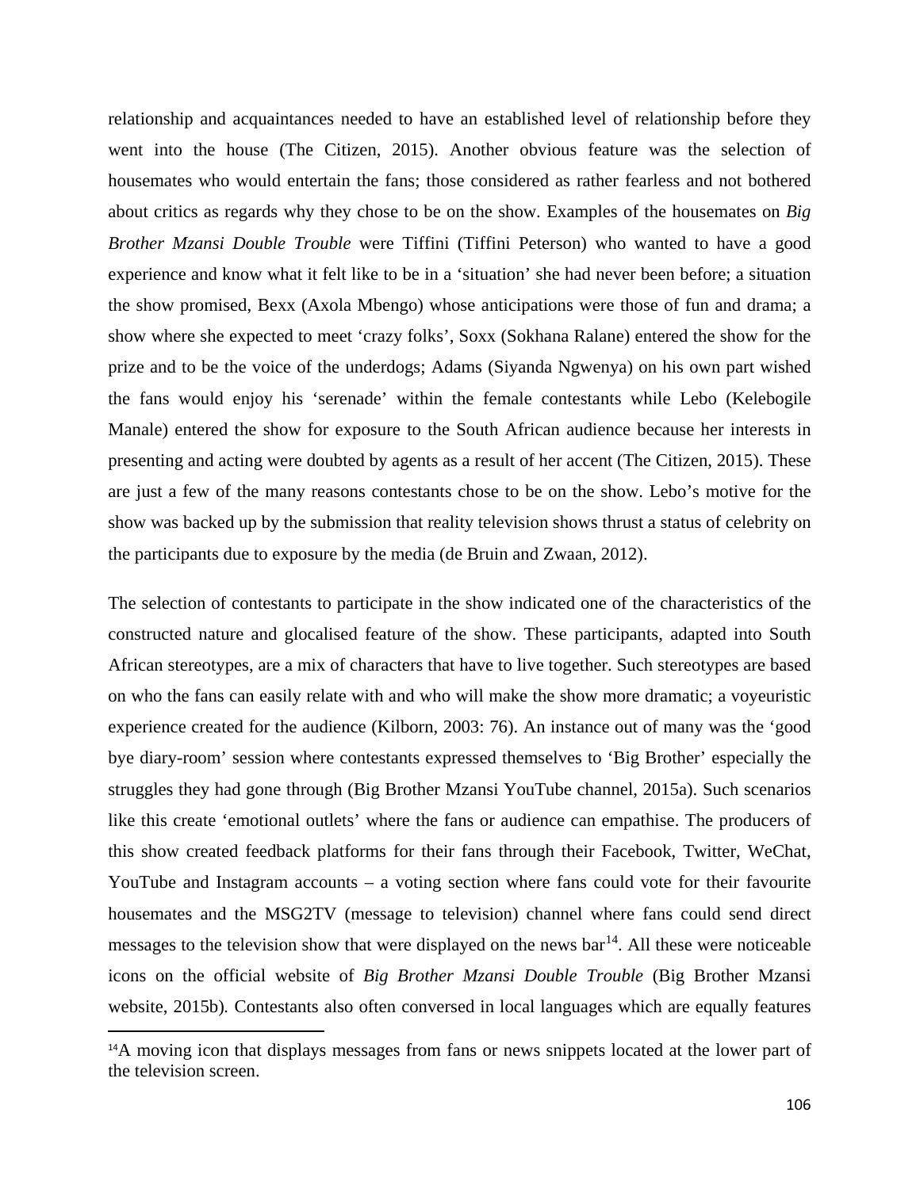relationship and acquaintances needed to have an established level of relationship before they went into the house (The Citizen, 2015). Another obvious feature was the selection of housemates who would entertain the fans; those considered as rather fearless and not bothered about critics as regards why they chose to be on the show. Examples of the housemates on *Big Brother Mzansi Double Trouble* were Tiffini (Tiffini Peterson) who wanted to have a good experience and know what it felt like to be in a 'situation' she had never been before; a situation the show promised, Bexx (Axola Mbengo) whose anticipations were those of fun and drama; a show where she expected to meet 'crazy folks', Soxx (Sokhana Ralane) entered the show for the prize and to be the voice of the underdogs; Adams (Siyanda Ngwenya) on his own part wished the fans would enjoy his 'serenade' within the female contestants while Lebo (Kelebogile Manale) entered the show for exposure to the South African audience because her interests in presenting and acting were doubted by agents as a result of her accent (The Citizen, 2015). These are just a few of the many reasons contestants chose to be on the show. Lebo's motive for the show was backed up by the submission that reality television shows thrust a status of celebrity on the participants due to exposure by the media (de Bruin and Zwaan, 2012).

The selection of contestants to participate in the show indicated one of the characteristics of the constructed nature and glocalised feature of the show. These participants, adapted into South African stereotypes, are a mix of characters that have to live together. Such stereotypes are based on who the fans can easily relate with and who will make the show more dramatic; a voyeuristic experience created for the audience (Kilborn, 2003: 76). An instance out of many was the 'good bye diary-room' session where contestants expressed themselves to 'Big Brother' especially the struggles they had gone through (Big Brother Mzansi YouTube channel, 2015a). Such scenarios like this create 'emotional outlets' where the fans or audience can empathise. The producers of this show created feedback platforms for their fans through their Facebook, Twitter, WeChat, YouTube and Instagram accounts – a voting section where fans could vote for their favourite housemates and the MSG2TV (message to television) channel where fans could send direct messages to the television show that were displayed on the news bar[14]. All these were noticeable icons on the official website of *Big Brother Mzansi Double Trouble* (Big Brother Mzansi website, 2015b). Contestants also often conversed in local languages which are equally features

---

[14]A moving icon that displays messages from fans or news snippets located at the lower part of the television screen.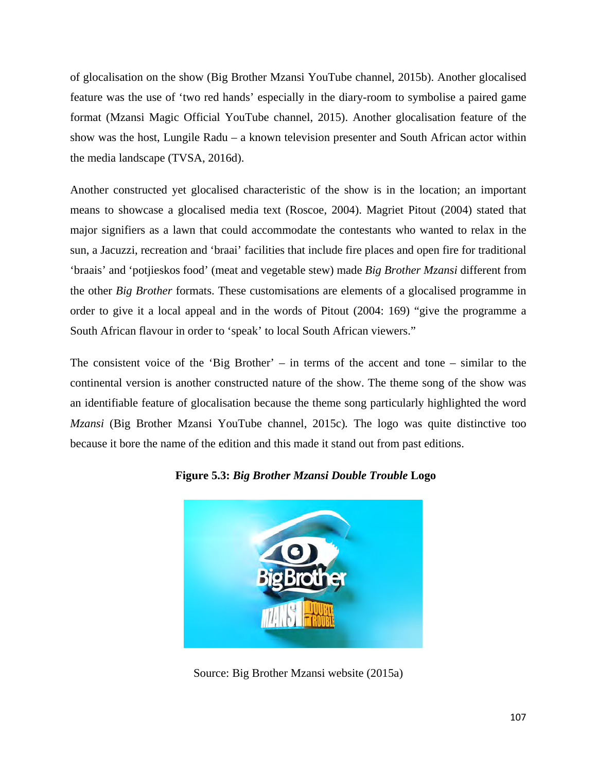of glocalisation on the show (Big Brother Mzansi YouTube channel, 2015b). Another glocalised feature was the use of 'two red hands' especially in the diary-room to symbolise a paired game format (Mzansi Magic Official YouTube channel, 2015). Another glocalisation feature of the show was the host, Lungile Radu – a known television presenter and South African actor within the media landscape (TVSA, 2016d).

Another constructed yet glocalised characteristic of the show is in the location; an important means to showcase a glocalised media text (Roscoe, 2004). Magriet Pitout (2004) stated that major signifiers as a lawn that could accommodate the contestants who wanted to relax in the sun, a Jacuzzi, recreation and 'braai' facilities that include fire places and open fire for traditional 'braais' and 'potjieskos food' (meat and vegetable stew) made *Big Brother Mzansi* different from the other *Big Brother* formats. These customisations are elements of a glocalised programme in order to give it a local appeal and in the words of Pitout (2004: 169) "give the programme a South African flavour in order to 'speak' to local South African viewers."

The consistent voice of the 'Big Brother' – in terms of the accent and tone – similar to the continental version is another constructed nature of the show. The theme song of the show was an identifiable feature of glocalisation because the theme song particularly highlighted the word *Mzansi* (Big Brother Mzansi YouTube channel, 2015c). The logo was quite distinctive too because it bore the name of the edition and this made it stand out from past editions.

**Figure 5.3: *Big Brother Mzansi Double Trouble* Logo**

Source: Big Brother Mzansi website (2015a)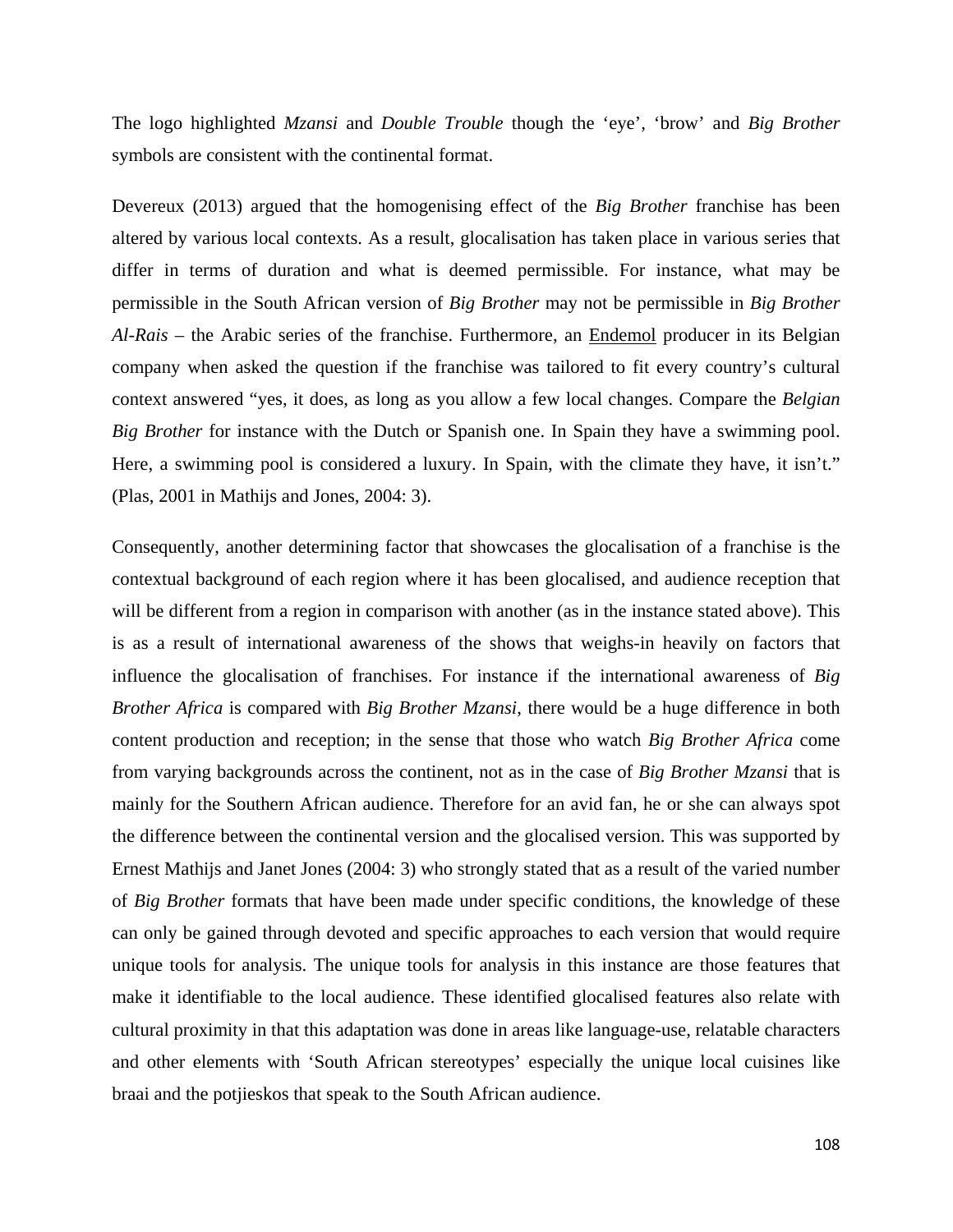The logo highlighted *Mzansi* and *Double Trouble* though the 'eye', 'brow' and *Big Brother* symbols are consistent with the continental format.

Devereux (2013) argued that the homogenising effect of the *Big Brother* franchise has been altered by various local contexts. As a result, glocalisation has taken place in various series that differ in terms of duration and what is deemed permissible. For instance, what may be permissible in the South African version of *Big Brother* may not be permissible in *Big Brother Al-Rais* – the Arabic series of the franchise. Furthermore, an Endemol producer in its Belgian company when asked the question if the franchise was tailored to fit every country's cultural context answered "yes, it does, as long as you allow a few local changes. Compare the *Belgian Big Brother* for instance with the Dutch or Spanish one. In Spain they have a swimming pool. Here, a swimming pool is considered a luxury. In Spain, with the climate they have, it isn't." (Plas, 2001 in Mathijs and Jones, 2004: 3).

Consequently, another determining factor that showcases the glocalisation of a franchise is the contextual background of each region where it has been glocalised, and audience reception that will be different from a region in comparison with another (as in the instance stated above). This is as a result of international awareness of the shows that weighs-in heavily on factors that influence the glocalisation of franchises. For instance if the international awareness of *Big Brother Africa* is compared with *Big Brother Mzansi*, there would be a huge difference in both content production and reception; in the sense that those who watch *Big Brother Africa* come from varying backgrounds across the continent, not as in the case of *Big Brother Mzansi* that is mainly for the Southern African audience. Therefore for an avid fan, he or she can always spot the difference between the continental version and the glocalised version. This was supported by Ernest Mathijs and Janet Jones (2004: 3) who strongly stated that as a result of the varied number of *Big Brother* formats that have been made under specific conditions, the knowledge of these can only be gained through devoted and specific approaches to each version that would require unique tools for analysis. The unique tools for analysis in this instance are those features that make it identifiable to the local audience. These identified glocalised features also relate with cultural proximity in that this adaptation was done in areas like language-use, relatable characters and other elements with 'South African stereotypes' especially the unique local cuisines like braai and the potjieskos that speak to the South African audience.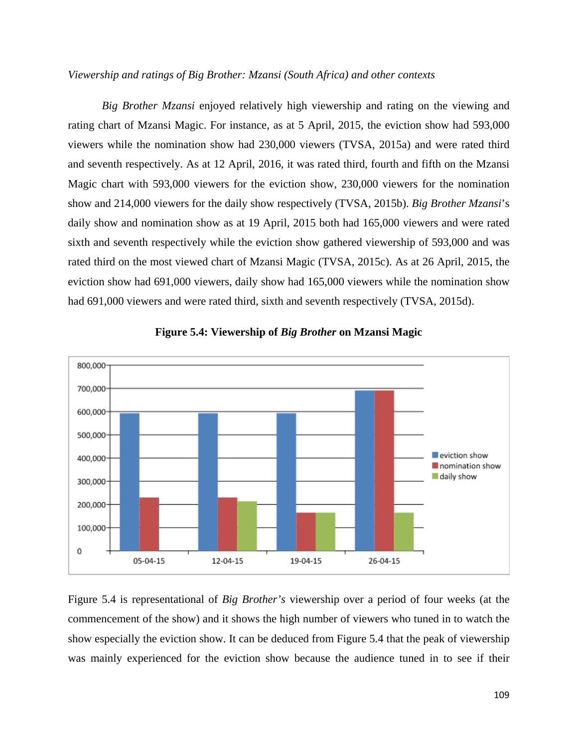*Viewership and ratings of Big Brother: Mzansi (South Africa) and other contexts*

*Big Brother Mzansi* enjoyed relatively high viewership and rating on the viewing and rating chart of Mzansi Magic. For instance, as at 5 April, 2015, the eviction show had 593,000 viewers while the nomination show had 230,000 viewers (TVSA, 2015a) and were rated third and seventh respectively. As at 12 April, 2016, it was rated third, fourth and fifth on the Mzansi Magic chart with 593,000 viewers for the eviction show, 230,000 viewers for the nomination show and 214,000 viewers for the daily show respectively (TVSA, 2015b). *Big Brother Mzansi*'s daily show and nomination show as at 19 April, 2015 both had 165,000 viewers and were rated sixth and seventh respectively while the eviction show gathered viewership of 593,000 and was rated third on the most viewed chart of Mzansi Magic (TVSA, 2015c). As at 26 April, 2015, the eviction show had 691,000 viewers, daily show had 165,000 viewers while the nomination show had 691,000 viewers and were rated third, sixth and seventh respectively (TVSA, 2015d).

**Figure 5.4: Viewership of *Big Brother* on Mzansi Magic**

Figure 5.4 is representational of *Big Brother's* viewership over a period of four weeks (at the commencement of the show) and it shows the high number of viewers who tuned in to watch the show especially the eviction show. It can be deduced from Figure 5.4 that the peak of viewership was mainly experienced for the eviction show because the audience tuned in to see if their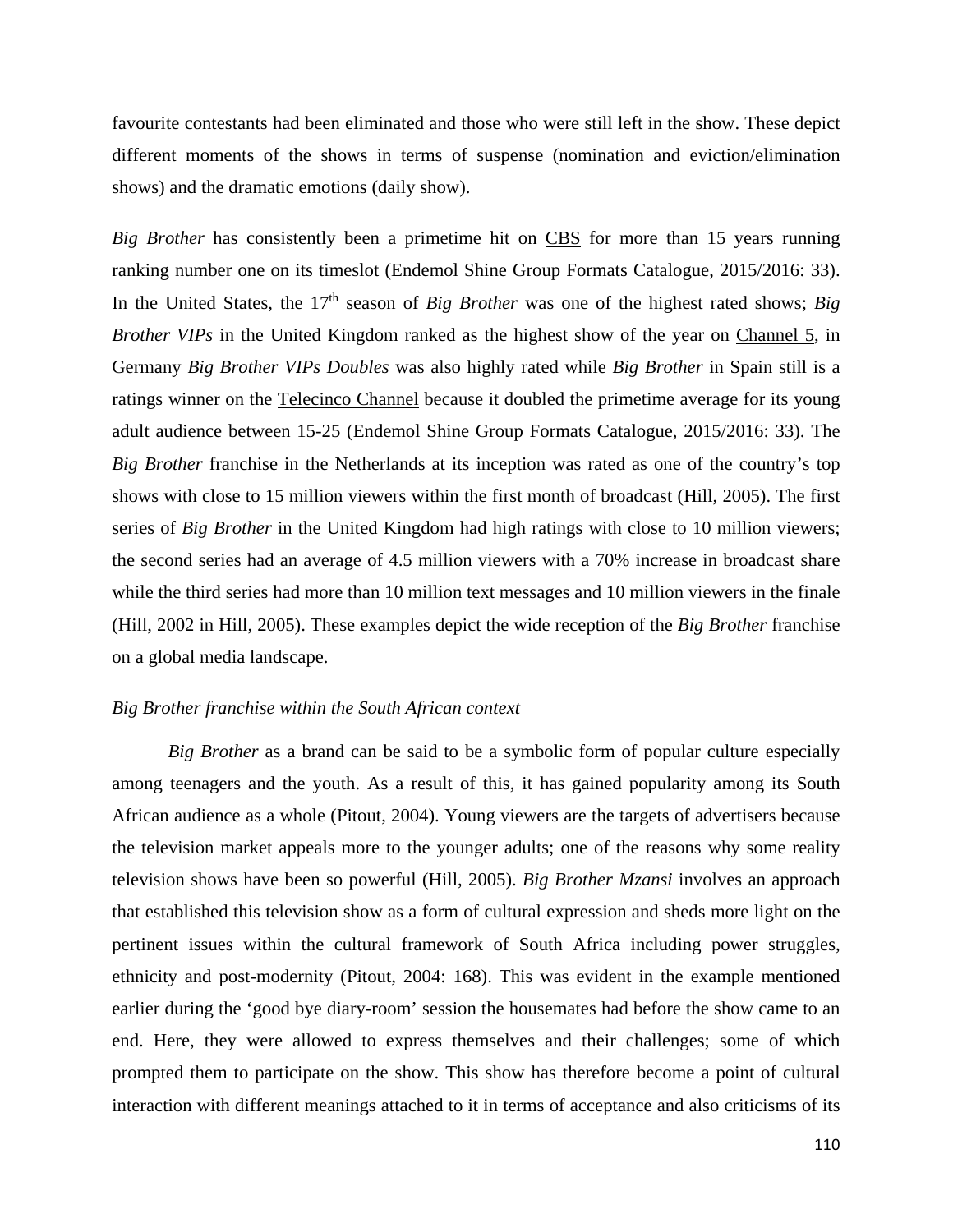favourite contestants had been eliminated and those who were still left in the show. These depict different moments of the shows in terms of suspense (nomination and eviction/elimination shows) and the dramatic emotions (daily show).

*Big Brother* has consistently been a primetime hit on CBS for more than 15 years running ranking number one on its timeslot (Endemol Shine Group Formats Catalogue, 2015/2016: 33). In the United States, the 17th season of *Big Brother* was one of the highest rated shows; *Big Brother VIPs* in the United Kingdom ranked as the highest show of the year on Channel 5, in Germany *Big Brother VIPs Doubles* was also highly rated while *Big Brother* in Spain still is a ratings winner on the Telecinco Channel because it doubled the primetime average for its young adult audience between 15-25 (Endemol Shine Group Formats Catalogue, 2015/2016: 33). The *Big Brother* franchise in the Netherlands at its inception was rated as one of the country's top shows with close to 15 million viewers within the first month of broadcast (Hill, 2005). The first series of *Big Brother* in the United Kingdom had high ratings with close to 10 million viewers; the second series had an average of 4.5 million viewers with a 70% increase in broadcast share while the third series had more than 10 million text messages and 10 million viewers in the finale (Hill, 2002 in Hill, 2005). These examples depict the wide reception of the *Big Brother* franchise on a global media landscape.

*Big Brother franchise within the South African context*

*Big Brother* as a brand can be said to be a symbolic form of popular culture especially among teenagers and the youth. As a result of this, it has gained popularity among its South African audience as a whole (Pitout, 2004). Young viewers are the targets of advertisers because the television market appeals more to the younger adults; one of the reasons why some reality television shows have been so powerful (Hill, 2005). *Big Brother Mzansi* involves an approach that established this television show as a form of cultural expression and sheds more light on the pertinent issues within the cultural framework of South Africa including power struggles, ethnicity and post-modernity (Pitout, 2004: 168). This was evident in the example mentioned earlier during the 'good bye diary-room' session the housemates had before the show came to an end. Here, they were allowed to express themselves and their challenges; some of which prompted them to participate on the show. This show has therefore become a point of cultural interaction with different meanings attached to it in terms of acceptance and also criticisms of its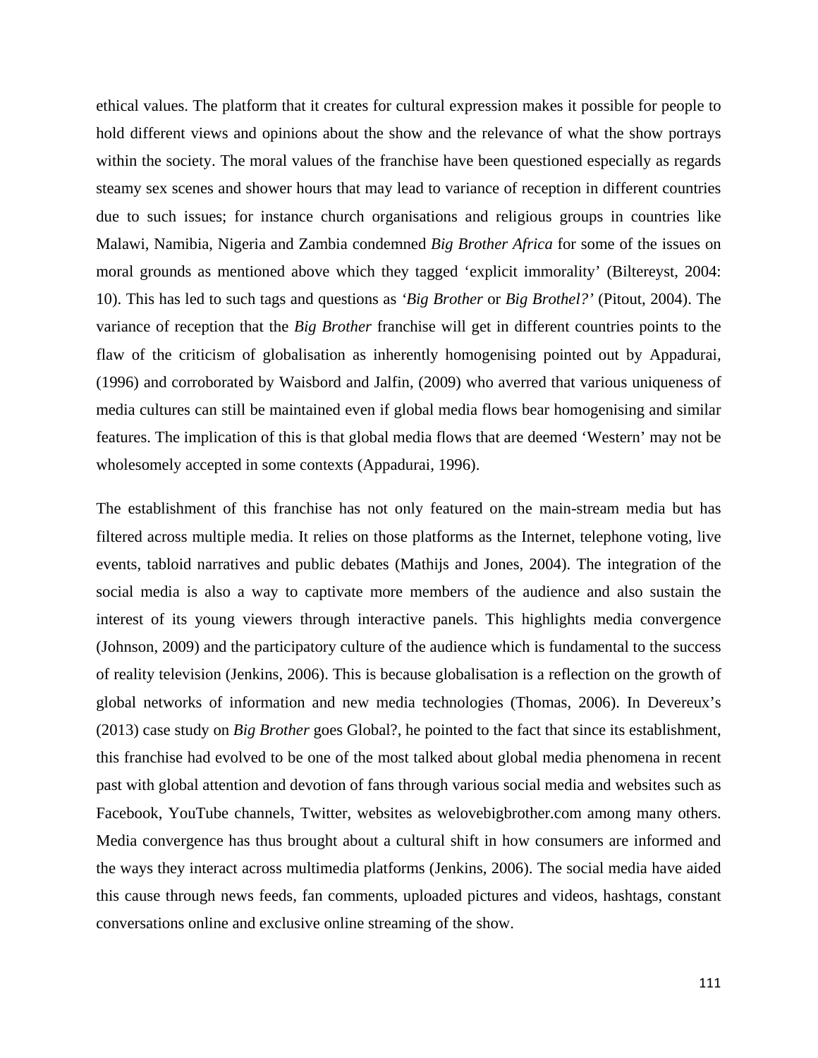ethical values. The platform that it creates for cultural expression makes it possible for people to hold different views and opinions about the show and the relevance of what the show portrays within the society. The moral values of the franchise have been questioned especially as regards steamy sex scenes and shower hours that may lead to variance of reception in different countries due to such issues; for instance church organisations and religious groups in countries like Malawi, Namibia, Nigeria and Zambia condemned *Big Brother Africa* for some of the issues on moral grounds as mentioned above which they tagged 'explicit immorality' (Biltereyst, 2004: 10). This has led to such tags and questions as *'Big Brother* or *Big Brothel?'* (Pitout, 2004). The variance of reception that the *Big Brother* franchise will get in different countries points to the flaw of the criticism of globalisation as inherently homogenising pointed out by Appadurai, (1996) and corroborated by Waisbord and Jalfin, (2009) who averred that various uniqueness of media cultures can still be maintained even if global media flows bear homogenising and similar features. The implication of this is that global media flows that are deemed 'Western' may not be wholesomely accepted in some contexts (Appadurai, 1996).

The establishment of this franchise has not only featured on the main-stream media but has filtered across multiple media. It relies on those platforms as the Internet, telephone voting, live events, tabloid narratives and public debates (Mathijs and Jones, 2004). The integration of the social media is also a way to captivate more members of the audience and also sustain the interest of its young viewers through interactive panels. This highlights media convergence (Johnson, 2009) and the participatory culture of the audience which is fundamental to the success of reality television (Jenkins, 2006). This is because globalisation is a reflection on the growth of global networks of information and new media technologies (Thomas, 2006). In Devereux's (2013) case study on *Big Brother* goes Global?, he pointed to the fact that since its establishment, this franchise had evolved to be one of the most talked about global media phenomena in recent past with global attention and devotion of fans through various social media and websites such as Facebook, YouTube channels, Twitter, websites as welovebigbrother.com among many others. Media convergence has thus brought about a cultural shift in how consumers are informed and the ways they interact across multimedia platforms (Jenkins, 2006). The social media have aided this cause through news feeds, fan comments, uploaded pictures and videos, hashtags, constant conversations online and exclusive online streaming of the show.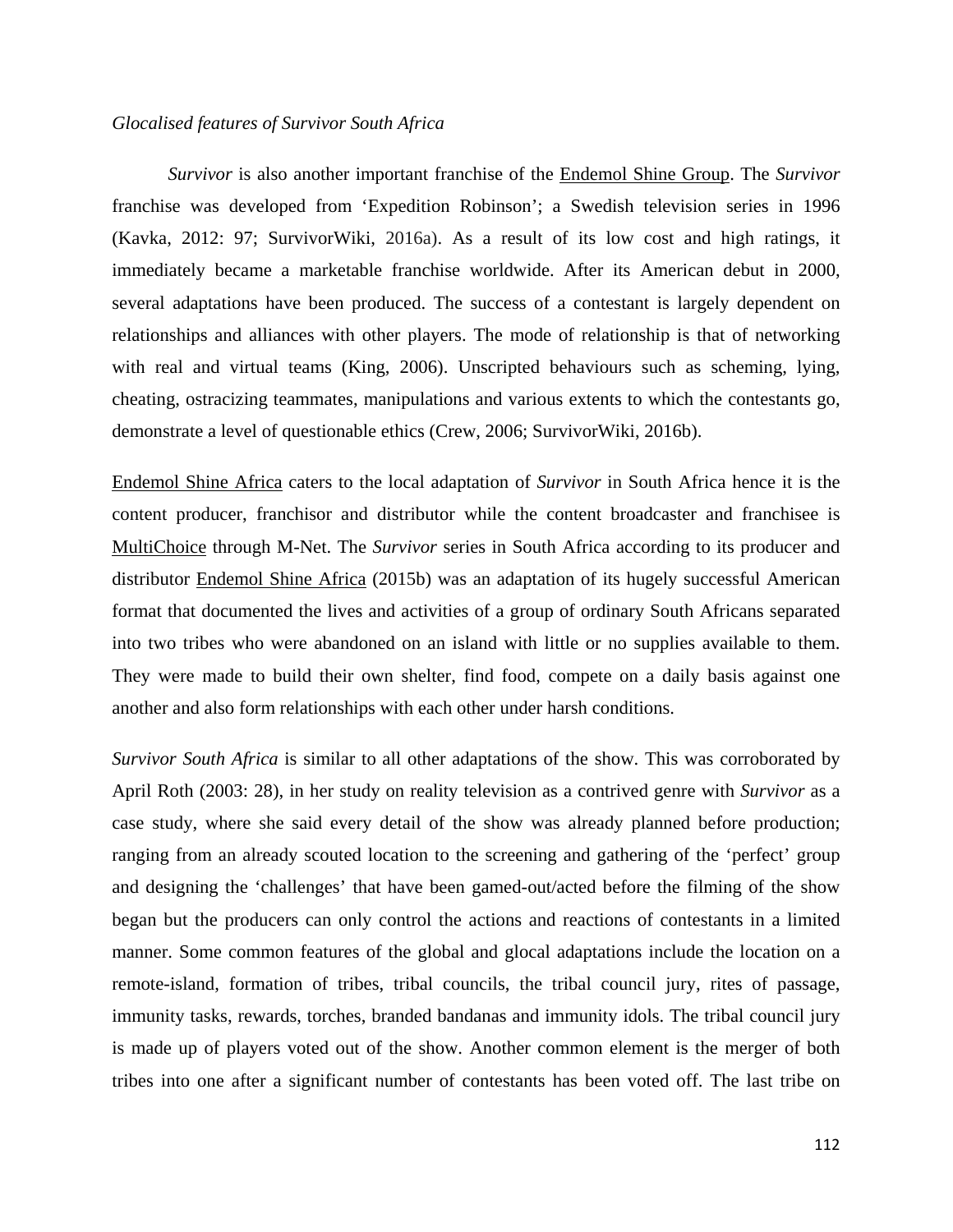*Glocalised features of Survivor South Africa*

*Survivor* is also another important franchise of the Endemol Shine Group. The *Survivor* franchise was developed from 'Expedition Robinson'; a Swedish television series in 1996 (Kavka, 2012: 97; SurvivorWiki, 2016a). As a result of its low cost and high ratings, it immediately became a marketable franchise worldwide. After its American debut in 2000, several adaptations have been produced. The success of a contestant is largely dependent on relationships and alliances with other players. The mode of relationship is that of networking with real and virtual teams (King, 2006). Unscripted behaviours such as scheming, lying, cheating, ostracizing teammates, manipulations and various extents to which the contestants go, demonstrate a level of questionable ethics (Crew, 2006; SurvivorWiki, 2016b).

Endemol Shine Africa caters to the local adaptation of *Survivor* in South Africa hence it is the content producer, franchisor and distributor while the content broadcaster and franchisee is MultiChoice through M-Net. The *Survivor* series in South Africa according to its producer and distributor Endemol Shine Africa (2015b) was an adaptation of its hugely successful American format that documented the lives and activities of a group of ordinary South Africans separated into two tribes who were abandoned on an island with little or no supplies available to them. They were made to build their own shelter, find food, compete on a daily basis against one another and also form relationships with each other under harsh conditions.

*Survivor South Africa* is similar to all other adaptations of the show. This was corroborated by April Roth (2003: 28), in her study on reality television as a contrived genre with *Survivor* as a case study, where she said every detail of the show was already planned before production; ranging from an already scouted location to the screening and gathering of the 'perfect' group and designing the 'challenges' that have been gamed-out/acted before the filming of the show began but the producers can only control the actions and reactions of contestants in a limited manner. Some common features of the global and glocal adaptations include the location on a remote-island, formation of tribes, tribal councils, the tribal council jury, rites of passage, immunity tasks, rewards, torches, branded bandanas and immunity idols. The tribal council jury is made up of players voted out of the show. Another common element is the merger of both tribes into one after a significant number of contestants has been voted off. The last tribe on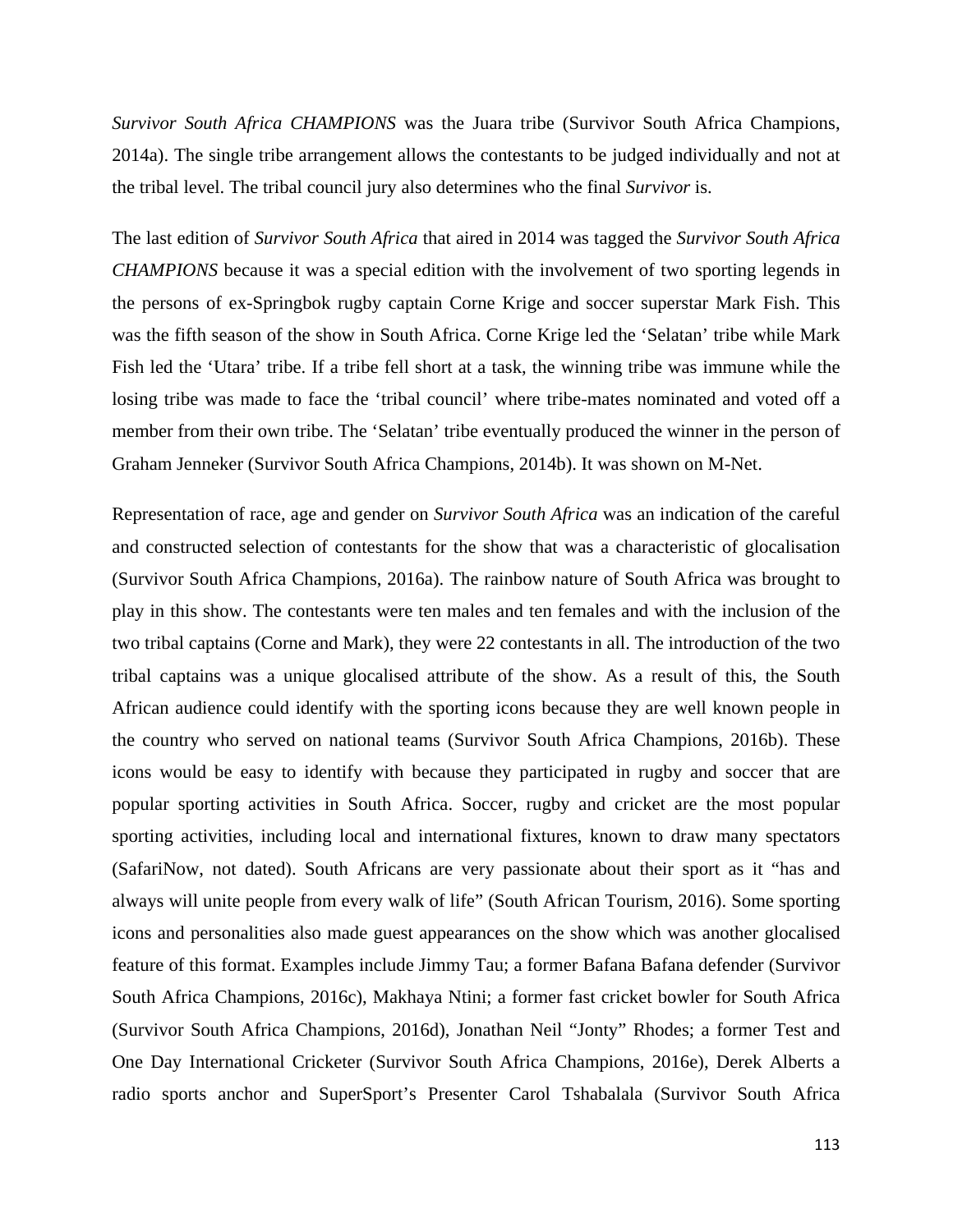*Survivor South Africa CHAMPIONS* was the Juara tribe (Survivor South Africa Champions, 2014a). The single tribe arrangement allows the contestants to be judged individually and not at the tribal level. The tribal council jury also determines who the final *Survivor* is.

The last edition of *Survivor South Africa* that aired in 2014 was tagged the *Survivor South Africa CHAMPIONS* because it was a special edition with the involvement of two sporting legends in the persons of ex-Springbok rugby captain Corne Krige and soccer superstar Mark Fish. This was the fifth season of the show in South Africa. Corne Krige led the 'Selatan' tribe while Mark Fish led the 'Utara' tribe. If a tribe fell short at a task, the winning tribe was immune while the losing tribe was made to face the 'tribal council' where tribe-mates nominated and voted off a member from their own tribe. The 'Selatan' tribe eventually produced the winner in the person of Graham Jenneker (Survivor South Africa Champions, 2014b). It was shown on M-Net.

Representation of race, age and gender on *Survivor South Africa* was an indication of the careful and constructed selection of contestants for the show that was a characteristic of glocalisation (Survivor South Africa Champions, 2016a). The rainbow nature of South Africa was brought to play in this show. The contestants were ten males and ten females and with the inclusion of the two tribal captains (Corne and Mark), they were 22 contestants in all. The introduction of the two tribal captains was a unique glocalised attribute of the show. As a result of this, the South African audience could identify with the sporting icons because they are well known people in the country who served on national teams (Survivor South Africa Champions, 2016b). These icons would be easy to identify with because they participated in rugby and soccer that are popular sporting activities in South Africa. Soccer, rugby and cricket are the most popular sporting activities, including local and international fixtures, known to draw many spectators (SafariNow, not dated). South Africans are very passionate about their sport as it "has and always will unite people from every walk of life" (South African Tourism, 2016). Some sporting icons and personalities also made guest appearances on the show which was another glocalised feature of this format. Examples include Jimmy Tau; a former Bafana Bafana defender (Survivor South Africa Champions, 2016c), Makhaya Ntini; a former fast cricket bowler for South Africa (Survivor South Africa Champions, 2016d), Jonathan Neil "Jonty" Rhodes; a former Test and One Day International Cricketer (Survivor South Africa Champions, 2016e), Derek Alberts a radio sports anchor and SuperSport's Presenter Carol Tshabalala (Survivor South Africa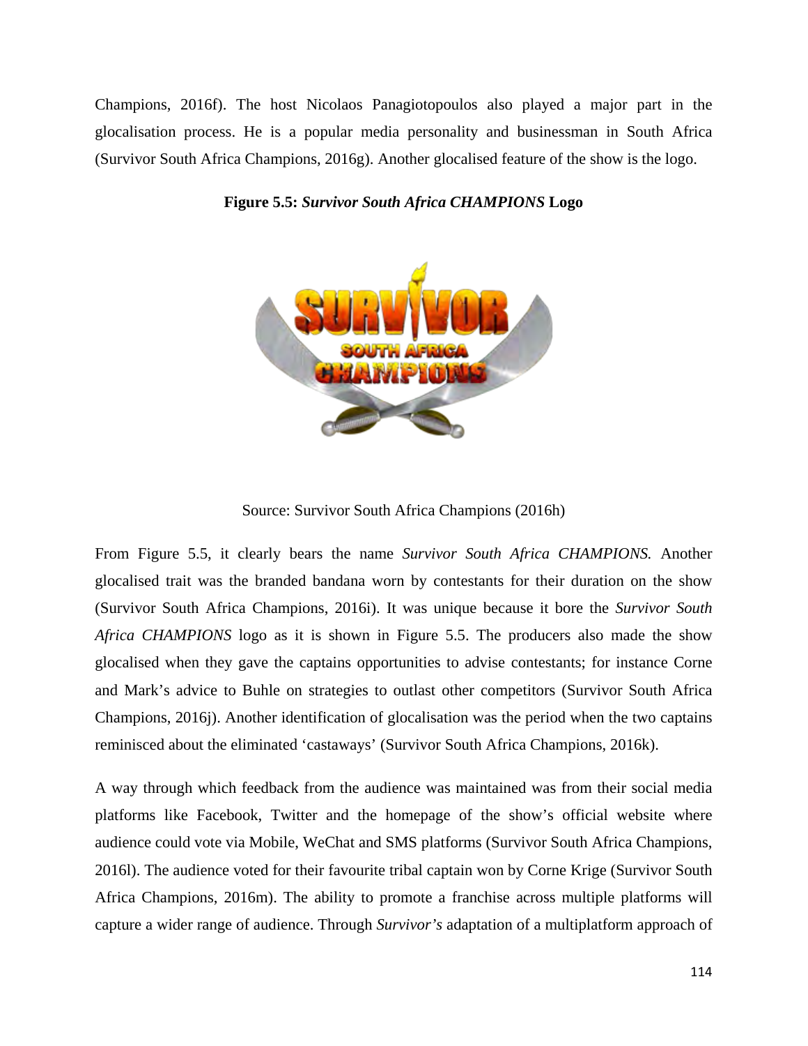Champions, 2016f). The host Nicolaos Panagiotopoulos also played a major part in the glocalisation process. He is a popular media personality and businessman in South Africa (Survivor South Africa Champions, 2016g). Another glocalised feature of the show is the logo.

**Figure 5.5:** ***Survivor South Africa CHAMPIONS*** **Logo**

Source: Survivor South Africa Champions (2016h)

From Figure 5.5, it clearly bears the name *Survivor South Africa CHAMPIONS.* Another glocalised trait was the branded bandana worn by contestants for their duration on the show (Survivor South Africa Champions, 2016i). It was unique because it bore the *Survivor South Africa CHAMPIONS* logo as it is shown in Figure 5.5. The producers also made the show glocalised when they gave the captains opportunities to advise contestants; for instance Corne and Mark's advice to Buhle on strategies to outlast other competitors (Survivor South Africa Champions, 2016j). Another identification of glocalisation was the period when the two captains reminisced about the eliminated 'castaways' (Survivor South Africa Champions, 2016k).

A way through which feedback from the audience was maintained was from their social media platforms like Facebook, Twitter and the homepage of the show's official website where audience could vote via Mobile, WeChat and SMS platforms (Survivor South Africa Champions, 2016l). The audience voted for their favourite tribal captain won by Corne Krige (Survivor South Africa Champions, 2016m). The ability to promote a franchise across multiple platforms will capture a wider range of audience. Through *Survivor's* adaptation of a multiplatform approach of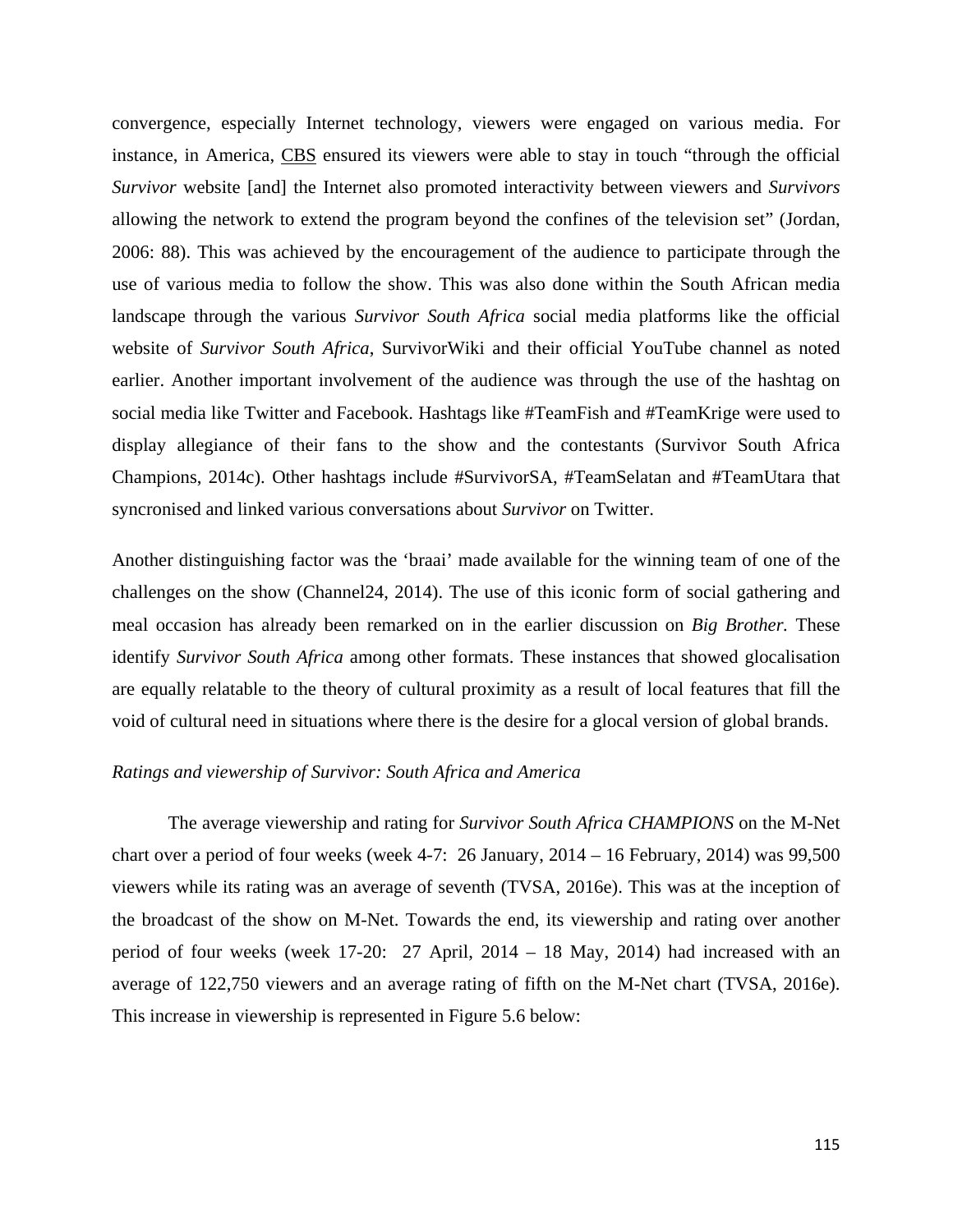convergence, especially Internet technology, viewers were engaged on various media. For instance, in America, CBS ensured its viewers were able to stay in touch "through the official *Survivor* website [and] the Internet also promoted interactivity between viewers and *Survivors* allowing the network to extend the program beyond the confines of the television set" (Jordan, 2006: 88). This was achieved by the encouragement of the audience to participate through the use of various media to follow the show. This was also done within the South African media landscape through the various *Survivor South Africa* social media platforms like the official website of *Survivor South Africa*, SurvivorWiki and their official YouTube channel as noted earlier. Another important involvement of the audience was through the use of the hashtag on social media like Twitter and Facebook. Hashtags like #TeamFish and #TeamKrige were used to display allegiance of their fans to the show and the contestants (Survivor South Africa Champions, 2014c). Other hashtags include #SurvivorSA, #TeamSelatan and #TeamUtara that syncronised and linked various conversations about *Survivor* on Twitter.

Another distinguishing factor was the 'braai' made available for the winning team of one of the challenges on the show (Channel24, 2014). The use of this iconic form of social gathering and meal occasion has already been remarked on in the earlier discussion on *Big Brother.* These identify *Survivor South Africa* among other formats. These instances that showed glocalisation are equally relatable to the theory of cultural proximity as a result of local features that fill the void of cultural need in situations where there is the desire for a glocal version of global brands.

*Ratings and viewership of Survivor: South Africa and America*

The average viewership and rating for *Survivor South Africa CHAMPIONS* on the M-Net chart over a period of four weeks (week 4-7: 26 January, 2014 – 16 February, 2014) was 99,500 viewers while its rating was an average of seventh (TVSA, 2016e). This was at the inception of the broadcast of the show on M-Net. Towards the end, its viewership and rating over another period of four weeks (week 17-20: 27 April, 2014 – 18 May, 2014) had increased with an average of 122,750 viewers and an average rating of fifth on the M-Net chart (TVSA, 2016e). This increase in viewership is represented in Figure 5.6 below: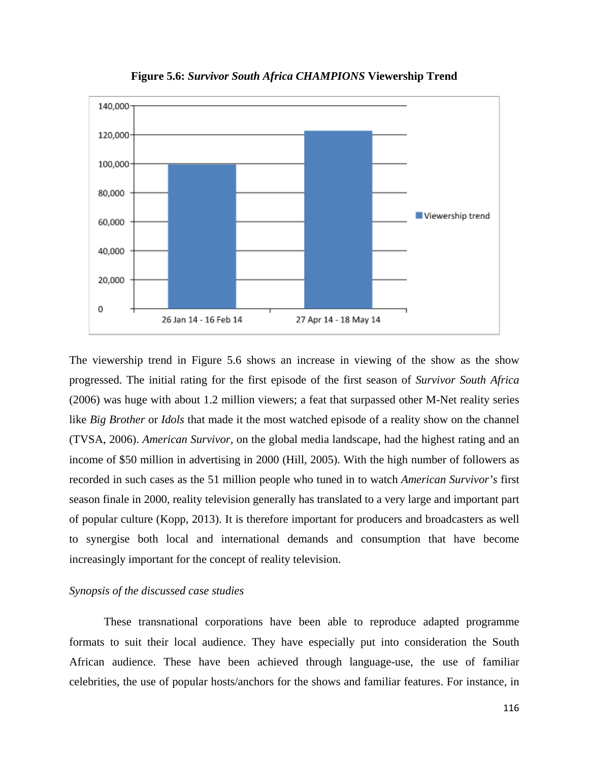**Figure 5.6:** ***Survivor South Africa CHAMPIONS*** **Viewership Trend**

The viewership trend in Figure 5.6 shows an increase in viewing of the show as the show progressed. The initial rating for the first episode of the first season of *Survivor South Africa* (2006) was huge with about 1.2 million viewers; a feat that surpassed other M-Net reality series like *Big Brother* or *Idols* that made it the most watched episode of a reality show on the channel (TVSA, 2006). *American Survivor,* on the global media landscape, had the highest rating and an income of $50 million in advertising in 2000 (Hill, 2005). With the high number of followers as recorded in such cases as the 51 million people who tuned in to watch *American Survivor's* first season finale in 2000, reality television generally has translated to a very large and important part of popular culture (Kopp, 2013). It is therefore important for producers and broadcasters as well to synergise both local and international demands and consumption that have become increasingly important for the concept of reality television.

*Synopsis of the discussed case studies*

These transnational corporations have been able to reproduce adapted programme formats to suit their local audience. They have especially put into consideration the South African audience. These have been achieved through language-use, the use of familiar celebrities, the use of popular hosts/anchors for the shows and familiar features. For instance, in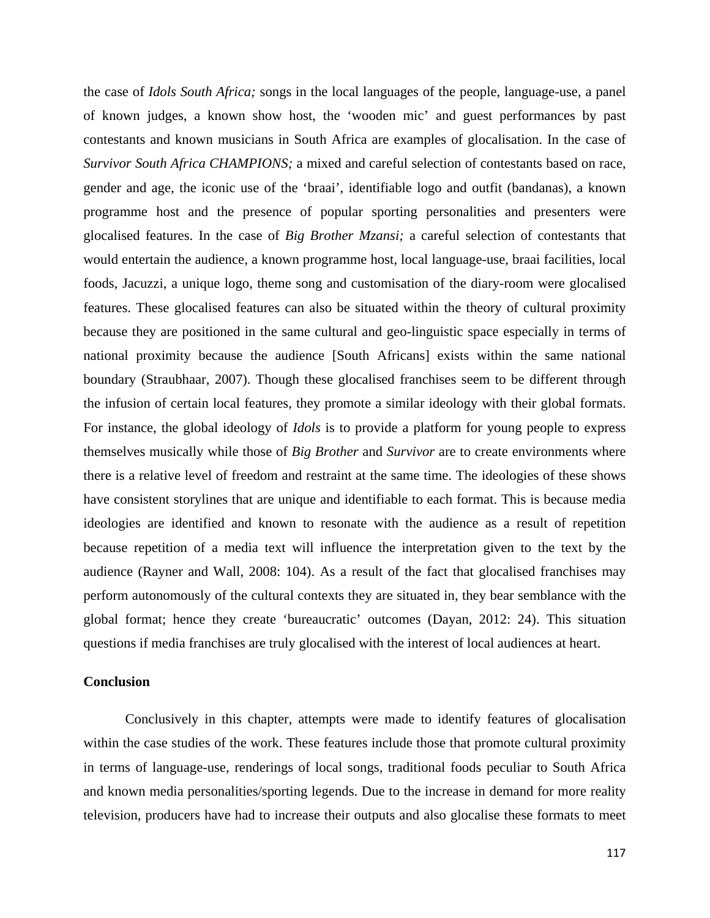the case of *Idols South Africa;* songs in the local languages of the people, language-use, a panel of known judges, a known show host, the 'wooden mic' and guest performances by past contestants and known musicians in South Africa are examples of glocalisation. In the case of *Survivor South Africa CHAMPIONS;* a mixed and careful selection of contestants based on race, gender and age, the iconic use of the 'braai', identifiable logo and outfit (bandanas), a known programme host and the presence of popular sporting personalities and presenters were glocalised features. In the case of *Big Brother Mzansi;* a careful selection of contestants that would entertain the audience, a known programme host, local language-use, braai facilities, local foods, Jacuzzi, a unique logo, theme song and customisation of the diary-room were glocalised features. These glocalised features can also be situated within the theory of cultural proximity because they are positioned in the same cultural and geo-linguistic space especially in terms of national proximity because the audience [South Africans] exists within the same national boundary (Straubhaar, 2007). Though these glocalised franchises seem to be different through the infusion of certain local features, they promote a similar ideology with their global formats. For instance, the global ideology of *Idols* is to provide a platform for young people to express themselves musically while those of *Big Brother* and *Survivor* are to create environments where there is a relative level of freedom and restraint at the same time. The ideologies of these shows have consistent storylines that are unique and identifiable to each format. This is because media ideologies are identified and known to resonate with the audience as a result of repetition because repetition of a media text will influence the interpretation given to the text by the audience (Rayner and Wall, 2008: 104). As a result of the fact that glocalised franchises may perform autonomously of the cultural contexts they are situated in, they bear semblance with the global format; hence they create 'bureaucratic' outcomes (Dayan, 2012: 24). This situation questions if media franchises are truly glocalised with the interest of local audiences at heart.

**Conclusion**

Conclusively in this chapter, attempts were made to identify features of glocalisation within the case studies of the work. These features include those that promote cultural proximity in terms of language-use, renderings of local songs, traditional foods peculiar to South Africa and known media personalities/sporting legends. Due to the increase in demand for more reality television, producers have had to increase their outputs and also glocalise these formats to meet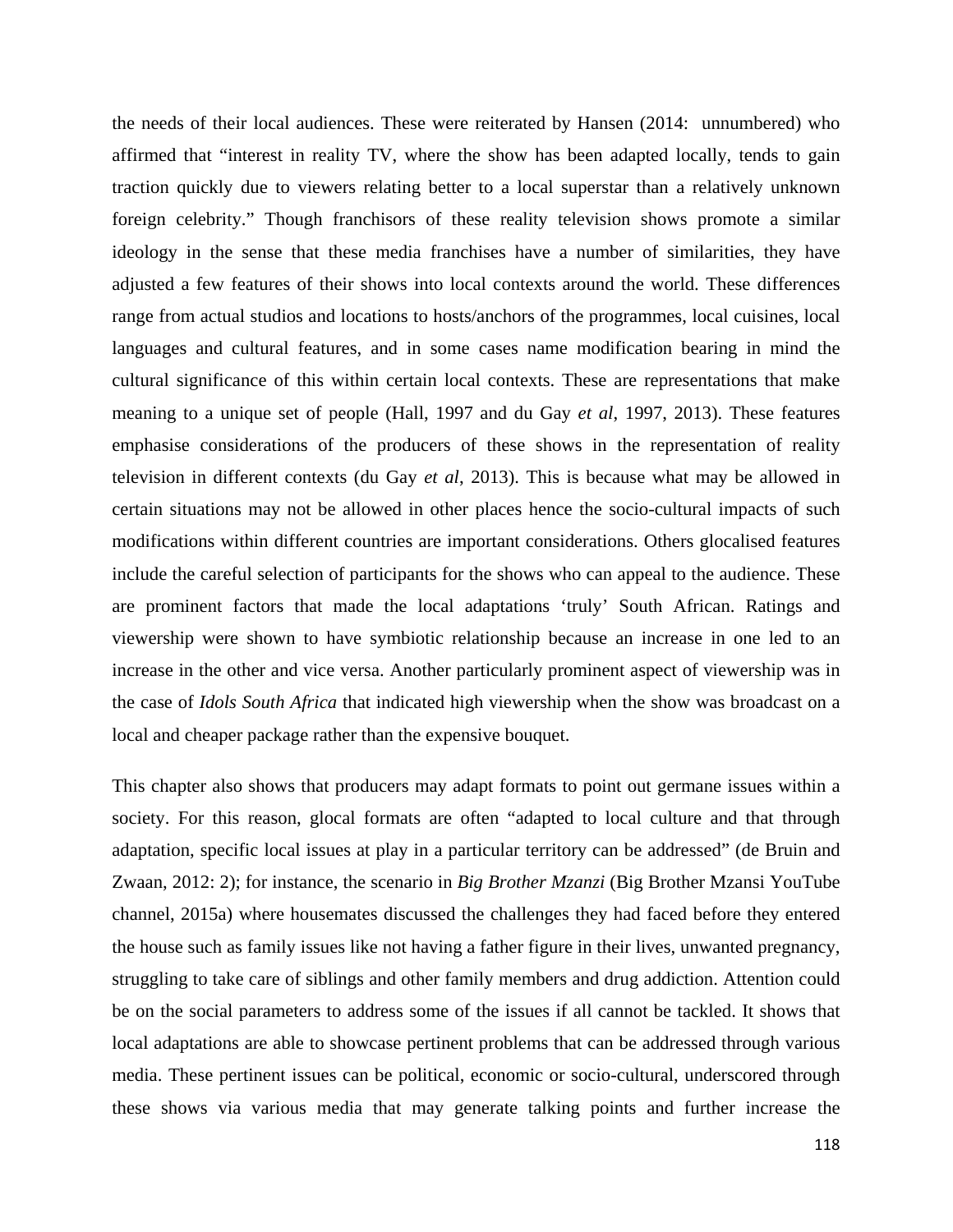the needs of their local audiences. These were reiterated by Hansen (2014: unnumbered) who affirmed that "interest in reality TV, where the show has been adapted locally, tends to gain traction quickly due to viewers relating better to a local superstar than a relatively unknown foreign celebrity." Though franchisors of these reality television shows promote a similar ideology in the sense that these media franchises have a number of similarities, they have adjusted a few features of their shows into local contexts around the world. These differences range from actual studios and locations to hosts/anchors of the programmes, local cuisines, local languages and cultural features, and in some cases name modification bearing in mind the cultural significance of this within certain local contexts. These are representations that make meaning to a unique set of people (Hall, 1997 and du Gay *et al*, 1997, 2013). These features emphasise considerations of the producers of these shows in the representation of reality television in different contexts (du Gay *et al*, 2013). This is because what may be allowed in certain situations may not be allowed in other places hence the socio-cultural impacts of such modifications within different countries are important considerations. Others glocalised features include the careful selection of participants for the shows who can appeal to the audience. These are prominent factors that made the local adaptations 'truly' South African. Ratings and viewership were shown to have symbiotic relationship because an increase in one led to an increase in the other and vice versa. Another particularly prominent aspect of viewership was in the case of *Idols South Africa* that indicated high viewership when the show was broadcast on a local and cheaper package rather than the expensive bouquet.

This chapter also shows that producers may adapt formats to point out germane issues within a society. For this reason, glocal formats are often "adapted to local culture and that through adaptation, specific local issues at play in a particular territory can be addressed" (de Bruin and Zwaan, 2012: 2); for instance, the scenario in *Big Brother Mzanzi* (Big Brother Mzansi YouTube channel, 2015a) where housemates discussed the challenges they had faced before they entered the house such as family issues like not having a father figure in their lives, unwanted pregnancy, struggling to take care of siblings and other family members and drug addiction. Attention could be on the social parameters to address some of the issues if all cannot be tackled. It shows that local adaptations are able to showcase pertinent problems that can be addressed through various media. These pertinent issues can be political, economic or socio-cultural, underscored through these shows via various media that may generate talking points and further increase the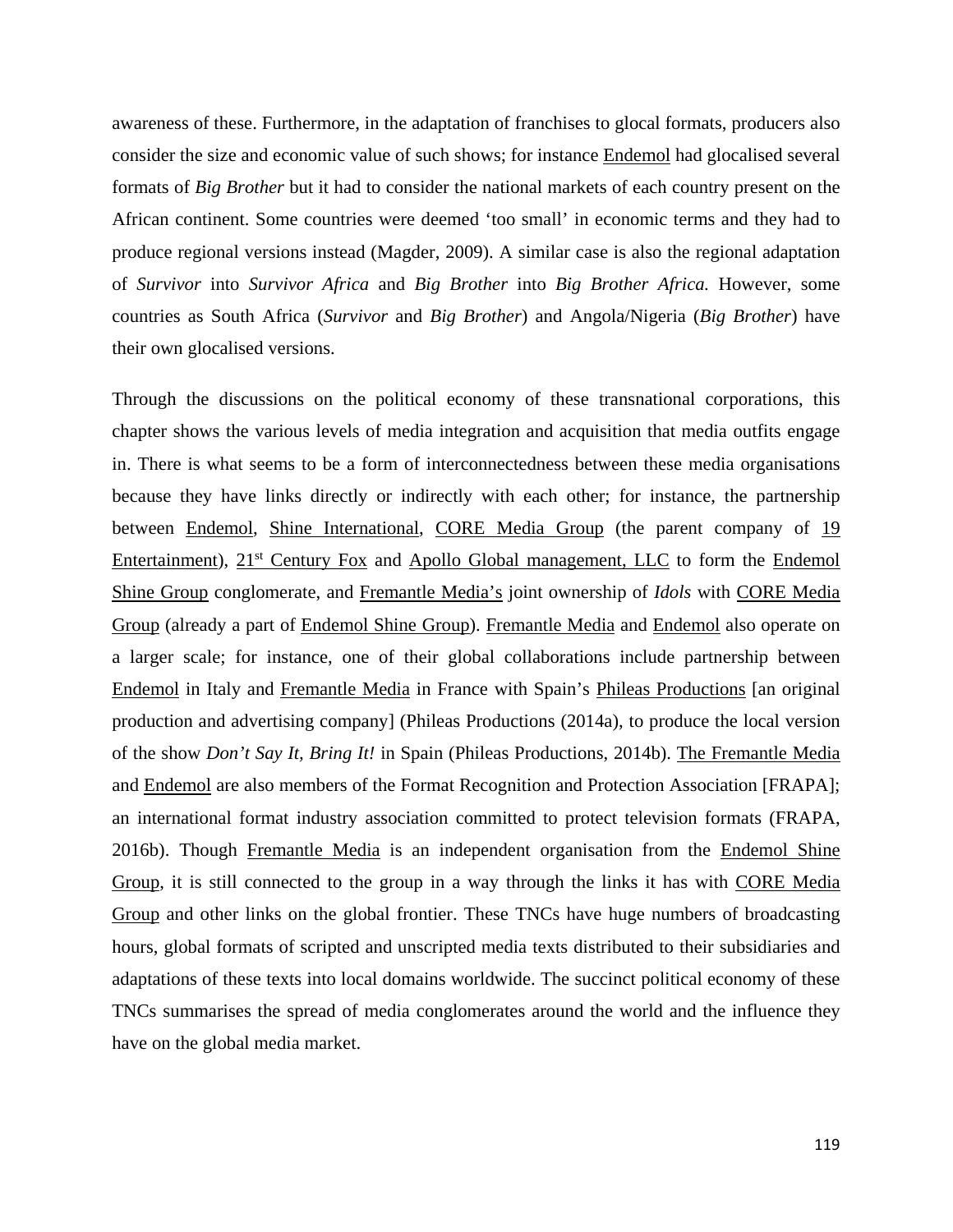awareness of these. Furthermore, in the adaptation of franchises to glocal formats, producers also consider the size and economic value of such shows; for instance Endemol had glocalised several formats of *Big Brother* but it had to consider the national markets of each country present on the African continent. Some countries were deemed 'too small' in economic terms and they had to produce regional versions instead (Magder, 2009). A similar case is also the regional adaptation of *Survivor* into *Survivor Africa* and *Big Brother* into *Big Brother Africa.* However, some countries as South Africa (*Survivor* and *Big Brother*) and Angola/Nigeria (*Big Brother*) have their own glocalised versions.

Through the discussions on the political economy of these transnational corporations, this chapter shows the various levels of media integration and acquisition that media outfits engage in. There is what seems to be a form of interconnectedness between these media organisations because they have links directly or indirectly with each other; for instance, the partnership between Endemol, Shine International, CORE Media Group (the parent company of 19 Entertainment), 21st Century Fox and Apollo Global management, LLC to form the Endemol Shine Group conglomerate, and Fremantle Media's joint ownership of *Idols* with CORE Media Group (already a part of Endemol Shine Group). Fremantle Media and Endemol also operate on a larger scale; for instance, one of their global collaborations include partnership between Endemol in Italy and Fremantle Media in France with Spain's Phileas Productions [an original production and advertising company] (Phileas Productions (2014a), to produce the local version of the show *Don't Say It, Bring It!* in Spain (Phileas Productions, 2014b). The Fremantle Media and Endemol are also members of the Format Recognition and Protection Association [FRAPA]; an international format industry association committed to protect television formats (FRAPA, 2016b). Though Fremantle Media is an independent organisation from the Endemol Shine Group, it is still connected to the group in a way through the links it has with CORE Media Group and other links on the global frontier. These TNCs have huge numbers of broadcasting hours, global formats of scripted and unscripted media texts distributed to their subsidiaries and adaptations of these texts into local domains worldwide. The succinct political economy of these TNCs summarises the spread of media conglomerates around the world and the influence they have on the global media market.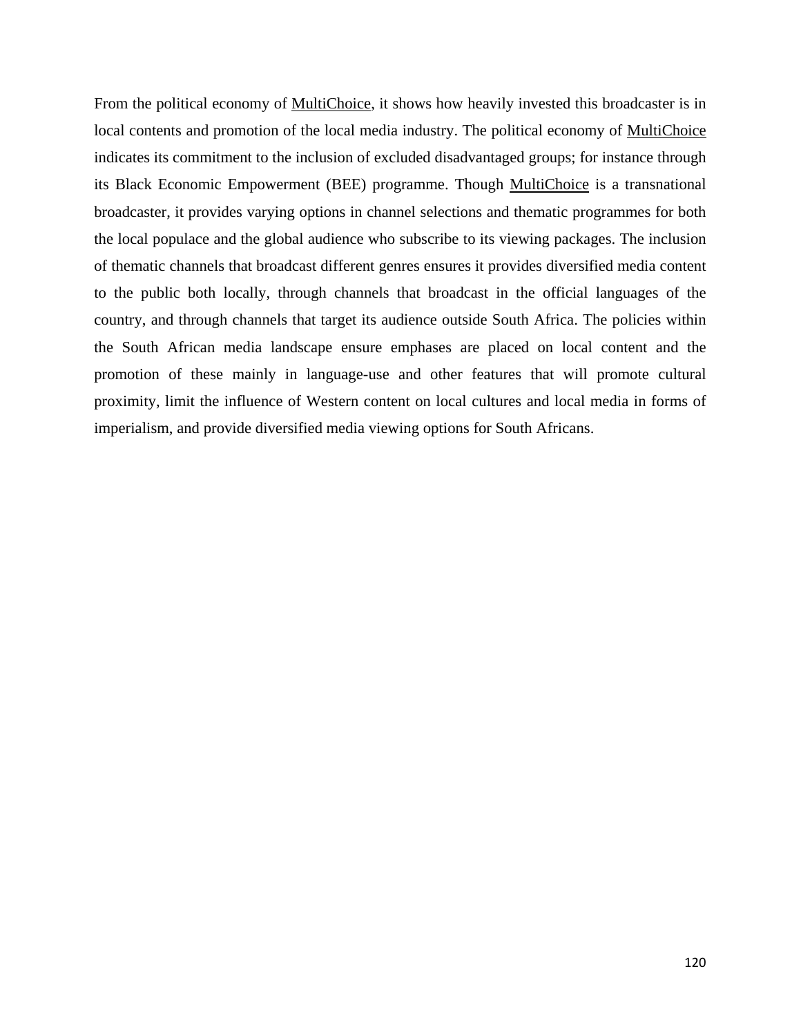From the political economy of MultiChoice, it shows how heavily invested this broadcaster is in local contents and promotion of the local media industry. The political economy of MultiChoice indicates its commitment to the inclusion of excluded disadvantaged groups; for instance through its Black Economic Empowerment (BEE) programme. Though MultiChoice is a transnational broadcaster, it provides varying options in channel selections and thematic programmes for both the local populace and the global audience who subscribe to its viewing packages. The inclusion of thematic channels that broadcast different genres ensures it provides diversified media content to the public both locally, through channels that broadcast in the official languages of the country, and through channels that target its audience outside South Africa. The policies within the South African media landscape ensure emphases are placed on local content and the promotion of these mainly in language-use and other features that will promote cultural proximity, limit the influence of Western content on local cultures and local media in forms of imperialism, and provide diversified media viewing options for South Africans.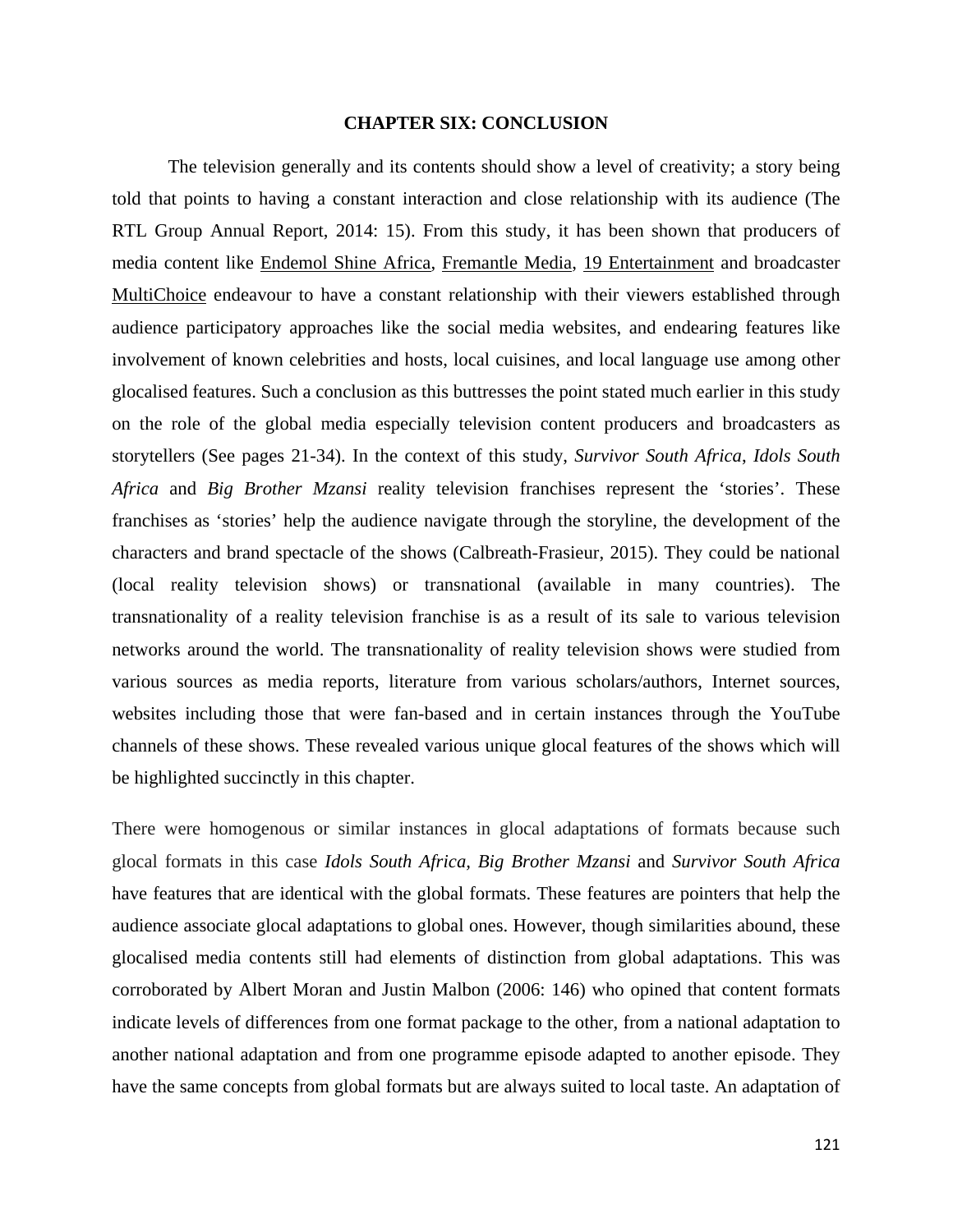# CHAPTER SIX: CONCLUSION

The television generally and its contents should show a level of creativity; a story being told that points to having a constant interaction and close relationship with its audience (The RTL Group Annual Report, 2014: 15). From this study, it has been shown that producers of media content like Endemol Shine Africa, Fremantle Media, 19 Entertainment and broadcaster MultiChoice endeavour to have a constant relationship with their viewers established through audience participatory approaches like the social media websites, and endearing features like involvement of known celebrities and hosts, local cuisines, and local language use among other glocalised features. Such a conclusion as this buttresses the point stated much earlier in this study on the role of the global media especially television content producers and broadcasters as storytellers (See pages 21-34). In the context of this study, *Survivor South Africa*, *Idols South Africa* and *Big Brother Mzansi* reality television franchises represent the 'stories'. These franchises as 'stories' help the audience navigate through the storyline, the development of the characters and brand spectacle of the shows (Calbreath-Frasieur, 2015). They could be national (local reality television shows) or transnational (available in many countries). The transnationality of a reality television franchise is as a result of its sale to various television networks around the world. The transnationality of reality television shows were studied from various sources as media reports, literature from various scholars/authors, Internet sources, websites including those that were fan-based and in certain instances through the YouTube channels of these shows. These revealed various unique glocal features of the shows which will be highlighted succinctly in this chapter.

There were homogenous or similar instances in glocal adaptations of formats because such glocal formats in this case *Idols South Africa, Big Brother Mzansi* and *Survivor South Africa* have features that are identical with the global formats. These features are pointers that help the audience associate glocal adaptations to global ones. However, though similarities abound, these glocalised media contents still had elements of distinction from global adaptations. This was corroborated by Albert Moran and Justin Malbon (2006: 146) who opined that content formats indicate levels of differences from one format package to the other, from a national adaptation to another national adaptation and from one programme episode adapted to another episode. They have the same concepts from global formats but are always suited to local taste. An adaptation of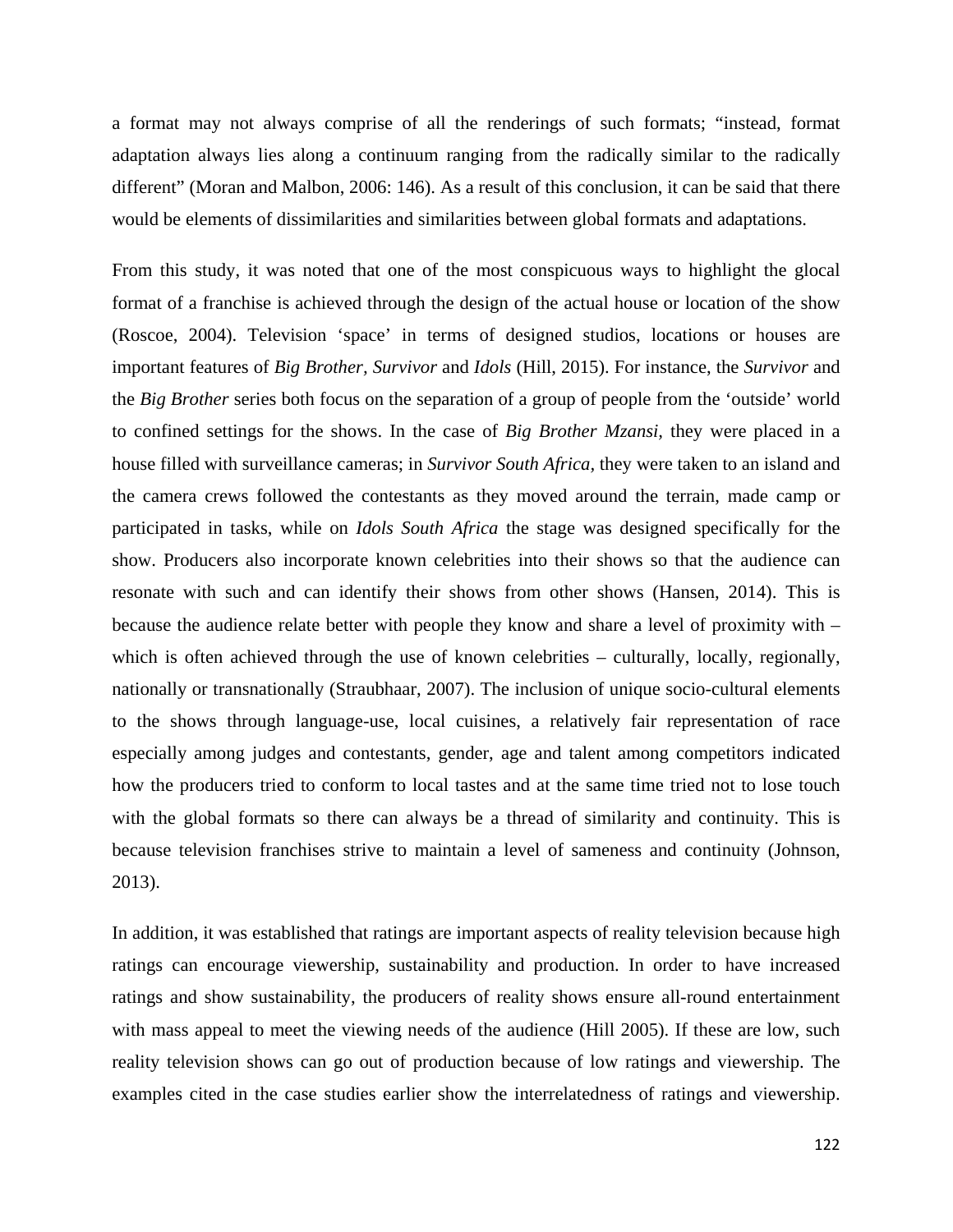a format may not always comprise of all the renderings of such formats; "instead, format adaptation always lies along a continuum ranging from the radically similar to the radically different" (Moran and Malbon, 2006: 146). As a result of this conclusion, it can be said that there would be elements of dissimilarities and similarities between global formats and adaptations.

From this study, it was noted that one of the most conspicuous ways to highlight the glocal format of a franchise is achieved through the design of the actual house or location of the show (Roscoe, 2004). Television 'space' in terms of designed studios, locations or houses are important features of *Big Brother*, *Survivor* and *Idols* (Hill, 2015). For instance, the *Survivor* and the *Big Brother* series both focus on the separation of a group of people from the 'outside' world to confined settings for the shows. In the case of *Big Brother Mzansi,* they were placed in a house filled with surveillance cameras; in *Survivor South Africa*, they were taken to an island and the camera crews followed the contestants as they moved around the terrain, made camp or participated in tasks, while on *Idols South Africa* the stage was designed specifically for the show. Producers also incorporate known celebrities into their shows so that the audience can resonate with such and can identify their shows from other shows (Hansen, 2014). This is because the audience relate better with people they know and share a level of proximity with – which is often achieved through the use of known celebrities – culturally, locally, regionally, nationally or transnationally (Straubhaar, 2007). The inclusion of unique socio-cultural elements to the shows through language-use, local cuisines, a relatively fair representation of race especially among judges and contestants, gender, age and talent among competitors indicated how the producers tried to conform to local tastes and at the same time tried not to lose touch with the global formats so there can always be a thread of similarity and continuity. This is because television franchises strive to maintain a level of sameness and continuity (Johnson, 2013).

In addition, it was established that ratings are important aspects of reality television because high ratings can encourage viewership, sustainability and production. In order to have increased ratings and show sustainability, the producers of reality shows ensure all-round entertainment with mass appeal to meet the viewing needs of the audience (Hill 2005). If these are low, such reality television shows can go out of production because of low ratings and viewership. The examples cited in the case studies earlier show the interrelatedness of ratings and viewership.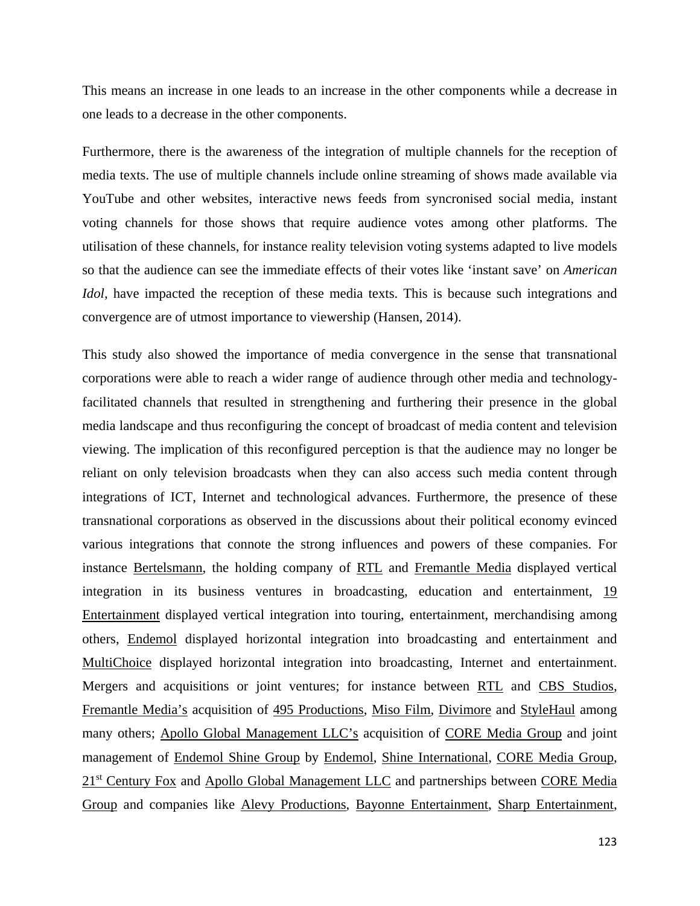This means an increase in one leads to an increase in the other components while a decrease in one leads to a decrease in the other components.

Furthermore, there is the awareness of the integration of multiple channels for the reception of media texts. The use of multiple channels include online streaming of shows made available via YouTube and other websites, interactive news feeds from syncronised social media, instant voting channels for those shows that require audience votes among other platforms. The utilisation of these channels, for instance reality television voting systems adapted to live models so that the audience can see the immediate effects of their votes like 'instant save' on *American Idol*, have impacted the reception of these media texts. This is because such integrations and convergence are of utmost importance to viewership (Hansen, 2014).

This study also showed the importance of media convergence in the sense that transnational corporations were able to reach a wider range of audience through other media and technology-facilitated channels that resulted in strengthening and furthering their presence in the global media landscape and thus reconfiguring the concept of broadcast of media content and television viewing. The implication of this reconfigured perception is that the audience may no longer be reliant on only television broadcasts when they can also access such media content through integrations of ICT, Internet and technological advances. Furthermore, the presence of these transnational corporations as observed in the discussions about their political economy evinced various integrations that connote the strong influences and powers of these companies. For instance Bertelsmann, the holding company of RTL and Fremantle Media displayed vertical integration in its business ventures in broadcasting, education and entertainment, 19 Entertainment displayed vertical integration into touring, entertainment, merchandising among others, Endemol displayed horizontal integration into broadcasting and entertainment and MultiChoice displayed horizontal integration into broadcasting, Internet and entertainment. Mergers and acquisitions or joint ventures; for instance between RTL and CBS Studios, Fremantle Media's acquisition of 495 Productions, Miso Film, Divimore and StyleHaul among many others; Apollo Global Management LLC's acquisition of CORE Media Group and joint management of Endemol Shine Group by Endemol, Shine International, CORE Media Group, 21st Century Fox and Apollo Global Management LLC and partnerships between CORE Media Group and companies like Alevy Productions, Bayonne Entertainment, Sharp Entertainment,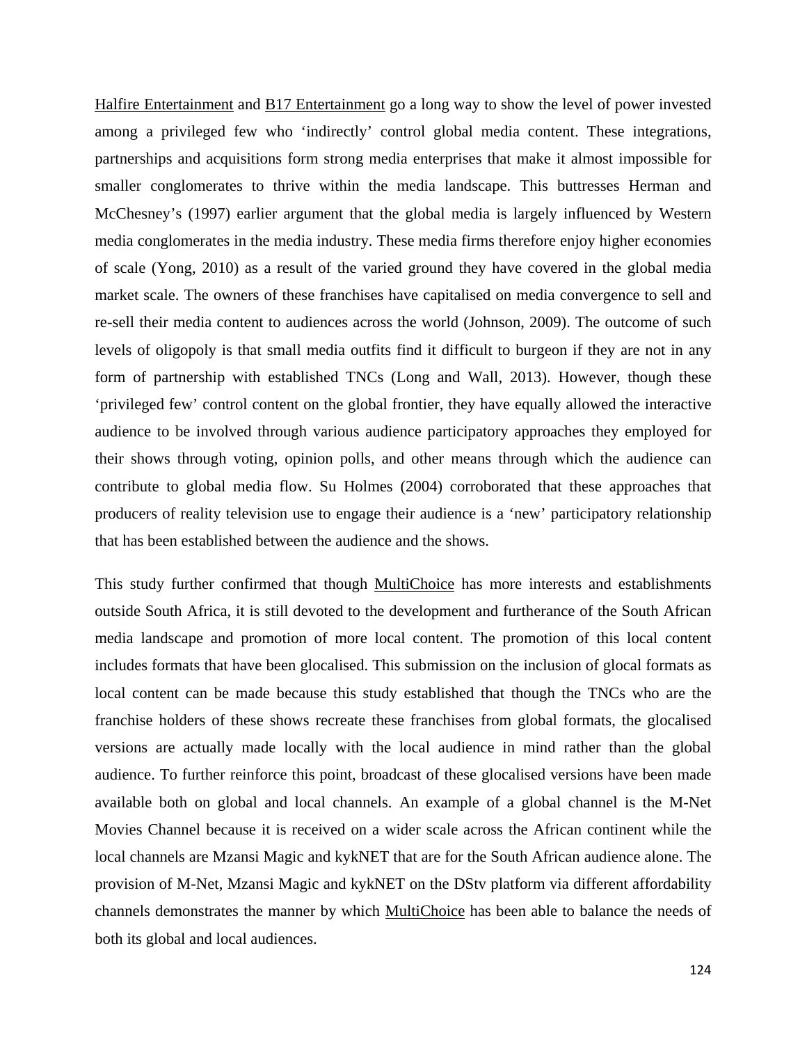Halfire Entertainment and B17 Entertainment go a long way to show the level of power invested among a privileged few who 'indirectly' control global media content. These integrations, partnerships and acquisitions form strong media enterprises that make it almost impossible for smaller conglomerates to thrive within the media landscape. This buttresses Herman and McChesney's (1997) earlier argument that the global media is largely influenced by Western media conglomerates in the media industry. These media firms therefore enjoy higher economies of scale (Yong, 2010) as a result of the varied ground they have covered in the global media market scale. The owners of these franchises have capitalised on media convergence to sell and re-sell their media content to audiences across the world (Johnson, 2009). The outcome of such levels of oligopoly is that small media outfits find it difficult to burgeon if they are not in any form of partnership with established TNCs (Long and Wall, 2013). However, though these 'privileged few' control content on the global frontier, they have equally allowed the interactive audience to be involved through various audience participatory approaches they employed for their shows through voting, opinion polls, and other means through which the audience can contribute to global media flow. Su Holmes (2004) corroborated that these approaches that producers of reality television use to engage their audience is a 'new' participatory relationship that has been established between the audience and the shows.

This study further confirmed that though MultiChoice has more interests and establishments outside South Africa, it is still devoted to the development and furtherance of the South African media landscape and promotion of more local content. The promotion of this local content includes formats that have been glocalised. This submission on the inclusion of glocal formats as local content can be made because this study established that though the TNCs who are the franchise holders of these shows recreate these franchises from global formats, the glocalised versions are actually made locally with the local audience in mind rather than the global audience. To further reinforce this point, broadcast of these glocalised versions have been made available both on global and local channels. An example of a global channel is the M-Net Movies Channel because it is received on a wider scale across the African continent while the local channels are Mzansi Magic and kykNET that are for the South African audience alone. The provision of M-Net, Mzansi Magic and kykNET on the DStv platform via different affordability channels demonstrates the manner by which MultiChoice has been able to balance the needs of both its global and local audiences.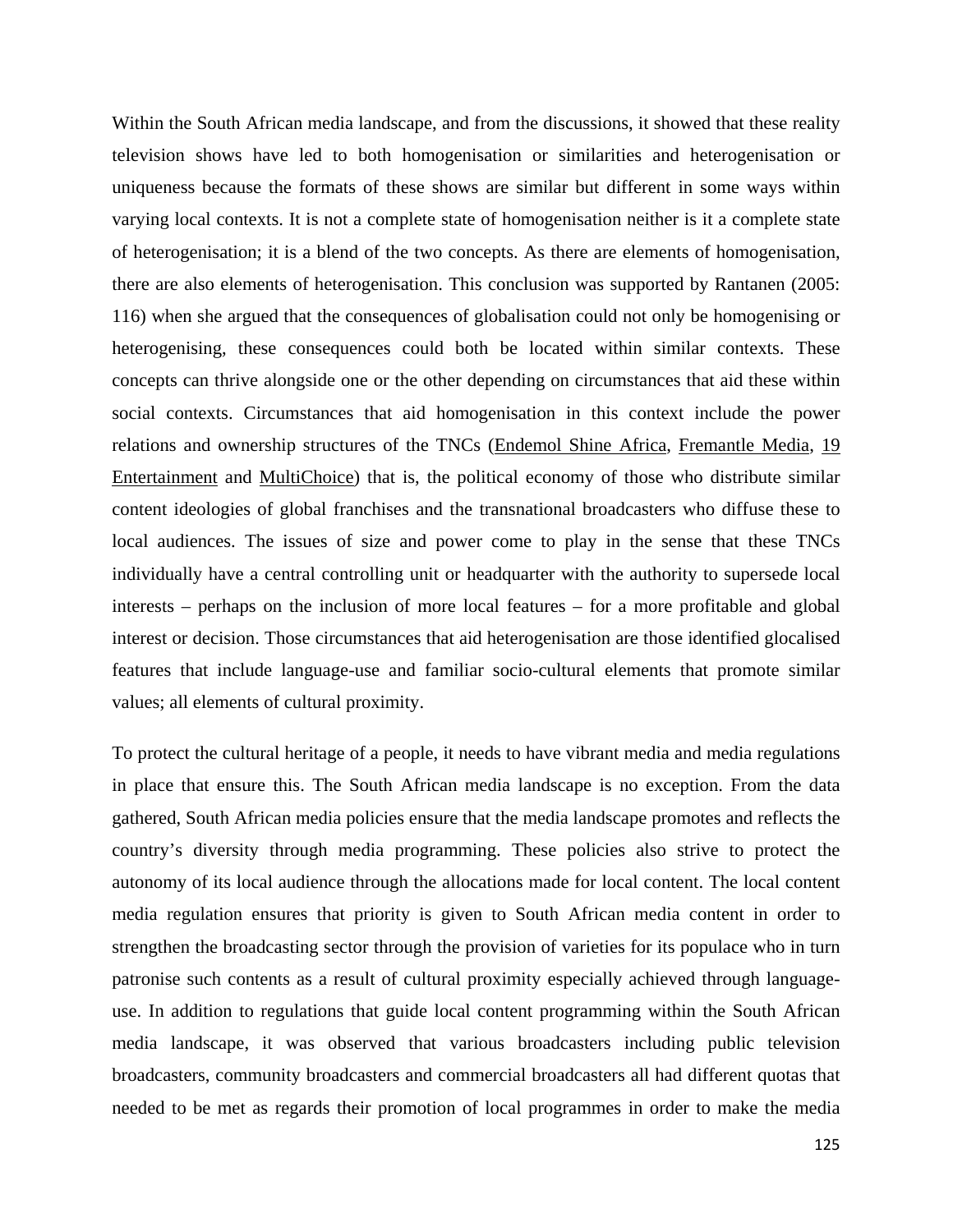Within the South African media landscape, and from the discussions, it showed that these reality television shows have led to both homogenisation or similarities and heterogenisation or uniqueness because the formats of these shows are similar but different in some ways within varying local contexts. It is not a complete state of homogenisation neither is it a complete state of heterogenisation; it is a blend of the two concepts. As there are elements of homogenisation, there are also elements of heterogenisation. This conclusion was supported by Rantanen (2005: 116) when she argued that the consequences of globalisation could not only be homogenising or heterogenising, these consequences could both be located within similar contexts. These concepts can thrive alongside one or the other depending on circumstances that aid these within social contexts. Circumstances that aid homogenisation in this context include the power relations and ownership structures of the TNCs (Endemol Shine Africa, Fremantle Media, 19 Entertainment and MultiChoice) that is, the political economy of those who distribute similar content ideologies of global franchises and the transnational broadcasters who diffuse these to local audiences. The issues of size and power come to play in the sense that these TNCs individually have a central controlling unit or headquarter with the authority to supersede local interests – perhaps on the inclusion of more local features – for a more profitable and global interest or decision. Those circumstances that aid heterogenisation are those identified glocalised features that include language-use and familiar socio-cultural elements that promote similar values; all elements of cultural proximity.

To protect the cultural heritage of a people, it needs to have vibrant media and media regulations in place that ensure this. The South African media landscape is no exception. From the data gathered, South African media policies ensure that the media landscape promotes and reflects the country's diversity through media programming. These policies also strive to protect the autonomy of its local audience through the allocations made for local content. The local content media regulation ensures that priority is given to South African media content in order to strengthen the broadcasting sector through the provision of varieties for its populace who in turn patronise such contents as a result of cultural proximity especially achieved through language-use. In addition to regulations that guide local content programming within the South African media landscape, it was observed that various broadcasters including public television broadcasters, community broadcasters and commercial broadcasters all had different quotas that needed to be met as regards their promotion of local programmes in order to make the media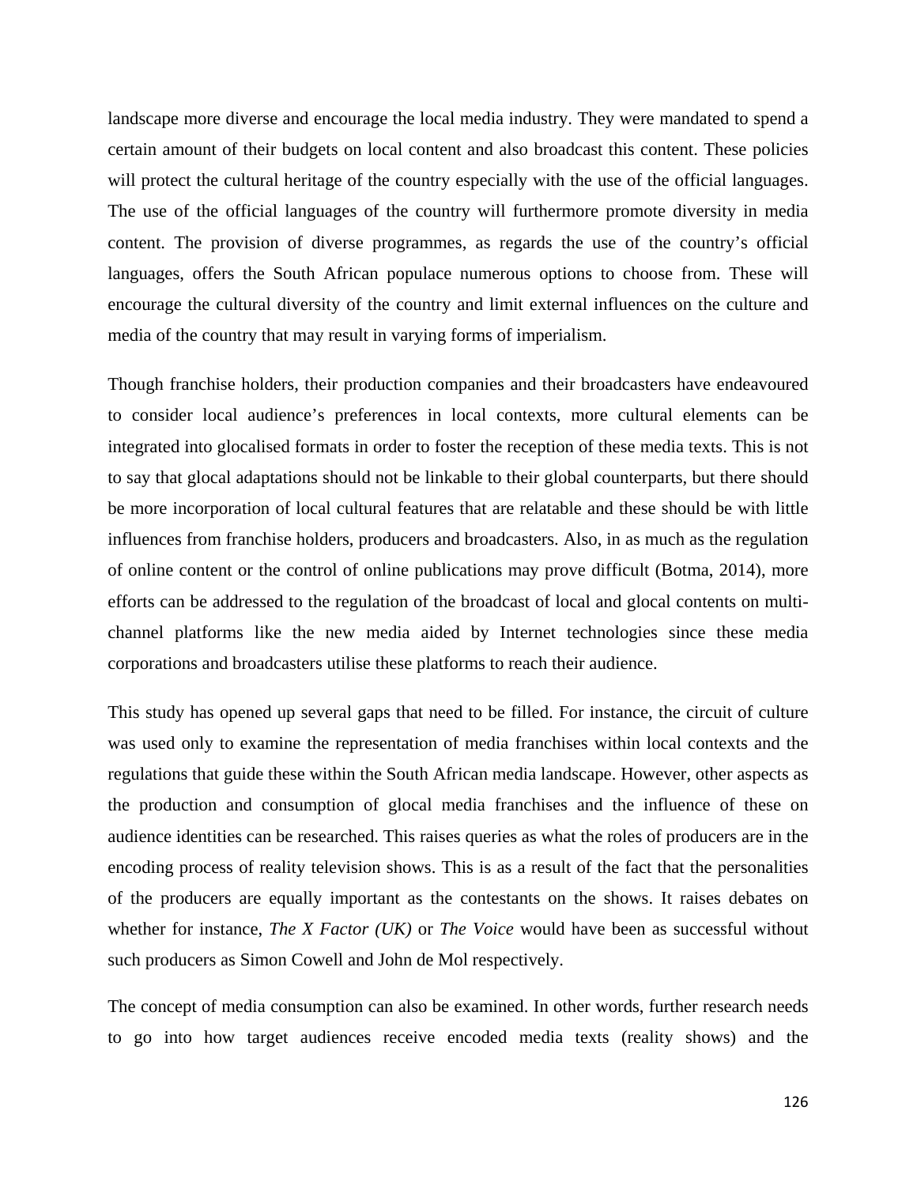landscape more diverse and encourage the local media industry. They were mandated to spend a certain amount of their budgets on local content and also broadcast this content. These policies will protect the cultural heritage of the country especially with the use of the official languages. The use of the official languages of the country will furthermore promote diversity in media content. The provision of diverse programmes, as regards the use of the country's official languages, offers the South African populace numerous options to choose from. These will encourage the cultural diversity of the country and limit external influences on the culture and media of the country that may result in varying forms of imperialism.

Though franchise holders, their production companies and their broadcasters have endeavoured to consider local audience's preferences in local contexts, more cultural elements can be integrated into glocalised formats in order to foster the reception of these media texts. This is not to say that glocal adaptations should not be linkable to their global counterparts, but there should be more incorporation of local cultural features that are relatable and these should be with little influences from franchise holders, producers and broadcasters. Also, in as much as the regulation of online content or the control of online publications may prove difficult (Botma, 2014), more efforts can be addressed to the regulation of the broadcast of local and glocal contents on multi-channel platforms like the new media aided by Internet technologies since these media corporations and broadcasters utilise these platforms to reach their audience.

This study has opened up several gaps that need to be filled. For instance, the circuit of culture was used only to examine the representation of media franchises within local contexts and the regulations that guide these within the South African media landscape. However, other aspects as the production and consumption of glocal media franchises and the influence of these on audience identities can be researched. This raises queries as what the roles of producers are in the encoding process of reality television shows. This is as a result of the fact that the personalities of the producers are equally important as the contestants on the shows. It raises debates on whether for instance, *The X Factor (UK)* or *The Voice* would have been as successful without such producers as Simon Cowell and John de Mol respectively.

The concept of media consumption can also be examined. In other words, further research needs to go into how target audiences receive encoded media texts (reality shows) and the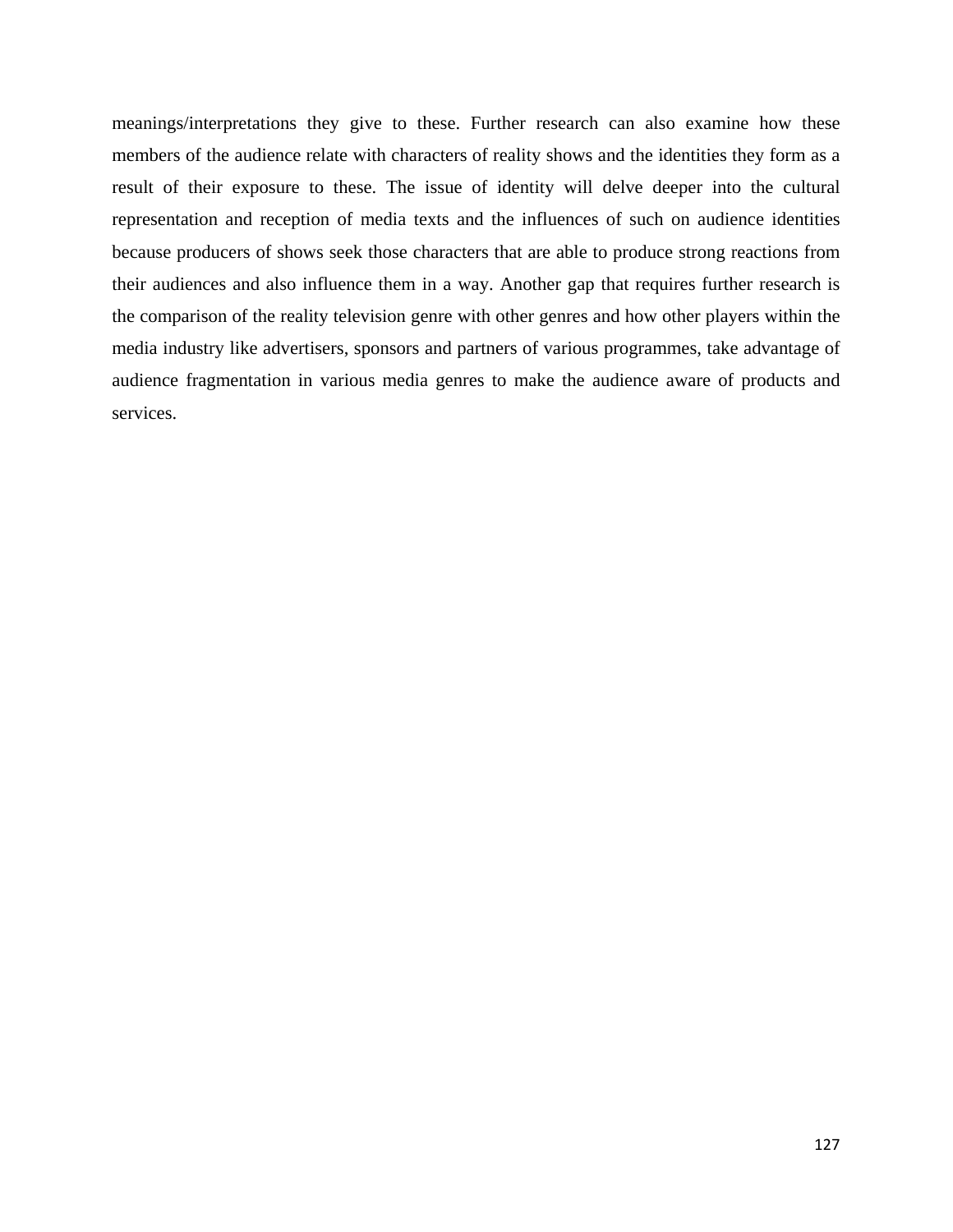meanings/interpretations they give to these. Further research can also examine how these members of the audience relate with characters of reality shows and the identities they form as a result of their exposure to these. The issue of identity will delve deeper into the cultural representation and reception of media texts and the influences of such on audience identities because producers of shows seek those characters that are able to produce strong reactions from their audiences and also influence them in a way. Another gap that requires further research is the comparison of the reality television genre with other genres and how other players within the media industry like advertisers, sponsors and partners of various programmes, take advantage of audience fragmentation in various media genres to make the audience aware of products and services.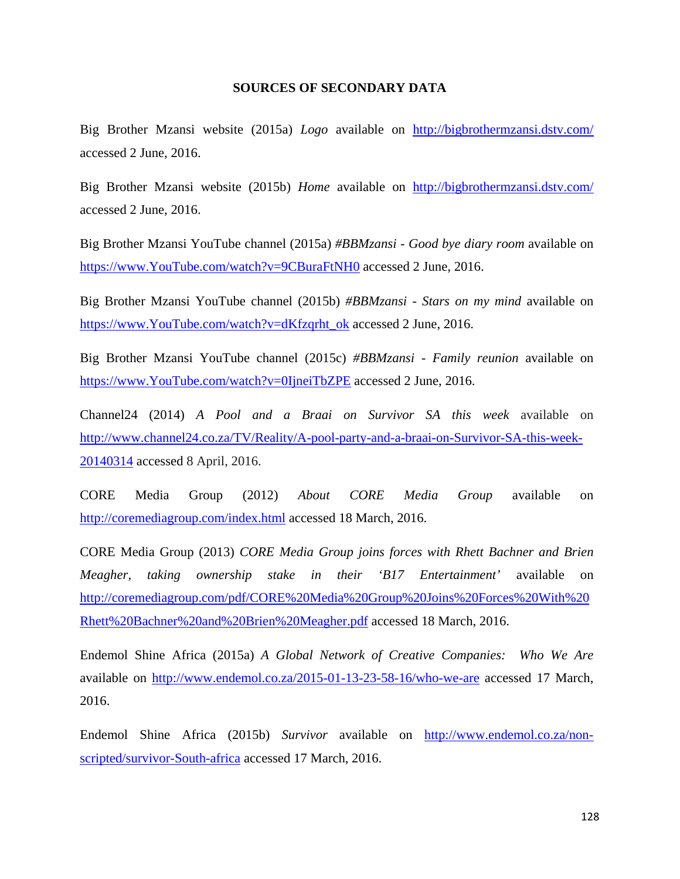**SOURCES OF SECONDARY DATA**

Big Brother Mzansi website (2015a) *Logo* available on http://bigbrothermzansi.dstv.com/ accessed 2 June, 2016.

Big Brother Mzansi website (2015b) *Home* available on http://bigbrothermzansi.dstv.com/ accessed 2 June, 2016.

Big Brother Mzansi YouTube channel (2015a) *#BBMzansi - Good bye diary room* available on https://www.YouTube.com/watch?v=9CBuraFtNH0 accessed 2 June, 2016.

Big Brother Mzansi YouTube channel (2015b) *#BBMzansi - Stars on my mind* available on https://www.YouTube.com/watch?v=dKfzqrht_ok accessed 2 June, 2016.

Big Brother Mzansi YouTube channel (2015c) *#BBMzansi - Family reunion* available on https://www.YouTube.com/watch?v=0IjneiTbZPE accessed 2 June, 2016.

Channel24 (2014) *A Pool and a Braai on Survivor SA this week* available on http://www.channel24.co.za/TV/Reality/A-pool-party-and-a-braai-on-Survivor-SA-this-week-20140314 accessed 8 April, 2016.

CORE Media Group (2012) *About CORE Media Group* available on http://coremediagroup.com/index.html accessed 18 March, 2016.

CORE Media Group (2013) *CORE Media Group joins forces with Rhett Bachner and Brien Meagher, taking ownership stake in their 'B17 Entertainment'* available on http://coremediagroup.com/pdf/CORE%20Media%20Group%20Joins%20Forces%20With%20Rhett%20Bachner%20and%20Brien%20Meagher.pdf accessed 18 March, 2016.

Endemol Shine Africa (2015a) *A Global Network of Creative Companies: Who We Are* available on http://www.endemol.co.za/2015-01-13-23-58-16/who-we-are accessed 17 March, 2016.

Endemol Shine Africa (2015b) *Survivor* available on http://www.endemol.co.za/non-scripted/survivor-South-africa accessed 17 March, 2016.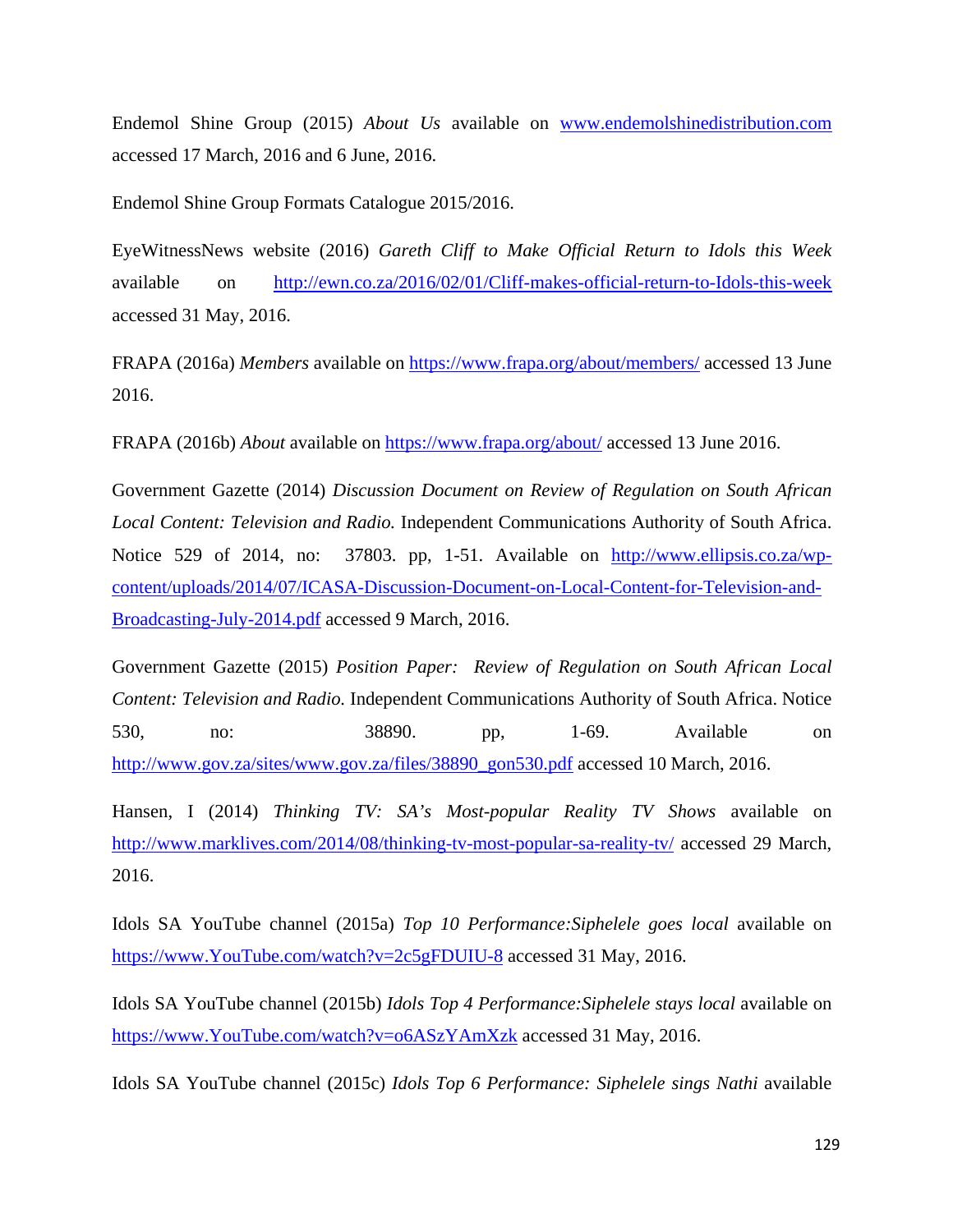Endemol Shine Group (2015) *About Us* available on www.endemolshinedistribution.com accessed 17 March, 2016 and 6 June, 2016.

Endemol Shine Group Formats Catalogue 2015/2016.

EyeWitnessNews website (2016) *Gareth Cliff to Make Official Return to Idols this Week* available on http://ewn.co.za/2016/02/01/Cliff-makes-official-return-to-Idols-this-week accessed 31 May, 2016.

FRAPA (2016a) *Members* available on https://www.frapa.org/about/members/ accessed 13 June 2016.

FRAPA (2016b) *About* available on https://www.frapa.org/about/ accessed 13 June 2016.

Government Gazette (2014) *Discussion Document on Review of Regulation on South African Local Content: Television and Radio.* Independent Communications Authority of South Africa. Notice 529 of 2014, no: 37803. pp, 1-51. Available on http://www.ellipsis.co.za/wp-content/uploads/2014/07/ICASA-Discussion-Document-on-Local-Content-for-Television-and-Broadcasting-July-2014.pdf accessed 9 March, 2016.

Government Gazette (2015) *Position Paper: Review of Regulation on South African Local Content: Television and Radio.* Independent Communications Authority of South Africa. Notice 530, no: 38890. pp, 1-69. Available on http://www.gov.za/sites/www.gov.za/files/38890_gon530.pdf accessed 10 March, 2016.

Hansen, I (2014) *Thinking TV: SA's Most-popular Reality TV Shows* available on http://www.marklives.com/2014/08/thinking-tv-most-popular-sa-reality-tv/ accessed 29 March, 2016.

Idols SA YouTube channel (2015a) *Top 10 Performance:Siphelele goes local* available on https://www.YouTube.com/watch?v=2c5gFDUIU-8 accessed 31 May, 2016.

Idols SA YouTube channel (2015b) *Idols Top 4 Performance:Siphelele stays local* available on https://www.YouTube.com/watch?v=o6ASzYAmXzk accessed 31 May, 2016.

Idols SA YouTube channel (2015c) *Idols Top 6 Performance: Siphelele sings Nathi* available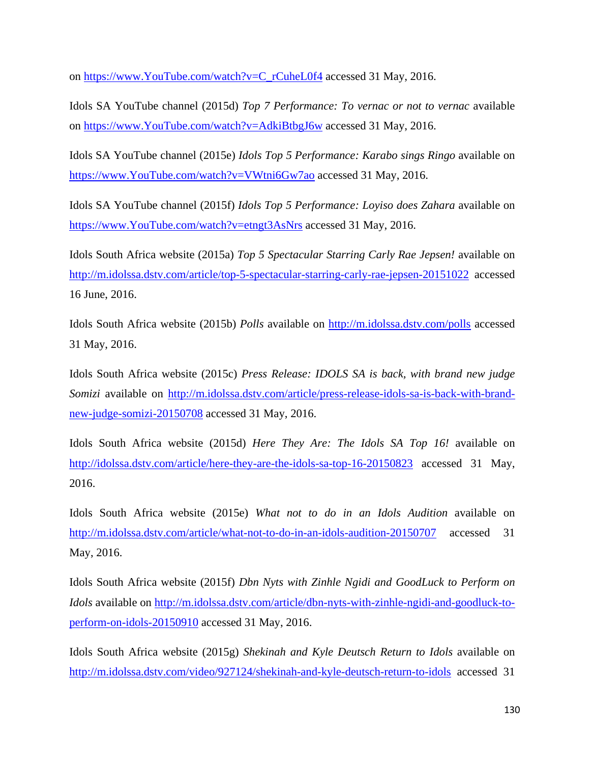on https://www.YouTube.com/watch?v=C_rCuheL0f4 accessed 31 May, 2016.

Idols SA YouTube channel (2015d) *Top 7 Performance: To vernac or not to vernac* available on https://www.YouTube.com/watch?v=AdkiBtbgJ6w accessed 31 May, 2016.

Idols SA YouTube channel (2015e) *Idols Top 5 Performance: Karabo sings Ringo* available on https://www.YouTube.com/watch?v=VWtni6Gw7ao accessed 31 May, 2016.

Idols SA YouTube channel (2015f) *Idols Top 5 Performance: Loyiso does Zahara* available on https://www.YouTube.com/watch?v=etngt3AsNrs accessed 31 May, 2016.

Idols South Africa website (2015a) *Top 5 Spectacular Starring Carly Rae Jepsen!* available on http://m.idolssa.dstv.com/article/top-5-spectacular-starring-carly-rae-jepsen-20151022 accessed 16 June, 2016.

Idols South Africa website (2015b) *Polls* available on http://m.idolssa.dstv.com/polls accessed 31 May, 2016.

Idols South Africa website (2015c) *Press Release: IDOLS SA is back, with brand new judge Somizi* available on http://m.idolssa.dstv.com/article/press-release-idols-sa-is-back-with-brand-new-judge-somizi-20150708 accessed 31 May, 2016.

Idols South Africa website (2015d) *Here They Are: The Idols SA Top 16!* available on http://idolssa.dstv.com/article/here-they-are-the-idols-sa-top-16-20150823 accessed 31 May, 2016.

Idols South Africa website (2015e) *What not to do in an Idols Audition* available on http://m.idolssa.dstv.com/article/what-not-to-do-in-an-idols-audition-20150707 accessed 31 May, 2016.

Idols South Africa website (2015f) *Dbn Nyts with Zinhle Ngidi and GoodLuck to Perform on Idols* available on http://m.idolssa.dstv.com/article/dbn-nyts-with-zinhle-ngidi-and-goodluck-to-perform-on-idols-20150910 accessed 31 May, 2016.

Idols South Africa website (2015g) *Shekinah and Kyle Deutsch Return to Idols* available on http://m.idolssa.dstv.com/video/927124/shekinah-and-kyle-deutsch-return-to-idols accessed 31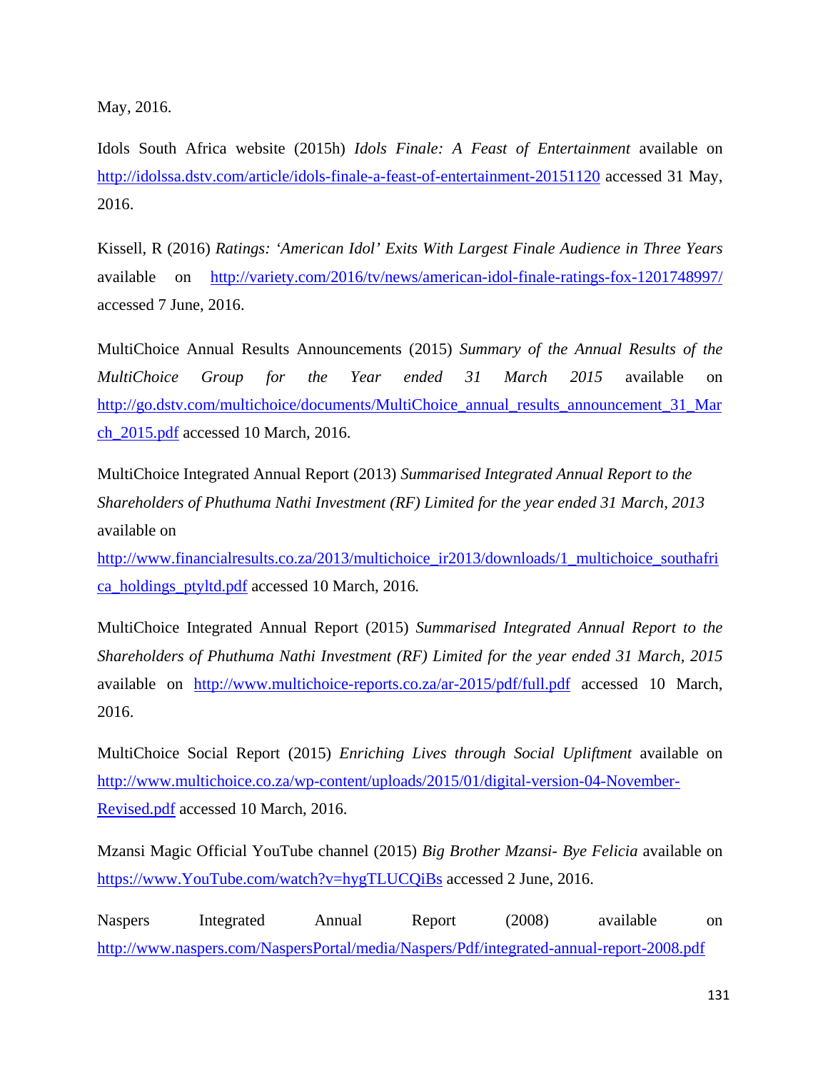May, 2016.

Idols South Africa website (2015h) *Idols Finale: A Feast of Entertainment* available on http://idolssa.dstv.com/article/idols-finale-a-feast-of-entertainment-20151120 accessed 31 May, 2016.

Kissell, R (2016) *Ratings: 'American Idol' Exits With Largest Finale Audience in Three Years* available on http://variety.com/2016/tv/news/american-idol-finale-ratings-fox-1201748997/ accessed 7 June, 2016.

MultiChoice Annual Results Announcements (2015) *Summary of the Annual Results of the MultiChoice Group for the Year ended 31 March 2015* available on http://go.dstv.com/multichoice/documents/MultiChoice_annual_results_announcement_31_March_2015.pdf accessed 10 March, 2016.

MultiChoice Integrated Annual Report (2013) *Summarised Integrated Annual Report to the Shareholders of Phuthuma Nathi Investment (RF) Limited for the year ended 31 March, 2013* available on http://www.financialresults.co.za/2013/multichoice_ir2013/downloads/1_multichoice_southafrica_holdings_ptyltd.pdf accessed 10 March, 2016.

MultiChoice Integrated Annual Report (2015) *Summarised Integrated Annual Report to the Shareholders of Phuthuma Nathi Investment (RF) Limited for the year ended 31 March, 2015* available on http://www.multichoice-reports.co.za/ar-2015/pdf/full.pdf accessed 10 March, 2016.

MultiChoice Social Report (2015) *Enriching Lives through Social Upliftment* available on http://www.multichoice.co.za/wp-content/uploads/2015/01/digital-version-04-November-Revised.pdf accessed 10 March, 2016.

Mzansi Magic Official YouTube channel (2015) *Big Brother Mzansi- Bye Felicia* available on https://www.YouTube.com/watch?v=hygTLUCQiBs accessed 2 June, 2016.

Naspers Integrated Annual Report (2008) available on http://www.naspers.com/NaspersPortal/media/Naspers/Pdf/integrated-annual-report-2008.pdf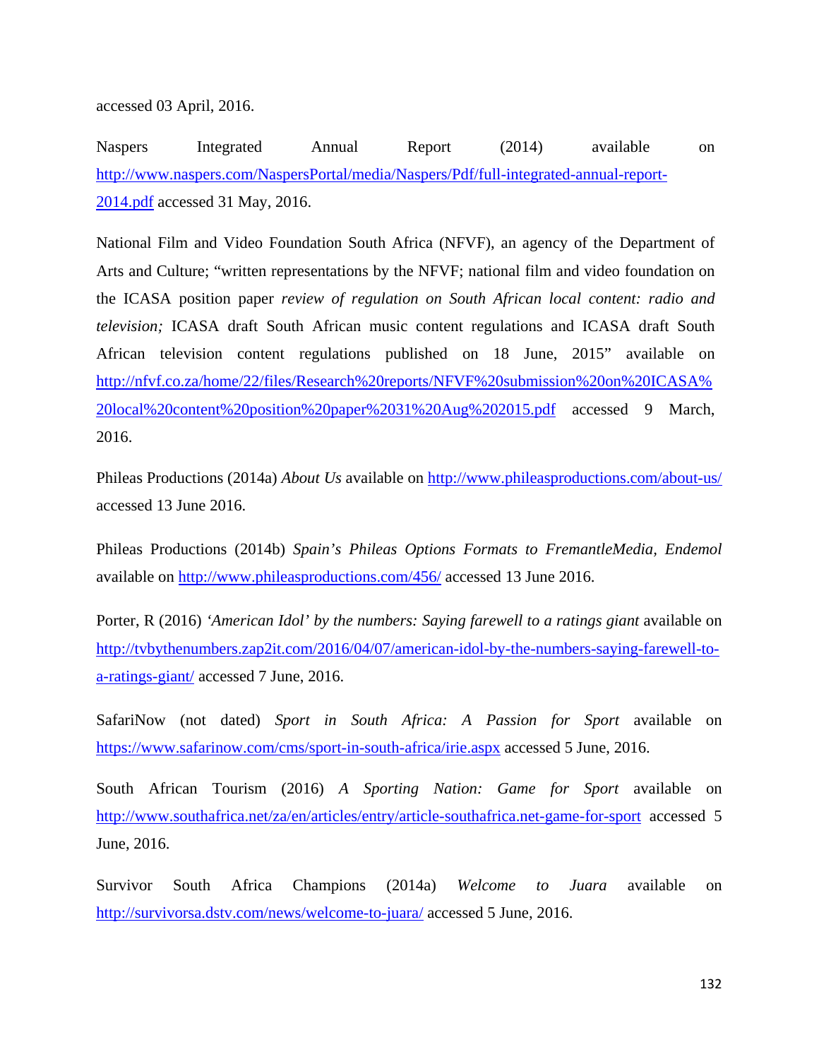accessed 03 April, 2016.

Naspers Integrated Annual Report (2014) available on http://www.naspers.com/NaspersPortal/media/Naspers/Pdf/full-integrated-annual-report-2014.pdf accessed 31 May, 2016.

National Film and Video Foundation South Africa (NFVF), an agency of the Department of Arts and Culture; "written representations by the NFVF; national film and video foundation on the ICASA position paper *review of regulation on South African local content: radio and television;* ICASA draft South African music content regulations and ICASA draft South African television content regulations published on 18 June, 2015" available on http://nfvf.co.za/home/22/files/Research%20reports/NFVF%20submission%20on%20ICASA%20local%20content%20position%20paper%2031%20Aug%202015.pdf accessed 9 March, 2016.

Phileas Productions (2014a) *About Us* available on http://www.phileasproductions.com/about-us/ accessed 13 June 2016.

Phileas Productions (2014b) *Spain's Phileas Options Formats to FremantleMedia, Endemol* available on http://www.phileasproductions.com/456/ accessed 13 June 2016.

Porter, R (2016) *'American Idol' by the numbers: Saying farewell to a ratings giant* available on http://tvbythenumbers.zap2it.com/2016/04/07/american-idol-by-the-numbers-saying-farewell-to-a-ratings-giant/ accessed 7 June, 2016.

SafariNow (not dated) *Sport in South Africa: A Passion for Sport* available on https://www.safarinow.com/cms/sport-in-south-africa/irie.aspx accessed 5 June, 2016.

South African Tourism (2016) *A Sporting Nation: Game for Sport* available on http://www.southafrica.net/za/en/articles/entry/article-southafrica.net-game-for-sport accessed 5 June, 2016.

Survivor South Africa Champions (2014a) *Welcome to Juara* available on http://survivorsa.dstv.com/news/welcome-to-juara/ accessed 5 June, 2016.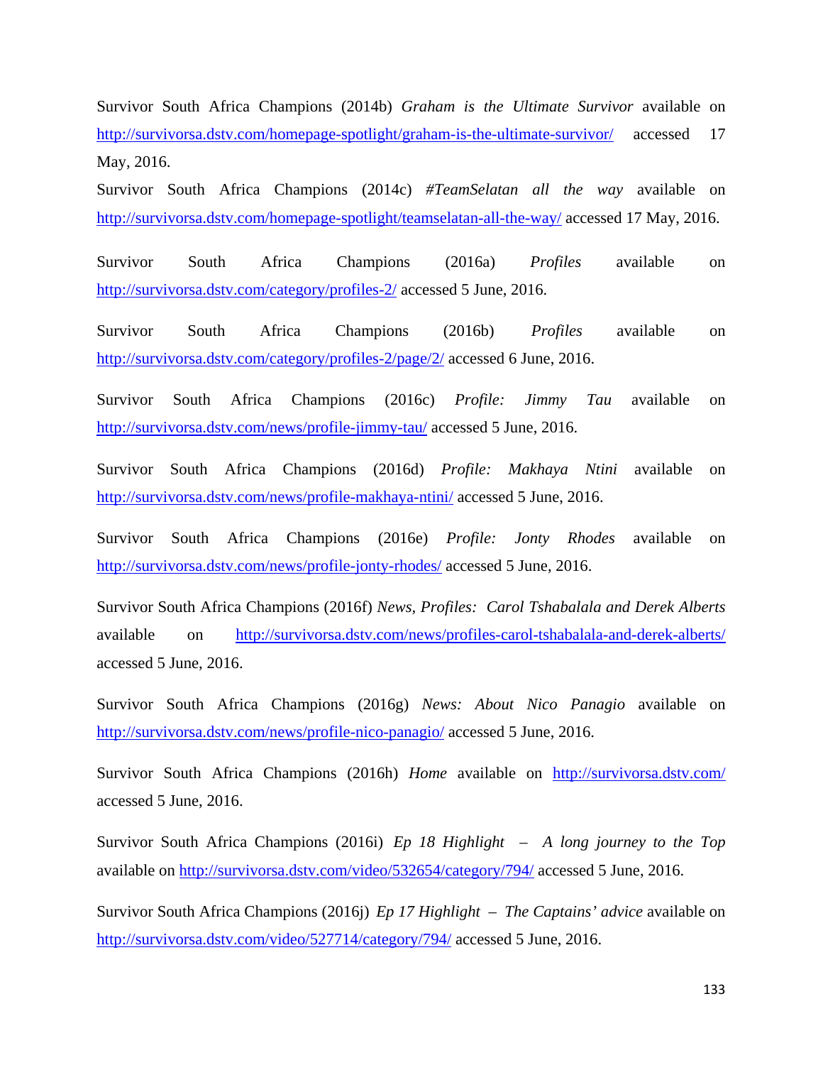Survivor South Africa Champions (2014b) *Graham is the Ultimate Survivor* available on http://survivorsa.dstv.com/homepage-spotlight/graham-is-the-ultimate-survivor/ accessed 17 May, 2016.

Survivor South Africa Champions (2014c) *#TeamSelatan all the way* available on http://survivorsa.dstv.com/homepage-spotlight/teamselatan-all-the-way/ accessed 17 May, 2016.

Survivor South Africa Champions (2016a) *Profiles* available on http://survivorsa.dstv.com/category/profiles-2/ accessed 5 June, 2016.

Survivor South Africa Champions (2016b) *Profiles* available on http://survivorsa.dstv.com/category/profiles-2/page/2/ accessed 6 June, 2016.

Survivor South Africa Champions (2016c) *Profile: Jimmy Tau* available on http://survivorsa.dstv.com/news/profile-jimmy-tau/ accessed 5 June, 2016.

Survivor South Africa Champions (2016d) *Profile: Makhaya Ntini* available on http://survivorsa.dstv.com/news/profile-makhaya-ntini/ accessed 5 June, 2016.

Survivor South Africa Champions (2016e) *Profile: Jonty Rhodes* available on http://survivorsa.dstv.com/news/profile-jonty-rhodes/ accessed 5 June, 2016.

Survivor South Africa Champions (2016f) *News, Profiles: Carol Tshabalala and Derek Alberts* available on http://survivorsa.dstv.com/news/profiles-carol-tshabalala-and-derek-alberts/ accessed 5 June, 2016.

Survivor South Africa Champions (2016g) *News: About Nico Panagio* available on http://survivorsa.dstv.com/news/profile-nico-panagio/ accessed 5 June, 2016.

Survivor South Africa Champions (2016h) *Home* available on http://survivorsa.dstv.com/ accessed 5 June, 2016.

Survivor South Africa Champions (2016i) *Ep 18 Highlight – A long journey to the Top* available on http://survivorsa.dstv.com/video/532654/category/794/ accessed 5 June, 2016.

Survivor South Africa Champions (2016j) *Ep 17 Highlight – The Captains' advice* available on http://survivorsa.dstv.com/video/527714/category/794/ accessed 5 June, 2016.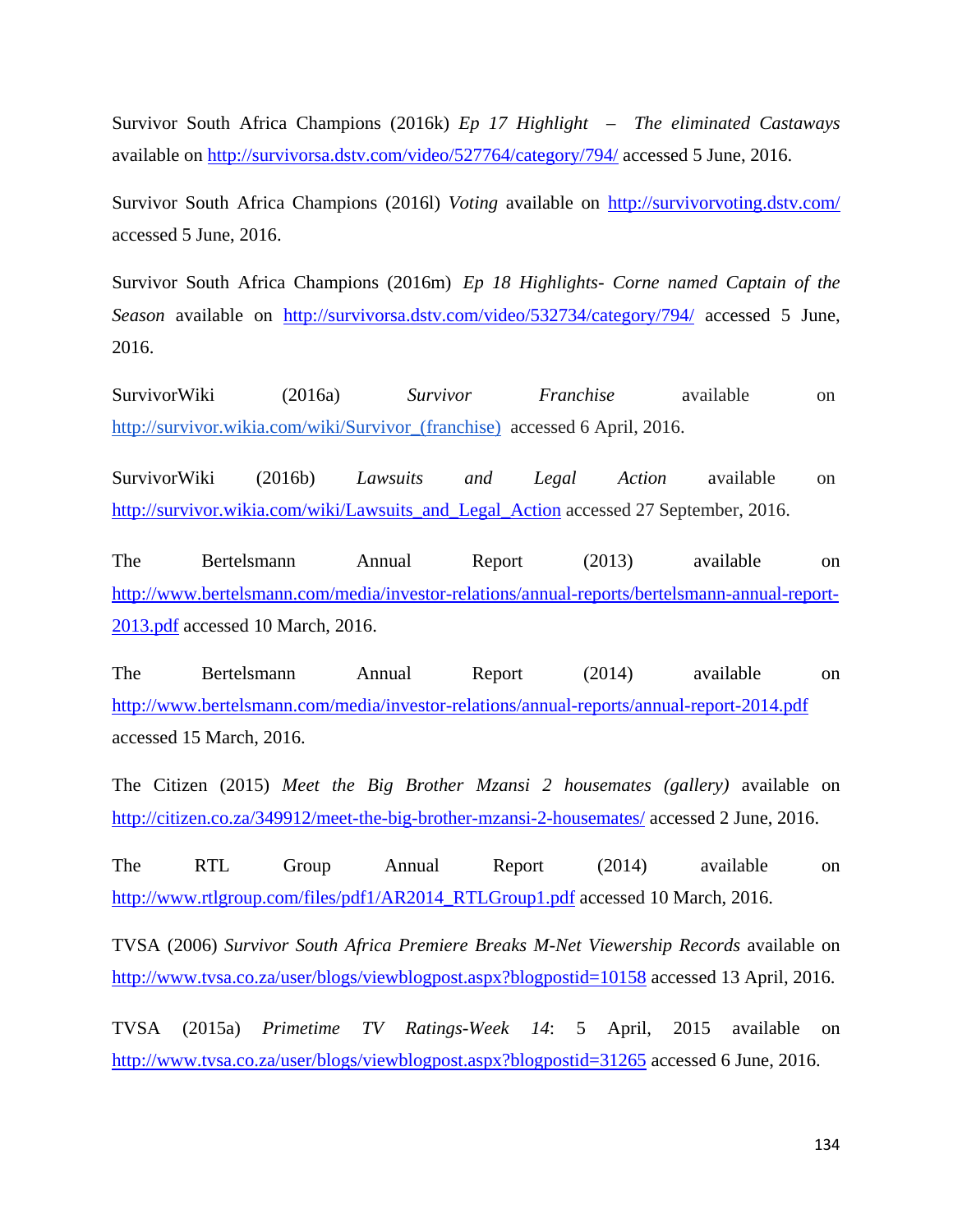Survivor South Africa Champions (2016k) *Ep 17 Highlight – The eliminated Castaways* available on http://survivorsa.dstv.com/video/527764/category/794/ accessed 5 June, 2016.

Survivor South Africa Champions (2016l) *Voting* available on http://survivorvoting.dstv.com/ accessed 5 June, 2016.

Survivor South Africa Champions (2016m) *Ep 18 Highlights- Corne named Captain of the Season* available on http://survivorsa.dstv.com/video/532734/category/794/ accessed 5 June, 2016.

SurvivorWiki (2016a) *Survivor Franchise* available on http://survivor.wikia.com/wiki/Survivor_(franchise) accessed 6 April, 2016.

SurvivorWiki (2016b) *Lawsuits and Legal Action* available on http://survivor.wikia.com/wiki/Lawsuits_and_Legal_Action accessed 27 September, 2016.

The Bertelsmann Annual Report (2013) available on http://www.bertelsmann.com/media/investor-relations/annual-reports/bertelsmann-annual-report-2013.pdf accessed 10 March, 2016.

The Bertelsmann Annual Report (2014) available on http://www.bertelsmann.com/media/investor-relations/annual-reports/annual-report-2014.pdf accessed 15 March, 2016.

The Citizen (2015) *Meet the Big Brother Mzansi 2 housemates (gallery)* available on http://citizen.co.za/349912/meet-the-big-brother-mzansi-2-housemates/ accessed 2 June, 2016.

The RTL Group Annual Report (2014) available on http://www.rtlgroup.com/files/pdf1/AR2014_RTLGroup1.pdf accessed 10 March, 2016.

TVSA (2006) *Survivor South Africa Premiere Breaks M-Net Viewership Records* available on http://www.tvsa.co.za/user/blogs/viewblogpost.aspx?blogpostid=10158 accessed 13 April, 2016.

TVSA (2015a) *Primetime TV Ratings-Week 14*: 5 April, 2015 available on http://www.tvsa.co.za/user/blogs/viewblogpost.aspx?blogpostid=31265 accessed 6 June, 2016.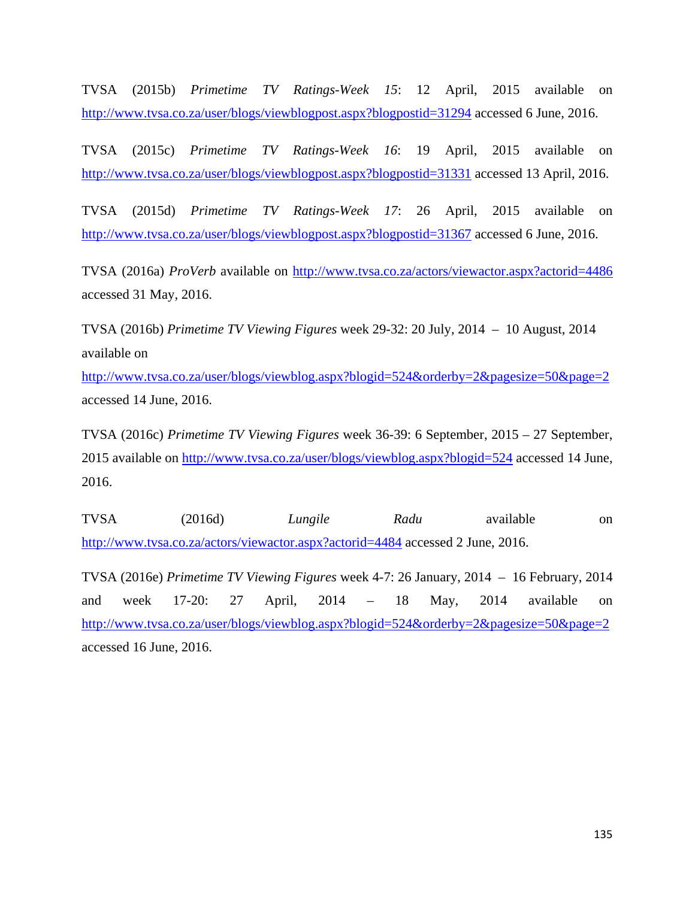TVSA (2015b) *Primetime TV Ratings-Week 15*: 12 April, 2015 available on http://www.tvsa.co.za/user/blogs/viewblogpost.aspx?blogpostid=31294 accessed 6 June, 2016.

TVSA (2015c) *Primetime TV Ratings-Week 16*: 19 April, 2015 available on http://www.tvsa.co.za/user/blogs/viewblogpost.aspx?blogpostid=31331 accessed 13 April, 2016.

TVSA (2015d) *Primetime TV Ratings-Week 17*: 26 April, 2015 available on http://www.tvsa.co.za/user/blogs/viewblogpost.aspx?blogpostid=31367 accessed 6 June, 2016.

TVSA (2016a) *ProVerb* available on http://www.tvsa.co.za/actors/viewactor.aspx?actorid=4486 accessed 31 May, 2016.

TVSA (2016b) *Primetime TV Viewing Figures* week 29-32: 20 July, 2014 – 10 August, 2014 available on http://www.tvsa.co.za/user/blogs/viewblog.aspx?blogid=524&orderby=2&pagesize=50&page=2 accessed 14 June, 2016.

TVSA (2016c) *Primetime TV Viewing Figures* week 36-39: 6 September, 2015 – 27 September, 2015 available on http://www.tvsa.co.za/user/blogs/viewblog.aspx?blogid=524 accessed 14 June, 2016.

TVSA (2016d) *Lungile Radu* available on http://www.tvsa.co.za/actors/viewactor.aspx?actorid=4484 accessed 2 June, 2016.

TVSA (2016e) *Primetime TV Viewing Figures* week 4-7: 26 January, 2014 – 16 February, 2014 and week 17-20: 27 April, 2014 – 18 May, 2014 available on http://www.tvsa.co.za/user/blogs/viewblog.aspx?blogid=524&orderby=2&pagesize=50&page=2 accessed 16 June, 2016.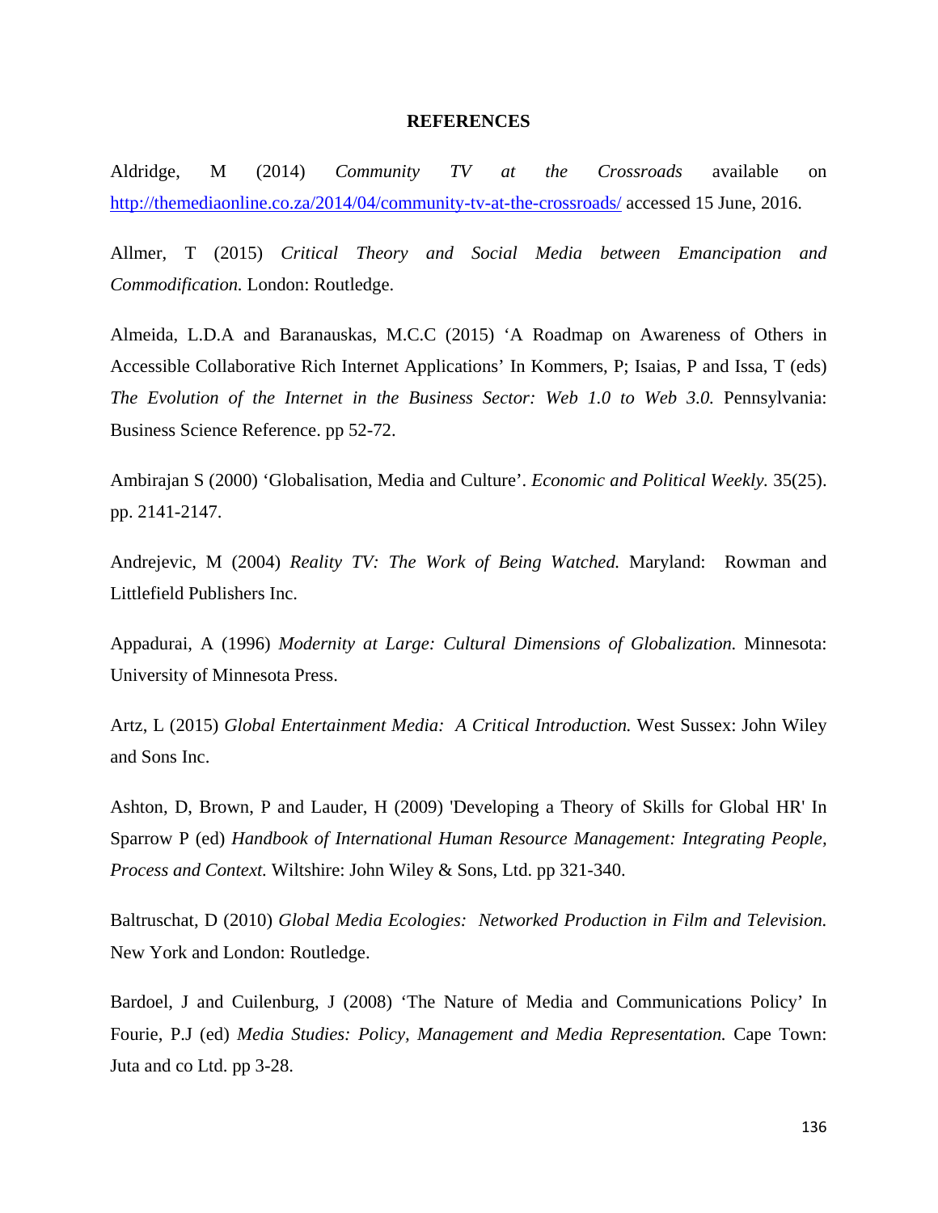# REFERENCES

Aldridge, M (2014) *Community TV at the Crossroads* available on http://themediaonline.co.za/2014/04/community-tv-at-the-crossroads/ accessed 15 June, 2016.

Allmer, T (2015) *Critical Theory and Social Media between Emancipation and Commodification.* London: Routledge.

Almeida, L.D.A and Baranauskas, M.C.C (2015) 'A Roadmap on Awareness of Others in Accessible Collaborative Rich Internet Applications' In Kommers, P; Isaias, P and Issa, T (eds) *The Evolution of the Internet in the Business Sector: Web 1.0 to Web 3.0.* Pennsylvania: Business Science Reference. pp 52-72.

Ambirajan S (2000) 'Globalisation, Media and Culture'. *Economic and Political Weekly.* 35(25). pp. 2141-2147.

Andrejevic, M (2004) *Reality TV: The Work of Being Watched.* Maryland: Rowman and Littlefield Publishers Inc.

Appadurai, A (1996) *Modernity at Large: Cultural Dimensions of Globalization.* Minnesota: University of Minnesota Press.

Artz, L (2015) *Global Entertainment Media: A Critical Introduction.* West Sussex: John Wiley and Sons Inc.

Ashton, D, Brown, P and Lauder, H (2009) 'Developing a Theory of Skills for Global HR' In Sparrow P (ed) *Handbook of International Human Resource Management: Integrating People, Process and Context.* Wiltshire: John Wiley & Sons, Ltd. pp 321-340.

Baltruschat, D (2010) *Global Media Ecologies: Networked Production in Film and Television.* New York and London: Routledge.

Bardoel, J and Cuilenburg, J (2008) 'The Nature of Media and Communications Policy' In Fourie, P.J (ed) *Media Studies: Policy, Management and Media Representation.* Cape Town: Juta and co Ltd. pp 3-28.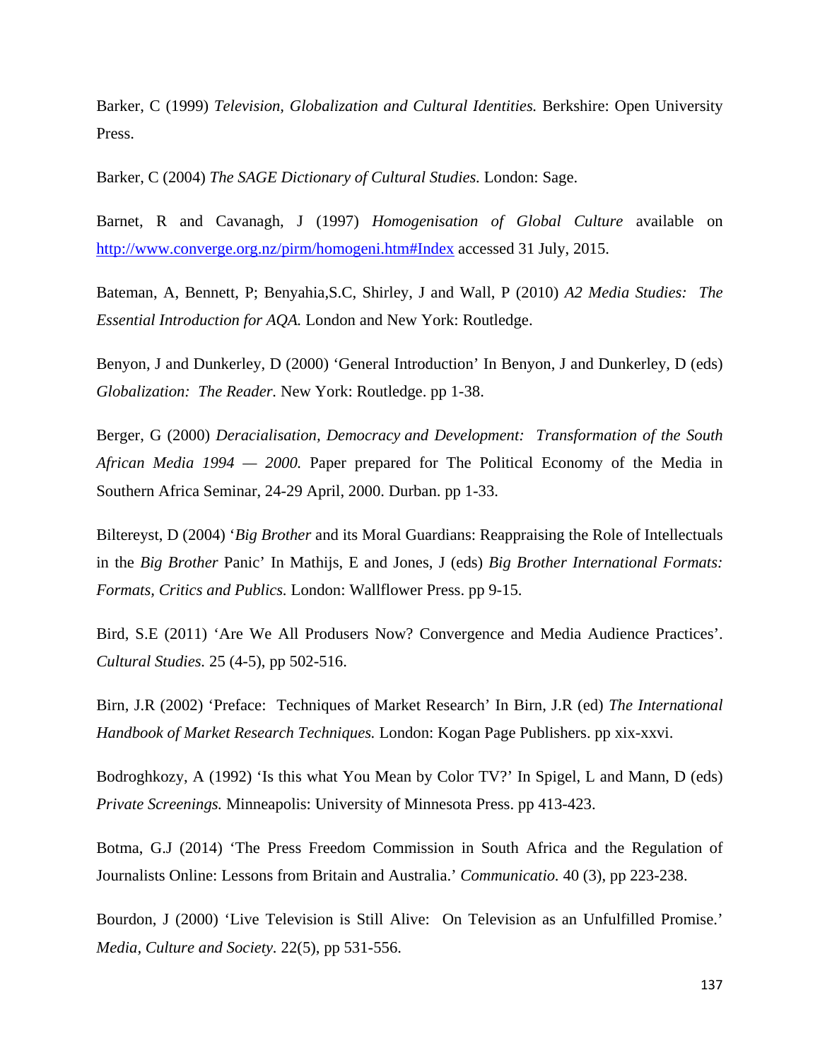Barker, C (1999) *Television, Globalization and Cultural Identities.* Berkshire: Open University Press.

Barker, C (2004) *The SAGE Dictionary of Cultural Studies.* London: Sage.

Barnet, R and Cavanagh, J (1997) *Homogenisation of Global Culture* available on http://www.converge.org.nz/pirm/homogeni.htm#Index accessed 31 July, 2015.

Bateman, A, Bennett, P; Benyahia,S.C, Shirley, J and Wall, P (2010) *A2 Media Studies: The Essential Introduction for AQA.* London and New York: Routledge.

Benyon, J and Dunkerley, D (2000) 'General Introduction' In Benyon, J and Dunkerley, D (eds) *Globalization: The Reader.* New York: Routledge. pp 1-38.

Berger, G (2000) *Deracialisation, Democracy and Development: Transformation of the South African Media 1994 — 2000.* Paper prepared for The Political Economy of the Media in Southern Africa Seminar, 24-29 April, 2000. Durban. pp 1-33.

Biltereyst, D (2004) '*Big Brother* and its Moral Guardians: Reappraising the Role of Intellectuals in the *Big Brother* Panic' In Mathijs, E and Jones, J (eds) *Big Brother International Formats: Formats, Critics and Publics.* London: Wallflower Press. pp 9-15.

Bird, S.E (2011) 'Are We All Produsers Now? Convergence and Media Audience Practices'. *Cultural Studies.* 25 (4-5), pp 502-516.

Birn, J.R (2002) 'Preface: Techniques of Market Research' In Birn, J.R (ed) *The International Handbook of Market Research Techniques.* London: Kogan Page Publishers. pp xix-xxvi.

Bodroghkozy, A (1992) 'Is this what You Mean by Color TV?' In Spigel, L and Mann, D (eds) *Private Screenings.* Minneapolis: University of Minnesota Press. pp 413-423.

Botma, G.J (2014) 'The Press Freedom Commission in South Africa and the Regulation of Journalists Online: Lessons from Britain and Australia.' *Communicatio.* 40 (3), pp 223-238.

Bourdon, J (2000) 'Live Television is Still Alive: On Television as an Unfulfilled Promise.' *Media, Culture and Society*. 22(5), pp 531-556.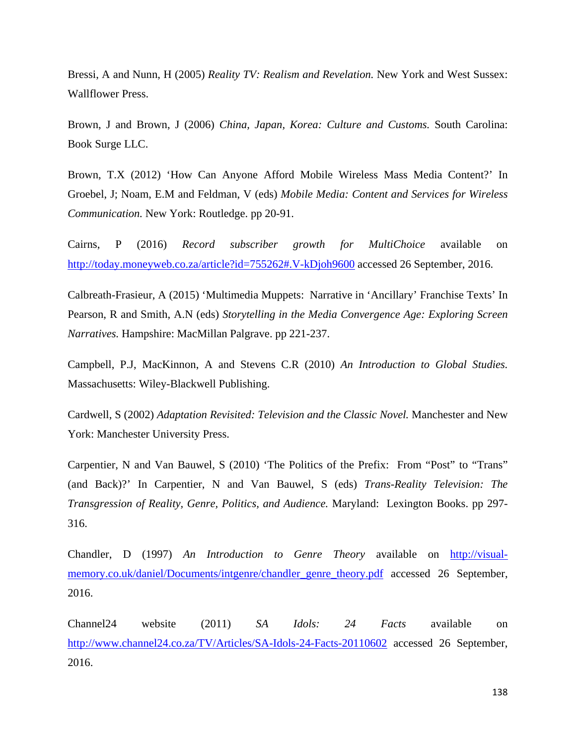Bressi, A and Nunn, H (2005) *Reality TV: Realism and Revelation.* New York and West Sussex: Wallflower Press.

Brown, J and Brown, J (2006) *China, Japan, Korea: Culture and Customs.* South Carolina: Book Surge LLC.

Brown, T.X (2012) 'How Can Anyone Afford Mobile Wireless Mass Media Content?' In Groebel, J; Noam, E.M and Feldman, V (eds) *Mobile Media: Content and Services for Wireless Communication.* New York: Routledge. pp 20-91.

Cairns, P (2016) *Record subscriber growth for MultiChoice* available on http://today.moneyweb.co.za/article?id=755262#.V-kDjoh9600 accessed 26 September, 2016.

Calbreath-Frasieur, A (2015) 'Multimedia Muppets: Narrative in 'Ancillary' Franchise Texts' In Pearson, R and Smith, A.N (eds) *Storytelling in the Media Convergence Age: Exploring Screen Narratives.* Hampshire: MacMillan Palgrave. pp 221-237.

Campbell, P.J, MacKinnon, A and Stevens C.R (2010) *An Introduction to Global Studies.* Massachusetts: Wiley-Blackwell Publishing.

Cardwell, S (2002) *Adaptation Revisited: Television and the Classic Novel.* Manchester and New York: Manchester University Press.

Carpentier, N and Van Bauwel, S (2010) 'The Politics of the Prefix: From "Post" to "Trans" (and Back)?' In Carpentier, N and Van Bauwel, S (eds) *Trans-Reality Television: The Transgression of Reality, Genre, Politics, and Audience.* Maryland: Lexington Books. pp 297-316.

Chandler, D (1997) *An Introduction to Genre Theory* available on http://visual-memory.co.uk/daniel/Documents/intgenre/chandler_genre_theory.pdf accessed 26 September, 2016.

Channel24 website (2011) *SA Idols: 24 Facts* available on http://www.channel24.co.za/TV/Articles/SA-Idols-24-Facts-20110602 accessed 26 September, 2016.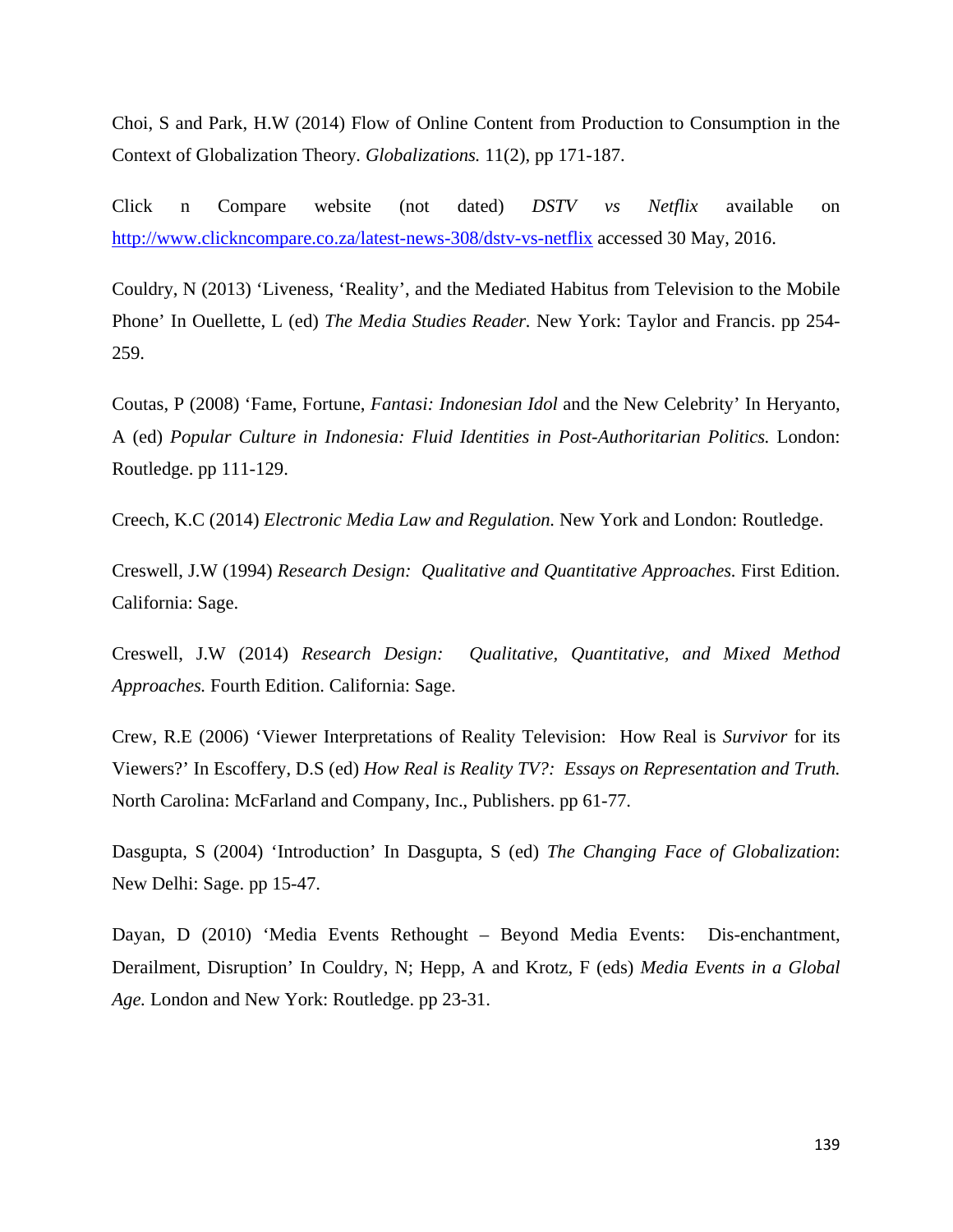Choi, S and Park, H.W (2014) Flow of Online Content from Production to Consumption in the Context of Globalization Theory. *Globalizations.* 11(2), pp 171-187.

Click n Compare website (not dated) *DSTV vs Netflix* available on http://www.clickncompare.co.za/latest-news-308/dstv-vs-netflix accessed 30 May, 2016.

Couldry, N (2013) 'Liveness, 'Reality', and the Mediated Habitus from Television to the Mobile Phone' In Ouellette, L (ed) *The Media Studies Reader.* New York: Taylor and Francis. pp 254-259.

Coutas, P (2008) 'Fame, Fortune, *Fantasi: Indonesian Idol* and the New Celebrity' In Heryanto, A (ed) *Popular Culture in Indonesia: Fluid Identities in Post-Authoritarian Politics.* London: Routledge. pp 111-129.

Creech, K.C (2014) *Electronic Media Law and Regulation.* New York and London: Routledge.

Creswell, J.W (1994) *Research Design: Qualitative and Quantitative Approaches.* First Edition. California: Sage.

Creswell, J.W (2014) *Research Design: Qualitative, Quantitative, and Mixed Method Approaches.* Fourth Edition. California: Sage.

Crew, R.E (2006) 'Viewer Interpretations of Reality Television: How Real is *Survivor* for its Viewers?' In Escoffery, D.S (ed) *How Real is Reality TV?: Essays on Representation and Truth.* North Carolina: McFarland and Company, Inc., Publishers. pp 61-77.

Dasgupta, S (2004) 'Introduction' In Dasgupta, S (ed) *The Changing Face of Globalization*: New Delhi: Sage. pp 15-47.

Dayan, D (2010) 'Media Events Rethought – Beyond Media Events: Dis-enchantment, Derailment, Disruption' In Couldry, N; Hepp, A and Krotz, F (eds) *Media Events in a Global Age.* London and New York: Routledge. pp 23-31.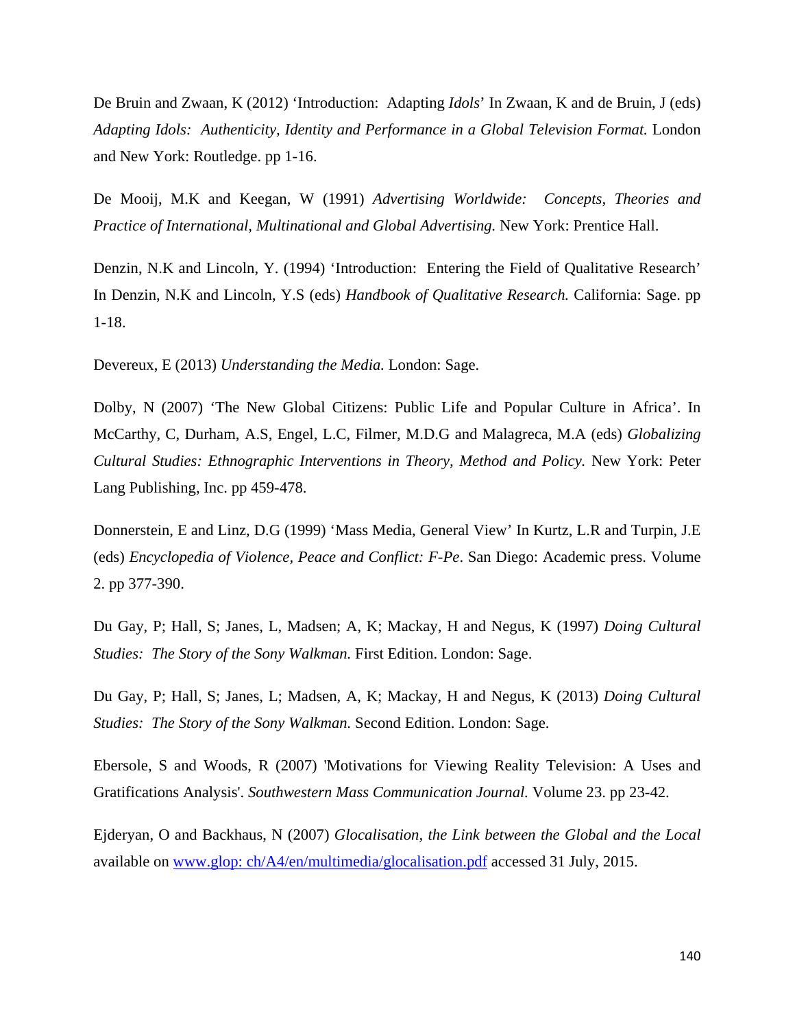De Bruin and Zwaan, K (2012) ‘Introduction: Adapting *Idols*’ In Zwaan, K and de Bruin, J (eds) *Adapting Idols: Authenticity, Identity and Performance in a Global Television Format.* London and New York: Routledge. pp 1-16.

De Mooij, M.K and Keegan, W (1991) *Advertising Worldwide: Concepts, Theories and Practice of International, Multinational and Global Advertising.* New York: Prentice Hall.

Denzin, N.K and Lincoln, Y. (1994) ‘Introduction: Entering the Field of Qualitative Research’ In Denzin, N.K and Lincoln, Y.S (eds) *Handbook of Qualitative Research.* California: Sage. pp 1-18.

Devereux, E (2013) *Understanding the Media.* London: Sage.

Dolby, N (2007) ‘The New Global Citizens: Public Life and Popular Culture in Africa’. In McCarthy, C, Durham, A.S, Engel, L.C, Filmer, M.D.G and Malagreca, M.A (eds) *Globalizing Cultural Studies: Ethnographic Interventions in Theory, Method and Policy.* New York: Peter Lang Publishing, Inc. pp 459-478.

Donnerstein, E and Linz, D.G (1999) ‘Mass Media, General View’ In Kurtz, L.R and Turpin, J.E (eds) *Encyclopedia of Violence, Peace and Conflict: F-Pe*. San Diego: Academic press. Volume 2. pp 377-390.

Du Gay, P; Hall, S; Janes, L, Madsen; A, K; Mackay, H and Negus, K (1997) *Doing Cultural Studies: The Story of the Sony Walkman.* First Edition. London: Sage.

Du Gay, P; Hall, S; Janes, L; Madsen, A, K; Mackay, H and Negus, K (2013) *Doing Cultural Studies: The Story of the Sony Walkman.* Second Edition. London: Sage.

Ebersole, S and Woods, R (2007) 'Motivations for Viewing Reality Television: A Uses and Gratifications Analysis'. *Southwestern Mass Communication Journal.* Volume 23. pp 23-42.

Ejderyan, O and Backhaus, N (2007) *Glocalisation, the Link between the Global and the Local* available on [www.glop: ch/A4/en/multimedia/glocalisation.pdf](www.glop: ch/A4/en/multimedia/glocalisation.pdf) accessed 31 July, 2015.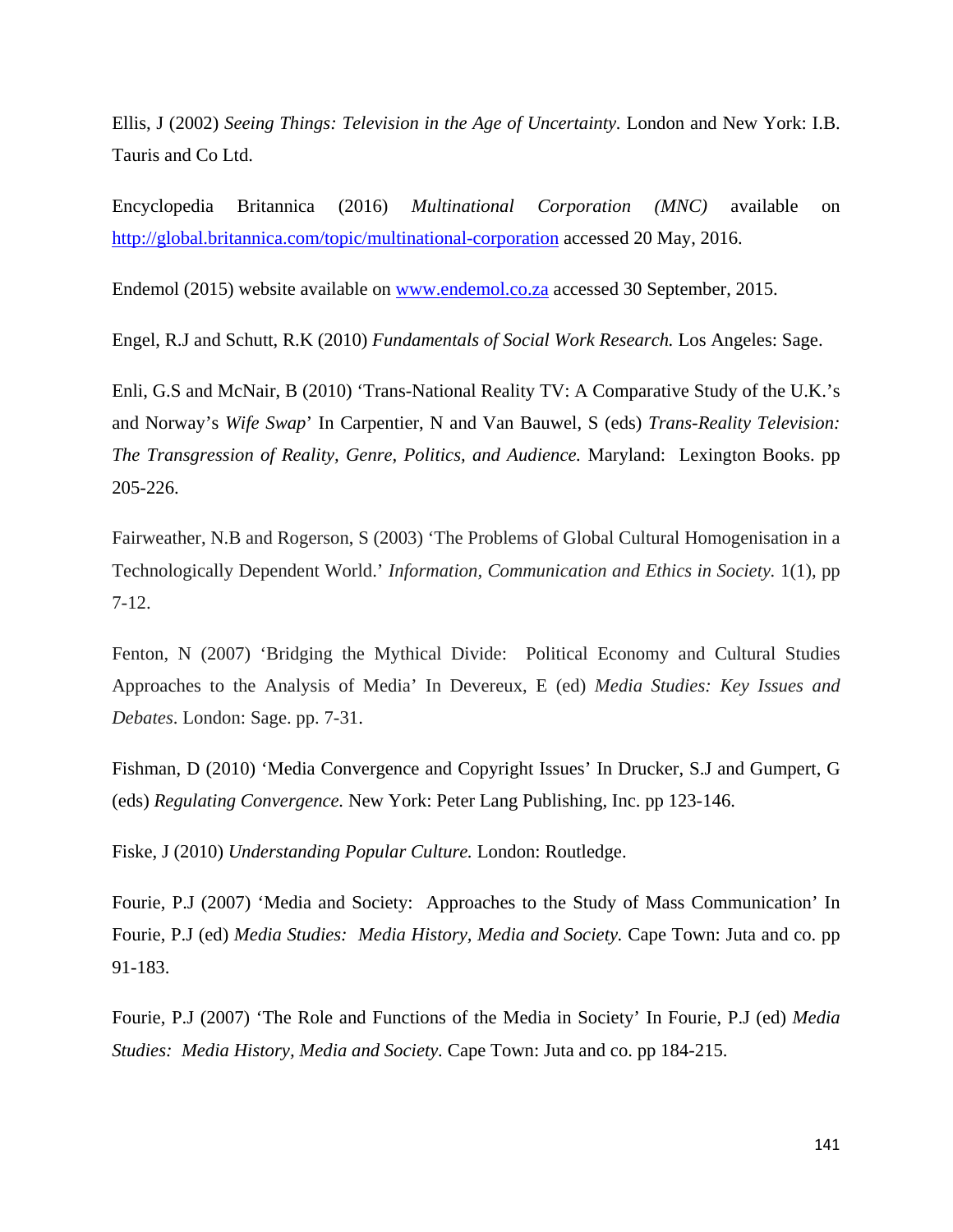Ellis, J (2002) *Seeing Things: Television in the Age of Uncertainty*. London and New York: I.B. Tauris and Co Ltd.

Encyclopedia Britannica (2016) *Multinational Corporation (MNC)* available on [http://global.britannica.com/topic/multinational-corporation](http://global.britannica.com/topic/multinational-corporation) accessed 20 May, 2016.

Endemol (2015) website available on [www.endemol.co.za](www.endemol.co.za) accessed 30 September, 2015.

Engel, R.J and Schutt, R.K (2010) *Fundamentals of Social Work Research.* Los Angeles: Sage.

Enli, G.S and McNair, B (2010) 'Trans-National Reality TV: A Comparative Study of the U.K.'s and Norway's *Wife Swap*' In Carpentier, N and Van Bauwel, S (eds) *Trans-Reality Television: The Transgression of Reality, Genre, Politics, and Audience.* Maryland: Lexington Books. pp 205-226.

Fairweather, N.B and Rogerson, S (2003) 'The Problems of Global Cultural Homogenisation in a Technologically Dependent World.' *Information, Communication and Ethics in Society.* 1(1), pp 7-12.

Fenton, N (2007) 'Bridging the Mythical Divide: Political Economy and Cultural Studies Approaches to the Analysis of Media' In Devereux, E (ed) *Media Studies: Key Issues and Debates*. London: Sage. pp. 7-31.

Fishman, D (2010) 'Media Convergence and Copyright Issues' In Drucker, S.J and Gumpert, G (eds) *Regulating Convergence.* New York: Peter Lang Publishing, Inc. pp 123-146.

Fiske, J (2010) *Understanding Popular Culture.* London: Routledge.

Fourie, P.J (2007) 'Media and Society: Approaches to the Study of Mass Communication' In Fourie, P.J (ed) *Media Studies: Media History, Media and Society.* Cape Town: Juta and co. pp 91-183.

Fourie, P.J (2007) 'The Role and Functions of the Media in Society' In Fourie, P.J (ed) *Media Studies: Media History, Media and Society.* Cape Town: Juta and co. pp 184-215.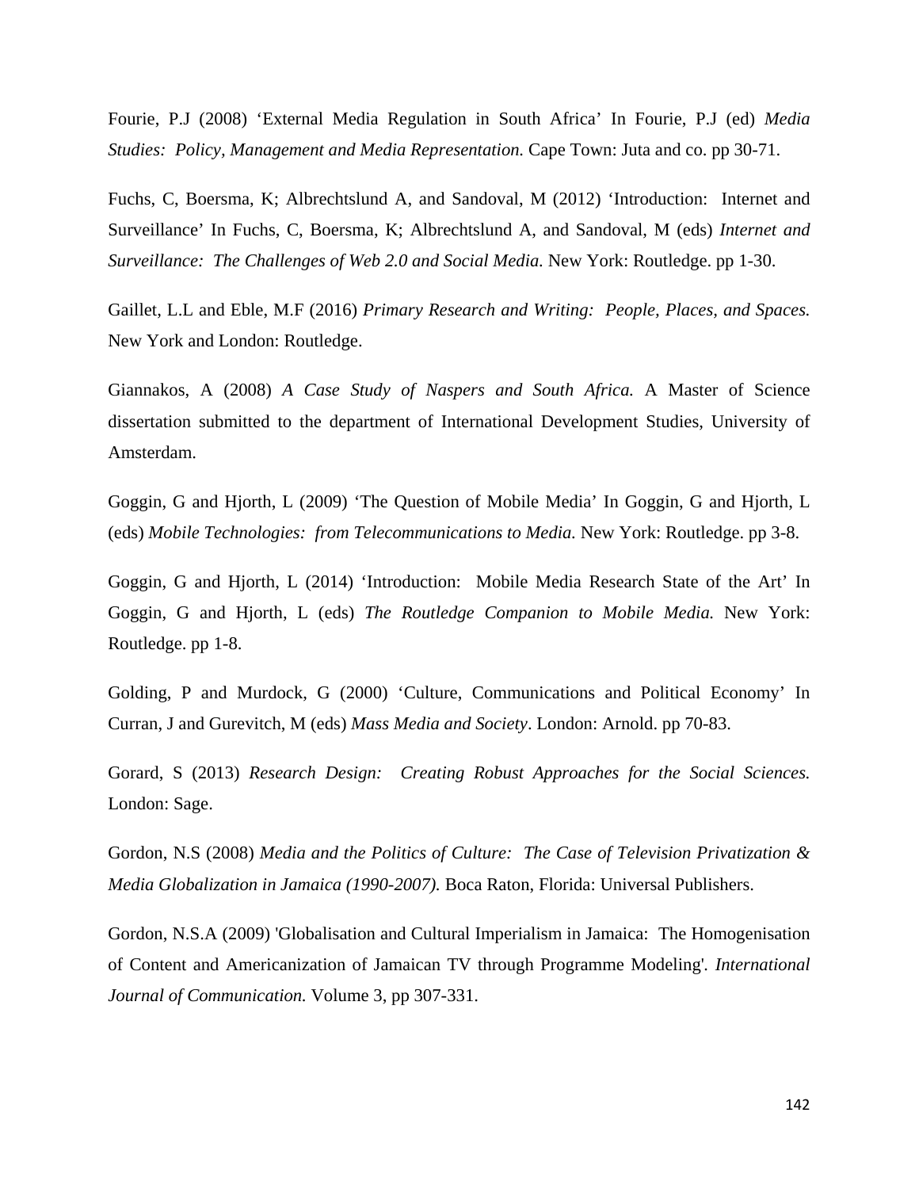Fourie, P.J (2008) 'External Media Regulation in South Africa' In Fourie, P.J (ed) *Media Studies: Policy, Management and Media Representation.* Cape Town: Juta and co. pp 30-71.

Fuchs, C, Boersma, K; Albrechtslund A, and Sandoval, M (2012) 'Introduction: Internet and Surveillance' In Fuchs, C, Boersma, K; Albrechtslund A, and Sandoval, M (eds) *Internet and Surveillance: The Challenges of Web 2.0 and Social Media.* New York: Routledge. pp 1-30.

Gaillet, L.L and Eble, M.F (2016) *Primary Research and Writing: People, Places, and Spaces.* New York and London: Routledge.

Giannakos, A (2008) *A Case Study of Naspers and South Africa.* A Master of Science dissertation submitted to the department of International Development Studies, University of Amsterdam.

Goggin, G and Hjorth, L (2009) 'The Question of Mobile Media' In Goggin, G and Hjorth, L (eds) *Mobile Technologies: from Telecommunications to Media.* New York: Routledge. pp 3-8.

Goggin, G and Hjorth, L (2014) 'Introduction: Mobile Media Research State of the Art' In Goggin, G and Hjorth, L (eds) *The Routledge Companion to Mobile Media.* New York: Routledge. pp 1-8.

Golding, P and Murdock, G (2000) 'Culture, Communications and Political Economy' In Curran, J and Gurevitch, M (eds) *Mass Media and Society*. London: Arnold. pp 70-83.

Gorard, S (2013) *Research Design: Creating Robust Approaches for the Social Sciences.* London: Sage.

Gordon, N.S (2008) *Media and the Politics of Culture: The Case of Television Privatization & Media Globalization in Jamaica (1990-2007).* Boca Raton, Florida: Universal Publishers.

Gordon, N.S.A (2009) 'Globalisation and Cultural Imperialism in Jamaica: The Homogenisation of Content and Americanization of Jamaican TV through Programme Modeling'. *International Journal of Communication.* Volume 3, pp 307-331.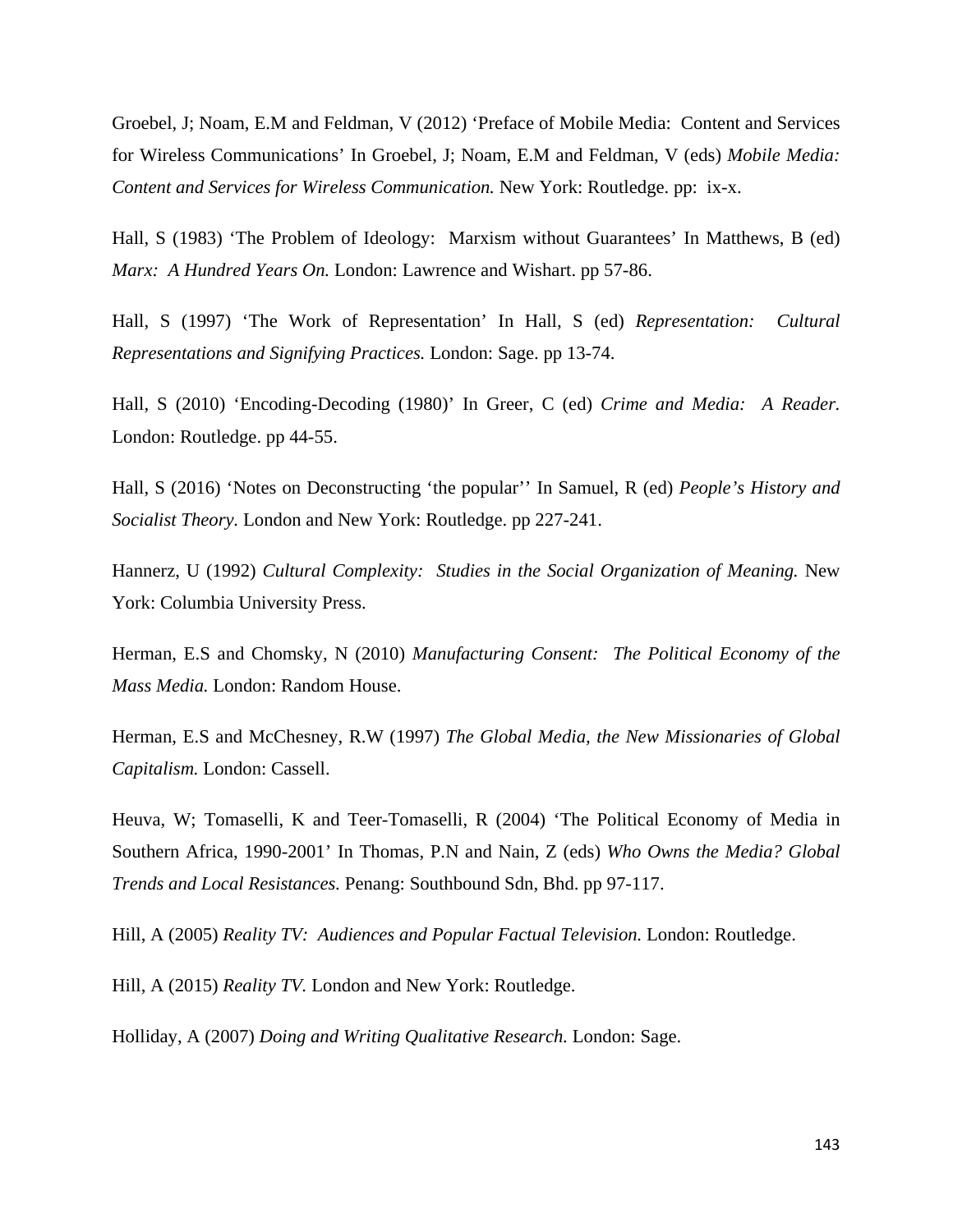Groebel, J; Noam, E.M and Feldman, V (2012) 'Preface of Mobile Media: Content and Services for Wireless Communications' In Groebel, J; Noam, E.M and Feldman, V (eds) *Mobile Media: Content and Services for Wireless Communication.* New York: Routledge. pp: ix-x.

Hall, S (1983) 'The Problem of Ideology: Marxism without Guarantees' In Matthews, B (ed) *Marx: A Hundred Years On.* London: Lawrence and Wishart. pp 57-86.

Hall, S (1997) 'The Work of Representation' In Hall, S (ed) *Representation: Cultural Representations and Signifying Practices.* London: Sage. pp 13-74.

Hall, S (2010) 'Encoding-Decoding (1980)' In Greer, C (ed) *Crime and Media: A Reader.* London: Routledge. pp 44-55.

Hall, S (2016) 'Notes on Deconstructing 'the popular'' In Samuel, R (ed) *People's History and Socialist Theory.* London and New York: Routledge. pp 227-241.

Hannerz, U (1992) *Cultural Complexity: Studies in the Social Organization of Meaning.* New York: Columbia University Press.

Herman, E.S and Chomsky, N (2010) *Manufacturing Consent: The Political Economy of the Mass Media.* London: Random House.

Herman, E.S and McChesney, R.W (1997) *The Global Media, the New Missionaries of Global Capitalism.* London: Cassell.

Heuva, W; Tomaselli, K and Teer-Tomaselli, R (2004) 'The Political Economy of Media in Southern Africa, 1990-2001' In Thomas, P.N and Nain, Z (eds) *Who Owns the Media? Global Trends and Local Resistances.* Penang: Southbound Sdn, Bhd. pp 97-117.

Hill, A (2005) *Reality TV: Audiences and Popular Factual Television.* London: Routledge.

Hill, A (2015) *Reality TV.* London and New York: Routledge.

Holliday, A (2007) *Doing and Writing Qualitative Research.* London: Sage.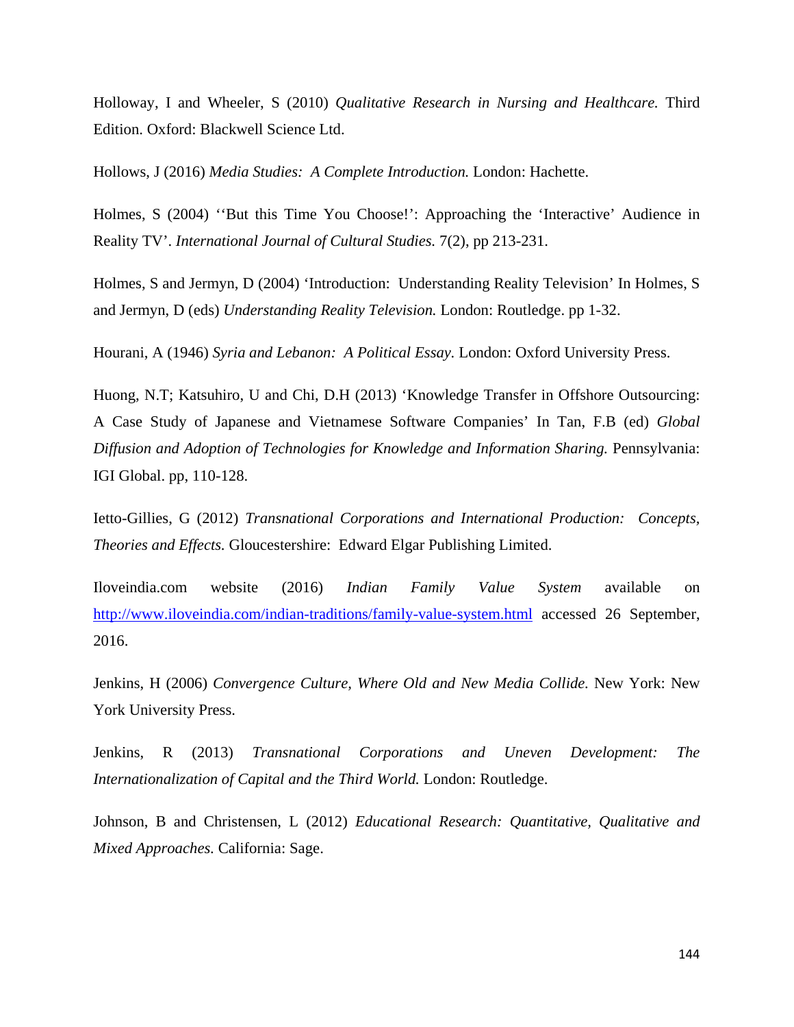Holloway, I and Wheeler, S (2010) *Qualitative Research in Nursing and Healthcare.* Third Edition. Oxford: Blackwell Science Ltd.

Hollows, J (2016) *Media Studies: A Complete Introduction.* London: Hachette.

Holmes, S (2004) ''But this Time You Choose!': Approaching the 'Interactive' Audience in Reality TV'. *International Journal of Cultural Studies.* 7(2), pp 213-231.

Holmes, S and Jermyn, D (2004) 'Introduction: Understanding Reality Television' In Holmes, S and Jermyn, D (eds) *Understanding Reality Television.* London: Routledge. pp 1-32.

Hourani, A (1946) *Syria and Lebanon: A Political Essay.* London: Oxford University Press.

Huong, N.T; Katsuhiro, U and Chi, D.H (2013) 'Knowledge Transfer in Offshore Outsourcing: A Case Study of Japanese and Vietnamese Software Companies' In Tan, F.B (ed) *Global Diffusion and Adoption of Technologies for Knowledge and Information Sharing.* Pennsylvania: IGI Global. pp, 110-128.

Ietto-Gillies, G (2012) *Transnational Corporations and International Production: Concepts, Theories and Effects.* Gloucestershire: Edward Elgar Publishing Limited.

Iloveindia.com website (2016) *Indian Family Value System* available on http://www.iloveindia.com/indian-traditions/family-value-system.html accessed 26 September, 2016.

Jenkins, H (2006) *Convergence Culture, Where Old and New Media Collide.* New York: New York University Press.

Jenkins, R (2013) *Transnational Corporations and Uneven Development: The Internationalization of Capital and the Third World.* London: Routledge.

Johnson, B and Christensen, L (2012) *Educational Research: Quantitative, Qualitative and Mixed Approaches.* California: Sage.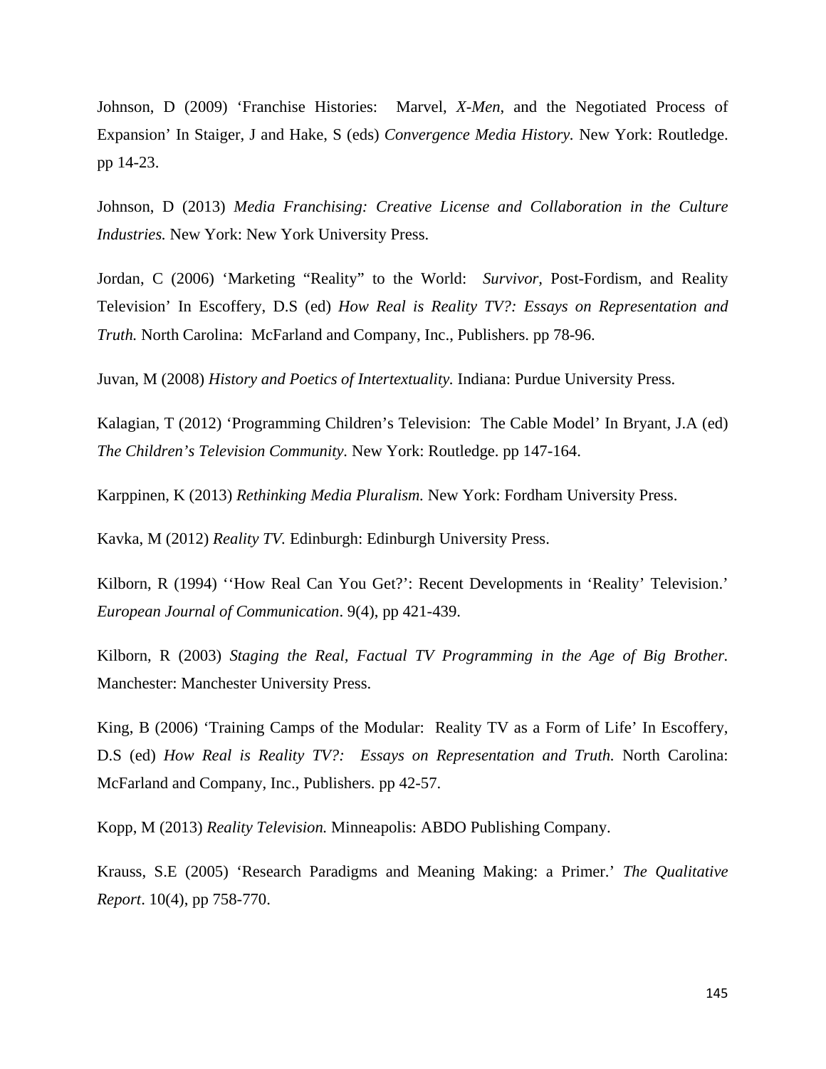Johnson, D (2009) ‘Franchise Histories: Marvel, *X-Men*, and the Negotiated Process of Expansion’ In Staiger, J and Hake, S (eds) *Convergence Media History.* New York: Routledge. pp 14-23.

Johnson, D (2013) *Media Franchising: Creative License and Collaboration in the Culture Industries.* New York: New York University Press.

Jordan, C (2006) ‘Marketing “Reality” to the World: *Survivor*, Post-Fordism, and Reality Television’ In Escoffery, D.S (ed) *How Real is Reality TV?: Essays on Representation and Truth.* North Carolina: McFarland and Company, Inc., Publishers. pp 78-96.

Juvan, M (2008) *History and Poetics of Intertextuality.* Indiana: Purdue University Press.

Kalagian, T (2012) ‘Programming Children’s Television: The Cable Model’ In Bryant, J.A (ed) *The Children’s Television Community*. New York: Routledge. pp 147-164.

Karppinen, K (2013) *Rethinking Media Pluralism.* New York: Fordham University Press.

Kavka, M (2012) *Reality TV.* Edinburgh: Edinburgh University Press.

Kilborn, R (1994) ‘‘How Real Can You Get?’: Recent Developments in ‘Reality’ Television.’ *European Journal of Communication*. 9(4), pp 421-439.

Kilborn, R (2003) *Staging the Real, Factual TV Programming in the Age of Big Brother.* Manchester: Manchester University Press.

King, B (2006) ‘Training Camps of the Modular: Reality TV as a Form of Life’ In Escoffery, D.S (ed) *How Real is Reality TV?: Essays on Representation and Truth.* North Carolina: McFarland and Company, Inc., Publishers. pp 42-57.

Kopp, M (2013) *Reality Television.* Minneapolis: ABDO Publishing Company.

Krauss, S.E (2005) ‘Research Paradigms and Meaning Making: a Primer.’ *The Qualitative Report*. 10(4), pp 758-770.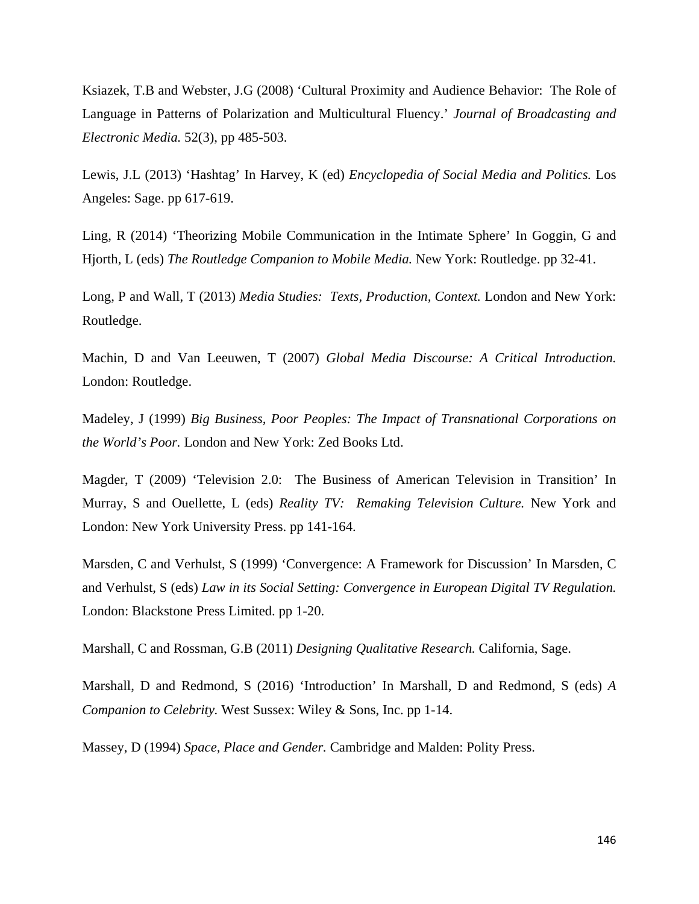Ksiazek, T.B and Webster, J.G (2008) 'Cultural Proximity and Audience Behavior: The Role of Language in Patterns of Polarization and Multicultural Fluency.' *Journal of Broadcasting and Electronic Media.* 52(3), pp 485-503.

Lewis, J.L (2013) 'Hashtag' In Harvey, K (ed) *Encyclopedia of Social Media and Politics.* Los Angeles: Sage. pp 617-619.

Ling, R (2014) 'Theorizing Mobile Communication in the Intimate Sphere' In Goggin, G and Hjorth, L (eds) *The Routledge Companion to Mobile Media.* New York: Routledge. pp 32-41.

Long, P and Wall, T (2013) *Media Studies: Texts, Production, Context.* London and New York: Routledge.

Machin, D and Van Leeuwen, T (2007) *Global Media Discourse: A Critical Introduction.* London: Routledge.

Madeley, J (1999) *Big Business, Poor Peoples: The Impact of Transnational Corporations on the World's Poor.* London and New York: Zed Books Ltd.

Magder, T (2009) 'Television 2.0: The Business of American Television in Transition' In Murray, S and Ouellette, L (eds) *Reality TV: Remaking Television Culture.* New York and London: New York University Press. pp 141-164.

Marsden, C and Verhulst, S (1999) 'Convergence: A Framework for Discussion' In Marsden, C and Verhulst, S (eds) *Law in its Social Setting: Convergence in European Digital TV Regulation.* London: Blackstone Press Limited. pp 1-20.

Marshall, C and Rossman, G.B (2011) *Designing Qualitative Research.* California, Sage.

Marshall, D and Redmond, S (2016) 'Introduction' In Marshall, D and Redmond, S (eds) *A Companion to Celebrity.* West Sussex: Wiley & Sons, Inc. pp 1-14.

Massey, D (1994) *Space, Place and Gender.* Cambridge and Malden: Polity Press.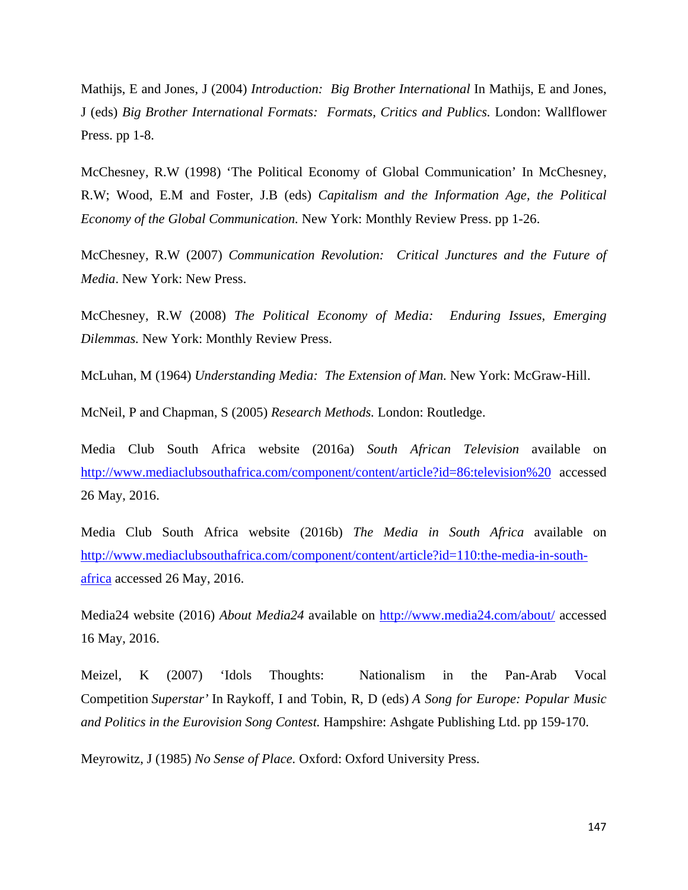Mathijs, E and Jones, J (2004) *Introduction: Big Brother International* In Mathijs, E and Jones, J (eds) *Big Brother International Formats: Formats, Critics and Publics.* London: Wallflower Press. pp 1-8.

McChesney, R.W (1998) 'The Political Economy of Global Communication' In McChesney, R.W; Wood, E.M and Foster, J.B (eds) *Capitalism and the Information Age, the Political Economy of the Global Communication.* New York: Monthly Review Press. pp 1-26.

McChesney, R.W (2007) *Communication Revolution: Critical Junctures and the Future of Media*. New York: New Press.

McChesney, R.W (2008) *The Political Economy of Media: Enduring Issues, Emerging Dilemmas.* New York: Monthly Review Press.

McLuhan, M (1964) *Understanding Media: The Extension of Man.* New York: McGraw-Hill.

McNeil, P and Chapman, S (2005) *Research Methods.* London: Routledge.

Media Club South Africa website (2016a) *South African Television* available on http://www.mediaclubsouthafrica.com/component/content/article?id=86:television%20 accessed 26 May, 2016.

Media Club South Africa website (2016b) *The Media in South Africa* available on http://www.mediaclubsouthafrica.com/component/content/article?id=110:the-media-in-south-africa accessed 26 May, 2016.

Media24 website (2016) *About Media24* available on http://www.media24.com/about/ accessed 16 May, 2016.

Meizel, K (2007) 'Idols Thoughts: Nationalism in the Pan-Arab Vocal Competition *Superstar'* In Raykoff, I and Tobin, R, D (eds) *A Song for Europe: Popular Music and Politics in the Eurovision Song Contest.* Hampshire: Ashgate Publishing Ltd. pp 159-170.

Meyrowitz, J (1985) *No Sense of Place.* Oxford: Oxford University Press.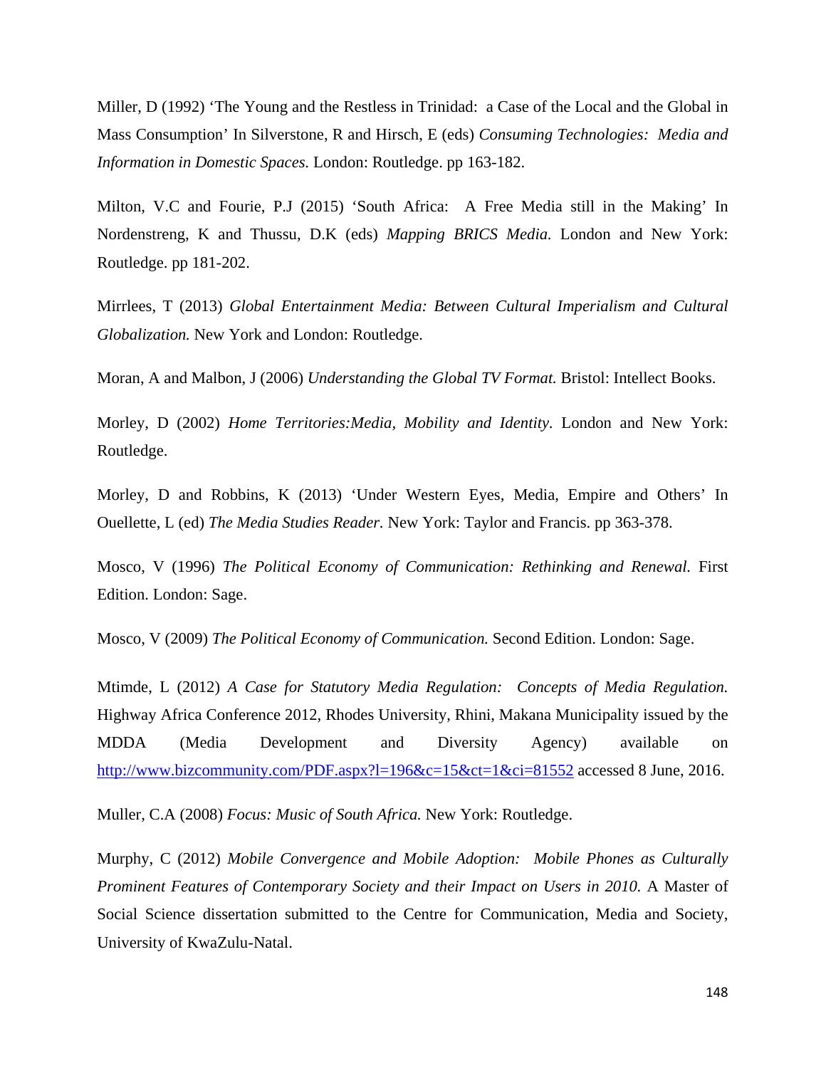Miller, D (1992) 'The Young and the Restless in Trinidad:  a Case of the Local and the Global in Mass Consumption' In Silverstone, R and Hirsch, E (eds) *Consuming Technologies:  Media and Information in Domestic Spaces.* London: Routledge. pp 163-182.

Milton, V.C and Fourie, P.J (2015) 'South Africa:  A Free Media still in the Making' In Nordenstreng, K and Thussu, D.K (eds) *Mapping BRICS Media.* London and New York: Routledge. pp 181-202.

Mirrlees, T (2013) *Global Entertainment Media: Between Cultural Imperialism and Cultural Globalization.* New York and London: Routledge.

Moran, A and Malbon, J (2006) *Understanding the Global TV Format.* Bristol: Intellect Books.

Morley, D (2002) *Home Territories:Media, Mobility and Identity.* London and New York: Routledge.

Morley, D and Robbins, K (2013) 'Under Western Eyes, Media, Empire and Others' In Ouellette, L (ed) *The Media Studies Reader.* New York: Taylor and Francis. pp 363-378.

Mosco, V (1996) *The Political Economy of Communication: Rethinking and Renewal.* First Edition. London: Sage.

Mosco, V (2009) *The Political Economy of Communication.* Second Edition. London: Sage.

Mtimde, L (2012) *A Case for Statutory Media Regulation:  Concepts of Media Regulation.* Highway Africa Conference 2012, Rhodes University, Rhini, Makana Municipality issued by the MDDA (Media Development and Diversity Agency) available on http://www.bizcommunity.com/PDF.aspx?l=196&c=15&ct=1&ci=81552 accessed 8 June, 2016.

Muller, C.A (2008) *Focus: Music of South Africa.* New York: Routledge.

Murphy, C (2012) *Mobile Convergence and Mobile Adoption:  Mobile Phones as Culturally Prominent Features of Contemporary Society and their Impact on Users in 2010.* A Master of Social Science dissertation submitted to the Centre for Communication, Media and Society, University of KwaZulu-Natal.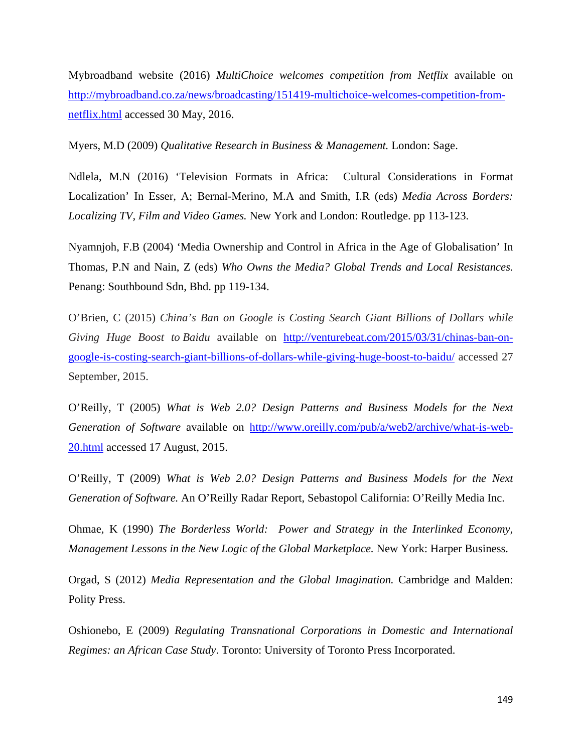Mybroadband website (2016) *MultiChoice welcomes competition from Netflix* available on [http://mybroadband.co.za/news/broadcasting/151419-multichoice-welcomes-competition-from-netflix.html](http://mybroadband.co.za/news/broadcasting/151419-multichoice-welcomes-competition-from-netflix.html) accessed 30 May, 2016.

Myers, M.D (2009) *Qualitative Research in Business & Management.* London: Sage.

Ndlela, M.N (2016) 'Television Formats in Africa: Cultural Considerations in Format Localization' In Esser, A; Bernal-Merino, M.A and Smith, I.R (eds) *Media Across Borders: Localizing TV, Film and Video Games.* New York and London: Routledge. pp 113-123.

Nyamnjoh, F.B (2004) 'Media Ownership and Control in Africa in the Age of Globalisation' In Thomas, P.N and Nain, Z (eds) *Who Owns the Media? Global Trends and Local Resistances.* Penang: Southbound Sdn, Bhd. pp 119-134.

O'Brien, C (2015) *China's Ban on Google is Costing Search Giant Billions of Dollars while Giving Huge Boost to Baidu* available on [http://venturebeat.com/2015/03/31/chinas-ban-on-google-is-costing-search-giant-billions-of-dollars-while-giving-huge-boost-to-baidu/](http://venturebeat.com/2015/03/31/chinas-ban-on-google-is-costing-search-giant-billions-of-dollars-while-giving-huge-boost-to-baidu/) accessed 27 September, 2015.

O'Reilly, T (2005) *What is Web 2.0? Design Patterns and Business Models for the Next Generation of Software* available on [http://www.oreilly.com/pub/a/web2/archive/what-is-web-20.html](http://www.oreilly.com/pub/a/web2/archive/what-is-web-20.html) accessed 17 August, 2015.

O'Reilly, T (2009) *What is Web 2.0? Design Patterns and Business Models for the Next Generation of Software.* An O'Reilly Radar Report, Sebastopol California: O'Reilly Media Inc.

Ohmae, K (1990) *The Borderless World: Power and Strategy in the Interlinked Economy, Management Lessons in the New Logic of the Global Marketplace*. New York: Harper Business.

Orgad, S (2012) *Media Representation and the Global Imagination.* Cambridge and Malden: Polity Press.

Oshionebo, E (2009) *Regulating Transnational Corporations in Domestic and International Regimes: an African Case Study*. Toronto: University of Toronto Press Incorporated.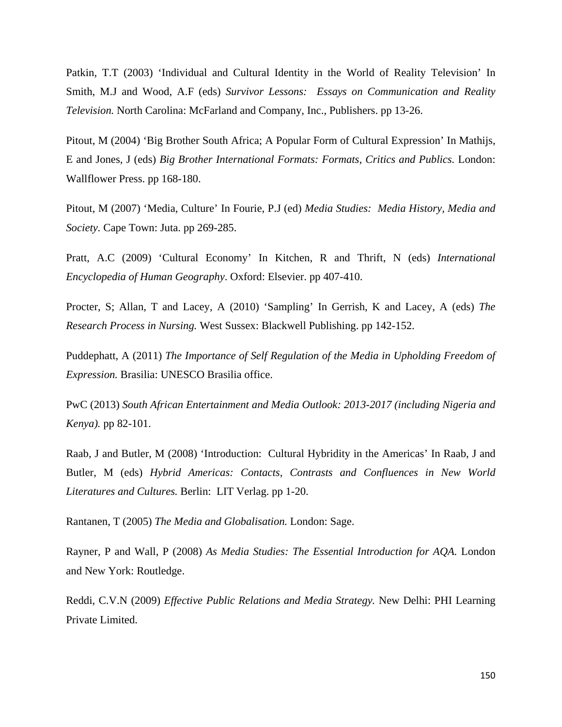Patkin, T.T (2003) 'Individual and Cultural Identity in the World of Reality Television' In Smith, M.J and Wood, A.F (eds) *Survivor Lessons: Essays on Communication and Reality Television.* North Carolina: McFarland and Company, Inc., Publishers. pp 13-26.

Pitout, M (2004) 'Big Brother South Africa; A Popular Form of Cultural Expression' In Mathijs, E and Jones, J (eds) *Big Brother International Formats: Formats, Critics and Publics.* London: Wallflower Press. pp 168-180.

Pitout, M (2007) 'Media, Culture' In Fourie, P.J (ed) *Media Studies: Media History, Media and Society.* Cape Town: Juta. pp 269-285.

Pratt, A.C (2009) 'Cultural Economy' In Kitchen, R and Thrift, N (eds) *International Encyclopedia of Human Geography*. Oxford: Elsevier. pp 407-410.

Procter, S; Allan, T and Lacey, A (2010) 'Sampling' In Gerrish, K and Lacey, A (eds) *The Research Process in Nursing.* West Sussex: Blackwell Publishing. pp 142-152.

Puddephatt, A (2011) *The Importance of Self Regulation of the Media in Upholding Freedom of Expression.* Brasilia: UNESCO Brasilia office.

PwC (2013) *South African Entertainment and Media Outlook: 2013-2017 (including Nigeria and Kenya).* pp 82-101.

Raab, J and Butler, M (2008) 'Introduction: Cultural Hybridity in the Americas' In Raab, J and Butler, M (eds) *Hybrid Americas: Contacts, Contrasts and Confluences in New World Literatures and Cultures.* Berlin: LIT Verlag. pp 1-20.

Rantanen, T (2005) *The Media and Globalisation.* London: Sage.

Rayner, P and Wall, P (2008) *As Media Studies: The Essential Introduction for AQA.* London and New York: Routledge.

Reddi, C.V.N (2009) *Effective Public Relations and Media Strategy.* New Delhi: PHI Learning Private Limited.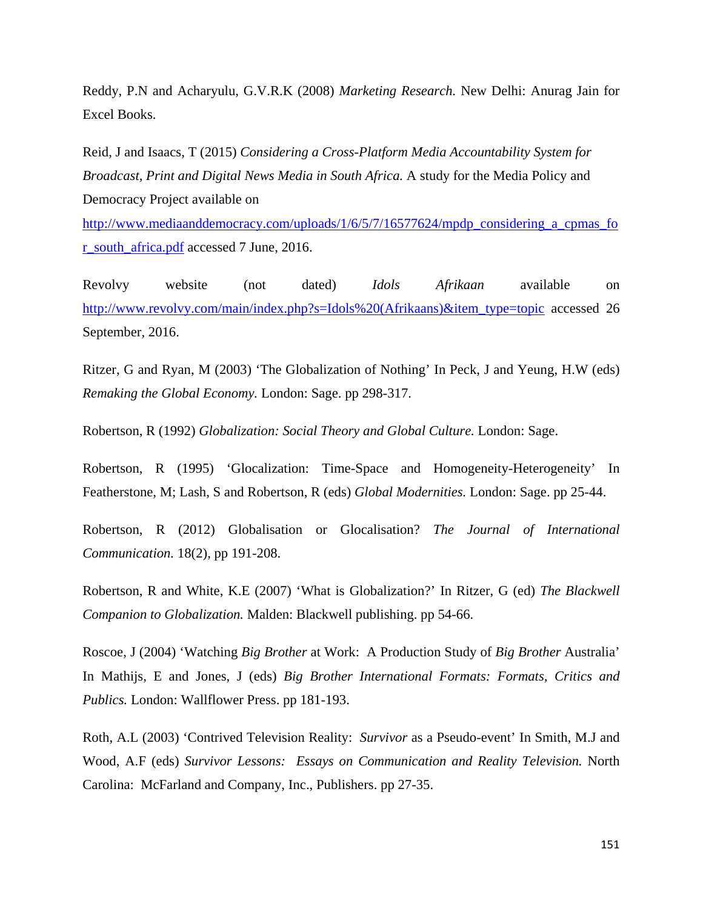Reddy, P.N and Acharyulu, G.V.R.K (2008) *Marketing Research.* New Delhi: Anurag Jain for Excel Books.

Reid, J and Isaacs, T (2015) *Considering a Cross-Platform Media Accountability System for Broadcast, Print and Digital News Media in South Africa.* A study for the Media Policy and Democracy Project available on http://www.mediaanddemocracy.com/uploads/1/6/5/7/16577624/mpdp_considering_a_cpmas_for_south_africa.pdf accessed 7 June, 2016.

Revolvy website (not dated) *Idols Afrikaan* available on http://www.revolvy.com/main/index.php?s=Idols%20(Afrikaans)&item_type=topic accessed 26 September, 2016.

Ritzer, G and Ryan, M (2003) 'The Globalization of Nothing' In Peck, J and Yeung, H.W (eds) *Remaking the Global Economy.* London: Sage. pp 298-317.

Robertson, R (1992) *Globalization: Social Theory and Global Culture.* London: Sage.

Robertson, R (1995) 'Glocalization: Time-Space and Homogeneity-Heterogeneity' In Featherstone, M; Lash, S and Robertson, R (eds) *Global Modernities.* London: Sage. pp 25-44.

Robertson, R (2012) Globalisation or Glocalisation? *The Journal of International Communication.* 18(2), pp 191-208.

Robertson, R and White, K.E (2007) 'What is Globalization?' In Ritzer, G (ed) *The Blackwell Companion to Globalization.* Malden: Blackwell publishing. pp 54-66.

Roscoe, J (2004) 'Watching *Big Brother* at Work: A Production Study of *Big Brother* Australia' In Mathijs, E and Jones, J (eds) *Big Brother International Formats: Formats, Critics and Publics.* London: Wallflower Press. pp 181-193.

Roth, A.L (2003) 'Contrived Television Reality: *Survivor* as a Pseudo-event' In Smith, M.J and Wood, A.F (eds) *Survivor Lessons: Essays on Communication and Reality Television.* North Carolina: McFarland and Company, Inc., Publishers. pp 27-35.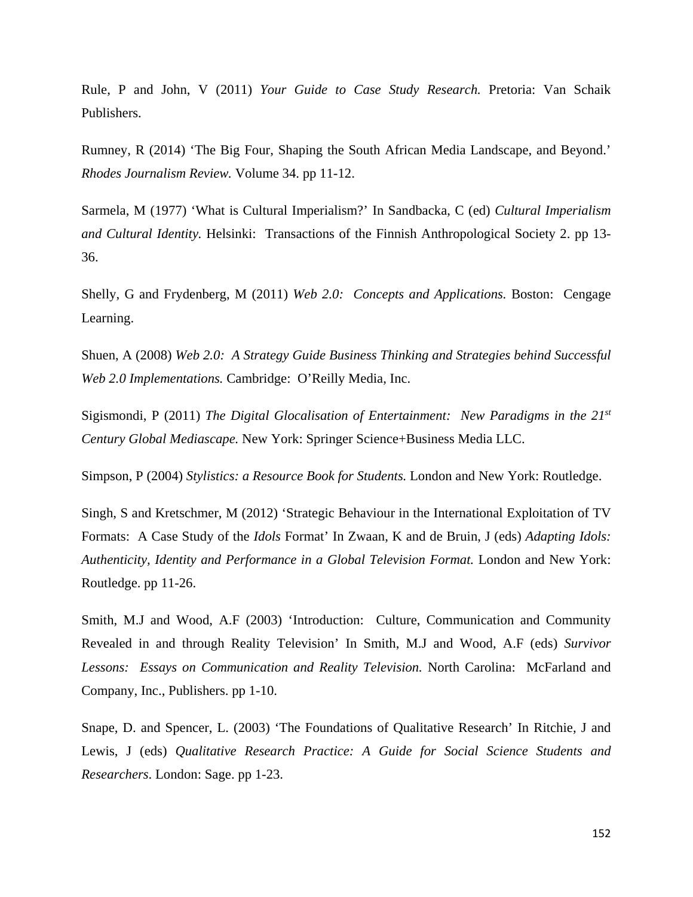Rule, P and John, V (2011) *Your Guide to Case Study Research.* Pretoria: Van Schaik Publishers.

Rumney, R (2014) 'The Big Four, Shaping the South African Media Landscape, and Beyond.' *Rhodes Journalism Review.* Volume 34. pp 11-12.

Sarmela, M (1977) 'What is Cultural Imperialism?' In Sandbacka, C (ed) *Cultural Imperialism and Cultural Identity.* Helsinki: Transactions of the Finnish Anthropological Society 2. pp 13-36.

Shelly, G and Frydenberg, M (2011) *Web 2.0: Concepts and Applications.* Boston: Cengage Learning.

Shuen, A (2008) *Web 2.0: A Strategy Guide Business Thinking and Strategies behind Successful Web 2.0 Implementations.* Cambridge: O'Reilly Media, Inc.

Sigismondi, P (2011) *The Digital Glocalisation of Entertainment: New Paradigms in the 21st Century Global Mediascape.* New York: Springer Science+Business Media LLC.

Simpson, P (2004) *Stylistics: a Resource Book for Students.* London and New York: Routledge.

Singh, S and Kretschmer, M (2012) 'Strategic Behaviour in the International Exploitation of TV Formats: A Case Study of the *Idols* Format' In Zwaan, K and de Bruin, J (eds) *Adapting Idols: Authenticity, Identity and Performance in a Global Television Format.* London and New York: Routledge. pp 11-26.

Smith, M.J and Wood, A.F (2003) 'Introduction: Culture, Communication and Community Revealed in and through Reality Television' In Smith, M.J and Wood, A.F (eds) *Survivor Lessons: Essays on Communication and Reality Television.* North Carolina: McFarland and Company, Inc., Publishers. pp 1-10.

Snape, D. and Spencer, L. (2003) 'The Foundations of Qualitative Research' In Ritchie, J and Lewis, J (eds) *Qualitative Research Practice: A Guide for Social Science Students and Researchers*. London: Sage. pp 1-23.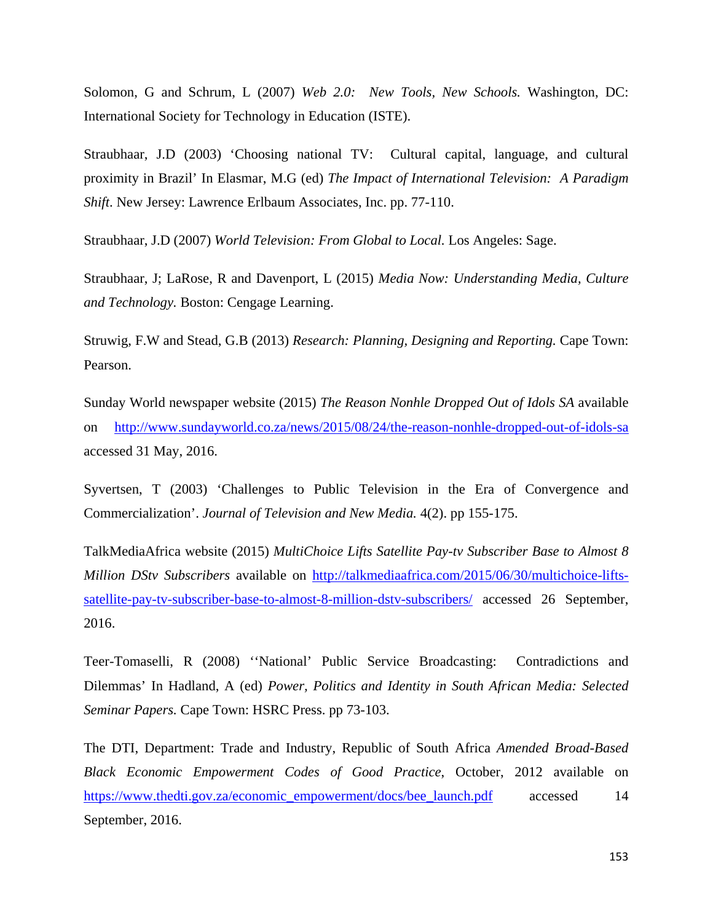Solomon, G and Schrum, L (2007) *Web 2.0: New Tools, New Schools.* Washington, DC: International Society for Technology in Education (ISTE).

Straubhaar, J.D (2003) 'Choosing national TV: Cultural capital, language, and cultural proximity in Brazil' In Elasmar, M.G (ed) *The Impact of International Television: A Paradigm Shift.* New Jersey: Lawrence Erlbaum Associates, Inc. pp. 77-110.

Straubhaar, J.D (2007) *World Television: From Global to Local.* Los Angeles: Sage.

Straubhaar, J; LaRose, R and Davenport, L (2015) *Media Now: Understanding Media, Culture and Technology.* Boston: Cengage Learning.

Struwig, F.W and Stead, G.B (2013) *Research: Planning, Designing and Reporting.* Cape Town: Pearson.

Sunday World newspaper website (2015) *The Reason Nonhle Dropped Out of Idols SA* available on http://www.sundayworld.co.za/news/2015/08/24/the-reason-nonhle-dropped-out-of-idols-sa accessed 31 May, 2016.

Syvertsen, T (2003) 'Challenges to Public Television in the Era of Convergence and Commercialization'. *Journal of Television and New Media.* 4(2). pp 155-175.

TalkMediaAfrica website (2015) *MultiChoice Lifts Satellite Pay-tv Subscriber Base to Almost 8 Million DStv Subscribers* available on http://talkmediaafrica.com/2015/06/30/multichoice-lifts-satellite-pay-tv-subscriber-base-to-almost-8-million-dstv-subscribers/ accessed 26 September, 2016.

Teer-Tomaselli, R (2008) ''National' Public Service Broadcasting: Contradictions and Dilemmas' In Hadland, A (ed) *Power, Politics and Identity in South African Media: Selected Seminar Papers.* Cape Town: HSRC Press. pp 73-103.

The DTI, Department: Trade and Industry, Republic of South Africa *Amended Broad-Based Black Economic Empowerment Codes of Good Practice*, October, 2012 available on https://www.thedti.gov.za/economic_empowerment/docs/bee_launch.pdf accessed 14 September, 2016.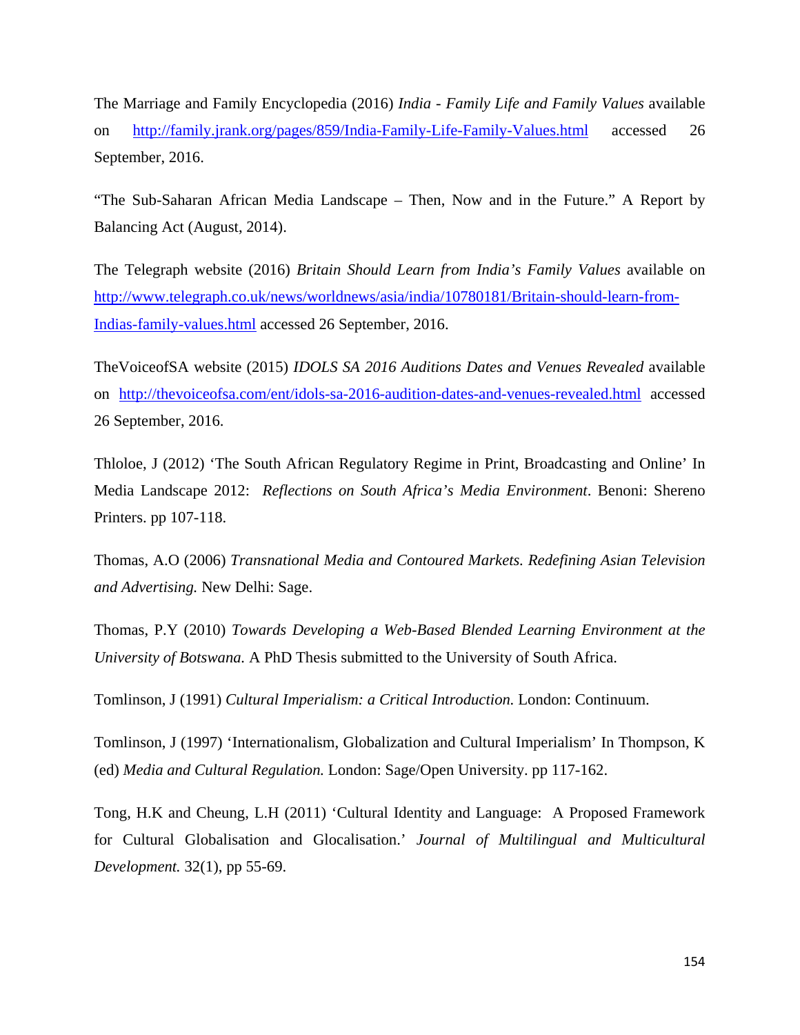The Marriage and Family Encyclopedia (2016) *India - Family Life and Family Values* available on http://family.jrank.org/pages/859/India-Family-Life-Family-Values.html accessed 26 September, 2016.

"The Sub-Saharan African Media Landscape – Then, Now and in the Future." A Report by Balancing Act (August, 2014).

The Telegraph website (2016) *Britain Should Learn from India's Family Values* available on http://www.telegraph.co.uk/news/worldnews/asia/india/10780181/Britain-should-learn-from-Indias-family-values.html accessed 26 September, 2016.

TheVoiceofSA website (2015) *IDOLS SA 2016 Auditions Dates and Venues Revealed* available on http://thevoiceofsa.com/ent/idols-sa-2016-audition-dates-and-venues-revealed.html accessed 26 September, 2016.

Thloloe, J (2012) 'The South African Regulatory Regime in Print, Broadcasting and Online' In Media Landscape 2012: *Reflections on South Africa's Media Environment*. Benoni: Shereno Printers. pp 107-118.

Thomas, A.O (2006) *Transnational Media and Contoured Markets. Redefining Asian Television and Advertising.* New Delhi: Sage.

Thomas, P.Y (2010) *Towards Developing a Web-Based Blended Learning Environment at the University of Botswana.* A PhD Thesis submitted to the University of South Africa.

Tomlinson, J (1991) *Cultural Imperialism: a Critical Introduction.* London: Continuum.

Tomlinson, J (1997) 'Internationalism, Globalization and Cultural Imperialism' In Thompson, K (ed) *Media and Cultural Regulation.* London: Sage/Open University. pp 117-162.

Tong, H.K and Cheung, L.H (2011) 'Cultural Identity and Language: A Proposed Framework for Cultural Globalisation and Glocalisation.' *Journal of Multilingual and Multicultural Development.* 32(1), pp 55-69.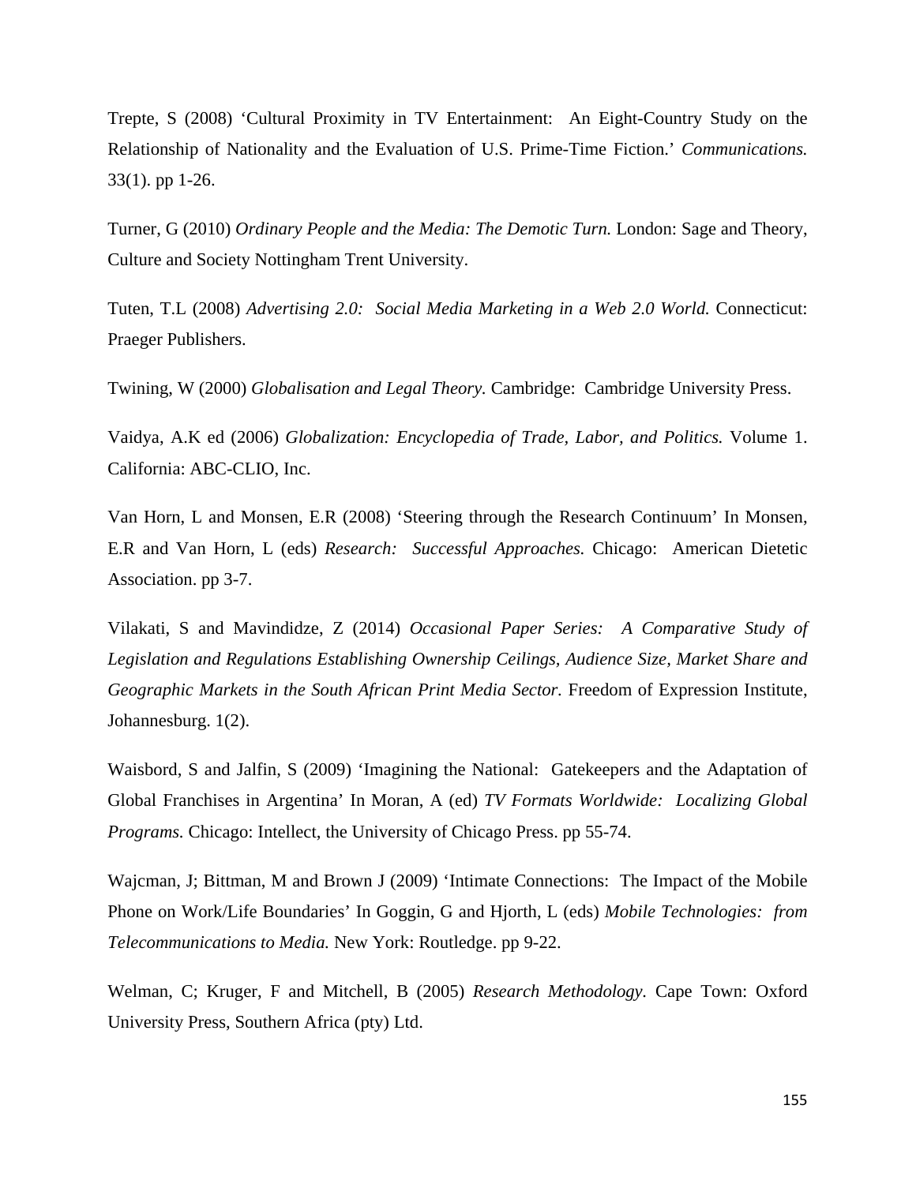Trepte, S (2008) 'Cultural Proximity in TV Entertainment: An Eight-Country Study on the Relationship of Nationality and the Evaluation of U.S. Prime-Time Fiction.' *Communications.* 33(1). pp 1-26.

Turner, G (2010) *Ordinary People and the Media: The Demotic Turn.* London: Sage and Theory, Culture and Society Nottingham Trent University.

Tuten, T.L (2008) *Advertising 2.0: Social Media Marketing in a Web 2.0 World.* Connecticut: Praeger Publishers.

Twining, W (2000) *Globalisation and Legal Theory.* Cambridge: Cambridge University Press.

Vaidya, A.K ed (2006) *Globalization: Encyclopedia of Trade, Labor, and Politics.* Volume 1. California: ABC-CLIO, Inc.

Van Horn, L and Monsen, E.R (2008) 'Steering through the Research Continuum' In Monsen, E.R and Van Horn, L (eds) *Research: Successful Approaches.* Chicago: American Dietetic Association. pp 3-7.

Vilakati, S and Mavindidze, Z (2014) *Occasional Paper Series: A Comparative Study of Legislation and Regulations Establishing Ownership Ceilings, Audience Size, Market Share and Geographic Markets in the South African Print Media Sector.* Freedom of Expression Institute, Johannesburg. 1(2).

Waisbord, S and Jalfin, S (2009) 'Imagining the National: Gatekeepers and the Adaptation of Global Franchises in Argentina' In Moran, A (ed) *TV Formats Worldwide: Localizing Global Programs.* Chicago: Intellect, the University of Chicago Press. pp 55-74.

Wajcman, J; Bittman, M and Brown J (2009) 'Intimate Connections: The Impact of the Mobile Phone on Work/Life Boundaries' In Goggin, G and Hjorth, L (eds) *Mobile Technologies: from Telecommunications to Media.* New York: Routledge. pp 9-22.

Welman, C; Kruger, F and Mitchell, B (2005) *Research Methodology.* Cape Town: Oxford University Press, Southern Africa (pty) Ltd.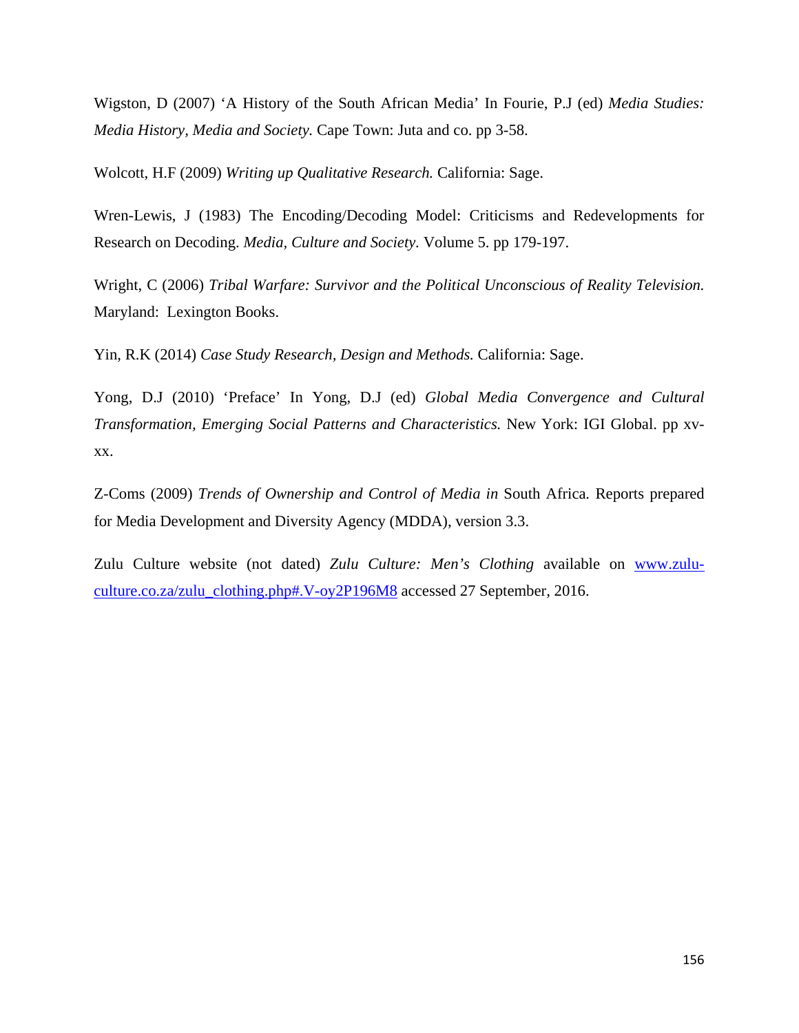Wigston, D (2007) 'A History of the South African Media' In Fourie, P.J (ed) *Media Studies: Media History, Media and Society.* Cape Town: Juta and co. pp 3-58.

Wolcott, H.F (2009) *Writing up Qualitative Research.* California: Sage.

Wren-Lewis, J (1983) The Encoding/Decoding Model: Criticisms and Redevelopments for Research on Decoding. *Media, Culture and Society.* Volume 5. pp 179-197.

Wright, C (2006) *Tribal Warfare: Survivor and the Political Unconscious of Reality Television.* Maryland: Lexington Books.

Yin, R.K (2014) *Case Study Research, Design and Methods.* California: Sage.

Yong, D.J (2010) 'Preface' In Yong, D.J (ed) *Global Media Convergence and Cultural Transformation, Emerging Social Patterns and Characteristics.* New York: IGI Global. pp xv-xx.

Z-Coms (2009) *Trends of Ownership and Control of Media in* South Africa. Reports prepared for Media Development and Diversity Agency (MDDA), version 3.3.

Zulu Culture website (not dated) *Zulu Culture: Men's Clothing* available on [www.zulu-culture.co.za/zulu_clothing.php#.V-oy2P196M8](www.zulu-culture.co.za/zulu_clothing.php#.V-oy2P196M8) accessed 27 September, 2016.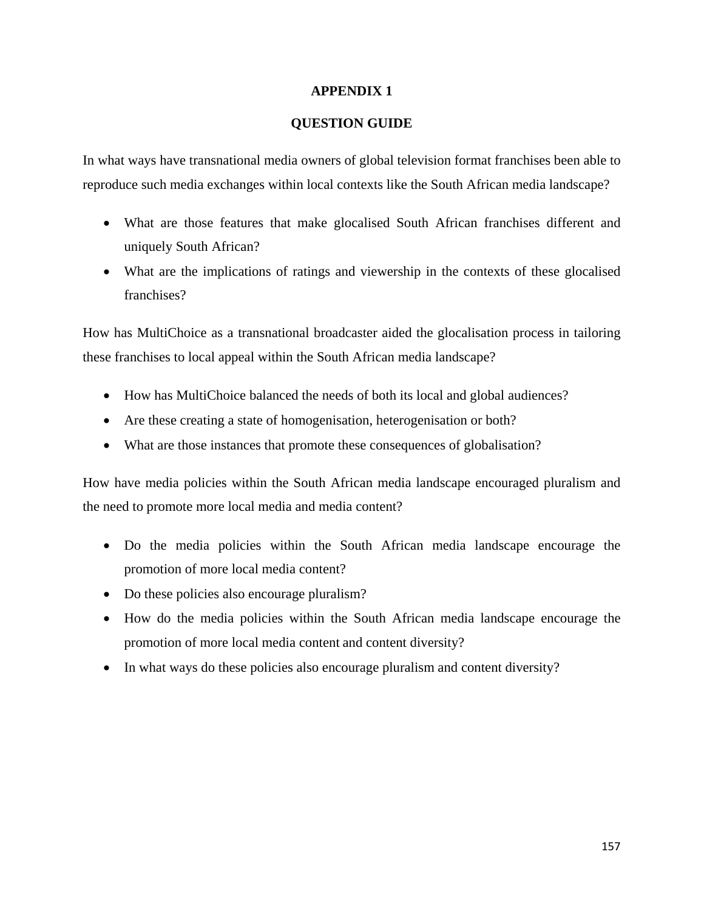# APPENDIX 1

## QUESTION GUIDE

In what ways have transnational media owners of global television format franchises been able to reproduce such media exchanges within local contexts like the South African media landscape?

- What are those features that make glocalised South African franchises different and uniquely South African?
- What are the implications of ratings and viewership in the contexts of these glocalised franchises?

How has MultiChoice as a transnational broadcaster aided the glocalisation process in tailoring these franchises to local appeal within the South African media landscape?

- How has MultiChoice balanced the needs of both its local and global audiences?
- Are these creating a state of homogenisation, heterogenisation or both?
- What are those instances that promote these consequences of globalisation?

How have media policies within the South African media landscape encouraged pluralism and the need to promote more local media and media content?

- Do the media policies within the South African media landscape encourage the promotion of more local media content?
- Do these policies also encourage pluralism?
- How do the media policies within the South African media landscape encourage the promotion of more local media content and content diversity?
- In what ways do these policies also encourage pluralism and content diversity?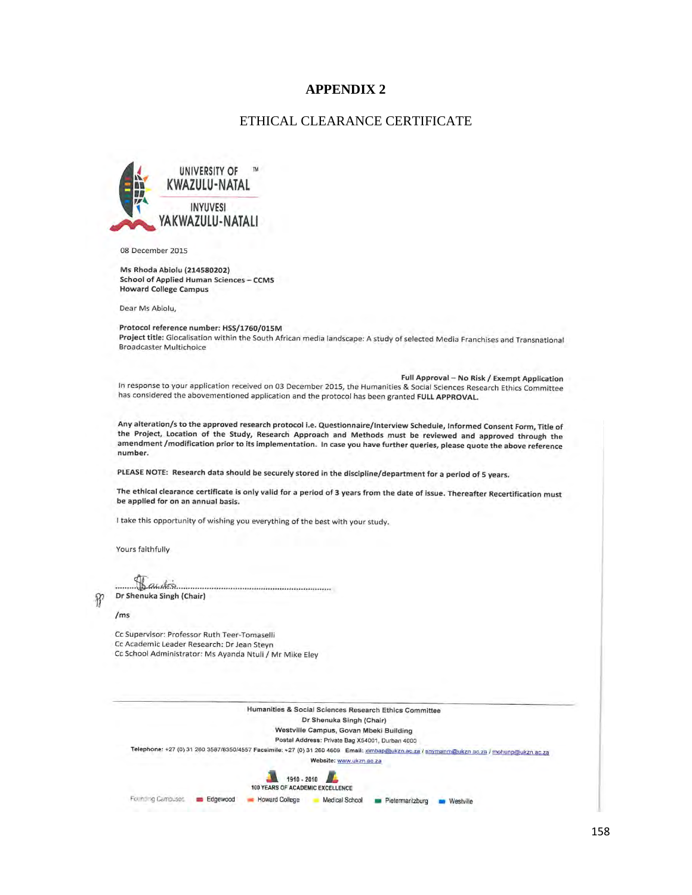# APPENDIX 2

## ETHICAL CLEARANCE CERTIFICATE

UNIVERSITY OF KWAZULU-NATAL
INYUVESI YAKWAZULU-NATALI

08 December 2015

**Ms Rhoda Abiolu (214580202)**
**School of Applied Human Sciences – CCMS**
**Howard College Campus**

Dear Ms Abiolu,

**Protocol reference number: HSS/1760/015M**
**Project title:** Glocalisation within the South African media landscape: A study of selected Media Franchises and Transnational Broadcaster Multichoice

**Full Approval – No Risk / Exempt Application**

In response to your application received on 03 December 2015, the Humanities & Social Sciences Research Ethics Committee has considered the abovementioned application and the protocol has been granted **FULL APPROVAL.**

**Any alteration/s to the approved research protocol i.e. Questionnaire/Interview Schedule, Informed Consent Form, Title of the Project, Location of the Study, Research Approach and Methods must be reviewed and approved through the amendment /modification prior to its implementation. In case you have further queries, please quote the above reference number.**

**PLEASE NOTE: Research data should be securely stored in the discipline/department for a period of 5 years.**

**The ethical clearance certificate is only valid for a period of 3 years from the date of issue. Thereafter Recertification must be applied for on an annual basis.**

I take this opportunity of wishing you everything of the best with your study.

Yours faithfully

.............................................................................

**Dr Shenuka Singh (Chair)**

/ms

Cc Supervisor: Professor Ruth Teer-Tomaselli
Cc Academic Leader Research: Dr Jean Steyn
Cc School Administrator: Ms Ayanda Ntuli / Mr Mike Eley

---

**Humanities & Social Sciences Research Ethics Committee**
**Dr Shenuka Singh (Chair)**
**Westville Campus, Govan Mbeki Building**
**Postal Address:** Private Bag X54001, Durban 4000
**Telephone:** +27 (0) 31 260 3587/8350/4557 **Facsimile:** +27 (0) 31 260 4609 **Email:** ximbap@ukzn.ac.za / snymanm@ukzn.ac.za / mohunp@ukzn.ac.za
**Website:** www.ukzn.ac.za

1910 - 2010
100 YEARS OF ACADEMIC EXCELLENCE

Founding Campuses: Edgewood, Howard College, Medical School, Pietermaritzburg, Westville